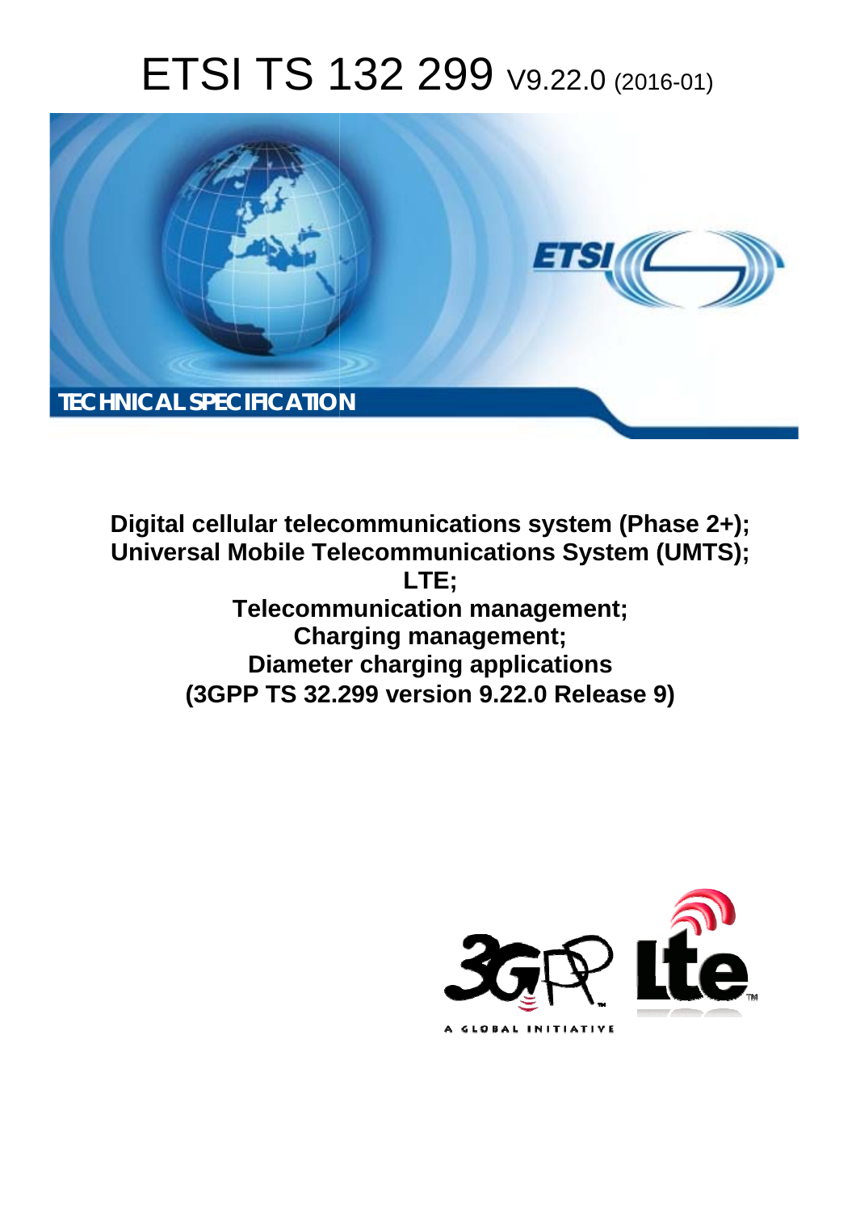# ETSI TS 132 299 V9.22.0 (2016-01)

TECHNICAL SPECIFICATION

**Digital cellular telecommunications system (Phase 2+); Universal Mobile Telecommunications System (UMTS); LTE; Telecommunication management; Charging management; Diameter charging applications (3GPP TS 32.299 version 9.22.0 Release 9)**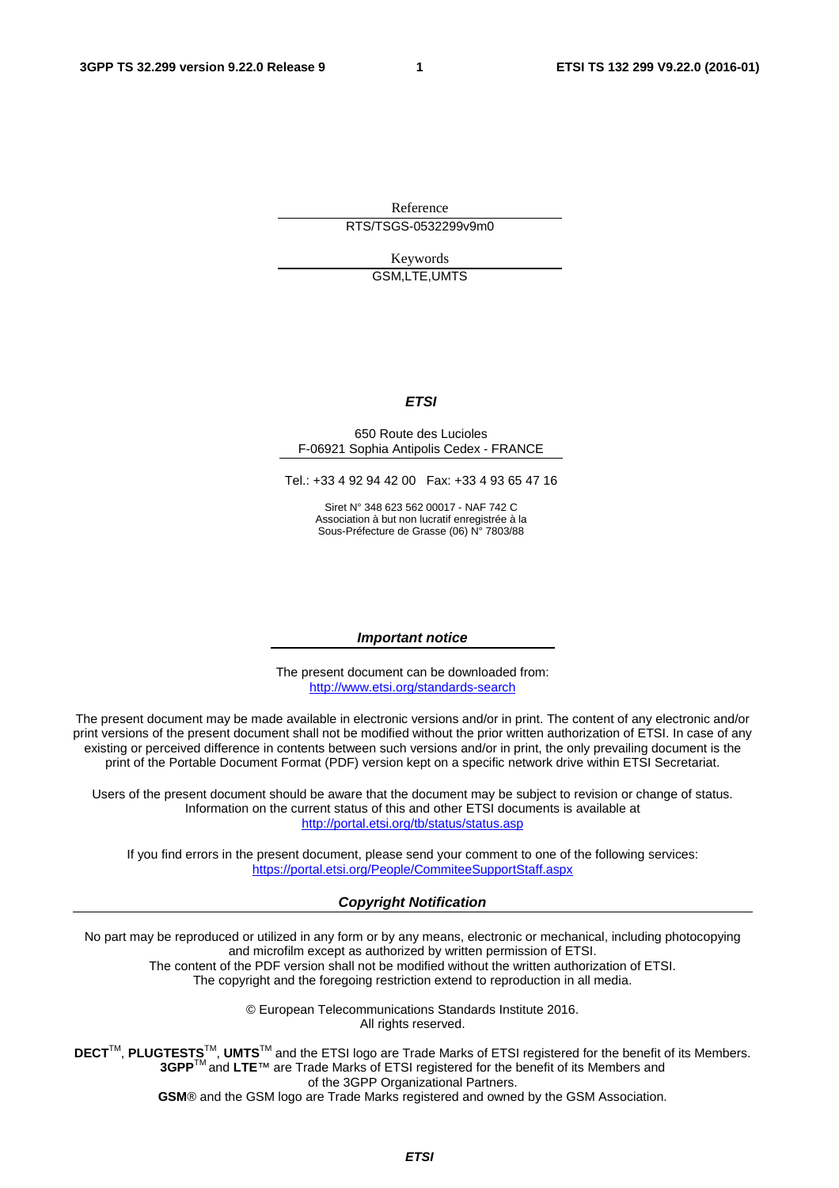Reference

RTS/TSGS-0532299v9m0

Keywords

GSM,LTE,UMTS

***ETSI***

650 Route des Lucioles
F-06921 Sophia Antipolis Cedex - FRANCE

Tel.: +33 4 92 94 42 00 Fax: +33 4 93 65 47 16

Siret N° 348 623 562 00017 - NAF 742 C
Association à but non lucratif enregistrée à la
Sous-Préfecture de Grasse (06) N° 7803/88

***Important notice***

The present document can be downloaded from:
http://www.etsi.org/standards-search

The present document may be made available in electronic versions and/or in print. The content of any electronic and/or print versions of the present document shall not be modified without the prior written authorization of ETSI. In case of any existing or perceived difference in contents between such versions and/or in print, the only prevailing document is the print of the Portable Document Format (PDF) version kept on a specific network drive within ETSI Secretariat.

Users of the present document should be aware that the document may be subject to revision or change of status. Information on the current status of this and other ETSI documents is available at
http://portal.etsi.org/tb/status/status.asp

If you find errors in the present document, please send your comment to one of the following services:
https://portal.etsi.org/People/CommiteeSupportStaff.aspx

***Copyright Notification***

No part may be reproduced or utilized in any form or by any means, electronic or mechanical, including photocopying and microfilm except as authorized by written permission of ETSI.
The content of the PDF version shall not be modified without the written authorization of ETSI.
The copyright and the foregoing restriction extend to reproduction in all media.

© European Telecommunications Standards Institute 2016.
All rights reserved.

**DECT**TM, **PLUGTESTS**TM, **UMTS**TM and the ETSI logo are Trade Marks of ETSI registered for the benefit of its Members.
**3GPP**TM and **LTE**™ are Trade Marks of ETSI registered for the benefit of its Members and of the 3GPP Organizational Partners.
**GSM**® and the GSM logo are Trade Marks registered and owned by the GSM Association.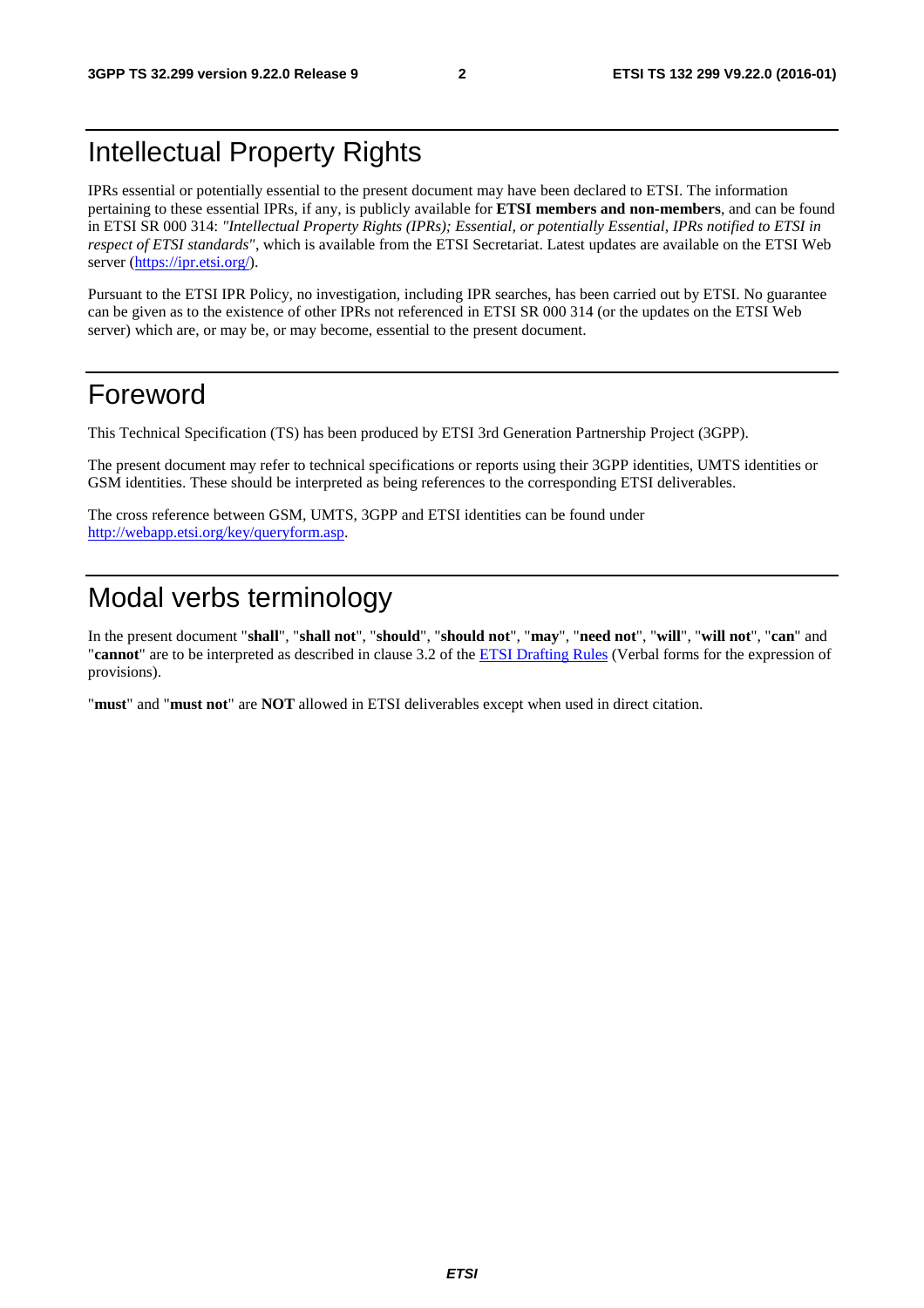# Intellectual Property Rights

IPRs essential or potentially essential to the present document may have been declared to ETSI. The information pertaining to these essential IPRs, if any, is publicly available for **ETSI members and non-members**, and can be found in ETSI SR 000 314: *"Intellectual Property Rights (IPRs); Essential, or potentially Essential, IPRs notified to ETSI in respect of ETSI standards"*, which is available from the ETSI Secretariat. Latest updates are available on the ETSI Web server (https://ipr.etsi.org/).

Pursuant to the ETSI IPR Policy, no investigation, including IPR searches, has been carried out by ETSI. No guarantee can be given as to the existence of other IPRs not referenced in ETSI SR 000 314 (or the updates on the ETSI Web server) which are, or may be, or may become, essential to the present document.

# Foreword

This Technical Specification (TS) has been produced by ETSI 3rd Generation Partnership Project (3GPP).

The present document may refer to technical specifications or reports using their 3GPP identities, UMTS identities or GSM identities. These should be interpreted as being references to the corresponding ETSI deliverables.

The cross reference between GSM, UMTS, 3GPP and ETSI identities can be found under http://webapp.etsi.org/key/queryform.asp.

# Modal verbs terminology

In the present document "**shall**", "**shall not**", "**should**", "**should not**", "**may**", "**need not**", "**will**", "**will not**", "**can**" and "**cannot**" are to be interpreted as described in clause 3.2 of the ETSI Drafting Rules (Verbal forms for the expression of provisions).

"**must**" and "**must not**" are **NOT** allowed in ETSI deliverables except when used in direct citation.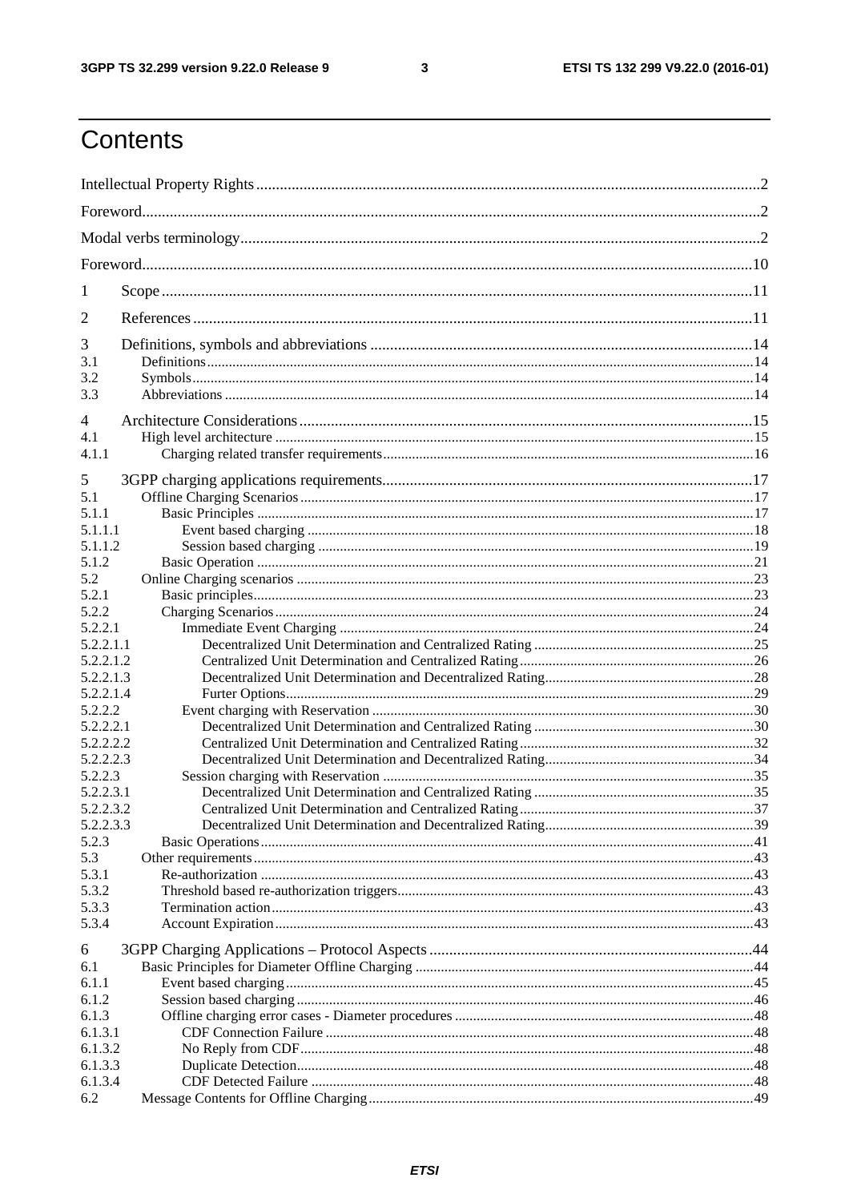# Contents

Intellectual Property Rights ........................................................................................................................................ 2

Foreword ..................................................................................................................................................................... 2

Modal verbs terminology ............................................................................................................................................ 2

Foreword ..................................................................................................................................................................... 10

1 Scope ...................................................................................................................................................................... 11

2 References .............................................................................................................................................................. 11

3 Definitions, symbols and abbreviations ................................................................................................................ 14
3.1 Definitions ......................................................................................................................................................... 14
3.2 Symbols ............................................................................................................................................................. 14
3.3 Abbreviations .................................................................................................................................................... 14

4 Architecture Considerations ................................................................................................................................. 15
4.1 High level architecture ...................................................................................................................................... 15
4.1.1 Charging related transfer requirements ......................................................................................................... 16

5 3GPP charging applications requirements ............................................................................................................ 17
5.1 Offline Charging Scenarios ................................................................................................................................ 17
5.1.1 Basic Principles ............................................................................................................................................. 17
5.1.1.1 Event based charging ................................................................................................................................... 18
5.1.1.2 Session based charging ................................................................................................................................ 19
5.1.2 Basic Operation ............................................................................................................................................. 21
5.2 Online Charging scenarios ................................................................................................................................. 23
5.2.1 Basic principles .............................................................................................................................................. 23
5.2.2 Charging Scenarios ........................................................................................................................................ 24
5.2.2.1 Immediate Event Charging ........................................................................................................................... 24
5.2.2.1.1 Decentralized Unit Determination and Centralized Rating ....................................................................... 25
5.2.2.1.2 Centralized Unit Determination and Centralized Rating .......................................................................... 26
5.2.2.1.3 Decentralized Unit Determination and Decentralized Rating .................................................................... 28
5.2.2.1.4 Furter Options ......................................................................................................................................... 29
5.2.2.2 Event charging with Reservation ................................................................................................................. 30
5.2.2.2.1 Decentralized Unit Determination and Centralized Rating ....................................................................... 30
5.2.2.2.2 Centralized Unit Determination and Centralized Rating .......................................................................... 32
5.2.2.2.3 Decentralized Unit Determination and Decentralized Rating .................................................................... 34
5.2.2.3 Session charging with Reservation ............................................................................................................... 35
5.2.2.3.1 Decentralized Unit Determination and Centralized Rating ....................................................................... 35
5.2.2.3.2 Centralized Unit Determination and Centralized Rating .......................................................................... 37
5.2.2.3.3 Decentralized Unit Determination and Decentralized Rating .................................................................... 39
5.2.3 Basic Operations ............................................................................................................................................ 41
5.3 Other requirements ............................................................................................................................................ 43
5.3.1 Re-authorization ............................................................................................................................................ 43
5.3.2 Threshold based re-authorization triggers ...................................................................................................... 43
5.3.3 Termination action ......................................................................................................................................... 43
5.3.4 Account Expiration ........................................................................................................................................ 43

6 3GPP Charging Applications – Protocol Aspects ................................................................................................. 44
6.1 Basic Principles for Diameter Offline Charging ................................................................................................. 44
6.1.1 Event based charging ..................................................................................................................................... 45
6.1.2 Session based charging .................................................................................................................................. 46
6.1.3 Offline charging error cases - Diameter procedures ....................................................................................... 48
6.1.3.1 CDF Connection Failure ............................................................................................................................. 48
6.1.3.2 No Reply from CDF .................................................................................................................................... 48
6.1.3.3 Duplicate Detection ..................................................................................................................................... 48
6.1.3.4 CDF Detected Failure ................................................................................................................................. 48
6.2 Message Contents for Offline Charging ............................................................................................................. 49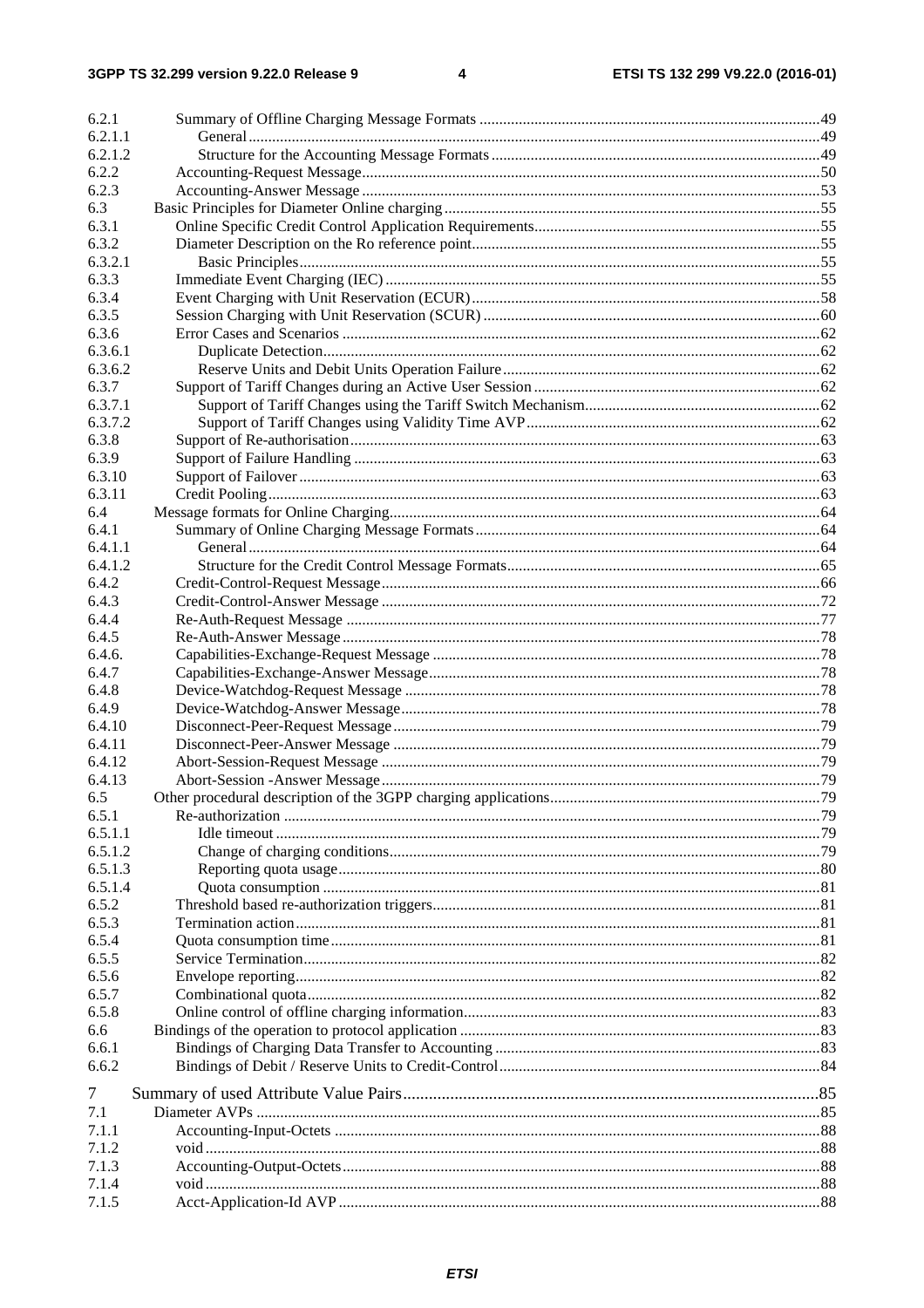6.2.1 Summary of Offline Charging Message Formats ......................................................................................49
6.2.1.1 General.................................................................................................................................................49
6.2.1.2 Structure for the Accounting Message Formats...................................................................................49
6.2.2 Accounting-Request Message....................................................................................................................50
6.2.3 Accounting-Answer Message ....................................................................................................................53
6.3 Basic Principles for Diameter Online charging...............................................................................................55
6.3.1 Online Specific Credit Control Application Requirements........................................................................55
6.3.2 Diameter Description on the Ro reference point........................................................................................55
6.3.2.1 Basic Principles....................................................................................................................................55
6.3.3 Immediate Event Charging (IEC) .............................................................................................................55
6.3.4 Event Charging with Unit Reservation (ECUR)........................................................................................58
6.3.5 Session Charging with Unit Reservation (SCUR) .....................................................................................60
6.3.6 Error Cases and Scenarios .........................................................................................................................62
6.3.6.1 Duplicate Detection..............................................................................................................................62
6.3.6.2 Reserve Units and Debit Units Operation Failure................................................................................62
6.3.7 Support of Tariff Changes during an Active User Session .........................................................................62
6.3.7.1 Support of Tariff Changes using the Tariff Switch Mechanism...........................................................62
6.3.7.2 Support of Tariff Changes using Validity Time AVP...........................................................................62
6.3.8 Support of Re-authorisation.......................................................................................................................63
6.3.9 Support of Failure Handling ......................................................................................................................63
6.3.10 Support of Failover ....................................................................................................................................63
6.3.11 Credit Pooling............................................................................................................................................63
6.4 Message formats for Online Charging.............................................................................................................64
6.4.1 Summary of Online Charging Message Formats.......................................................................................64
6.4.1.1 General.................................................................................................................................................64
6.4.1.2 Structure for the Credit Control Message Formats...............................................................................65
6.4.2 Credit-Control-Request Message...............................................................................................................66
6.4.3 Credit-Control-Answer Message ...............................................................................................................72
6.4.4 Re-Auth-Request Message ........................................................................................................................77
6.4.5 Re-Auth-Answer Message .........................................................................................................................78
6.4.6. Capabilities-Exchange-Request Message ..................................................................................................78
6.4.7 Capabilities-Exchange-Answer Message...................................................................................................78
6.4.8 Device-Watchdog-Request Message .........................................................................................................78
6.4.9 Device-Watchdog-Answer Message..........................................................................................................78
6.4.10 Disconnect-Peer-Request Message............................................................................................................79
6.4.11 Disconnect-Peer-Answer Message ............................................................................................................79
6.4.12 Abort-Session-Request Message ...............................................................................................................79
6.4.13 Abort-Session -Answer Message...............................................................................................................79
6.5 Other procedural description of the 3GPP charging applications....................................................................79
6.5.1 Re-authorization ........................................................................................................................................79
6.5.1.1 Idle timeout ..........................................................................................................................................79
6.5.1.2 Change of charging conditions.............................................................................................................79
6.5.1.3 Reporting quota usage..........................................................................................................................80
6.5.1.4 Quota consumption ..............................................................................................................................81
6.5.2 Threshold based re-authorization triggers..................................................................................................81
6.5.3 Termination action.....................................................................................................................................81
6.5.4 Quota consumption time............................................................................................................................81
6.5.5 Service Termination...................................................................................................................................82
6.5.6 Envelope reporting.....................................................................................................................................82
6.5.7 Combinational quota..................................................................................................................................82
6.5.8 Online control of offline charging information..........................................................................................83
6.6 Bindings of the operation to protocol application ...........................................................................................83
6.6.1 Bindings of Charging Data Transfer to Accounting ..................................................................................83
6.6.2 Bindings of Debit / Reserve Units to Credit-Control.................................................................................84

7 Summary of used Attribute Value Pairs................................................................................................85
7.1 Diameter AVPs ...............................................................................................................................................85
7.1.1 Accounting-Input-Octets ...........................................................................................................................88
7.1.2 void............................................................................................................................................................88
7.1.3 Accounting-Output-Octets.........................................................................................................................88
7.1.4 void............................................................................................................................................................88
7.1.5 Acct-Application-Id AVP ..........................................................................................................................88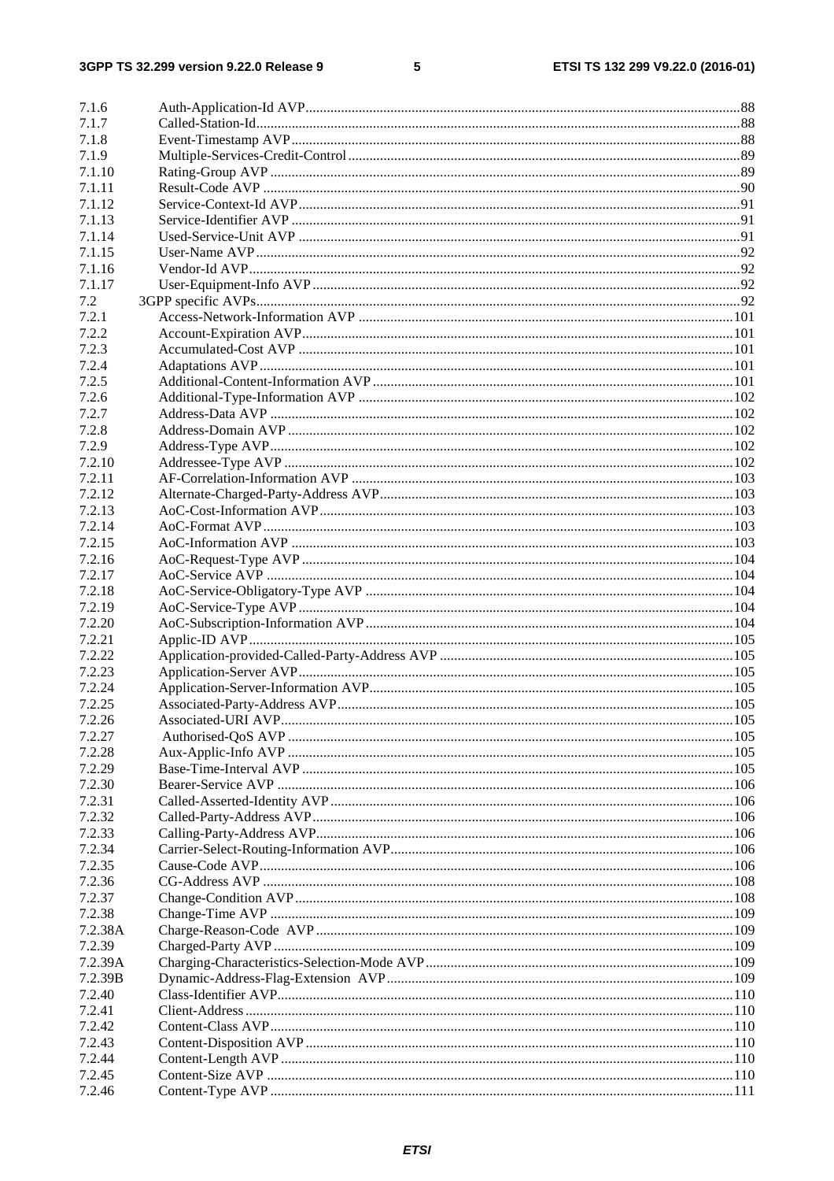7.1.6 Auth-Application-Id AVP........................................................................................................................88
7.1.7 Called-Station-Id......................................................................................................................................88
7.1.8 Event-Timestamp AVP.............................................................................................................................88
7.1.9 Multiple-Services-Credit-Control.............................................................................................................89
7.1.10 Rating-Group AVP...................................................................................................................................89
7.1.11 Result-Code AVP.....................................................................................................................................90
7.1.12 Service-Context-Id AVP...........................................................................................................................91
7.1.13 Service-Identifier AVP.............................................................................................................................91
7.1.14 Used-Service-Unit AVP...........................................................................................................................91
7.1.15 User-Name AVP.......................................................................................................................................92
7.1.16 Vendor-Id AVP.........................................................................................................................................92
7.1.17 User-Equipment-Info AVP.......................................................................................................................92
7.2 3GPP specific AVPs.......................................................................................................................................92
7.2.1 Access-Network-Information AVP........................................................................................................101
7.2.2 Account-Expiration AVP........................................................................................................................101
7.2.3 Accumulated-Cost AVP.........................................................................................................................101
7.2.4 Adaptations AVP....................................................................................................................................101
7.2.5 Additional-Content-Information AVP....................................................................................................101
7.2.6 Additional-Type-Information AVP........................................................................................................102
7.2.7 Address-Data AVP.................................................................................................................................102
7.2.8 Address-Domain AVP............................................................................................................................102
7.2.9 Address-Type AVP.................................................................................................................................102
7.2.10 Addressee-Type AVP.............................................................................................................................102
7.2.11 AF-Correlation-Information AVP..........................................................................................................103
7.2.12 Alternate-Charged-Party-Address AVP..................................................................................................103
7.2.13 AoC-Cost-Information AVP...................................................................................................................103
7.2.14 AoC-Format AVP...................................................................................................................................103
7.2.15 AoC-Information AVP...........................................................................................................................103
7.2.16 AoC-Request-Type AVP........................................................................................................................104
7.2.17 AoC-Service AVP..................................................................................................................................104
7.2.18 AoC-Service-Obligatory-Type AVP......................................................................................................104
7.2.19 AoC-Service-Type AVP.........................................................................................................................104
7.2.20 AoC-Subscription-Information AVP......................................................................................................104
7.2.21 Applic-ID AVP......................................................................................................................................105
7.2.22 Application-provided-Called-Party-Address AVP.................................................................................105
7.2.23 Application-Server AVP........................................................................................................................105
7.2.24 Application-Server-Information AVP.....................................................................................................105
7.2.25 Associated-Party-Address AVP..............................................................................................................105
7.2.26 Associated-URI AVP.............................................................................................................................105
7.2.27 Authorised-QoS AVP............................................................................................................................105
7.2.28 Aux-Applic-Info AVP............................................................................................................................105
7.2.29 Base-Time-Interval AVP........................................................................................................................105
7.2.30 Bearer-Service AVP...............................................................................................................................106
7.2.31 Called-Asserted-Identity AVP................................................................................................................106
7.2.32 Called-Party-Address AVP....................................................................................................................106
7.2.33 Calling-Party-Address AVP...................................................................................................................106
7.2.34 Carrier-Select-Routing-Information AVP...............................................................................................106
7.2.35 Cause-Code AVP...................................................................................................................................106
7.2.36 CG-Address AVP..................................................................................................................................108
7.2.37 Change-Condition AVP..........................................................................................................................108
7.2.38 Change-Time AVP.................................................................................................................................109
7.2.38A Charge-Reason-Code AVP....................................................................................................................109
7.2.39 Charged-Party AVP................................................................................................................................109
7.2.39A Charging-Characteristics-Selection-Mode AVP.....................................................................................109
7.2.39B Dynamic-Address-Flag-Extension AVP................................................................................................109
7.2.40 Class-Identifier AVP...............................................................................................................................110
7.2.41 Client-Address.......................................................................................................................................110
7.2.42 Content-Class AVP.................................................................................................................................110
7.2.43 Content-Disposition AVP.......................................................................................................................110
7.2.44 Content-Length AVP..............................................................................................................................110
7.2.45 Content-Size AVP..................................................................................................................................110
7.2.46 Content-Type AVP.................................................................................................................................111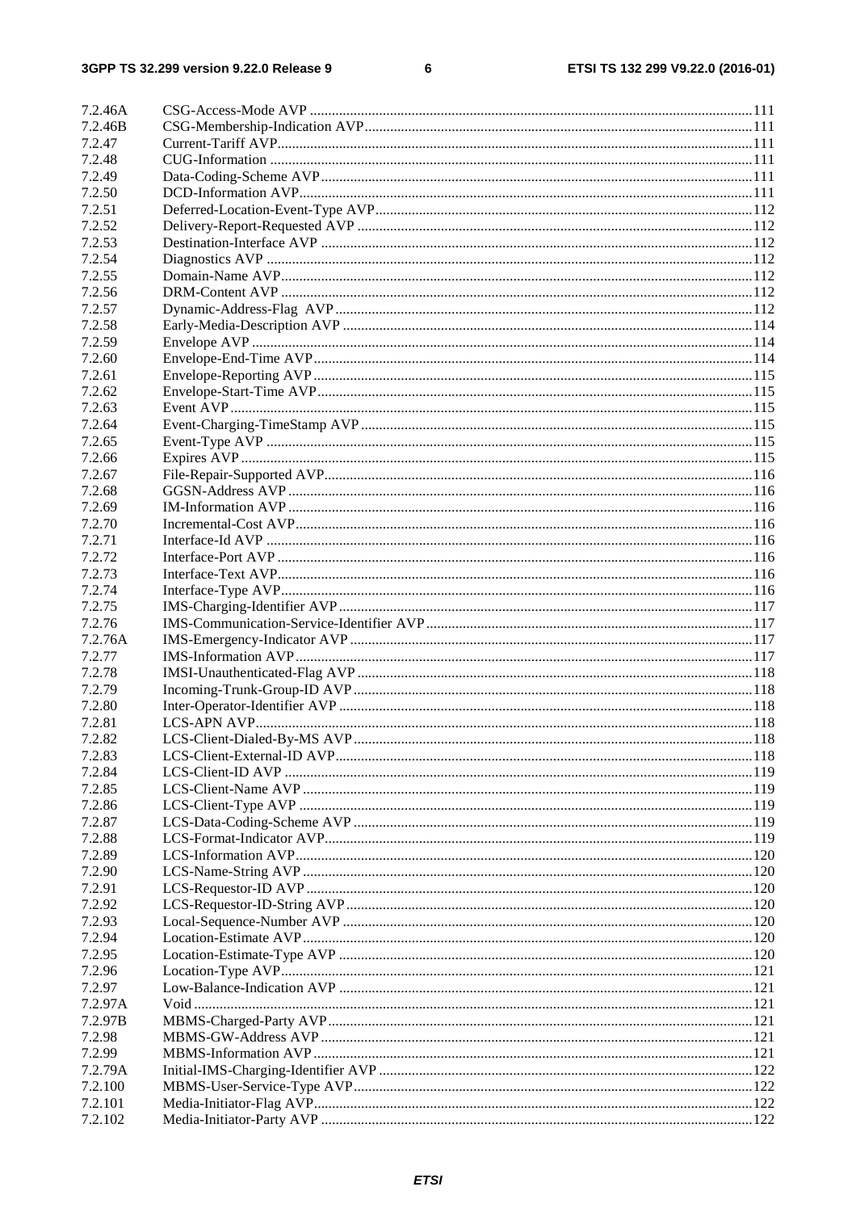| | | |
|---|---|---|
| 7.2.46A | CSG-Access-Mode AVP | 111 |
| 7.2.46B | CSG-Membership-Indication AVP | 111 |
| 7.2.47 | Current-Tariff AVP | 111 |
| 7.2.48 | CUG-Information | 111 |
| 7.2.49 | Data-Coding-Scheme AVP | 111 |
| 7.2.50 | DCD-Information AVP | 111 |
| 7.2.51 | Deferred-Location-Event-Type AVP | 112 |
| 7.2.52 | Delivery-Report-Requested AVP | 112 |
| 7.2.53 | Destination-Interface AVP | 112 |
| 7.2.54 | Diagnostics AVP | 112 |
| 7.2.55 | Domain-Name AVP | 112 |
| 7.2.56 | DRM-Content AVP | 112 |
| 7.2.57 | Dynamic-Address-Flag AVP | 112 |
| 7.2.58 | Early-Media-Description AVP | 114 |
| 7.2.59 | Envelope AVP | 114 |
| 7.2.60 | Envelope-End-Time AVP | 114 |
| 7.2.61 | Envelope-Reporting AVP | 115 |
| 7.2.62 | Envelope-Start-Time AVP | 115 |
| 7.2.63 | Event AVP | 115 |
| 7.2.64 | Event-Charging-TimeStamp AVP | 115 |
| 7.2.65 | Event-Type AVP | 115 |
| 7.2.66 | Expires AVP | 115 |
| 7.2.67 | File-Repair-Supported AVP | 116 |
| 7.2.68 | GGSN-Address AVP | 116 |
| 7.2.69 | IM-Information AVP | 116 |
| 7.2.70 | Incremental-Cost AVP | 116 |
| 7.2.71 | Interface-Id AVP | 116 |
| 7.2.72 | Interface-Port AVP | 116 |
| 7.2.73 | Interface-Text AVP | 116 |
| 7.2.74 | Interface-Type AVP | 116 |
| 7.2.75 | IMS-Charging-Identifier AVP | 117 |
| 7.2.76 | IMS-Communication-Service-Identifier AVP | 117 |
| 7.2.76A | IMS-Emergency-Indicator AVP | 117 |
| 7.2.77 | IMS-Information AVP | 117 |
| 7.2.78 | IMSI-Unauthenticated-Flag AVP | 118 |
| 7.2.79 | Incoming-Trunk-Group-ID AVP | 118 |
| 7.2.80 | Inter-Operator-Identifier AVP | 118 |
| 7.2.81 | LCS-APN AVP | 118 |
| 7.2.82 | LCS-Client-Dialed-By-MS AVP | 118 |
| 7.2.83 | LCS-Client-External-ID AVP | 118 |
| 7.2.84 | LCS-Client-ID AVP | 119 |
| 7.2.85 | LCS-Client-Name AVP | 119 |
| 7.2.86 | LCS-Client-Type AVP | 119 |
| 7.2.87 | LCS-Data-Coding-Scheme AVP | 119 |
| 7.2.88 | LCS-Format-Indicator AVP | 119 |
| 7.2.89 | LCS-Information AVP | 120 |
| 7.2.90 | LCS-Name-String AVP | 120 |
| 7.2.91 | LCS-Requestor-ID AVP | 120 |
| 7.2.92 | LCS-Requestor-ID-String AVP | 120 |
| 7.2.93 | Local-Sequence-Number AVP | 120 |
| 7.2.94 | Location-Estimate AVP | 120 |
| 7.2.95 | Location-Estimate-Type AVP | 120 |
| 7.2.96 | Location-Type AVP | 121 |
| 7.2.97 | Low-Balance-Indication AVP | 121 |
| 7.2.97A | Void | 121 |
| 7.2.97B | MBMS-Charged-Party AVP | 121 |
| 7.2.98 | MBMS-GW-Address AVP | 121 |
| 7.2.99 | MBMS-Information AVP | 121 |
| 7.2.79A | Initial-IMS-Charging-Identifier AVP | 122 |
| 7.2.100 | MBMS-User-Service-Type AVP | 122 |
| 7.2.101 | Media-Initiator-Flag AVP | 122 |
| 7.2.102 | Media-Initiator-Party AVP | 122 |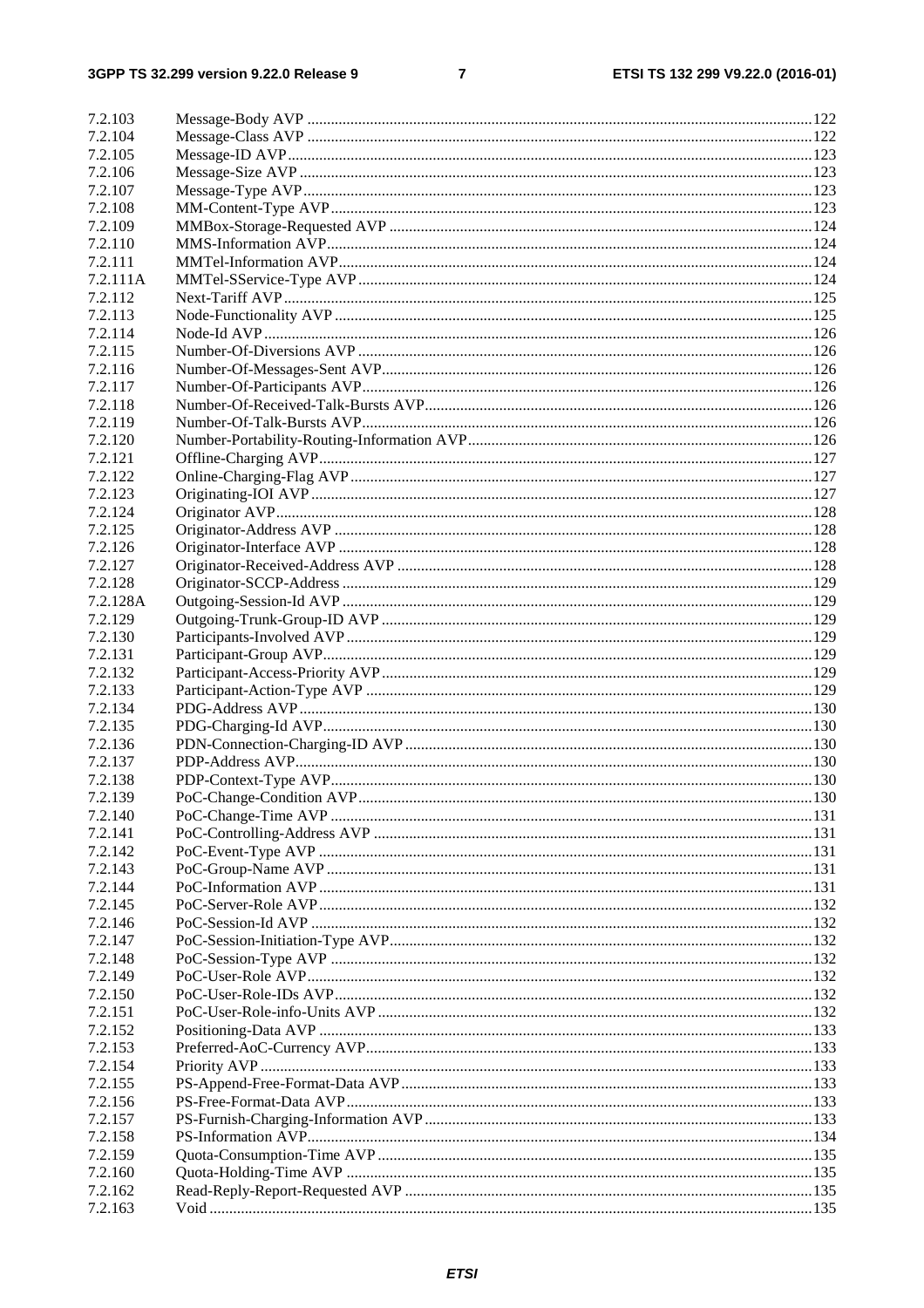7.2.103 Message-Body AVP ...122
7.2.104 Message-Class AVP ...122
7.2.105 Message-ID AVP ...123
7.2.106 Message-Size AVP ...123
7.2.107 Message-Type AVP ...123
7.2.108 MM-Content-Type AVP ...123
7.2.109 MMBox-Storage-Requested AVP ...124
7.2.110 MMS-Information AVP ...124
7.2.111 MMTel-Information AVP ...124
7.2.111A MMTel-SService-Type AVP ...124
7.2.112 Next-Tariff AVP ...125
7.2.113 Node-Functionality AVP ...125
7.2.114 Node-Id AVP ...126
7.2.115 Number-Of-Diversions AVP ...126
7.2.116 Number-Of-Messages-Sent AVP ...126
7.2.117 Number-Of-Participants AVP ...126
7.2.118 Number-Of-Received-Talk-Bursts AVP ...126
7.2.119 Number-Of-Talk-Bursts AVP ...126
7.2.120 Number-Portability-Routing-Information AVP ...126
7.2.121 Offline-Charging AVP ...127
7.2.122 Online-Charging-Flag AVP ...127
7.2.123 Originating-IOI AVP ...127
7.2.124 Originator AVP ...128
7.2.125 Originator-Address AVP ...128
7.2.126 Originator-Interface AVP ...128
7.2.127 Originator-Received-Address AVP ...128
7.2.128 Originator-SCCP-Address ...129
7.2.128A Outgoing-Session-Id AVP ...129
7.2.129 Outgoing-Trunk-Group-ID AVP ...129
7.2.130 Participants-Involved AVP ...129
7.2.131 Participant-Group AVP ...129
7.2.132 Participant-Access-Priority AVP ...129
7.2.133 Participant-Action-Type AVP ...129
7.2.134 PDG-Address AVP ...130
7.2.135 PDG-Charging-Id AVP ...130
7.2.136 PDN-Connection-Charging-ID AVP ...130
7.2.137 PDP-Address AVP ...130
7.2.138 PDP-Context-Type AVP ...130
7.2.139 PoC-Change-Condition AVP ...130
7.2.140 PoC-Change-Time AVP ...131
7.2.141 PoC-Controlling-Address AVP ...131
7.2.142 PoC-Event-Type AVP ...131
7.2.143 PoC-Group-Name AVP ...131
7.2.144 PoC-Information AVP ...131
7.2.145 PoC-Server-Role AVP ...132
7.2.146 PoC-Session-Id AVP ...132
7.2.147 PoC-Session-Initiation-Type AVP ...132
7.2.148 PoC-Session-Type AVP ...132
7.2.149 PoC-User-Role AVP ...132
7.2.150 PoC-User-Role-IDs AVP ...132
7.2.151 PoC-User-Role-info-Units AVP ...132
7.2.152 Positioning-Data AVP ...133
7.2.153 Preferred-AoC-Currency AVP ...133
7.2.154 Priority AVP ...133
7.2.155 PS-Append-Free-Format-Data AVP ...133
7.2.156 PS-Free-Format-Data AVP ...133
7.2.157 PS-Furnish-Charging-Information AVP ...133
7.2.158 PS-Information AVP ...134
7.2.159 Quota-Consumption-Time AVP ...135
7.2.160 Quota-Holding-Time AVP ...135
7.2.162 Read-Reply-Report-Requested AVP ...135
7.2.163 Void ...135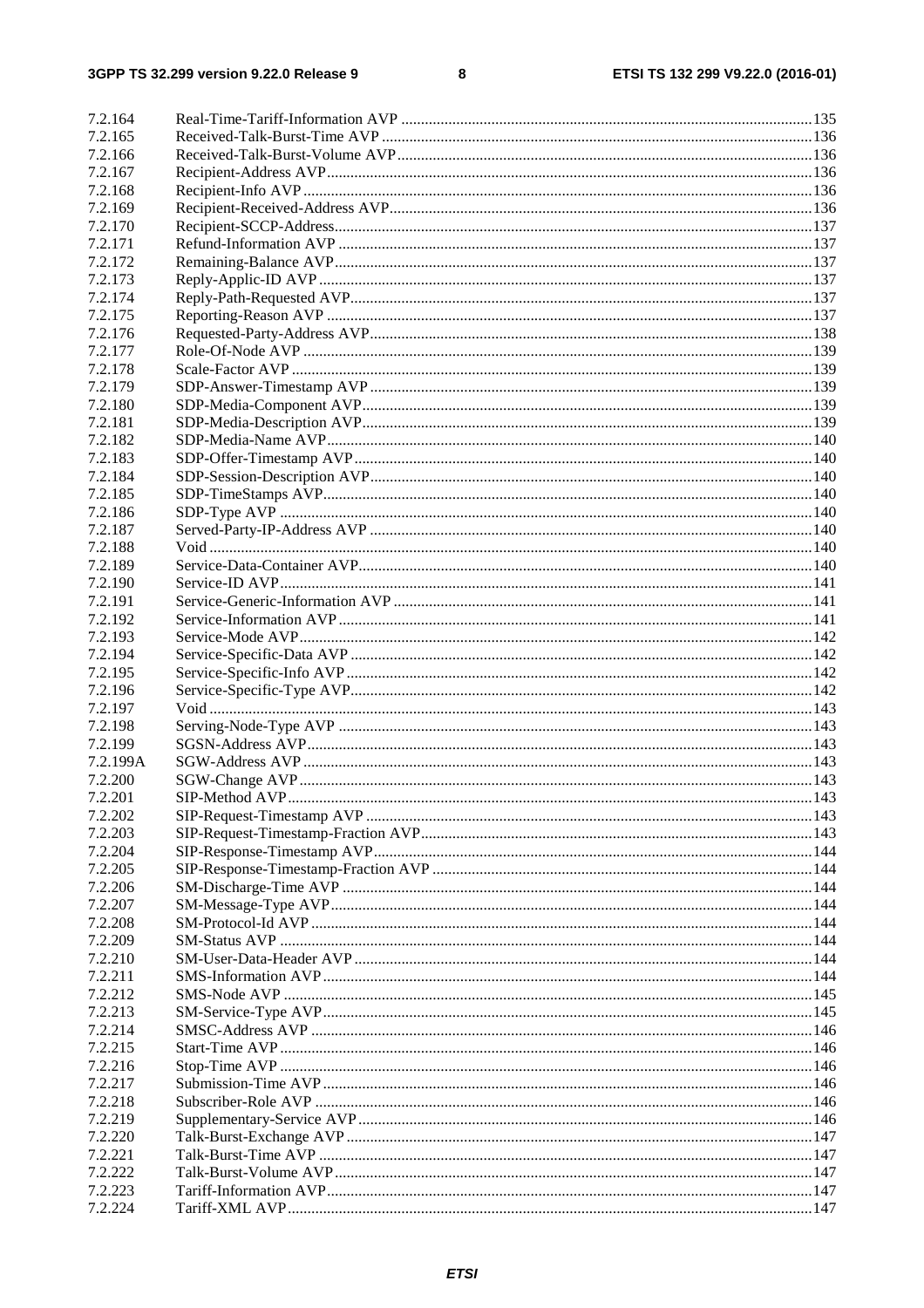7.2.164 Real-Time-Tariff-Information AVP .......................................................................................................135
7.2.165 Received-Talk-Burst-Time AVP ............................................................................................................136
7.2.166 Received-Talk-Burst-Volume AVP .......................................................................................................136
7.2.167 Recipient-Address AVP..........................................................................................................................136
7.2.168 Recipient-Info AVP ................................................................................................................................136
7.2.169 Recipient-Received-Address AVP..........................................................................................................136
7.2.170 Recipient-SCCP-Address........................................................................................................................137
7.2.171 Refund-Information AVP .......................................................................................................................137
7.2.172 Remaining-Balance AVP........................................................................................................................137
7.2.173 Reply-Applic-ID AVP ............................................................................................................................137
7.2.174 Reply-Path-Requested AVP....................................................................................................................137
7.2.175 Reporting-Reason AVP ..........................................................................................................................137
7.2.176 Requested-Party-Address AVP...............................................................................................................138
7.2.177 Role-Of-Node AVP ................................................................................................................................139
7.2.178 Scale-Factor AVP ...................................................................................................................................139
7.2.179 SDP-Answer-Timestamp AVP ...............................................................................................................139
7.2.180 SDP-Media-Component AVP.................................................................................................................139
7.2.181 SDP-Media-Description AVP.................................................................................................................139
7.2.182 SDP-Media-Name AVP..........................................................................................................................140
7.2.183 SDP-Offer-Timestamp AVP...................................................................................................................140
7.2.184 SDP-Session-Description AVP...............................................................................................................140
7.2.185 SDP-TimeStamps AVP...........................................................................................................................140
7.2.186 SDP-Type AVP ......................................................................................................................................140
7.2.187 Served-Party-IP-Address AVP ...............................................................................................................140
7.2.188 Void ........................................................................................................................................................140
7.2.189 Service-Data-Container AVP..................................................................................................................140
7.2.190 Service-ID AVP......................................................................................................................................141
7.2.191 Service-Generic-Information AVP .........................................................................................................141
7.2.192 Service-Information AVP .......................................................................................................................141
7.2.193 Service-Mode AVP.................................................................................................................................142
7.2.194 Service-Specific-Data AVP ....................................................................................................................142
7.2.195 Service-Specific-Info AVP .....................................................................................................................142
7.2.196 Service-Specific-Type AVP....................................................................................................................142
7.2.197 Void ........................................................................................................................................................143
7.2.198 Serving-Node-Type AVP .......................................................................................................................143
7.2.199 SGSN-Address AVP...............................................................................................................................143
7.2.199A SGW-Address AVP ................................................................................................................................143
7.2.200 SGW-Change AVP .................................................................................................................................143
7.2.201 SIP-Method AVP....................................................................................................................................143
7.2.202 SIP-Request-Timestamp AVP ................................................................................................................143
7.2.203 SIP-Request-Timestamp-Fraction AVP..................................................................................................143
7.2.204 SIP-Response-Timestamp AVP..............................................................................................................144
7.2.205 SIP-Response-Timestamp-Fraction AVP ...............................................................................................144
7.2.206 SM-Discharge-Time AVP ......................................................................................................................144
7.2.207 SM-Message-Type AVP.........................................................................................................................144
7.2.208 SM-Protocol-Id AVP ..............................................................................................................................144
7.2.209 SM-Status AVP ......................................................................................................................................144
7.2.210 SM-User-Data-Header AVP ...................................................................................................................144
7.2.211 SMS-Information AVP...........................................................................................................................144
7.2.212 SMS-Node AVP .....................................................................................................................................145
7.2.213 SM-Service-Type AVP...........................................................................................................................145
7.2.214 SMSC-Address AVP ..............................................................................................................................146
7.2.215 Start-Time AVP ......................................................................................................................................146
7.2.216 Stop-Time AVP ......................................................................................................................................146
7.2.217 Submission-Time AVP...........................................................................................................................146
7.2.218 Subscriber-Role AVP .............................................................................................................................146
7.2.219 Supplementary-Service AVP..................................................................................................................146
7.2.220 Talk-Burst-Exchange AVP .....................................................................................................................147
7.2.221 Talk-Burst-Time AVP ............................................................................................................................147
7.2.222 Talk-Burst-Volume AVP........................................................................................................................147
7.2.223 Tariff-Information AVP..........................................................................................................................147
7.2.224 Tariff-XML AVP....................................................................................................................................147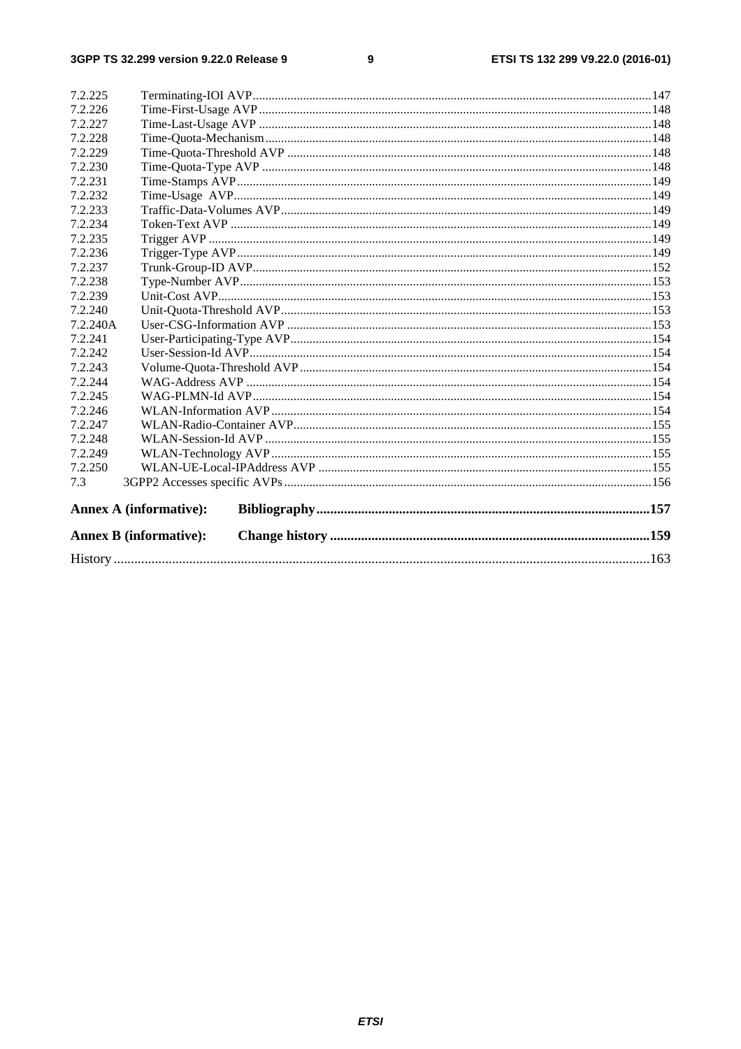7.2.225 Terminating-IOI AVP ..... 147
7.2.226 Time-First-Usage AVP ..... 148
7.2.227 Time-Last-Usage AVP ..... 148
7.2.228 Time-Quota-Mechanism ..... 148
7.2.229 Time-Quota-Threshold AVP ..... 148
7.2.230 Time-Quota-Type AVP ..... 148
7.2.231 Time-Stamps AVP ..... 149
7.2.232 Time-Usage AVP ..... 149
7.2.233 Traffic-Data-Volumes AVP ..... 149
7.2.234 Token-Text AVP ..... 149
7.2.235 Trigger AVP ..... 149
7.2.236 Trigger-Type AVP ..... 149
7.2.237 Trunk-Group-ID AVP ..... 152
7.2.238 Type-Number AVP ..... 153
7.2.239 Unit-Cost AVP ..... 153
7.2.240 Unit-Quota-Threshold AVP ..... 153
7.2.240A User-CSG-Information AVP ..... 153
7.2.241 User-Participating-Type AVP ..... 154
7.2.242 User-Session-Id AVP ..... 154
7.2.243 Volume-Quota-Threshold AVP ..... 154
7.2.244 WAG-Address AVP ..... 154
7.2.245 WAG-PLMN-Id AVP ..... 154
7.2.246 WLAN-Information AVP ..... 154
7.2.247 WLAN-Radio-Container AVP ..... 155
7.2.248 WLAN-Session-Id AVP ..... 155
7.2.249 WLAN-Technology AVP ..... 155
7.2.250 WLAN-UE-Local-IPAddress AVP ..... 155
7.3 3GPP2 Accesses specific AVPs ..... 156

**Annex A (informative): Bibliography ..... 157**

**Annex B (informative): Change history ..... 159**

History ..... 163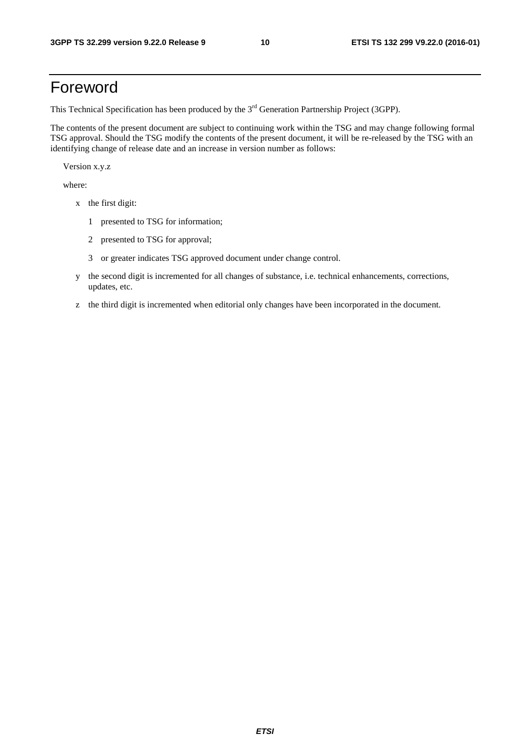# Foreword

This Technical Specification has been produced by the 3rd Generation Partnership Project (3GPP).

The contents of the present document are subject to continuing work within the TSG and may change following formal TSG approval. Should the TSG modify the contents of the present document, it will be re-released by the TSG with an identifying change of release date and an increase in version number as follows:

Version x.y.z

where:

- x the first digit:
  - 1 presented to TSG for information;
  - 2 presented to TSG for approval;
  - 3 or greater indicates TSG approved document under change control.
- y the second digit is incremented for all changes of substance, i.e. technical enhancements, corrections, updates, etc.
- z the third digit is incremented when editorial only changes have been incorporated in the document.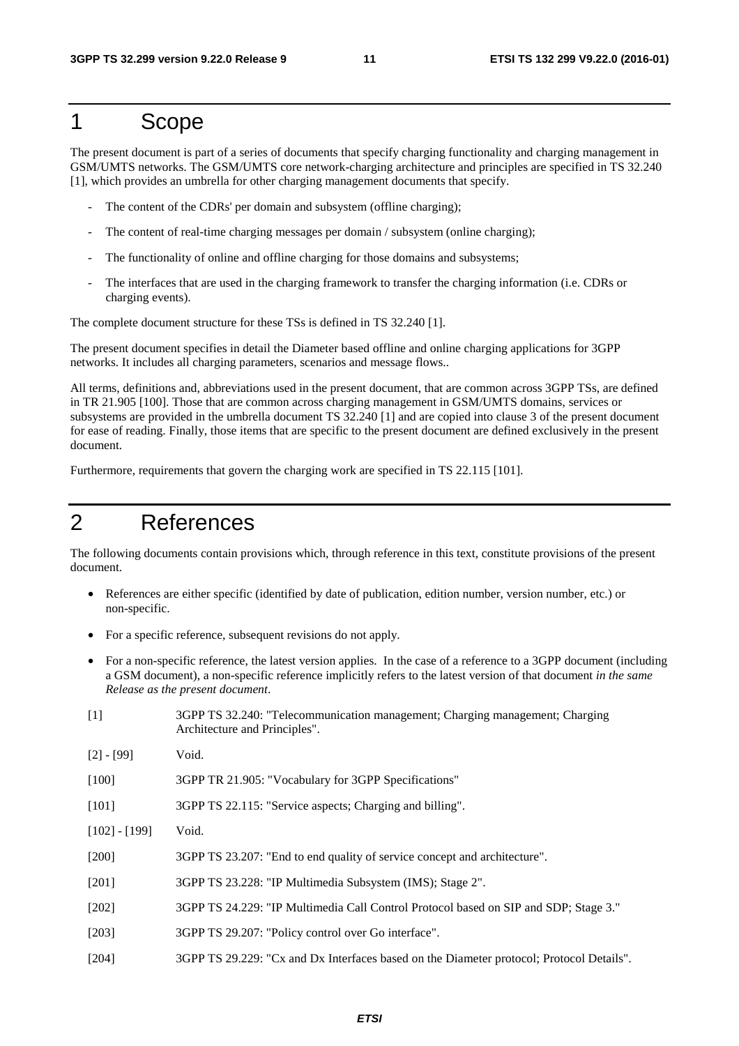# 1 Scope

The present document is part of a series of documents that specify charging functionality and charging management in GSM/UMTS networks. The GSM/UMTS core network-charging architecture and principles are specified in TS 32.240 [1], which provides an umbrella for other charging management documents that specify.

- The content of the CDRs' per domain and subsystem (offline charging);
- The content of real-time charging messages per domain / subsystem (online charging);
- The functionality of online and offline charging for those domains and subsystems;
- The interfaces that are used in the charging framework to transfer the charging information (i.e. CDRs or charging events).

The complete document structure for these TSs is defined in TS 32.240 [1].

The present document specifies in detail the Diameter based offline and online charging applications for 3GPP networks. It includes all charging parameters, scenarios and message flows..

All terms, definitions and, abbreviations used in the present document, that are common across 3GPP TSs, are defined in TR 21.905 [100]. Those that are common across charging management in GSM/UMTS domains, services or subsystems are provided in the umbrella document TS 32.240 [1] and are copied into clause 3 of the present document for ease of reading. Finally, those items that are specific to the present document are defined exclusively in the present document.

Furthermore, requirements that govern the charging work are specified in TS 22.115 [101].

# 2 References

The following documents contain provisions which, through reference in this text, constitute provisions of the present document.

- References are either specific (identified by date of publication, edition number, version number, etc.) or non-specific.
- For a specific reference, subsequent revisions do not apply.
- For a non-specific reference, the latest version applies. In the case of a reference to a 3GPP document (including a GSM document), a non-specific reference implicitly refers to the latest version of that document *in the same Release as the present document*.

[1] 3GPP TS 32.240: "Telecommunication management; Charging management; Charging Architecture and Principles".

[2] - [99] Void.

[100] 3GPP TR 21.905: "Vocabulary for 3GPP Specifications"

[101] 3GPP TS 22.115: "Service aspects; Charging and billing".

[102] - [199] Void.

[200] 3GPP TS 23.207: "End to end quality of service concept and architecture".

[201] 3GPP TS 23.228: "IP Multimedia Subsystem (IMS); Stage 2".

[202] 3GPP TS 24.229: "IP Multimedia Call Control Protocol based on SIP and SDP; Stage 3."

[203] 3GPP TS 29.207: "Policy control over Go interface".

[204] 3GPP TS 29.229: "Cx and Dx Interfaces based on the Diameter protocol; Protocol Details".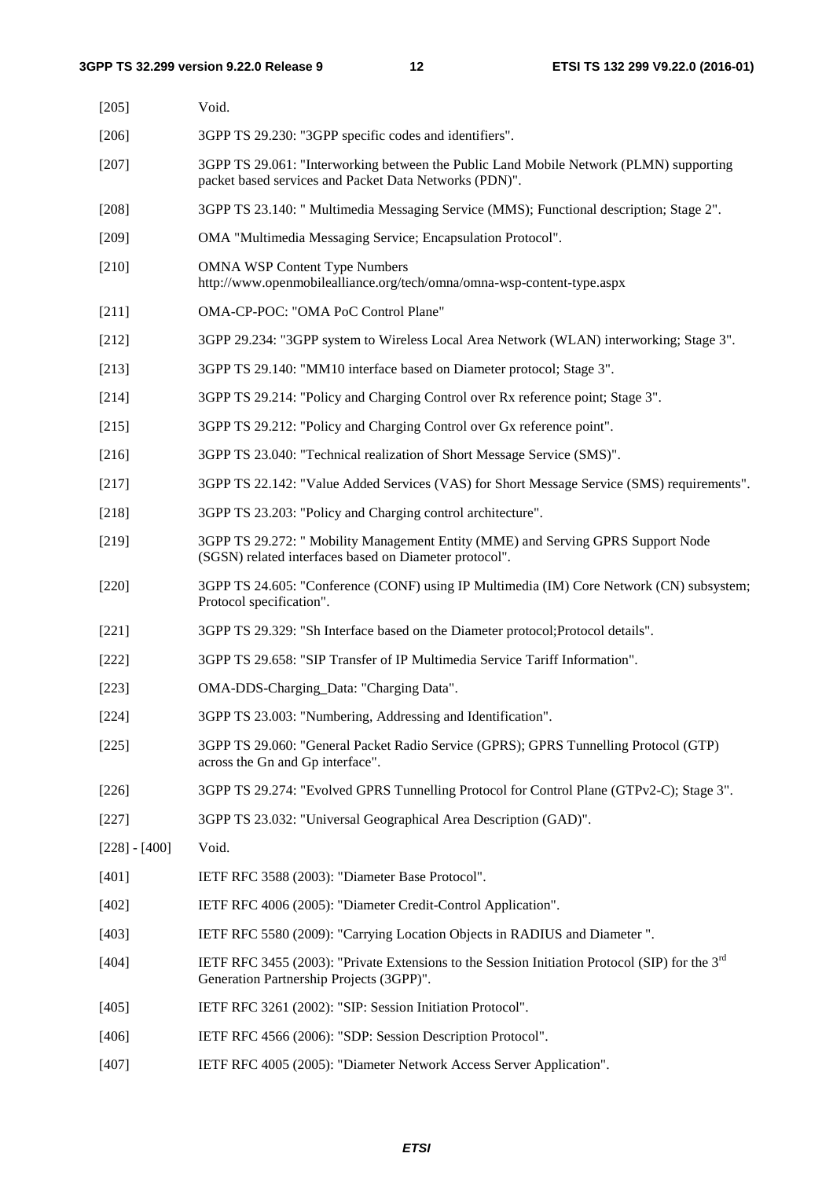[205] Void.

[206] 3GPP TS 29.230: "3GPP specific codes and identifiers".

[207] 3GPP TS 29.061: "Interworking between the Public Land Mobile Network (PLMN) supporting packet based services and Packet Data Networks (PDN)".

[208] 3GPP TS 23.140: " Multimedia Messaging Service (MMS); Functional description; Stage 2".

[209] OMA "Multimedia Messaging Service; Encapsulation Protocol".

[210] OMNA WSP Content Type Numbers
http://www.openmobilealliance.org/tech/omna/omna-wsp-content-type.aspx

[211] OMA-CP-POC: "OMA PoC Control Plane"

[212] 3GPP 29.234: "3GPP system to Wireless Local Area Network (WLAN) interworking; Stage 3".

[213] 3GPP TS 29.140: "MM10 interface based on Diameter protocol; Stage 3".

[214] 3GPP TS 29.214: "Policy and Charging Control over Rx reference point; Stage 3".

[215] 3GPP TS 29.212: "Policy and Charging Control over Gx reference point".

[216] 3GPP TS 23.040: "Technical realization of Short Message Service (SMS)".

[217] 3GPP TS 22.142: "Value Added Services (VAS) for Short Message Service (SMS) requirements".

[218] 3GPP TS 23.203: "Policy and Charging control architecture".

[219] 3GPP TS 29.272: " Mobility Management Entity (MME) and Serving GPRS Support Node (SGSN) related interfaces based on Diameter protocol".

[220] 3GPP TS 24.605: "Conference (CONF) using IP Multimedia (IM) Core Network (CN) subsystem; Protocol specification".

[221] 3GPP TS 29.329: "Sh Interface based on the Diameter protocol;Protocol details".

[222] 3GPP TS 29.658: "SIP Transfer of IP Multimedia Service Tariff Information".

[223] OMA-DDS-Charging_Data: "Charging Data".

[224] 3GPP TS 23.003: "Numbering, Addressing and Identification".

[225] 3GPP TS 29.060: "General Packet Radio Service (GPRS); GPRS Tunnelling Protocol (GTP) across the Gn and Gp interface".

[226] 3GPP TS 29.274: "Evolved GPRS Tunnelling Protocol for Control Plane (GTPv2-C); Stage 3".

[227] 3GPP TS 23.032: "Universal Geographical Area Description (GAD)".

[228] - [400] Void.

[401] IETF RFC 3588 (2003): "Diameter Base Protocol".

[402] IETF RFC 4006 (2005): "Diameter Credit-Control Application".

[403] IETF RFC 5580 (2009): "Carrying Location Objects in RADIUS and Diameter ".

[404] IETF RFC 3455 (2003): "Private Extensions to the Session Initiation Protocol (SIP) for the 3rd Generation Partnership Projects (3GPP)".

[405] IETF RFC 3261 (2002): "SIP: Session Initiation Protocol".

[406] IETF RFC 4566 (2006): "SDP: Session Description Protocol".

[407] IETF RFC 4005 (2005): "Diameter Network Access Server Application".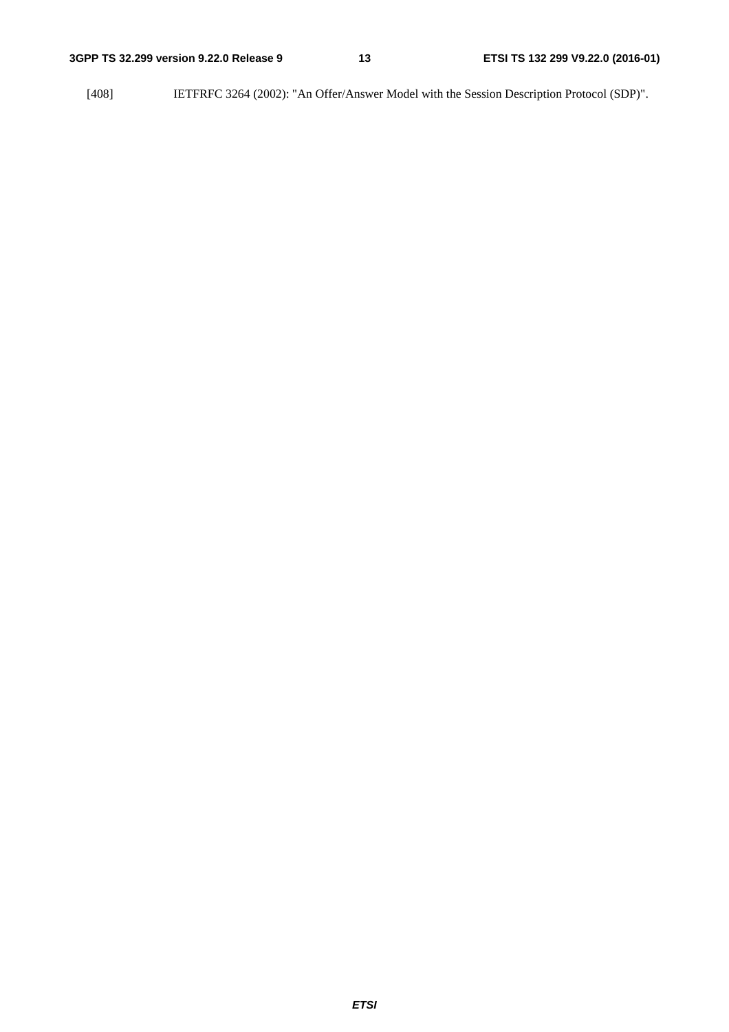[408] IETFRFC 3264 (2002): "An Offer/Answer Model with the Session Description Protocol (SDP)".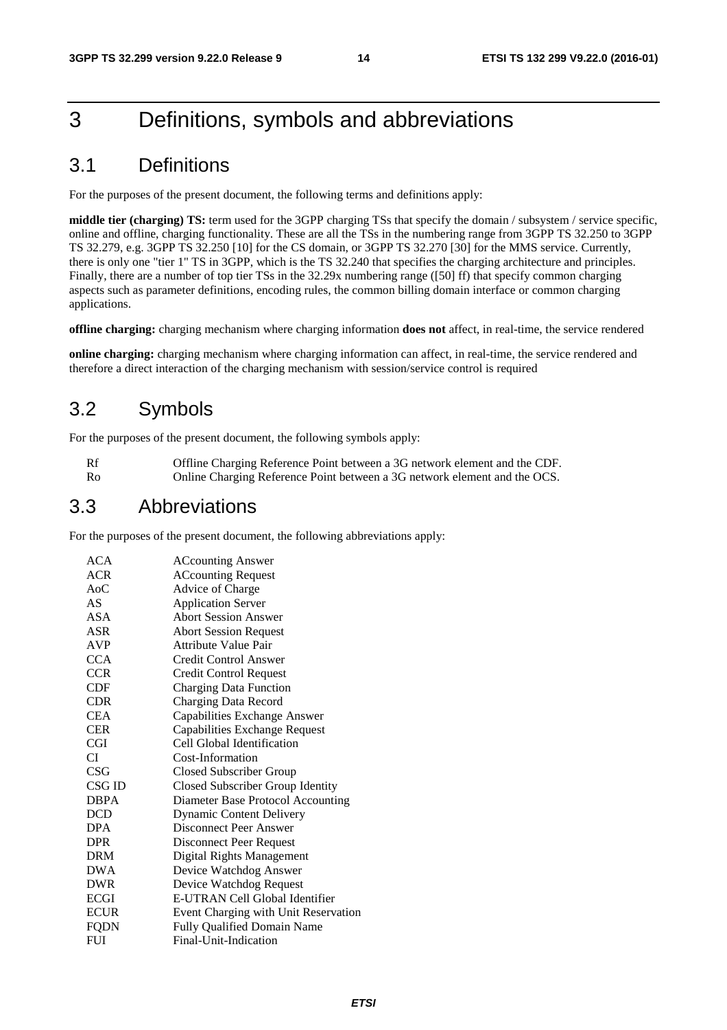# 3 Definitions, symbols and abbreviations

## 3.1 Definitions

For the purposes of the present document, the following terms and definitions apply:

**middle tier (charging) TS:** term used for the 3GPP charging TSs that specify the domain / subsystem / service specific, online and offline, charging functionality. These are all the TSs in the numbering range from 3GPP TS 32.250 to 3GPP TS 32.279, e.g. 3GPP TS 32.250 [10] for the CS domain, or 3GPP TS 32.270 [30] for the MMS service. Currently, there is only one "tier 1" TS in 3GPP, which is the TS 32.240 that specifies the charging architecture and principles. Finally, there are a number of top tier TSs in the 32.29x numbering range ([50] ff) that specify common charging aspects such as parameter definitions, encoding rules, the common billing domain interface or common charging applications.

**offline charging:** charging mechanism where charging information **does not** affect, in real-time, the service rendered

**online charging:** charging mechanism where charging information can affect, in real-time, the service rendered and therefore a direct interaction of the charging mechanism with session/service control is required

## 3.2 Symbols

For the purposes of the present document, the following symbols apply:

| | |
|---|---|
| Rf | Offline Charging Reference Point between a 3G network element and the CDF. |
| Ro | Online Charging Reference Point between a 3G network element and the OCS. |

## 3.3 Abbreviations

For the purposes of the present document, the following abbreviations apply:

| | |
|---|---|
| ACA | ACcounting Answer |
| ACR | ACcounting Request |
| AoC | Advice of Charge |
| AS | Application Server |
| ASA | Abort Session Answer |
| ASR | Abort Session Request |
| AVP | Attribute Value Pair |
| CCA | Credit Control Answer |
| CCR | Credit Control Request |
| CDF | Charging Data Function |
| CDR | Charging Data Record |
| CEA | Capabilities Exchange Answer |
| CER | Capabilities Exchange Request |
| CGI | Cell Global Identification |
| CI | Cost-Information |
| CSG | Closed Subscriber Group |
| CSG ID | Closed Subscriber Group Identity |
| DBPA | Diameter Base Protocol Accounting |
| DCD | Dynamic Content Delivery |
| DPA | Disconnect Peer Answer |
| DPR | Disconnect Peer Request |
| DRM | Digital Rights Management |
| DWA | Device Watchdog Answer |
| DWR | Device Watchdog Request |
| ECGI | E-UTRAN Cell Global Identifier |
| ECUR | Event Charging with Unit Reservation |
| FQDN | Fully Qualified Domain Name |
| FUI | Final-Unit-Indication |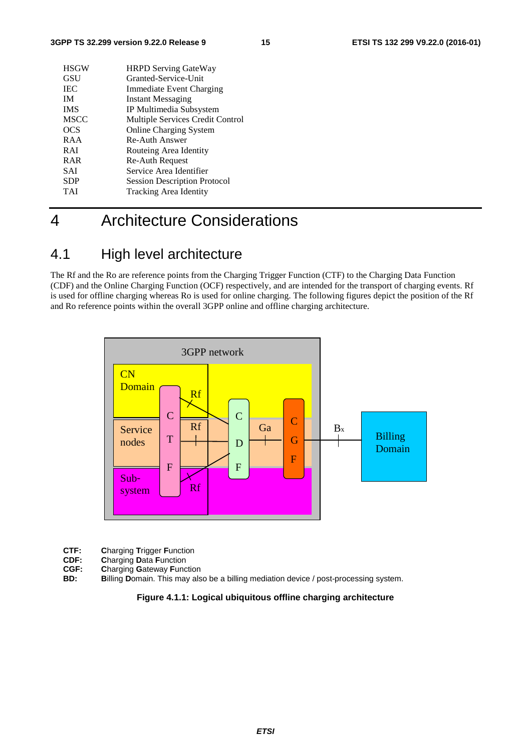HSGW HRPD Serving GateWay
GSU Granted-Service-Unit
IEC Immediate Event Charging
IM Instant Messaging
IMS IP Multimedia Subsystem
MSCC Multiple Services Credit Control
OCS Online Charging System
RAA Re-Auth Answer
RAI Routeing Area Identity
RAR Re-Auth Request
SAI Service Area Identifier
SDP Session Description Protocol
TAI Tracking Area Identity

# 4 Architecture Considerations

## 4.1 High level architecture

The Rf and the Ro are reference points from the Charging Trigger Function (CTF) to the Charging Data Function (CDF) and the Online Charging Function (OCF) respectively, and are intended for the transport of charging events. Rf is used for offline charging whereas Ro is used for online charging. The following figures depict the position of the Rf and Ro reference points within the overall 3GPP online and offline charging architecture.

**CTF:** **C**harging **T**rigger **F**unction
**CDF:** **C**harging **D**ata **F**unction
**CGF:** **C**harging **G**ateway **F**unction
**BD:** **B**illing **D**omain. This may also be a billing mediation device / post-processing system.

**Figure 4.1.1: Logical ubiquitous offline charging architecture**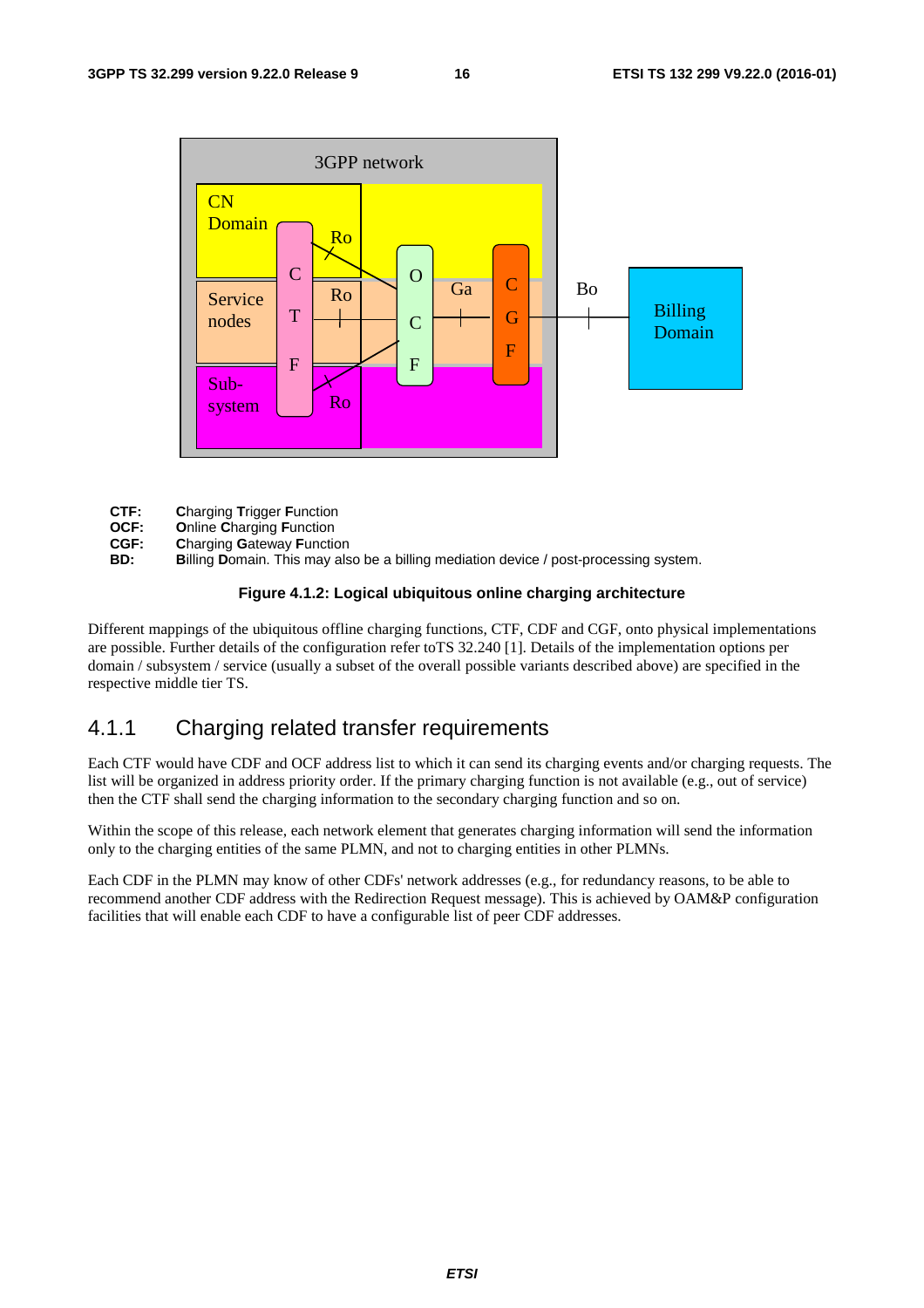**CTF:** **C**harging **T**rigger **F**unction
**OCF:** **O**nline **C**harging **F**unction
**CGF:** **C**harging **G**ateway **F**unction
**BD:** **B**illing **D**omain. This may also be a billing mediation device / post-processing system.

**Figure 4.1.2: Logical ubiquitous online charging architecture**

Different mappings of the ubiquitous offline charging functions, CTF, CDF and CGF, onto physical implementations are possible. Further details of the configuration refer toTS 32.240 [1]. Details of the implementation options per domain / subsystem / service (usually a subset of the overall possible variants described above) are specified in the respective middle tier TS.

### 4.1.1 Charging related transfer requirements

Each CTF would have CDF and OCF address list to which it can send its charging events and/or charging requests. The list will be organized in address priority order. If the primary charging function is not available (e.g., out of service) then the CTF shall send the charging information to the secondary charging function and so on.

Within the scope of this release, each network element that generates charging information will send the information only to the charging entities of the same PLMN, and not to charging entities in other PLMNs.

Each CDF in the PLMN may know of other CDFs' network addresses (e.g., for redundancy reasons, to be able to recommend another CDF address with the Redirection Request message). This is achieved by OAM&P configuration facilities that will enable each CDF to have a configurable list of peer CDF addresses.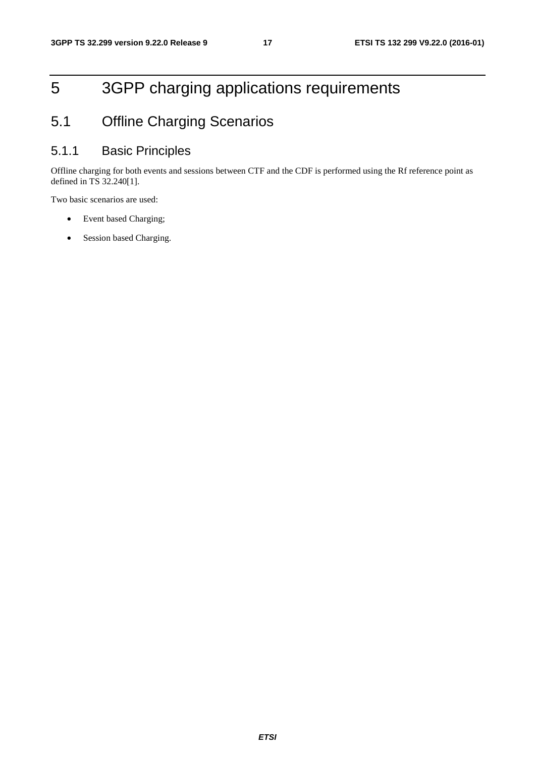# 5 3GPP charging applications requirements

## 5.1 Offline Charging Scenarios

### 5.1.1 Basic Principles

Offline charging for both events and sessions between CTF and the CDF is performed using the Rf reference point as defined in TS 32.240[1].

Two basic scenarios are used:

- Event based Charging;
- Session based Charging.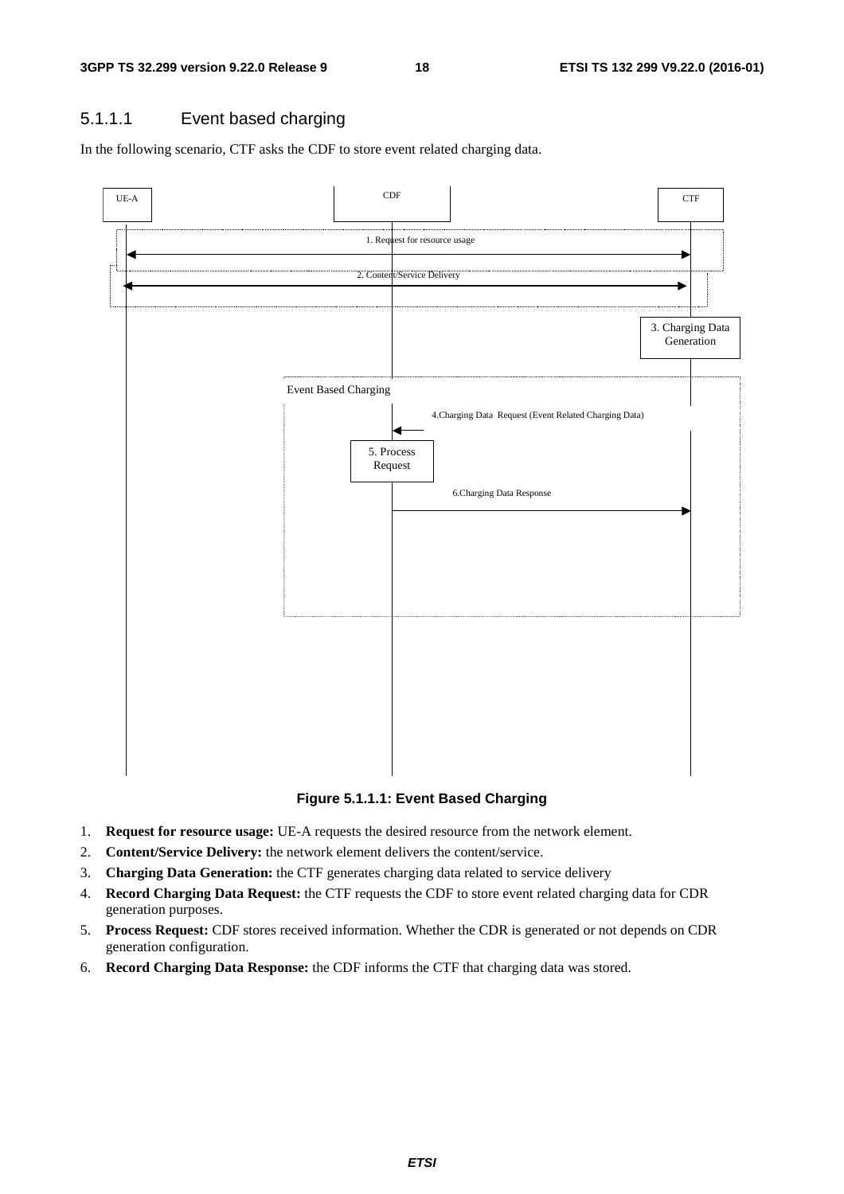### 5.1.1.1 Event based charging

In the following scenario, CTF asks the CDF to store event related charging data.

**Figure 5.1.1.1: Event Based Charging**

1. **Request for resource usage:** UE-A requests the desired resource from the network element.
2. **Content/Service Delivery:** the network element delivers the content/service.
3. **Charging Data Generation:** the CTF generates charging data related to service delivery
4. **Record Charging Data Request:** the CTF requests the CDF to store event related charging data for CDR generation purposes.
5. **Process Request:** CDF stores received information. Whether the CDR is generated or not depends on CDR generation configuration.
6. **Record Charging Data Response:** the CDF informs the CTF that charging data was stored.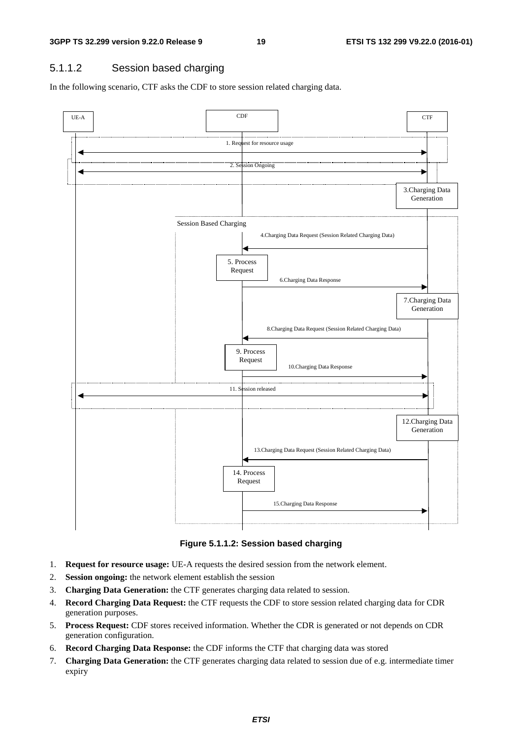### 5.1.1.2 Session based charging

In the following scenario, CTF asks the CDF to store session related charging data.

**Figure 5.1.1.2: Session based charging**

1. **Request for resource usage:** UE-A requests the desired session from the network element.
2. **Session ongoing:** the network element establish the session
3. **Charging Data Generation:** the CTF generates charging data related to session.
4. **Record Charging Data Request:** the CTF requests the CDF to store session related charging data for CDR generation purposes.
5. **Process Request:** CDF stores received information. Whether the CDR is generated or not depends on CDR generation configuration.
6. **Record Charging Data Response:** the CDF informs the CTF that charging data was stored
7. **Charging Data Generation:** the CTF generates charging data related to session due of e.g. intermediate timer expiry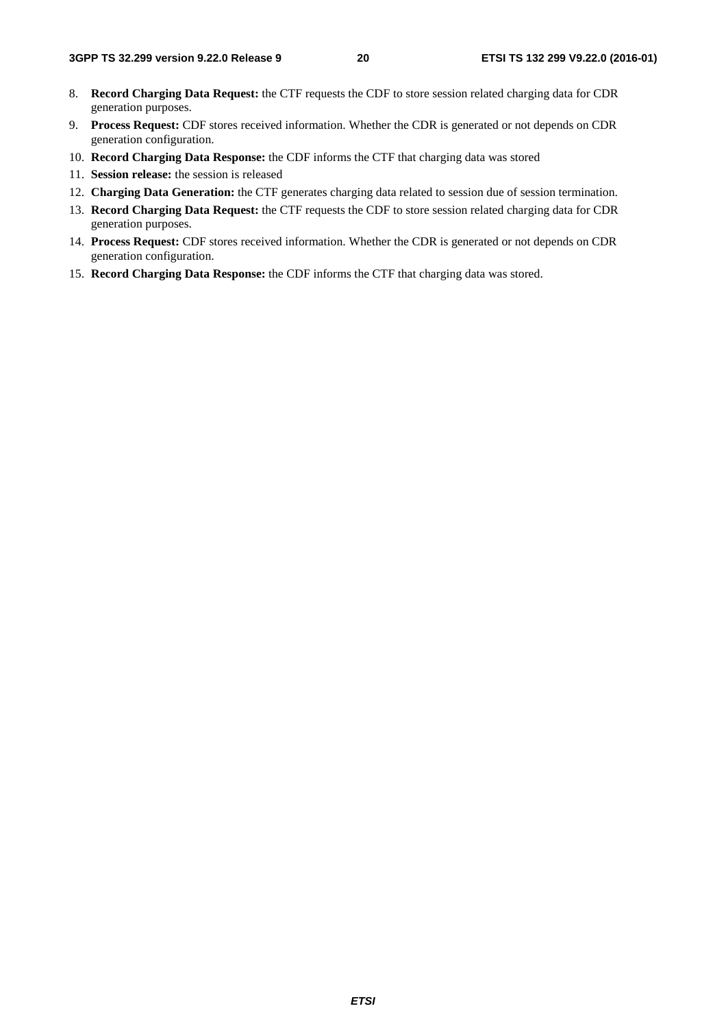8. **Record Charging Data Request:** the CTF requests the CDF to store session related charging data for CDR generation purposes.
9. **Process Request:** CDF stores received information. Whether the CDR is generated or not depends on CDR generation configuration.
10. **Record Charging Data Response:** the CDF informs the CTF that charging data was stored
11. **Session release:** the session is released
12. **Charging Data Generation:** the CTF generates charging data related to session due of session termination.
13. **Record Charging Data Request:** the CTF requests the CDF to store session related charging data for CDR generation purposes.
14. **Process Request:** CDF stores received information. Whether the CDR is generated or not depends on CDR generation configuration.
15. **Record Charging Data Response:** the CDF informs the CTF that charging data was stored.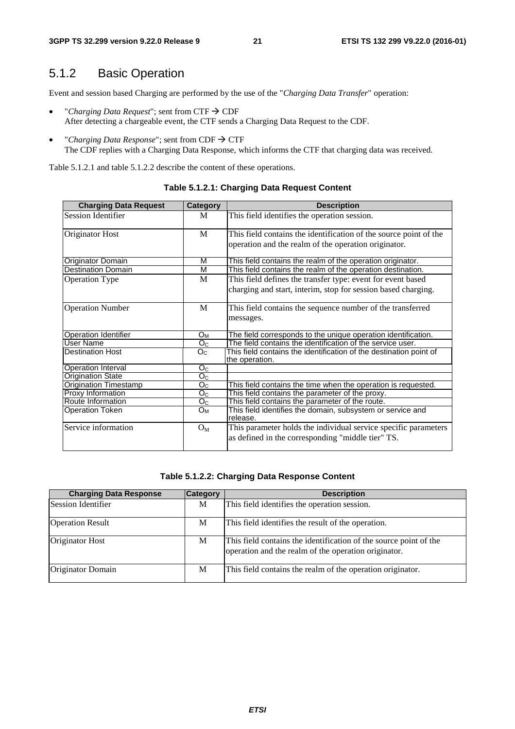### 5.1.2 Basic Operation

Event and session based Charging are performed by the use of the "*Charging Data Transfer*" operation:

- "*Charging Data Request*"; sent from CTF → CDF  
  After detecting a chargeable event, the CTF sends a Charging Data Request to the CDF.
- "*Charging Data Response*"; sent from CDF → CTF  
  The CDF replies with a Charging Data Response, which informs the CTF that charging data was received.

Table 5.1.2.1 and table 5.1.2.2 describe the content of these operations.

**Table 5.1.2.1: Charging Data Request Content**

| Charging Data Request | Category | Description |
| --- | --- | --- |
| Session Identifier | M | This field identifies the operation session. |
| Originator Host | M | This field contains the identification of the source point of the operation and the realm of the operation originator. |
| Originator Domain | M | This field contains the realm of the operation originator. |
| Destination Domain | M | This field contains the realm of the operation destination. |
| Operation Type | M | This field defines the transfer type: event for event based charging and start, interim, stop for session based charging. |
| Operation Number | M | This field contains the sequence number of the transferred messages. |
| Operation Identifier | $O_M$ | The field corresponds to the unique operation identification. |
| User Name | $O_C$ | The field contains the identification of the service user. |
| Destination Host | $O_C$ | This field contains the identification of the destination point of the operation. |
| Operation Interval | $O_C$ | |
| Origination State | $O_C$ | |
| Origination Timestamp | $O_C$ | This field contains the time when the operation is requested. |
| Proxy Information | $O_C$ | This field contains the parameter of the proxy. |
| Route Information | $O_C$ | This field contains the parameter of the route. |
| Operation Token | $O_M$ | This field identifies the domain, subsystem or service and release. |
| Service information | $O_M$ | This parameter holds the individual service specific parameters as defined in the corresponding "middle tier" TS. |

**Table 5.1.2.2: Charging Data Response Content**

| Charging Data Response | Category | Description |
| --- | --- | --- |
| Session Identifier | M | This field identifies the operation session. |
| Operation Result | M | This field identifies the result of the operation. |
| Originator Host | M | This field contains the identification of the source point of the operation and the realm of the operation originator. |
| Originator Domain | M | This field contains the realm of the operation originator. |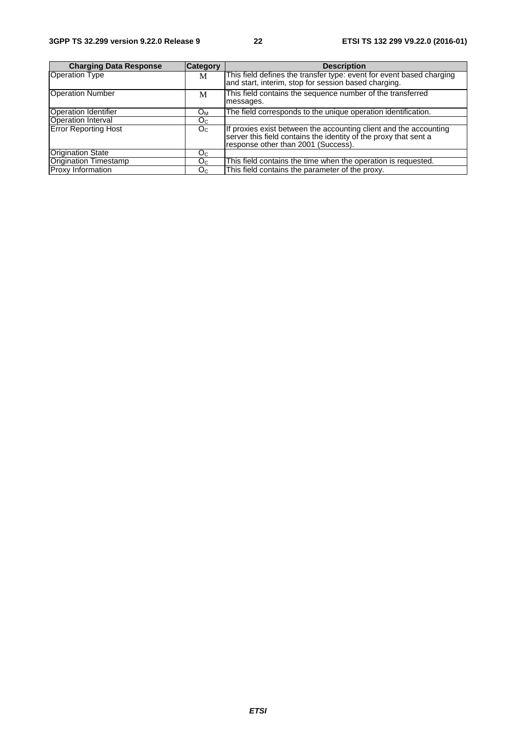| Charging Data Response | Category | Description |
| --- | --- | --- |
| Operation Type | M | This field defines the transfer type: event for event based charging and start, interim, stop for session based charging. |
| Operation Number | M | This field contains the sequence number of the transferred messages. |
| Operation Identifier | $O_M$ | The field corresponds to the unique operation identification. |
| Operation Interval | $O_C$ | |
| Error Reporting Host | $O_C$ | If proxies exist between the accounting client and the accounting server this field contains the identity of the proxy that sent a response other than 2001 (Success). |
| Origination State | $O_C$ | |
| Origination Timestamp | $O_C$ | This field contains the time when the operation is requested. |
| Proxy Information | $O_C$ | This field contains the parameter of the proxy. |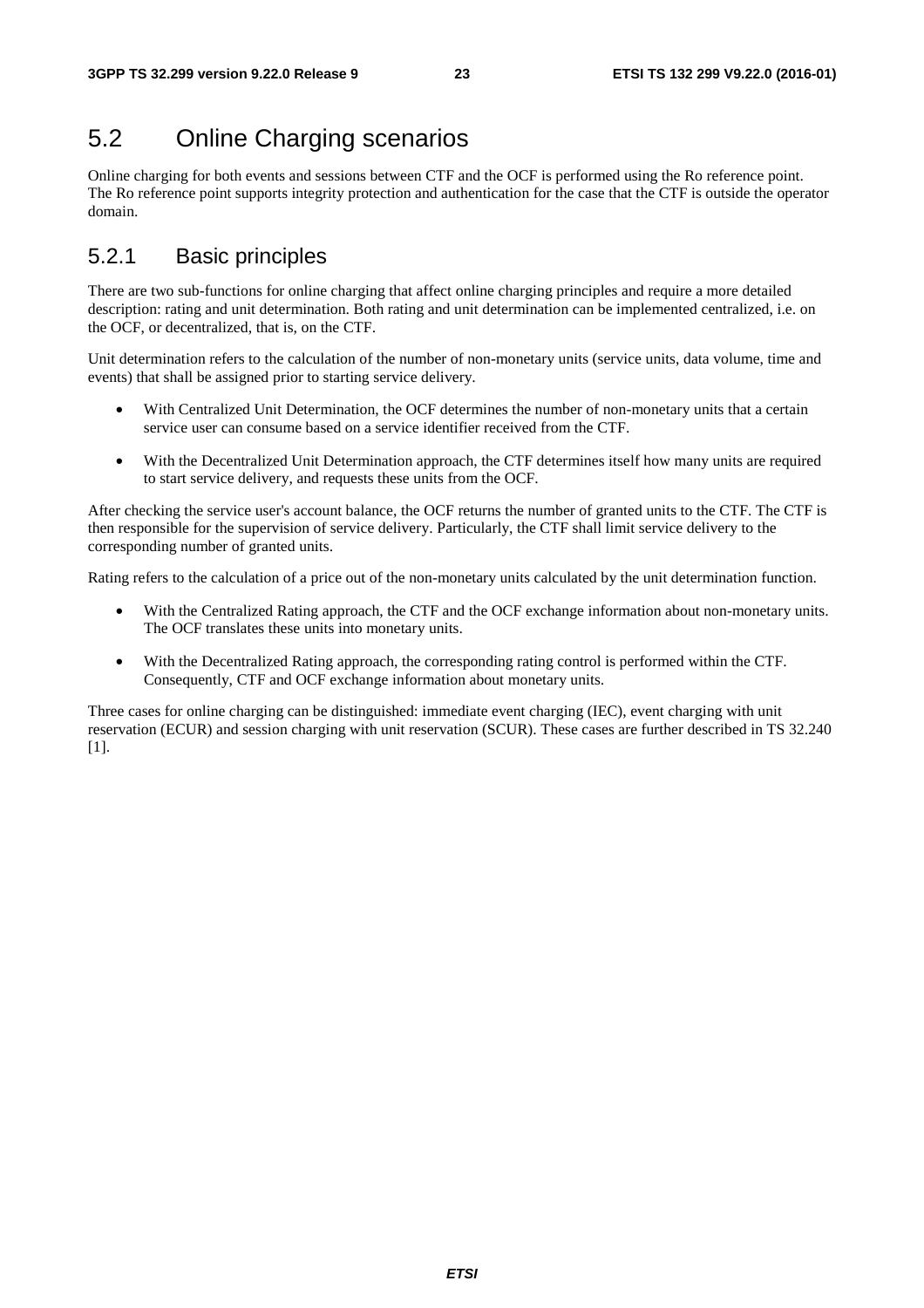## 5.2 Online Charging scenarios

Online charging for both events and sessions between CTF and the OCF is performed using the Ro reference point. The Ro reference point supports integrity protection and authentication for the case that the CTF is outside the operator domain.

### 5.2.1 Basic principles

There are two sub-functions for online charging that affect online charging principles and require a more detailed description: rating and unit determination. Both rating and unit determination can be implemented centralized, i.e. on the OCF, or decentralized, that is, on the CTF.

Unit determination refers to the calculation of the number of non-monetary units (service units, data volume, time and events) that shall be assigned prior to starting service delivery.

- With Centralized Unit Determination, the OCF determines the number of non-monetary units that a certain service user can consume based on a service identifier received from the CTF.
- With the Decentralized Unit Determination approach, the CTF determines itself how many units are required to start service delivery, and requests these units from the OCF.

After checking the service user's account balance, the OCF returns the number of granted units to the CTF. The CTF is then responsible for the supervision of service delivery. Particularly, the CTF shall limit service delivery to the corresponding number of granted units.

Rating refers to the calculation of a price out of the non-monetary units calculated by the unit determination function.

- With the Centralized Rating approach, the CTF and the OCF exchange information about non-monetary units. The OCF translates these units into monetary units.
- With the Decentralized Rating approach, the corresponding rating control is performed within the CTF. Consequently, CTF and OCF exchange information about monetary units.

Three cases for online charging can be distinguished: immediate event charging (IEC), event charging with unit reservation (ECUR) and session charging with unit reservation (SCUR). These cases are further described in TS 32.240 [1].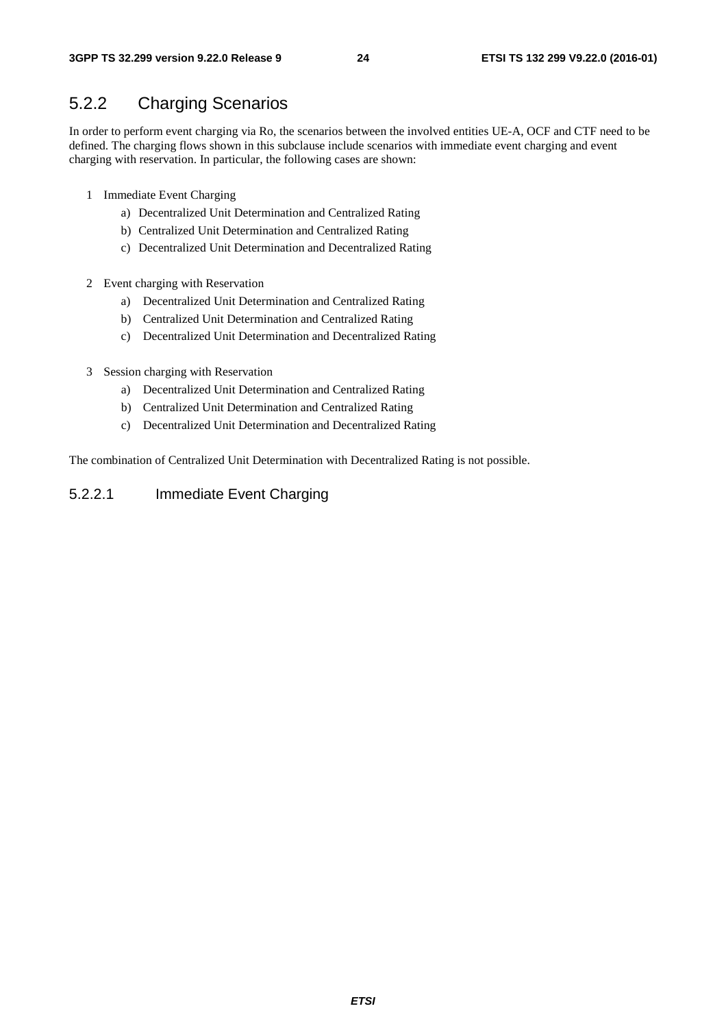## 5.2.2 Charging Scenarios

In order to perform event charging via Ro, the scenarios between the involved entities UE-A, OCF and CTF need to be defined. The charging flows shown in this subclause include scenarios with immediate event charging and event charging with reservation. In particular, the following cases are shown:

1 Immediate Event Charging

   a) Decentralized Unit Determination and Centralized Rating

   b) Centralized Unit Determination and Centralized Rating

   c) Decentralized Unit Determination and Decentralized Rating

2 Event charging with Reservation

   a) Decentralized Unit Determination and Centralized Rating

   b) Centralized Unit Determination and Centralized Rating

   c) Decentralized Unit Determination and Decentralized Rating

3 Session charging with Reservation

   a) Decentralized Unit Determination and Centralized Rating

   b) Centralized Unit Determination and Centralized Rating

   c) Decentralized Unit Determination and Decentralized Rating

The combination of Centralized Unit Determination with Decentralized Rating is not possible.

### 5.2.2.1 Immediate Event Charging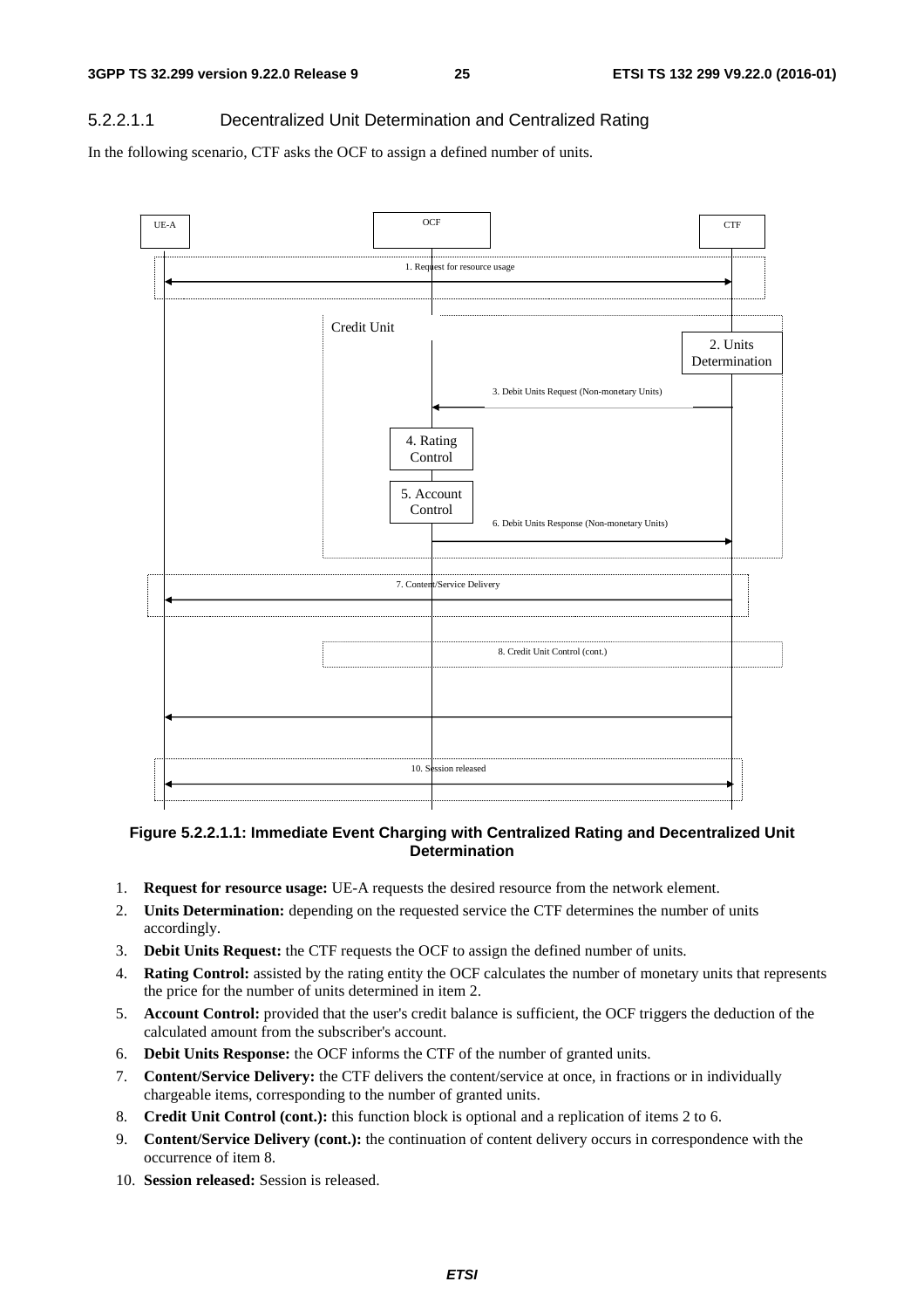#### 5.2.2.1.1 Decentralized Unit Determination and Centralized Rating

In the following scenario, CTF asks the OCF to assign a defined number of units.

**Figure 5.2.2.1.1: Immediate Event Charging with Centralized Rating and Decentralized Unit Determination**

1. **Request for resource usage:** UE-A requests the desired resource from the network element.
2. **Units Determination:** depending on the requested service the CTF determines the number of units accordingly.
3. **Debit Units Request:** the CTF requests the OCF to assign the defined number of units.
4. **Rating Control:** assisted by the rating entity the OCF calculates the number of monetary units that represents the price for the number of units determined in item 2.
5. **Account Control:** provided that the user's credit balance is sufficient, the OCF triggers the deduction of the calculated amount from the subscriber's account.
6. **Debit Units Response:** the OCF informs the CTF of the number of granted units.
7. **Content/Service Delivery:** the CTF delivers the content/service at once, in fractions or in individually chargeable items, corresponding to the number of granted units.
8. **Credit Unit Control (cont.):** this function block is optional and a replication of items 2 to 6.
9. **Content/Service Delivery (cont.):** the continuation of content delivery occurs in correspondence with the occurrence of item 8.
10. **Session released:** Session is released.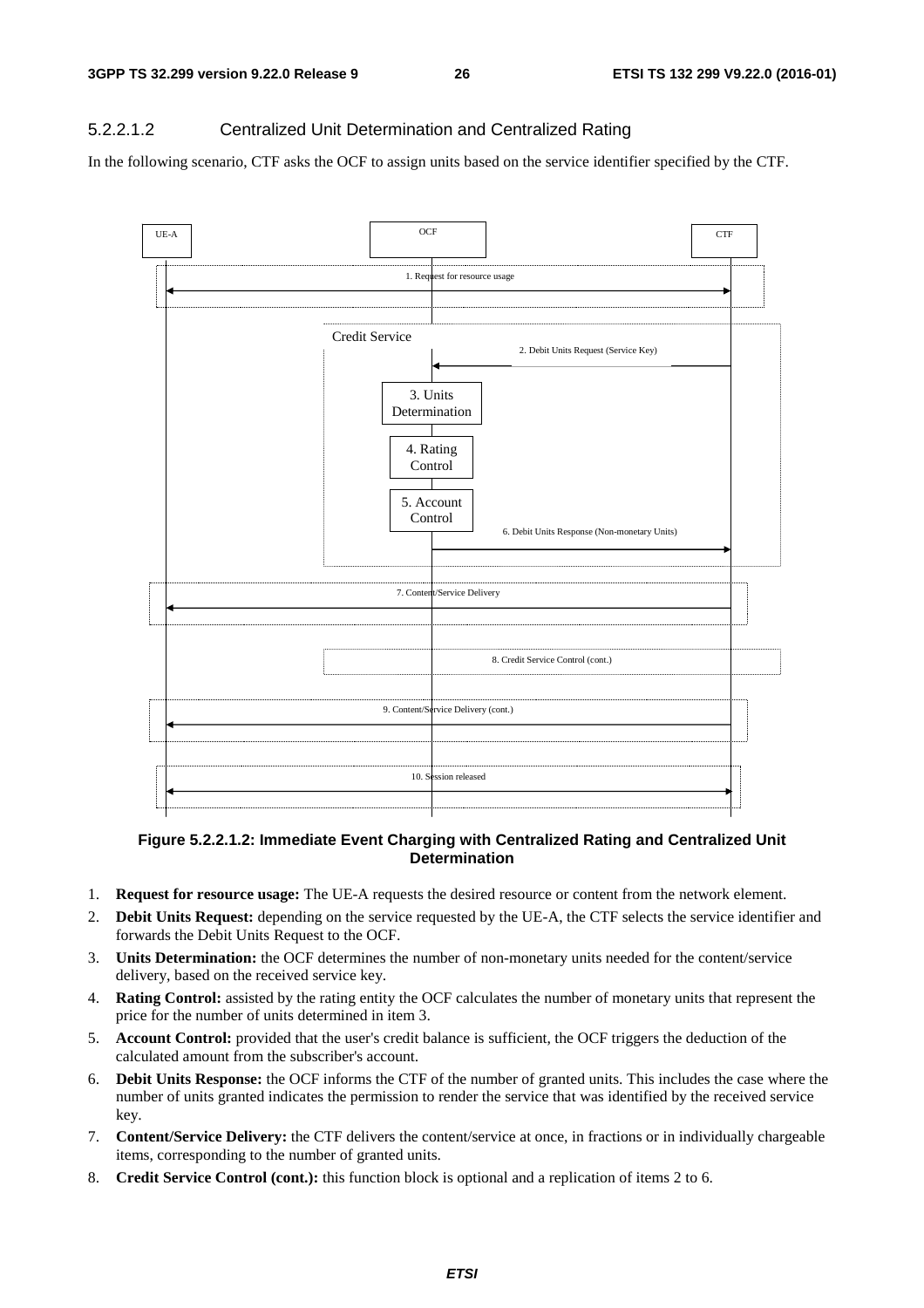#### 5.2.2.1.2 Centralized Unit Determination and Centralized Rating

In the following scenario, CTF asks the OCF to assign units based on the service identifier specified by the CTF.

**Figure 5.2.2.1.2: Immediate Event Charging with Centralized Rating and Centralized Unit Determination**

1. **Request for resource usage:** The UE-A requests the desired resource or content from the network element.
2. **Debit Units Request:** depending on the service requested by the UE-A, the CTF selects the service identifier and forwards the Debit Units Request to the OCF.
3. **Units Determination:** the OCF determines the number of non-monetary units needed for the content/service delivery, based on the received service key.
4. **Rating Control:** assisted by the rating entity the OCF calculates the number of monetary units that represent the price for the number of units determined in item 3.
5. **Account Control:** provided that the user's credit balance is sufficient, the OCF triggers the deduction of the calculated amount from the subscriber's account.
6. **Debit Units Response:** the OCF informs the CTF of the number of granted units. This includes the case where the number of units granted indicates the permission to render the service that was identified by the received service key.
7. **Content/Service Delivery:** the CTF delivers the content/service at once, in fractions or in individually chargeable items, corresponding to the number of granted units.
8. **Credit Service Control (cont.):** this function block is optional and a replication of items 2 to 6.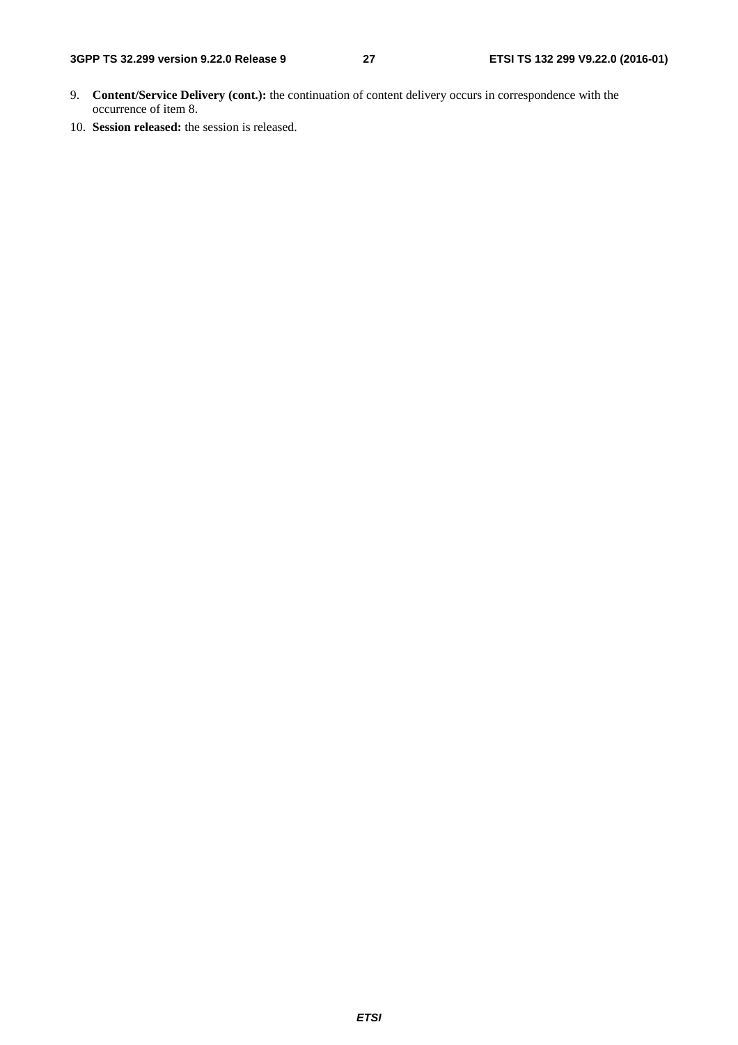9. **Content/Service Delivery (cont.):** the continuation of content delivery occurs in correspondence with the occurrence of item 8.
10. **Session released:** the session is released.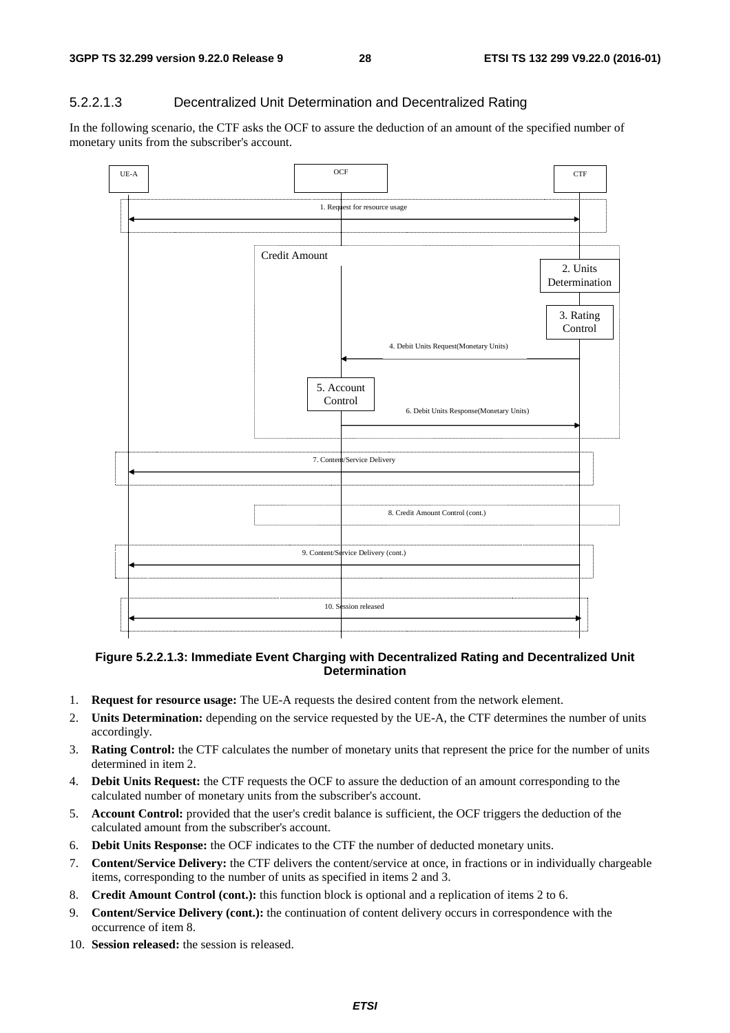#### 5.2.2.1.3 Decentralized Unit Determination and Decentralized Rating

In the following scenario, the CTF asks the OCF to assure the deduction of an amount of the specified number of monetary units from the subscriber's account.

**Figure 5.2.2.1.3: Immediate Event Charging with Decentralized Rating and Decentralized Unit Determination**

1. **Request for resource usage:** The UE-A requests the desired content from the network element.
2. **Units Determination:** depending on the service requested by the UE-A, the CTF determines the number of units accordingly.
3. **Rating Control:** the CTF calculates the number of monetary units that represent the price for the number of units determined in item 2.
4. **Debit Units Request:** the CTF requests the OCF to assure the deduction of an amount corresponding to the calculated number of monetary units from the subscriber's account.
5. **Account Control:** provided that the user's credit balance is sufficient, the OCF triggers the deduction of the calculated amount from the subscriber's account.
6. **Debit Units Response:** the OCF indicates to the CTF the number of deducted monetary units.
7. **Content/Service Delivery:** the CTF delivers the content/service at once, in fractions or in individually chargeable items, corresponding to the number of units as specified in items 2 and 3.
8. **Credit Amount Control (cont.):** this function block is optional and a replication of items 2 to 6.
9. **Content/Service Delivery (cont.):** the continuation of content delivery occurs in correspondence with the occurrence of item 8.
10. **Session released:** the session is released.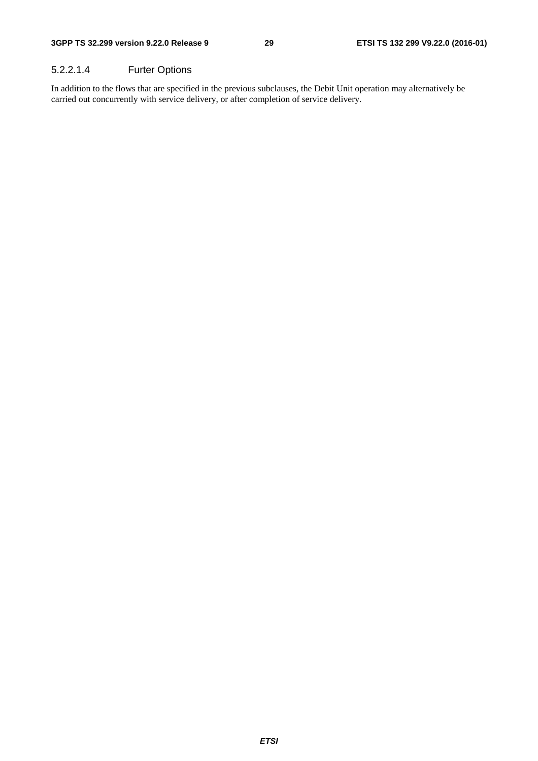#### 5.2.2.1.4 Furter Options

In addition to the flows that are specified in the previous subclauses, the Debit Unit operation may alternatively be carried out concurrently with service delivery, or after completion of service delivery.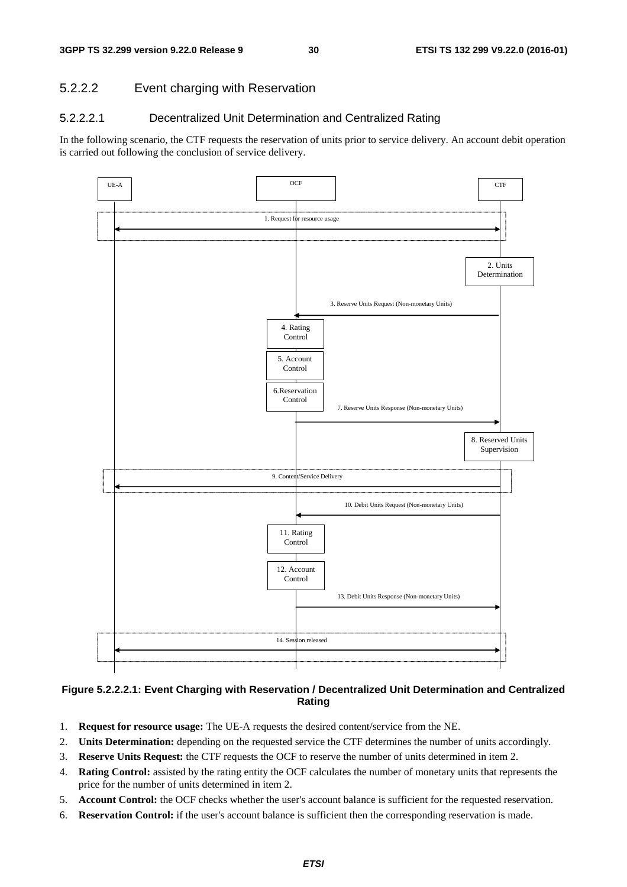### 5.2.2.2 Event charging with Reservation

#### 5.2.2.2.1 Decentralized Unit Determination and Centralized Rating

In the following scenario, the CTF requests the reservation of units prior to service delivery. An account debit operation is carried out following the conclusion of service delivery.

**Figure 5.2.2.2.1: Event Charging with Reservation / Decentralized Unit Determination and Centralized Rating**

1. **Request for resource usage:** The UE-A requests the desired content/service from the NE.
2. **Units Determination:** depending on the requested service the CTF determines the number of units accordingly.
3. **Reserve Units Request:** the CTF requests the OCF to reserve the number of units determined in item 2.
4. **Rating Control:** assisted by the rating entity the OCF calculates the number of monetary units that represents the price for the number of units determined in item 2.
5. **Account Control:** the OCF checks whether the user's account balance is sufficient for the requested reservation.
6. **Reservation Control:** if the user's account balance is sufficient then the corresponding reservation is made.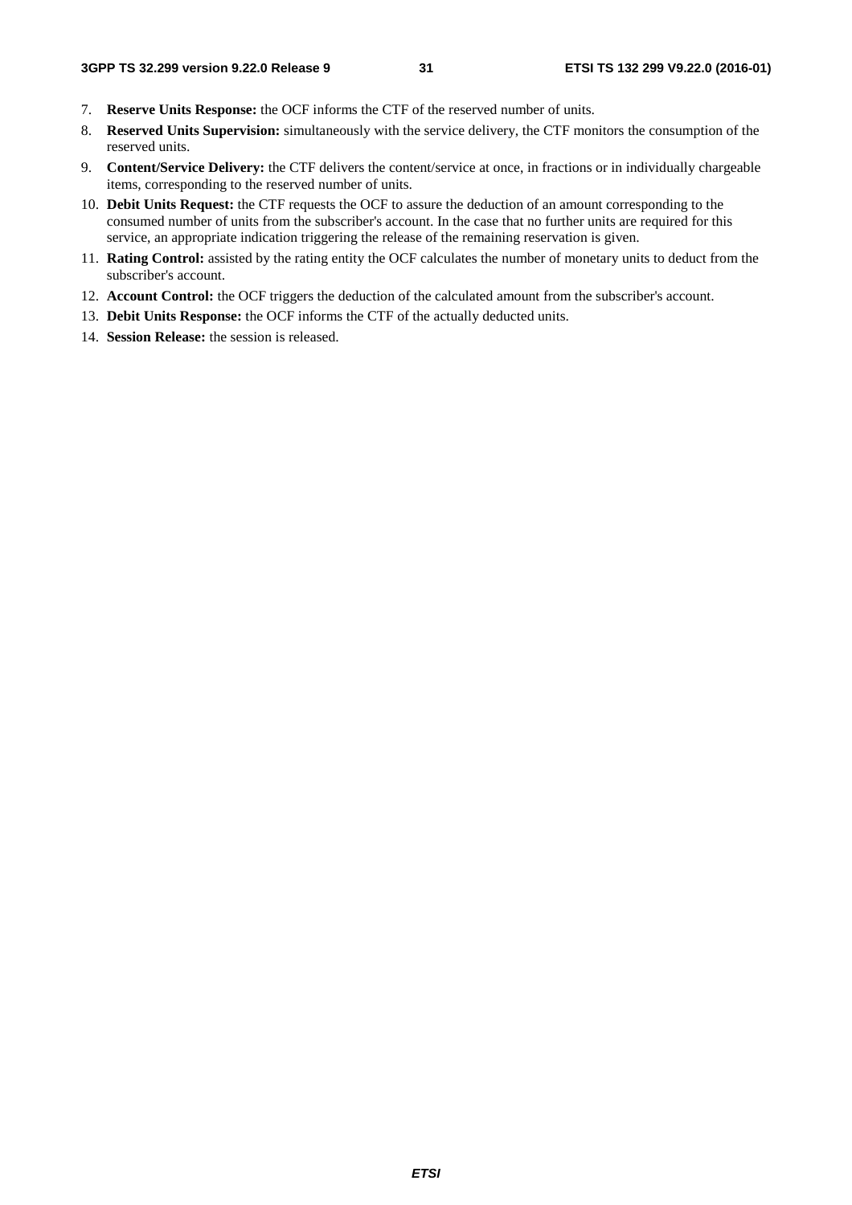7. **Reserve Units Response:** the OCF informs the CTF of the reserved number of units.
8. **Reserved Units Supervision:** simultaneously with the service delivery, the CTF monitors the consumption of the reserved units.
9. **Content/Service Delivery:** the CTF delivers the content/service at once, in fractions or in individually chargeable items, corresponding to the reserved number of units.
10. **Debit Units Request:** the CTF requests the OCF to assure the deduction of an amount corresponding to the consumed number of units from the subscriber's account. In the case that no further units are required for this service, an appropriate indication triggering the release of the remaining reservation is given.
11. **Rating Control:** assisted by the rating entity the OCF calculates the number of monetary units to deduct from the subscriber's account.
12. **Account Control:** the OCF triggers the deduction of the calculated amount from the subscriber's account.
13. **Debit Units Response:** the OCF informs the CTF of the actually deducted units.
14. **Session Release:** the session is released.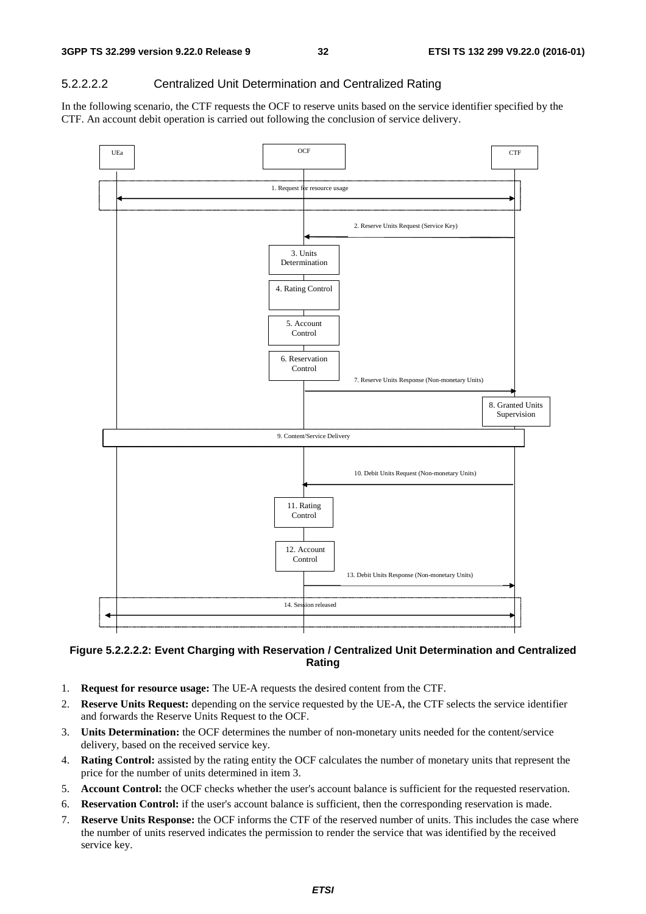#### 5.2.2.2.2 Centralized Unit Determination and Centralized Rating

In the following scenario, the CTF requests the OCF to reserve units based on the service identifier specified by the CTF. An account debit operation is carried out following the conclusion of service delivery.

**Figure 5.2.2.2.2: Event Charging with Reservation / Centralized Unit Determination and Centralized Rating**

1. **Request for resource usage:** The UE-A requests the desired content from the CTF.
2. **Reserve Units Request:** depending on the service requested by the UE-A, the CTF selects the service identifier and forwards the Reserve Units Request to the OCF.
3. **Units Determination:** the OCF determines the number of non-monetary units needed for the content/service delivery, based on the received service key.
4. **Rating Control:** assisted by the rating entity the OCF calculates the number of monetary units that represent the price for the number of units determined in item 3.
5. **Account Control:** the OCF checks whether the user's account balance is sufficient for the requested reservation.
6. **Reservation Control:** if the user's account balance is sufficient, then the corresponding reservation is made.
7. **Reserve Units Response:** the OCF informs the CTF of the reserved number of units. This includes the case where the number of units reserved indicates the permission to render the service that was identified by the received service key.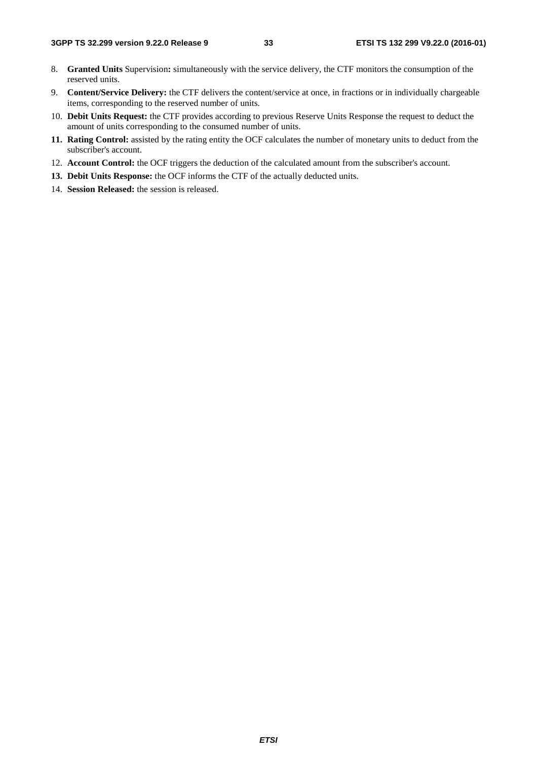8. **Granted Units** Supervision**:** simultaneously with the service delivery, the CTF monitors the consumption of the reserved units.
9. **Content/Service Delivery:** the CTF delivers the content/service at once, in fractions or in individually chargeable items, corresponding to the reserved number of units.
10. **Debit Units Request:** the CTF provides according to previous Reserve Units Response the request to deduct the amount of units corresponding to the consumed number of units.
11. **Rating Control:** assisted by the rating entity the OCF calculates the number of monetary units to deduct from the subscriber's account.
12. **Account Control:** the OCF triggers the deduction of the calculated amount from the subscriber's account.
13. **Debit Units Response:** the OCF informs the CTF of the actually deducted units.
14. **Session Released:** the session is released.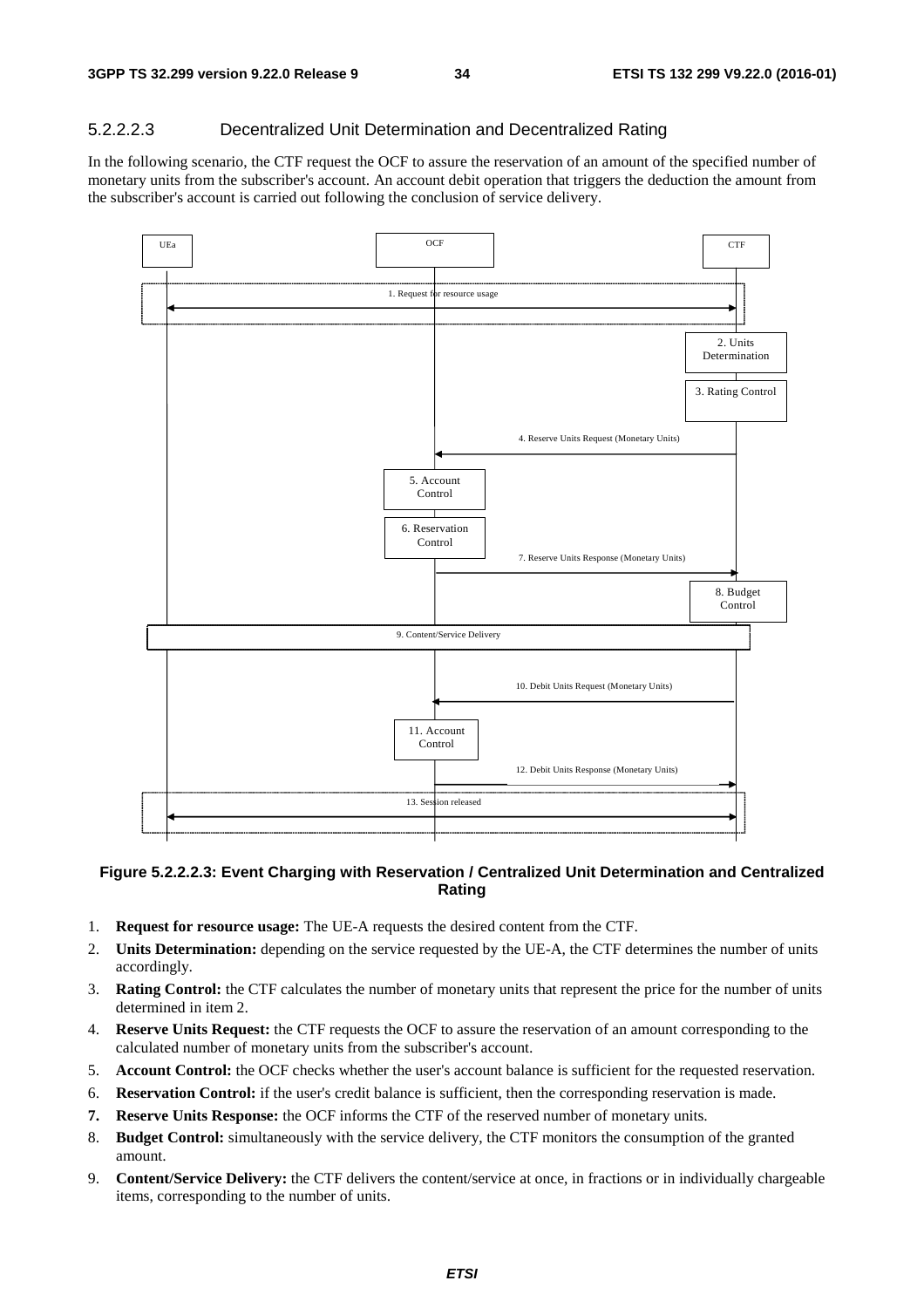#### 5.2.2.2.3 Decentralized Unit Determination and Decentralized Rating

In the following scenario, the CTF request the OCF to assure the reservation of an amount of the specified number of monetary units from the subscriber's account. An account debit operation that triggers the deduction the amount from the subscriber's account is carried out following the conclusion of service delivery.

**Figure 5.2.2.2.3: Event Charging with Reservation / Centralized Unit Determination and Centralized Rating**

1. **Request for resource usage:** The UE-A requests the desired content from the CTF.
2. **Units Determination:** depending on the service requested by the UE-A, the CTF determines the number of units accordingly.
3. **Rating Control:** the CTF calculates the number of monetary units that represent the price for the number of units determined in item 2.
4. **Reserve Units Request:** the CTF requests the OCF to assure the reservation of an amount corresponding to the calculated number of monetary units from the subscriber's account.
5. **Account Control:** the OCF checks whether the user's account balance is sufficient for the requested reservation.
6. **Reservation Control:** if the user's credit balance is sufficient, then the corresponding reservation is made.
7. **Reserve Units Response:** the OCF informs the CTF of the reserved number of monetary units.
8. **Budget Control:** simultaneously with the service delivery, the CTF monitors the consumption of the granted amount.
9. **Content/Service Delivery:** the CTF delivers the content/service at once, in fractions or in individually chargeable items, corresponding to the number of units.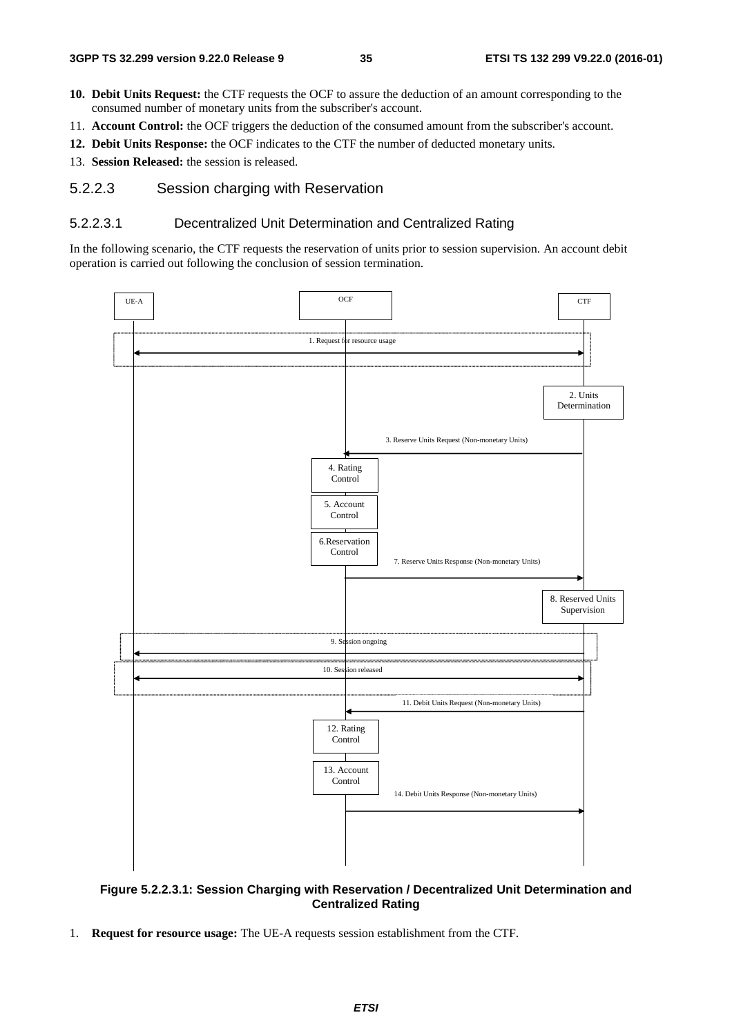10. **Debit Units Request:** the CTF requests the OCF to assure the deduction of an amount corresponding to the consumed number of monetary units from the subscriber's account.
11. **Account Control:** the OCF triggers the deduction of the consumed amount from the subscriber's account.
12. **Debit Units Response:** the OCF indicates to the CTF the number of deducted monetary units.
13. **Session Released:** the session is released.

### 5.2.2.3 Session charging with Reservation

#### 5.2.2.3.1 Decentralized Unit Determination and Centralized Rating

In the following scenario, the CTF requests the reservation of units prior to session supervision. An account debit operation is carried out following the conclusion of session termination.

**Figure 5.2.2.3.1: Session Charging with Reservation / Decentralized Unit Determination and Centralized Rating**

1. **Request for resource usage:** The UE-A requests session establishment from the CTF.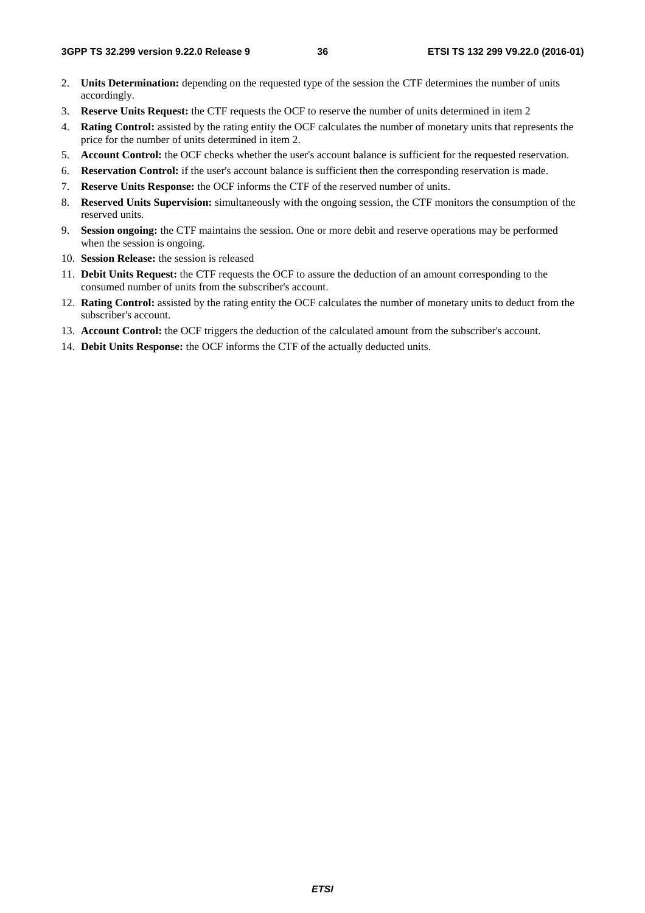2. **Units Determination:** depending on the requested type of the session the CTF determines the number of units accordingly.
3. **Reserve Units Request:** the CTF requests the OCF to reserve the number of units determined in item 2
4. **Rating Control:** assisted by the rating entity the OCF calculates the number of monetary units that represents the price for the number of units determined in item 2.
5. **Account Control:** the OCF checks whether the user's account balance is sufficient for the requested reservation.
6. **Reservation Control:** if the user's account balance is sufficient then the corresponding reservation is made.
7. **Reserve Units Response:** the OCF informs the CTF of the reserved number of units.
8. **Reserved Units Supervision:** simultaneously with the ongoing session, the CTF monitors the consumption of the reserved units.
9. **Session ongoing:** the CTF maintains the session. One or more debit and reserve operations may be performed when the session is ongoing.
10. **Session Release:** the session is released
11. **Debit Units Request:** the CTF requests the OCF to assure the deduction of an amount corresponding to the consumed number of units from the subscriber's account.
12. **Rating Control:** assisted by the rating entity the OCF calculates the number of monetary units to deduct from the subscriber's account.
13. **Account Control:** the OCF triggers the deduction of the calculated amount from the subscriber's account.
14. **Debit Units Response:** the OCF informs the CTF of the actually deducted units.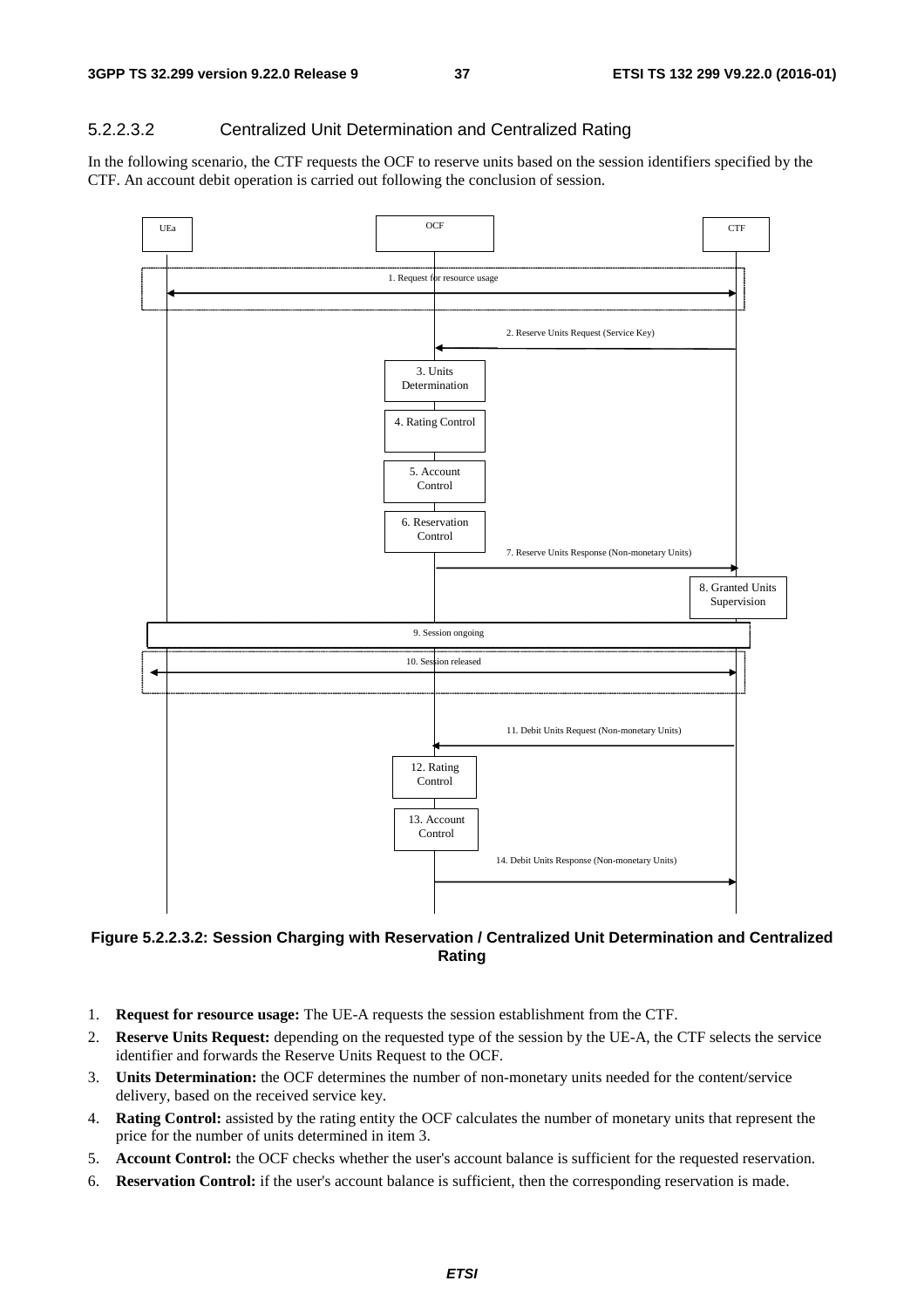### 5.2.2.3.2 Centralized Unit Determination and Centralized Rating

In the following scenario, the CTF requests the OCF to reserve units based on the session identifiers specified by the CTF. An account debit operation is carried out following the conclusion of session.

**Figure 5.2.2.3.2: Session Charging with Reservation / Centralized Unit Determination and Centralized Rating**

1. **Request for resource usage:** The UE-A requests the session establishment from the CTF.
2. **Reserve Units Request:** depending on the requested type of the session by the UE-A, the CTF selects the service identifier and forwards the Reserve Units Request to the OCF.
3. **Units Determination:** the OCF determines the number of non-monetary units needed for the content/service delivery, based on the received service key.
4. **Rating Control:** assisted by the rating entity the OCF calculates the number of monetary units that represent the price for the number of units determined in item 3.
5. **Account Control:** the OCF checks whether the user's account balance is sufficient for the requested reservation.
6. **Reservation Control:** if the user's account balance is sufficient, then the corresponding reservation is made.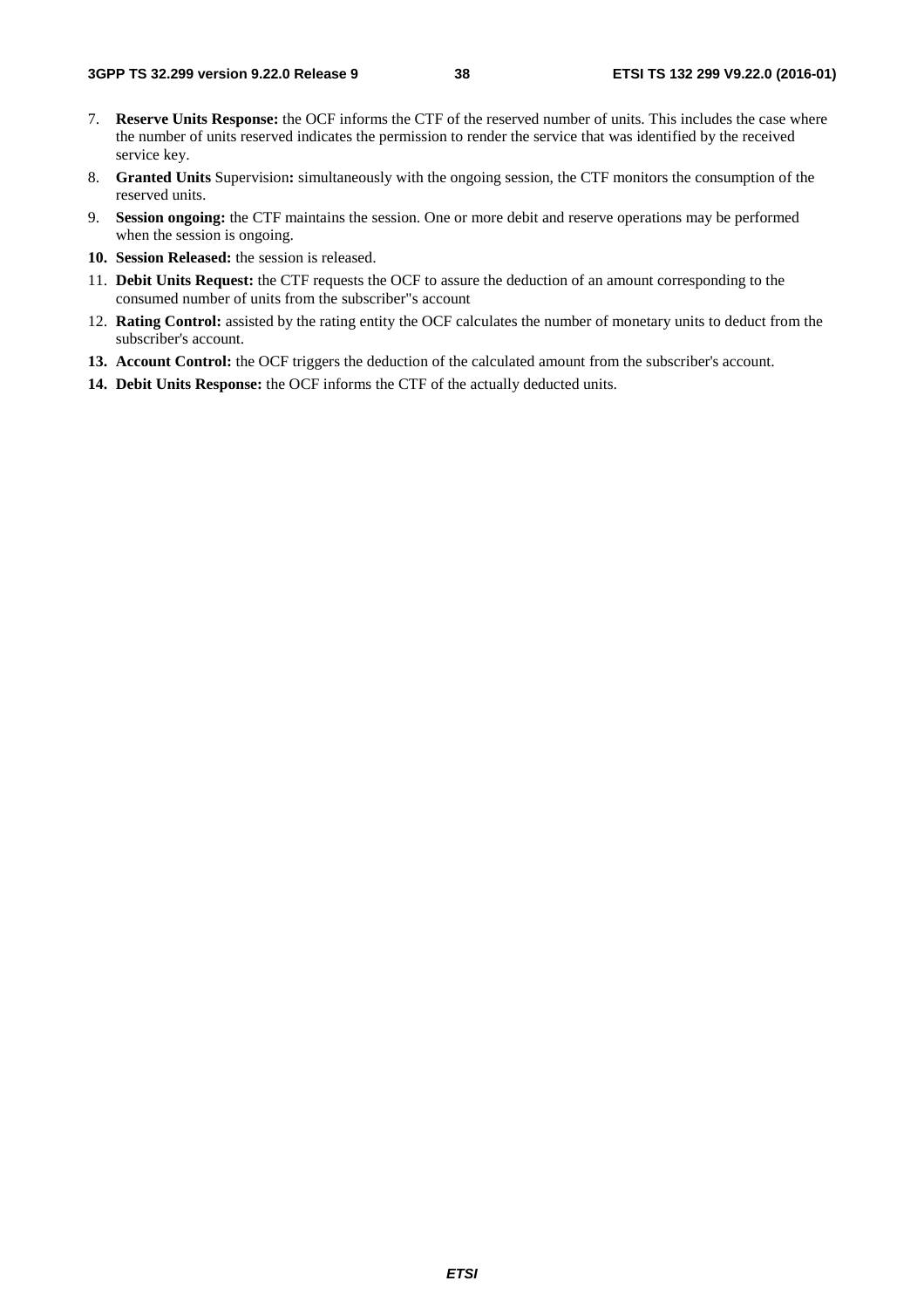7. **Reserve Units Response:** the OCF informs the CTF of the reserved number of units. This includes the case where the number of units reserved indicates the permission to render the service that was identified by the received service key.
8. **Granted Units** Supervision**:** simultaneously with the ongoing session, the CTF monitors the consumption of the reserved units.
9. **Session ongoing:** the CTF maintains the session. One or more debit and reserve operations may be performed when the session is ongoing.
10. **Session Released:** the session is released.
11. **Debit Units Request:** the CTF requests the OCF to assure the deduction of an amount corresponding to the consumed number of units from the subscriber"s account
12. **Rating Control:** assisted by the rating entity the OCF calculates the number of monetary units to deduct from the subscriber's account.
13. **Account Control:** the OCF triggers the deduction of the calculated amount from the subscriber's account.
14. **Debit Units Response:** the OCF informs the CTF of the actually deducted units.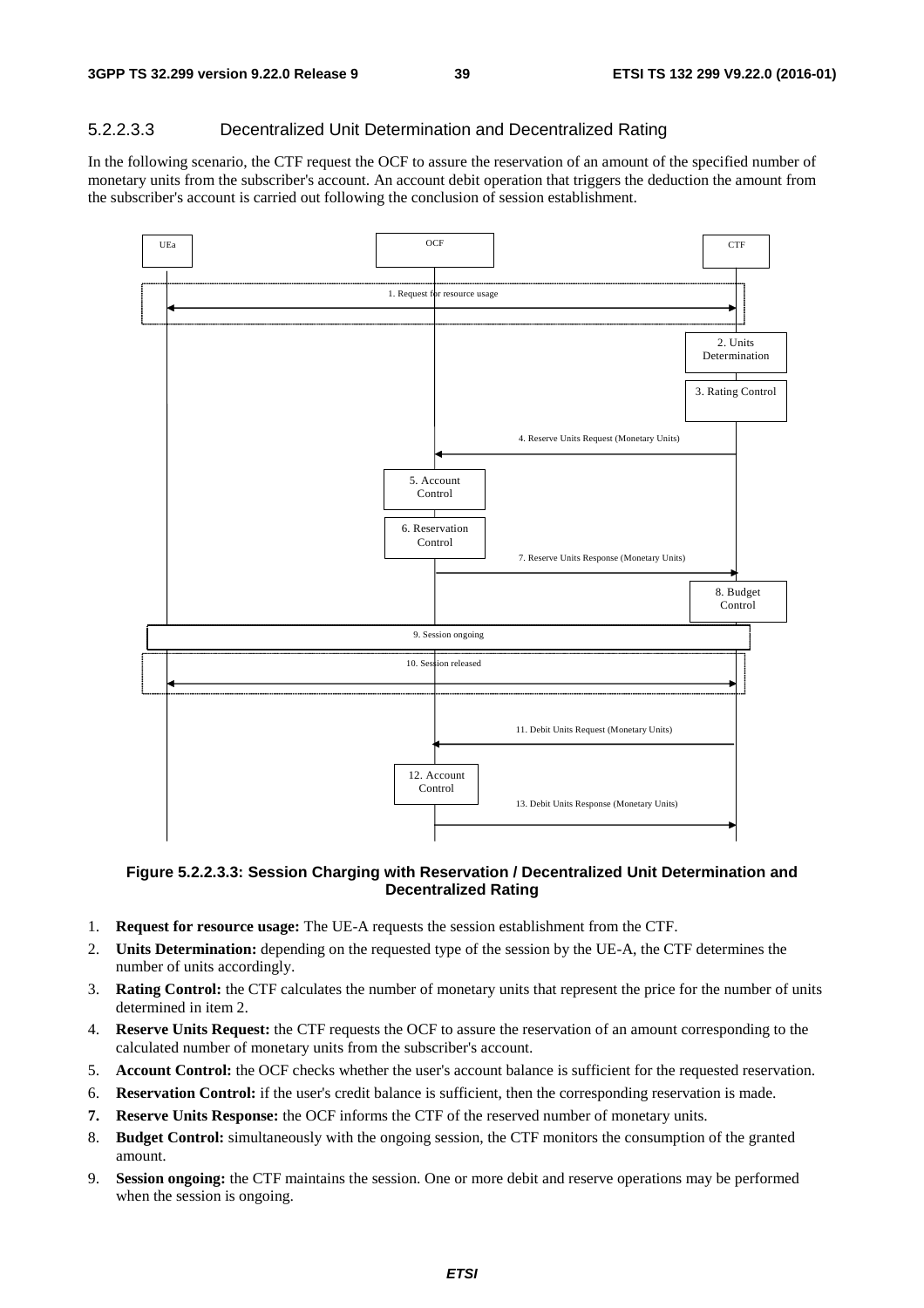#### 5.2.2.3.3 Decentralized Unit Determination and Decentralized Rating

In the following scenario, the CTF request the OCF to assure the reservation of an amount of the specified number of monetary units from the subscriber's account. An account debit operation that triggers the deduction the amount from the subscriber's account is carried out following the conclusion of session establishment.

**Figure 5.2.2.3.3: Session Charging with Reservation / Decentralized Unit Determination and Decentralized Rating**

1. **Request for resource usage:** The UE-A requests the session establishment from the CTF.
2. **Units Determination:** depending on the requested type of the session by the UE-A, the CTF determines the number of units accordingly.
3. **Rating Control:** the CTF calculates the number of monetary units that represent the price for the number of units determined in item 2.
4. **Reserve Units Request:** the CTF requests the OCF to assure the reservation of an amount corresponding to the calculated number of monetary units from the subscriber's account.
5. **Account Control:** the OCF checks whether the user's account balance is sufficient for the requested reservation.
6. **Reservation Control:** if the user's credit balance is sufficient, then the corresponding reservation is made.
7. **Reserve Units Response:** the OCF informs the CTF of the reserved number of monetary units.
8. **Budget Control:** simultaneously with the ongoing session, the CTF monitors the consumption of the granted amount.
9. **Session ongoing:** the CTF maintains the session. One or more debit and reserve operations may be performed when the session is ongoing.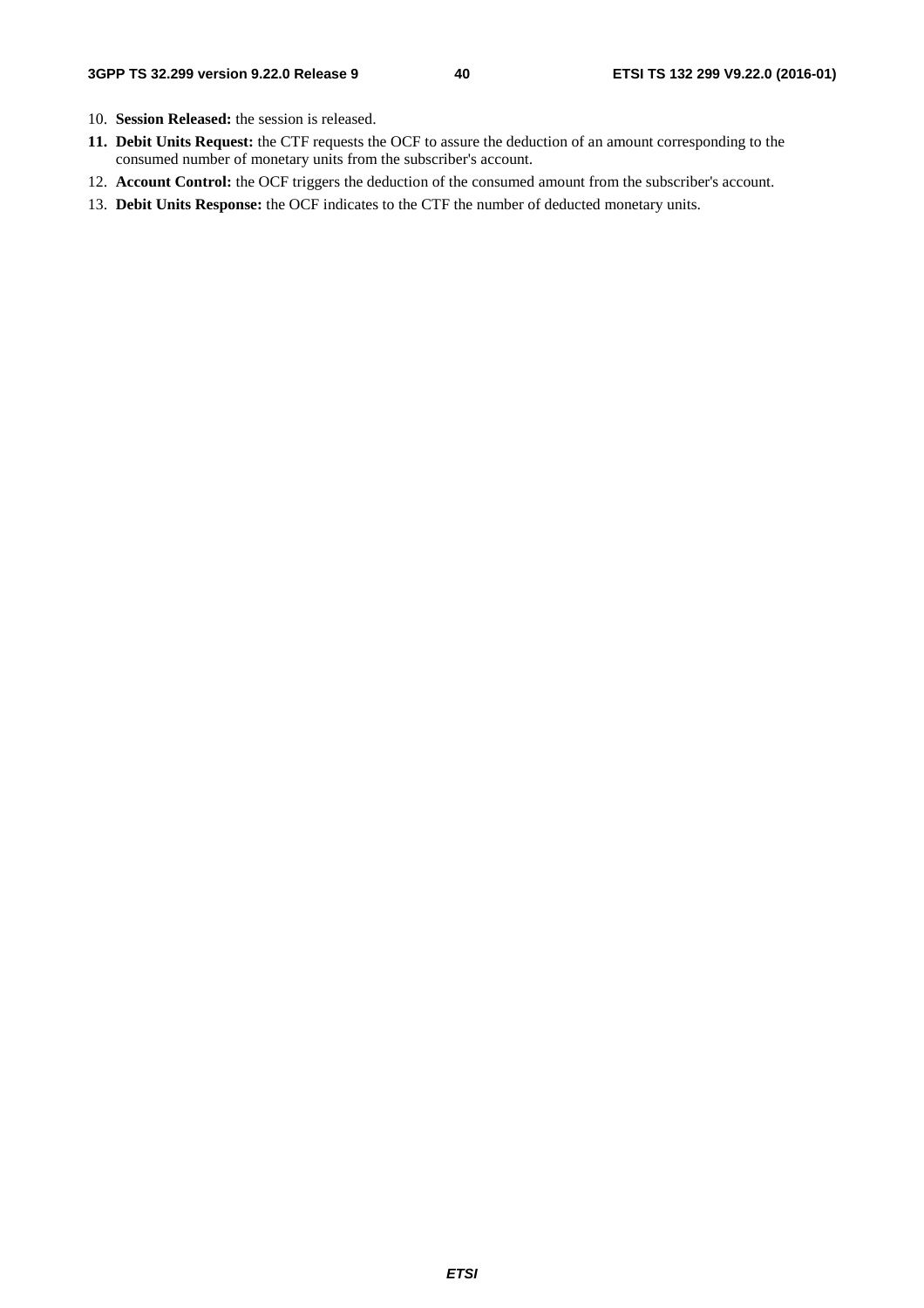10. **Session Released:** the session is released.

**11. Debit Units Request:** the CTF requests the OCF to assure the deduction of an amount corresponding to the consumed number of monetary units from the subscriber's account.

12. **Account Control:** the OCF triggers the deduction of the consumed amount from the subscriber's account.

13. **Debit Units Response:** the OCF indicates to the CTF the number of deducted monetary units.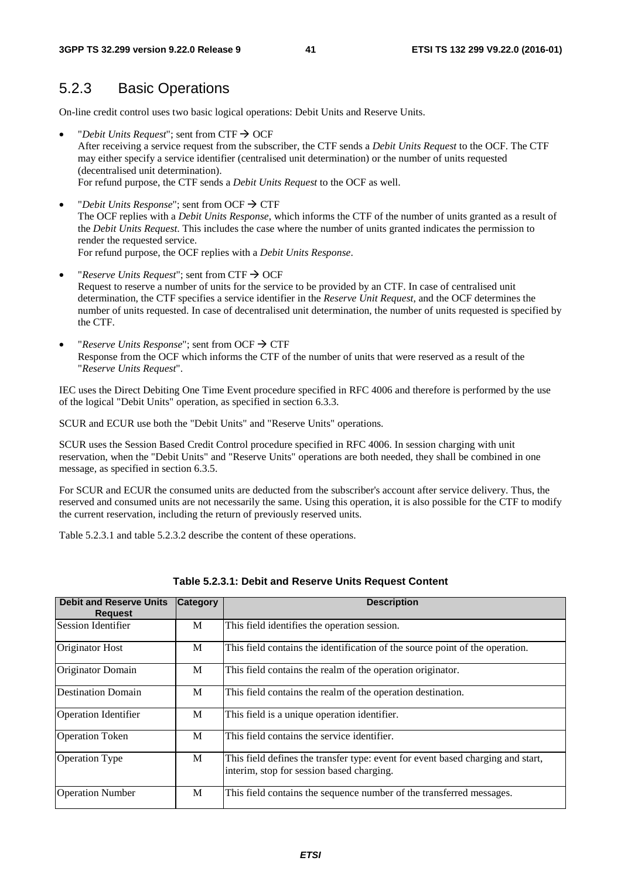## 5.2.3 Basic Operations

On-line credit control uses two basic logical operations: Debit Units and Reserve Units.

- "*Debit Units Request*"; sent from CTF → OCF  
  After receiving a service request from the subscriber, the CTF sends a *Debit Units Request* to the OCF. The CTF may either specify a service identifier (centralised unit determination) or the number of units requested (decentralised unit determination).  
  For refund purpose, the CTF sends a *Debit Units Request* to the OCF as well.

- "*Debit Units Response*"; sent from OCF → CTF  
  The OCF replies with a *Debit Units Response*, which informs the CTF of the number of units granted as a result of the *Debit Units Request*. This includes the case where the number of units granted indicates the permission to render the requested service.  
  For refund purpose, the OCF replies with a *Debit Units Response*.

- "*Reserve Units Request*"; sent from CTF → OCF  
  Request to reserve a number of units for the service to be provided by an CTF. In case of centralised unit determination, the CTF specifies a service identifier in the *Reserve Unit Request*, and the OCF determines the number of units requested. In case of decentralised unit determination, the number of units requested is specified by the CTF.

- "*Reserve Units Response*"; sent from OCF → CTF  
  Response from the OCF which informs the CTF of the number of units that were reserved as a result of the "*Reserve Units Request*".

IEC uses the Direct Debiting One Time Event procedure specified in RFC 4006 and therefore is performed by the use of the logical "Debit Units" operation, as specified in section 6.3.3.

SCUR and ECUR use both the "Debit Units" and "Reserve Units" operations.

SCUR uses the Session Based Credit Control procedure specified in RFC 4006. In session charging with unit reservation, when the "Debit Units" and "Reserve Units" operations are both needed, they shall be combined in one message, as specified in section 6.3.5.

For SCUR and ECUR the consumed units are deducted from the subscriber's account after service delivery. Thus, the reserved and consumed units are not necessarily the same. Using this operation, it is also possible for the CTF to modify the current reservation, including the return of previously reserved units.

Table 5.2.3.1 and table 5.2.3.2 describe the content of these operations.

**Table 5.2.3.1: Debit and Reserve Units Request Content**

| Debit and Reserve Units Request | Category | Description |
|---|---|---|
| Session Identifier | M | This field identifies the operation session. |
| Originator Host | M | This field contains the identification of the source point of the operation. |
| Originator Domain | M | This field contains the realm of the operation originator. |
| Destination Domain | M | This field contains the realm of the operation destination. |
| Operation Identifier | M | This field is a unique operation identifier. |
| Operation Token | M | This field contains the service identifier. |
| Operation Type | M | This field defines the transfer type: event for event based charging and start, interim, stop for session based charging. |
| Operation Number | M | This field contains the sequence number of the transferred messages. |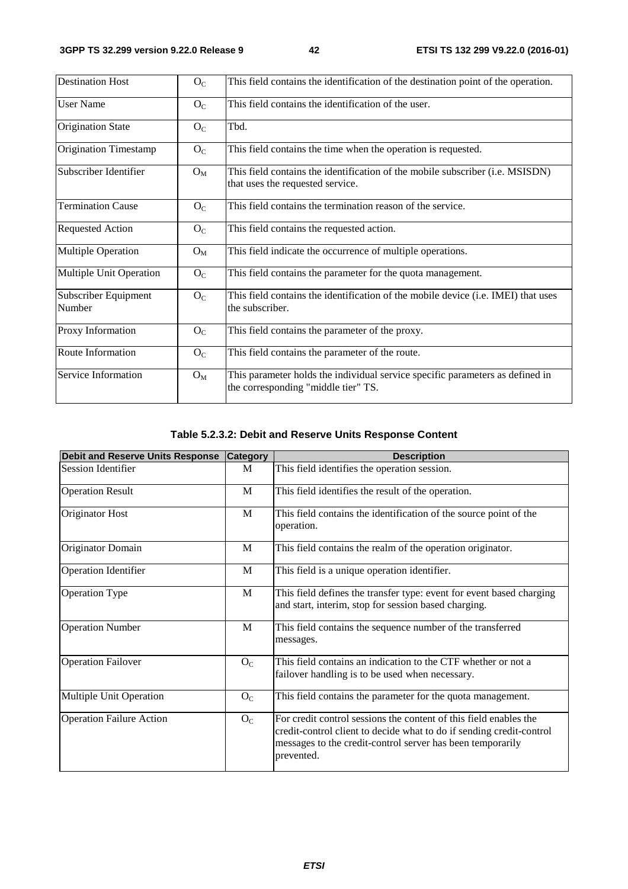| | | |
|---|---|---|
| Destination Host | $O_C$ | This field contains the identification of the destination point of the operation. |
| User Name | $O_C$ | This field contains the identification of the user. |
| Origination State | $O_C$ | Tbd. |
| Origination Timestamp | $O_C$ | This field contains the time when the operation is requested. |
| Subscriber Identifier | $O_M$ | This field contains the identification of the mobile subscriber (i.e. MSISDN) that uses the requested service. |
| Termination Cause | $O_C$ | This field contains the termination reason of the service. |
| Requested Action | $O_C$ | This field contains the requested action. |
| Multiple Operation | $O_M$ | This field indicate the occurrence of multiple operations. |
| Multiple Unit Operation | $O_C$ | This field contains the parameter for the quota management. |
| Subscriber Equipment Number | $O_C$ | This field contains the identification of the mobile device (i.e. IMEI) that uses the subscriber. |
| Proxy Information | $O_C$ | This field contains the parameter of the proxy. |
| Route Information | $O_C$ | This field contains the parameter of the route. |
| Service Information | $O_M$ | This parameter holds the individual service specific parameters as defined in the corresponding "middle tier" TS. |

**Table 5.2.3.2: Debit and Reserve Units Response Content**

| Debit and Reserve Units Response | Category | Description |
|---|---|---|
| Session Identifier | M | This field identifies the operation session. |
| Operation Result | M | This field identifies the result of the operation. |
| Originator Host | M | This field contains the identification of the source point of the operation. |
| Originator Domain | M | This field contains the realm of the operation originator. |
| Operation Identifier | M | This field is a unique operation identifier. |
| Operation Type | M | This field defines the transfer type: event for event based charging and start, interim, stop for session based charging. |
| Operation Number | M | This field contains the sequence number of the transferred messages. |
| Operation Failover | $O_C$ | This field contains an indication to the CTF whether or not a failover handling is to be used when necessary. |
| Multiple Unit Operation | $O_C$ | This field contains the parameter for the quota management. |
| Operation Failure Action | $O_C$ | For credit control sessions the content of this field enables the credit-control client to decide what to do if sending credit-control messages to the credit-control server has been temporarily prevented. |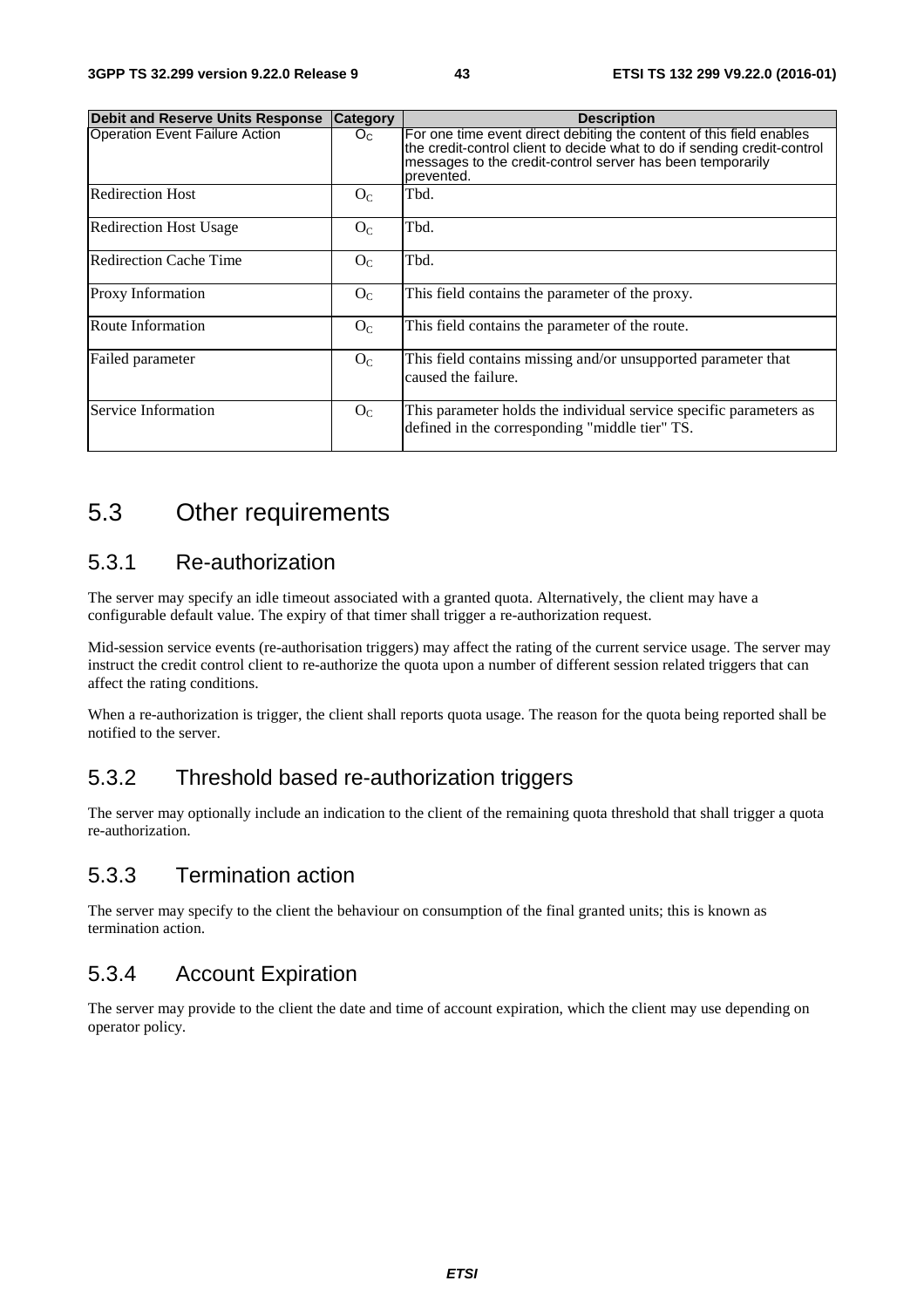| Debit and Reserve Units Response | Category | Description |
| --- | --- | --- |
| Operation Event Failure Action | $O_C$ | For one time event direct debiting the content of this field enables the credit-control client to decide what to do if sending credit-control messages to the credit-control server has been temporarily prevented. |
| Redirection Host | $O_C$ | Tbd. |
| Redirection Host Usage | $O_C$ | Tbd. |
| Redirection Cache Time | $O_C$ | Tbd. |
| Proxy Information | $O_C$ | This field contains the parameter of the proxy. |
| Route Information | $O_C$ | This field contains the parameter of the route. |
| Failed parameter | $O_C$ | This field contains missing and/or unsupported parameter that caused the failure. |
| Service Information | $O_C$ | This parameter holds the individual service specific parameters as defined in the corresponding "middle tier" TS. |

## 5.3 Other requirements

### 5.3.1 Re-authorization

The server may specify an idle timeout associated with a granted quota. Alternatively, the client may have a configurable default value. The expiry of that timer shall trigger a re-authorization request.

Mid-session service events (re-authorisation triggers) may affect the rating of the current service usage. The server may instruct the credit control client to re-authorize the quota upon a number of different session related triggers that can affect the rating conditions.

When a re-authorization is trigger, the client shall reports quota usage. The reason for the quota being reported shall be notified to the server.

### 5.3.2 Threshold based re-authorization triggers

The server may optionally include an indication to the client of the remaining quota threshold that shall trigger a quota re-authorization.

### 5.3.3 Termination action

The server may specify to the client the behaviour on consumption of the final granted units; this is known as termination action.

### 5.3.4 Account Expiration

The server may provide to the client the date and time of account expiration, which the client may use depending on operator policy.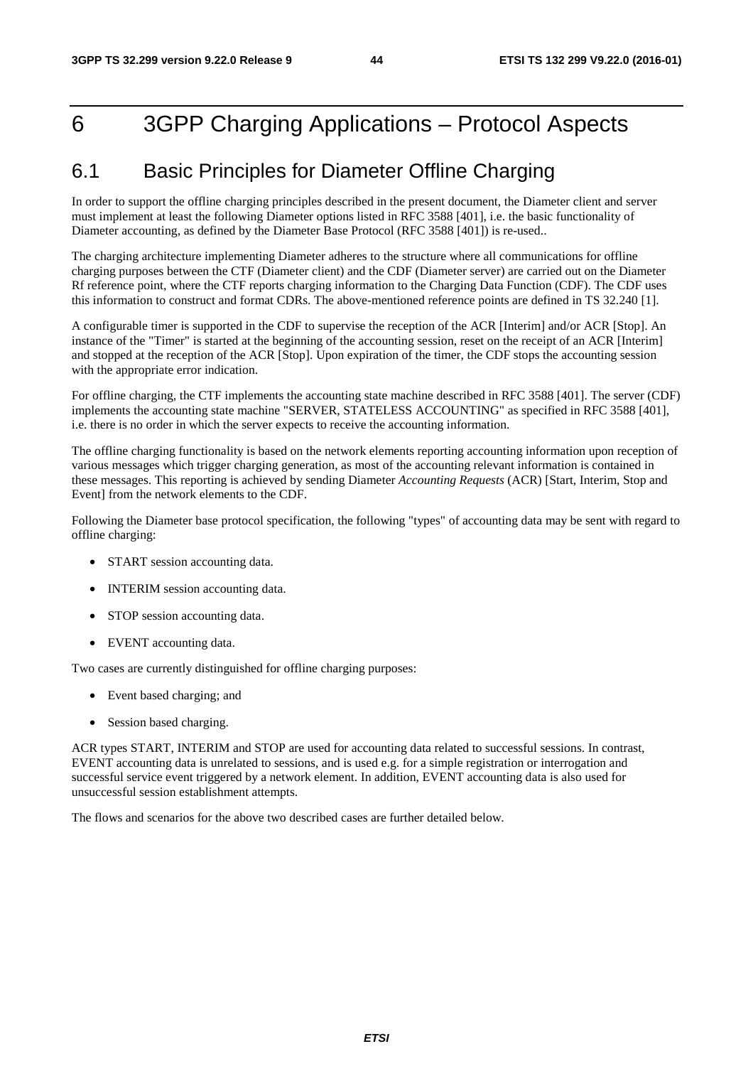# 6 3GPP Charging Applications – Protocol Aspects

## 6.1 Basic Principles for Diameter Offline Charging

In order to support the offline charging principles described in the present document, the Diameter client and server must implement at least the following Diameter options listed in RFC 3588 [401], i.e. the basic functionality of Diameter accounting, as defined by the Diameter Base Protocol (RFC 3588 [401]) is re-used..

The charging architecture implementing Diameter adheres to the structure where all communications for offline charging purposes between the CTF (Diameter client) and the CDF (Diameter server) are carried out on the Diameter Rf reference point, where the CTF reports charging information to the Charging Data Function (CDF). The CDF uses this information to construct and format CDRs. The above-mentioned reference points are defined in TS 32.240 [1].

A configurable timer is supported in the CDF to supervise the reception of the ACR [Interim] and/or ACR [Stop]. An instance of the "Timer" is started at the beginning of the accounting session, reset on the receipt of an ACR [Interim] and stopped at the reception of the ACR [Stop]. Upon expiration of the timer, the CDF stops the accounting session with the appropriate error indication.

For offline charging, the CTF implements the accounting state machine described in RFC 3588 [401]. The server (CDF) implements the accounting state machine "SERVER, STATELESS ACCOUNTING" as specified in RFC 3588 [401], i.e. there is no order in which the server expects to receive the accounting information.

The offline charging functionality is based on the network elements reporting accounting information upon reception of various messages which trigger charging generation, as most of the accounting relevant information is contained in these messages. This reporting is achieved by sending Diameter *Accounting Requests* (ACR) [Start, Interim, Stop and Event] from the network elements to the CDF.

Following the Diameter base protocol specification, the following "types" of accounting data may be sent with regard to offline charging:

- START session accounting data.
- INTERIM session accounting data.
- STOP session accounting data.
- EVENT accounting data.

Two cases are currently distinguished for offline charging purposes:

- Event based charging; and
- Session based charging.

ACR types START, INTERIM and STOP are used for accounting data related to successful sessions. In contrast, EVENT accounting data is unrelated to sessions, and is used e.g. for a simple registration or interrogation and successful service event triggered by a network element. In addition, EVENT accounting data is also used for unsuccessful session establishment attempts.

The flows and scenarios for the above two described cases are further detailed below.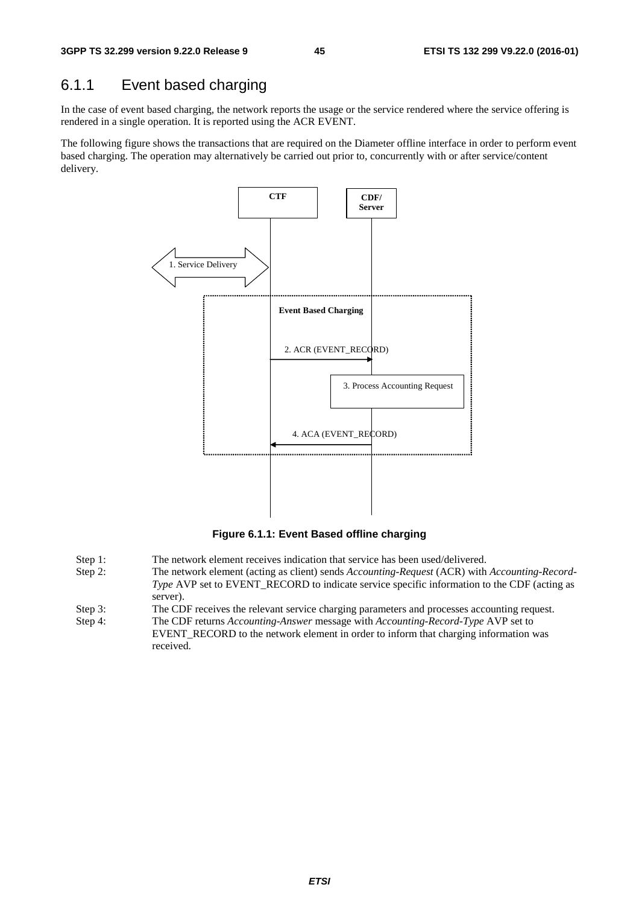### 6.1.1 Event based charging

In the case of event based charging, the network reports the usage or the service rendered where the service offering is rendered in a single operation. It is reported using the ACR EVENT.

The following figure shows the transactions that are required on the Diameter offline interface in order to perform event based charging. The operation may alternatively be carried out prior to, concurrently with or after service/content delivery.

CTF

CDF/ Server

1. Service Delivery

Event Based Charging

2. ACR (EVENT_RECORD)

3. Process Accounting Request

4. ACA (EVENT_RECORD)

**Figure 6.1.1: Event Based offline charging**

Step 1: The network element receives indication that service has been used/delivered.

Step 2: The network element (acting as client) sends *Accounting-Request* (ACR) with *Accounting-Record-Type* AVP set to EVENT_RECORD to indicate service specific information to the CDF (acting as server).

Step 3: The CDF receives the relevant service charging parameters and processes accounting request.

Step 4: The CDF returns *Accounting-Answer* message with *Accounting-Record-Type* AVP set to EVENT_RECORD to the network element in order to inform that charging information was received.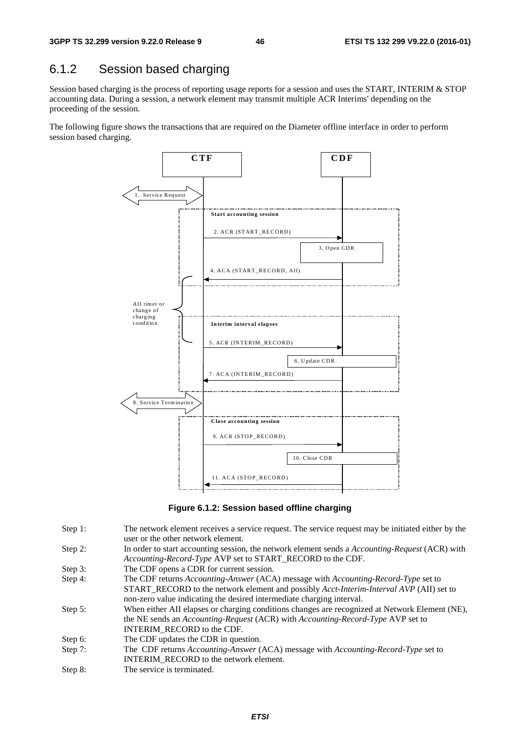### 6.1.2 Session based charging

Session based charging is the process of reporting usage reports for a session and uses the START, INTERIM & STOP accounting data. During a session, a network element may transmit multiple ACR Interims' depending on the proceeding of the session.

The following figure shows the transactions that are required on the Diameter offline interface in order to perform session based charging.

**Figure 6.1.2: Session based offline charging**

Step 1: The network element receives a service request. The service request may be initiated either by the user or the other network element.

Step 2: In order to start accounting session, the network element sends a *Accounting-Request* (ACR) with *Accounting-Record-Type* AVP set to START_RECORD to the CDF.

Step 3: The CDF opens a CDR for current session.

Step 4: The CDF returns *Accounting-Answer* (ACA) message with *Accounting-Record-Type* set to START_RECORD to the network element and possibly *Acct-Interim-Interval AVP* (AII) set to non-zero value indicating the desired intermediate charging interval.

Step 5: When either AII elapses or charging conditions changes are recognized at Network Element (NE), the NE sends an *Accounting-Request* (ACR) with *Accounting-Record-Type* AVP set to INTERIM_RECORD to the CDF.

Step 6: The CDF updates the CDR in question.

Step 7: The CDF returns *Accounting-Answer* (ACA) message with *Accounting-Record-Type* set to INTERIM_RECORD to the network element.

Step 8: The service is terminated.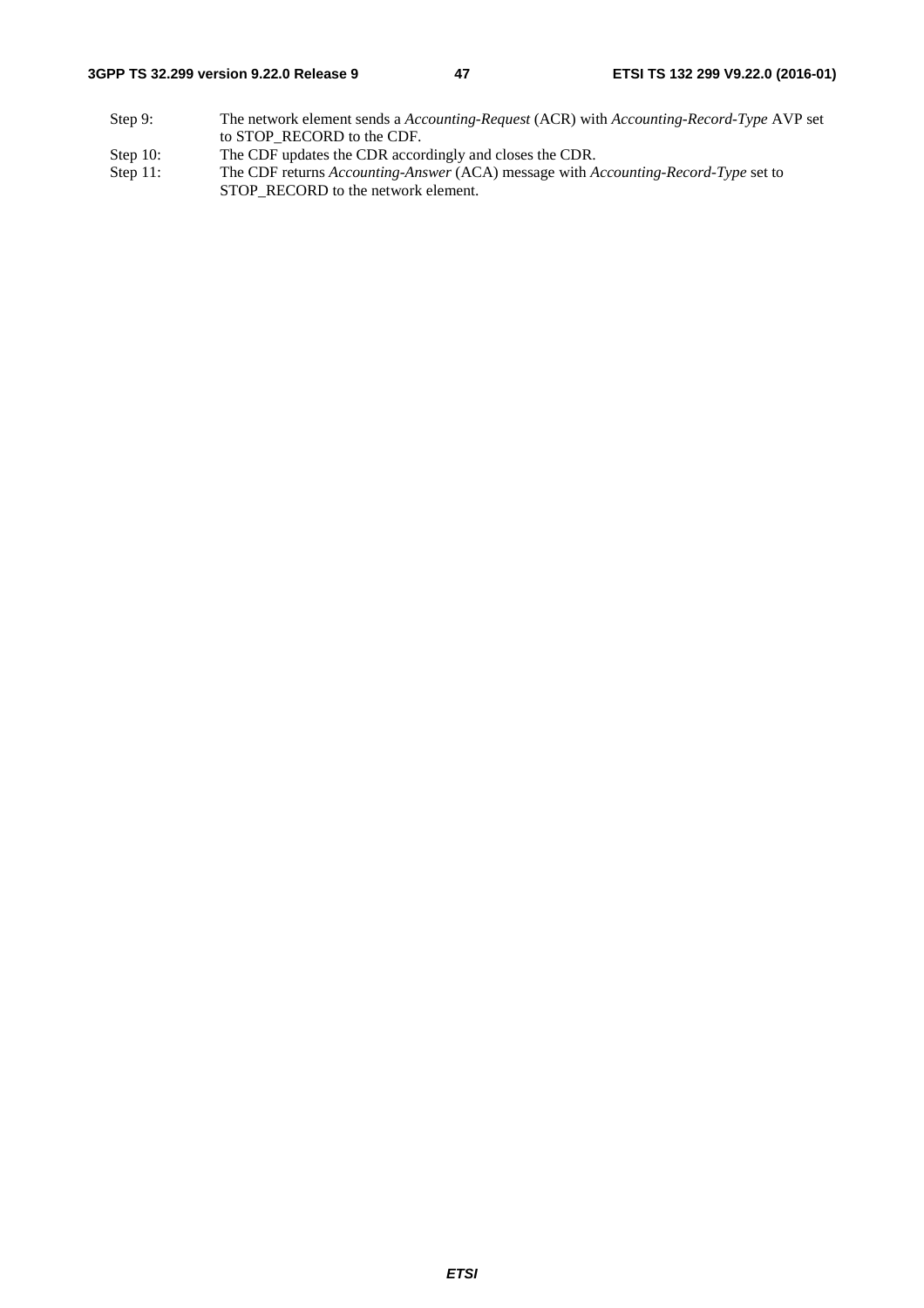Step 9: The network element sends a *Accounting-Request* (ACR) with *Accounting-Record-Type* AVP set to STOP_RECORD to the CDF.

Step 10: The CDF updates the CDR accordingly and closes the CDR.

Step 11: The CDF returns *Accounting-Answer* (ACA) message with *Accounting-Record-Type* set to STOP_RECORD to the network element.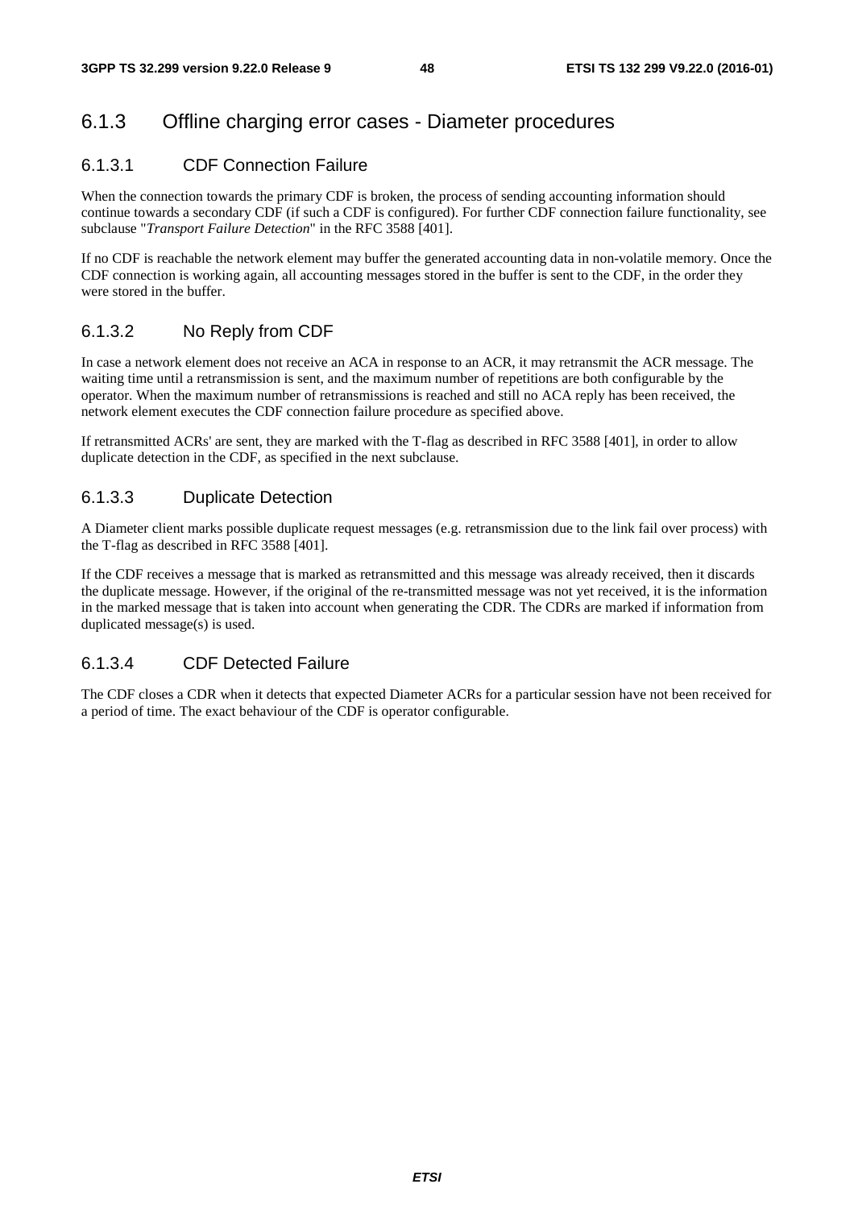### 6.1.3 Offline charging error cases - Diameter procedures

#### 6.1.3.1 CDF Connection Failure

When the connection towards the primary CDF is broken, the process of sending accounting information should continue towards a secondary CDF (if such a CDF is configured). For further CDF connection failure functionality, see subclause "*Transport Failure Detection*" in the RFC 3588 [401].

If no CDF is reachable the network element may buffer the generated accounting data in non-volatile memory. Once the CDF connection is working again, all accounting messages stored in the buffer is sent to the CDF, in the order they were stored in the buffer.

#### 6.1.3.2 No Reply from CDF

In case a network element does not receive an ACA in response to an ACR, it may retransmit the ACR message. The waiting time until a retransmission is sent, and the maximum number of repetitions are both configurable by the operator. When the maximum number of retransmissions is reached and still no ACA reply has been received, the network element executes the CDF connection failure procedure as specified above.

If retransmitted ACRs' are sent, they are marked with the T-flag as described in RFC 3588 [401], in order to allow duplicate detection in the CDF, as specified in the next subclause.

#### 6.1.3.3 Duplicate Detection

A Diameter client marks possible duplicate request messages (e.g. retransmission due to the link fail over process) with the T-flag as described in RFC 3588 [401].

If the CDF receives a message that is marked as retransmitted and this message was already received, then it discards the duplicate message. However, if the original of the re-transmitted message was not yet received, it is the information in the marked message that is taken into account when generating the CDR. The CDRs are marked if information from duplicated message(s) is used.

#### 6.1.3.4 CDF Detected Failure

The CDF closes a CDR when it detects that expected Diameter ACRs for a particular session have not been received for a period of time. The exact behaviour of the CDF is operator configurable.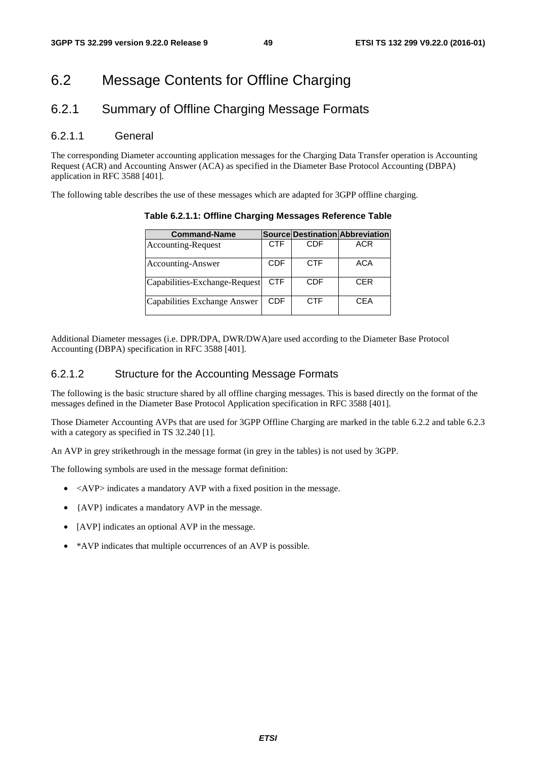# 6.2 Message Contents for Offline Charging

## 6.2.1 Summary of Offline Charging Message Formats

### 6.2.1.1 General

The corresponding Diameter accounting application messages for the Charging Data Transfer operation is Accounting Request (ACR) and Accounting Answer (ACA) as specified in the Diameter Base Protocol Accounting (DBPA) application in RFC 3588 [401].

The following table describes the use of these messages which are adapted for 3GPP offline charging.

**Table 6.2.1.1: Offline Charging Messages Reference Table**

| Command-Name | Source | Destination | Abbreviation |
|---|---|---|---|
| Accounting-Request | CTF | CDF | ACR |
| Accounting-Answer | CDF | CTF | ACA |
| Capabilities-Exchange-Request | CTF | CDF | CER |
| Capabilities Exchange Answer | CDF | CTF | CEA |

Additional Diameter messages (i.e. DPR/DPA, DWR/DWA)are used according to the Diameter Base Protocol Accounting (DBPA) specification in RFC 3588 [401].

### 6.2.1.2 Structure for the Accounting Message Formats

The following is the basic structure shared by all offline charging messages. This is based directly on the format of the messages defined in the Diameter Base Protocol Application specification in RFC 3588 [401].

Those Diameter Accounting AVPs that are used for 3GPP Offline Charging are marked in the table 6.2.2 and table 6.2.3 with a category as specified in TS 32.240 [1].

An AVP in grey strikethrough in the message format (in grey in the tables) is not used by 3GPP.

The following symbols are used in the message format definition:

- <AVP> indicates a mandatory AVP with a fixed position in the message.
- {AVP} indicates a mandatory AVP in the message.
- [AVP] indicates an optional AVP in the message.
- *AVP indicates that multiple occurrences of an AVP is possible.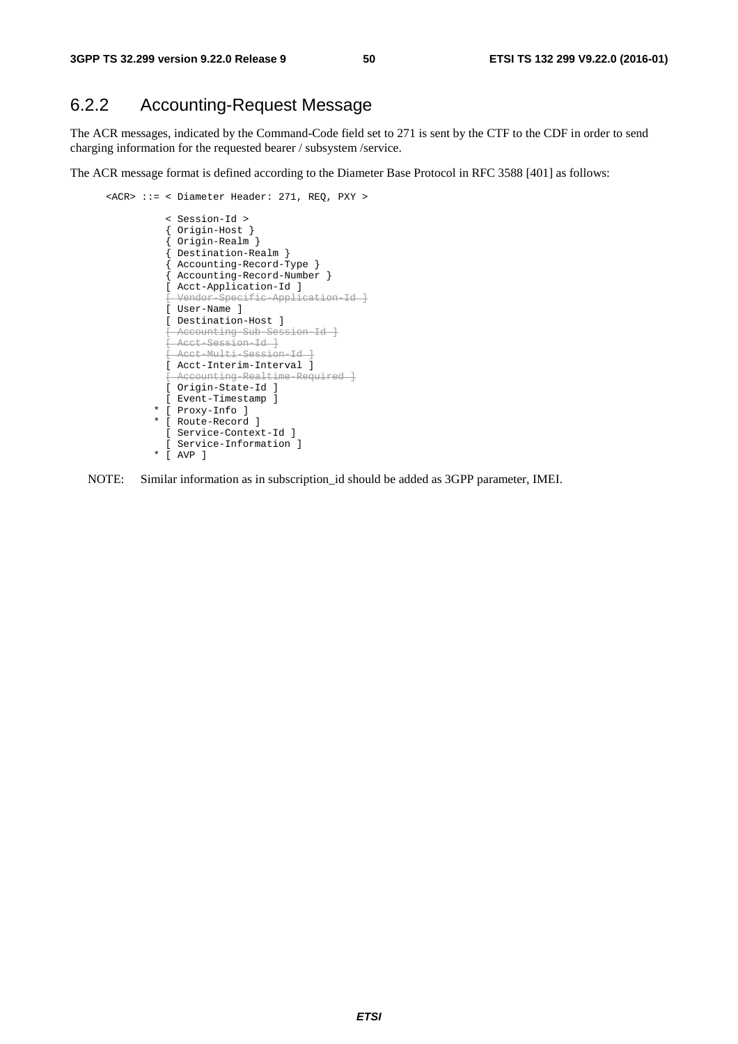## 6.2.2 Accounting-Request Message

The ACR messages, indicated by the Command-Code field set to 271 is sent by the CTF to the CDF in order to send charging information for the requested bearer / subsystem /service.

The ACR message format is defined according to the Diameter Base Protocol in RFC 3588 [401] as follows:

```
<ACR> ::= < Diameter Header: 271, REQ, PXY >

          < Session-Id >
          { Origin-Host }
          { Origin-Realm }
          { Destination-Realm }
          { Accounting-Record-Type }
          { Accounting-Record-Number }
          [ Acct-Application-Id ]
          [ Vendor-Specific-Application-Id ]
          [ User-Name ]
          [ Destination-Host ]
          [ Accounting-Sub-Session-Id ]
          [ Acct-Session-Id ]
          [ Acct-Multi-Session-Id ]
          [ Acct-Interim-Interval ]
          [ Accounting-Realtime-Required ]
          [ Origin-State-Id ]
          [ Event-Timestamp ]
        * [ Proxy-Info ]
        * [ Route-Record ]
          [ Service-Context-Id ]
          [ Service-Information ]
        * [ AVP ]
```

NOTE: Similar information as in subscription_id should be added as 3GPP parameter, IMEI.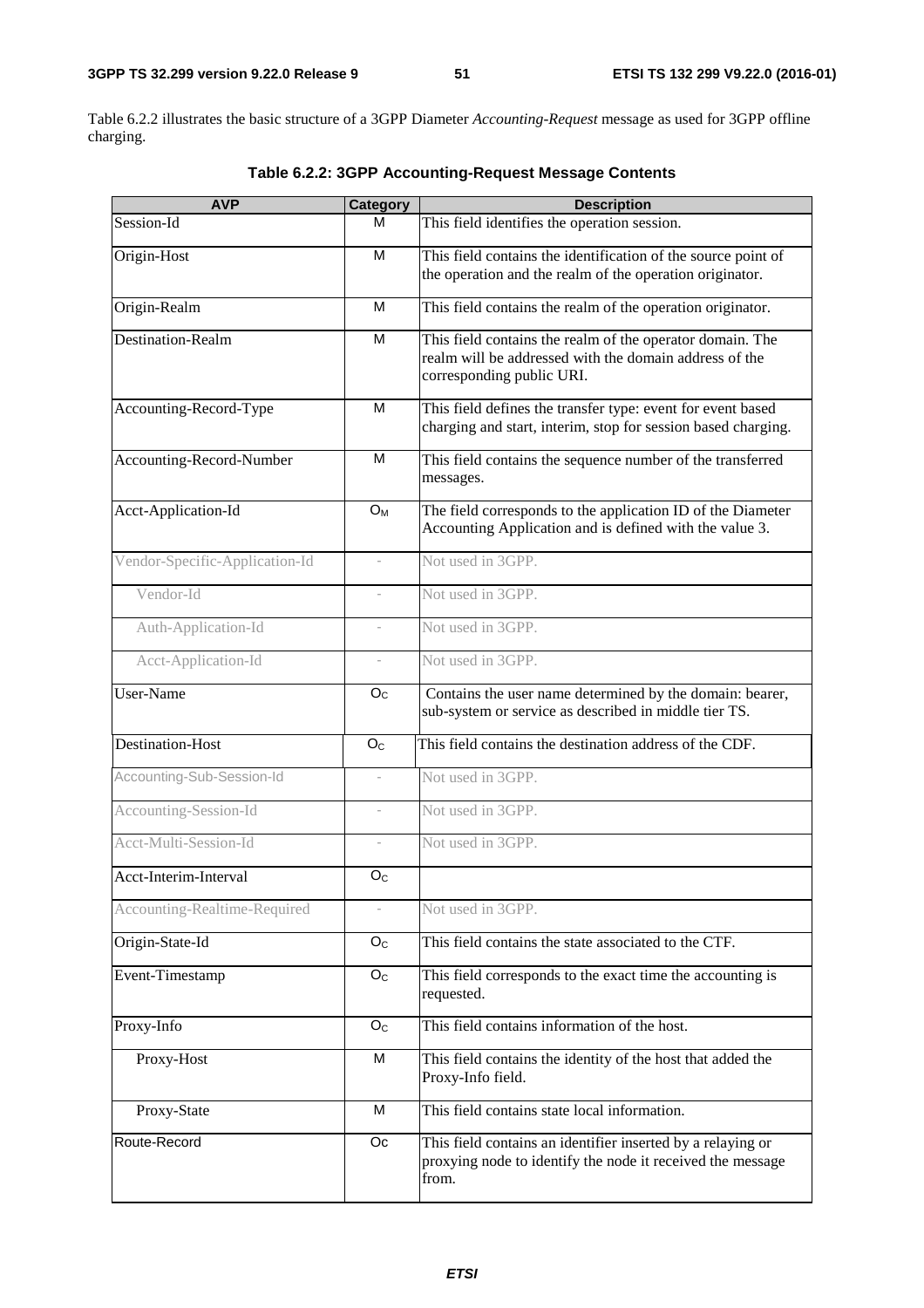Table 6.2.2 illustrates the basic structure of a 3GPP Diameter *Accounting-Request* message as used for 3GPP offline charging.

**Table 6.2.2: 3GPP Accounting-Request Message Contents**

| AVP | Category | Description |
|---|---|---|
| Session-Id | M | This field identifies the operation session. |
| Origin-Host | M | This field contains the identification of the source point of the operation and the realm of the operation originator. |
| Origin-Realm | M | This field contains the realm of the operation originator. |
| Destination-Realm | M | This field contains the realm of the operator domain. The realm will be addressed with the domain address of the corresponding public URI. |
| Accounting-Record-Type | M | This field defines the transfer type: event for event based charging and start, interim, stop for session based charging. |
| Accounting-Record-Number | M | This field contains the sequence number of the transferred messages. |
| Acct-Application-Id | $O_M$ | The field corresponds to the application ID of the Diameter Accounting Application and is defined with the value 3. |
| Vendor-Specific-Application-Id | - | Not used in 3GPP. |
| Vendor-Id | - | Not used in 3GPP. |
| Auth-Application-Id | - | Not used in 3GPP. |
| Acct-Application-Id | - | Not used in 3GPP. |
| User-Name | $O_C$ | Contains the user name determined by the domain: bearer, sub-system or service as described in middle tier TS. |
| Destination-Host | $O_C$ | This field contains the destination address of the CDF. |
| Accounting-Sub-Session-Id | - | Not used in 3GPP. |
| Accounting-Session-Id | - | Not used in 3GPP. |
| Acct-Multi-Session-Id | - | Not used in 3GPP. |
| Acct-Interim-Interval | $O_C$ | |
| Accounting-Realtime-Required | - | Not used in 3GPP. |
| Origin-State-Id | $O_C$ | This field contains the state associated to the CTF. |
| Event-Timestamp | $O_C$ | This field corresponds to the exact time the accounting is requested. |
| Proxy-Info | $O_C$ | This field contains information of the host. |
| Proxy-Host | M | This field contains the identity of the host that added the Proxy-Info field. |
| Proxy-State | M | This field contains state local information. |
| Route-Record | Oc | This field contains an identifier inserted by a relaying or proxying node to identify the node it received the message from. |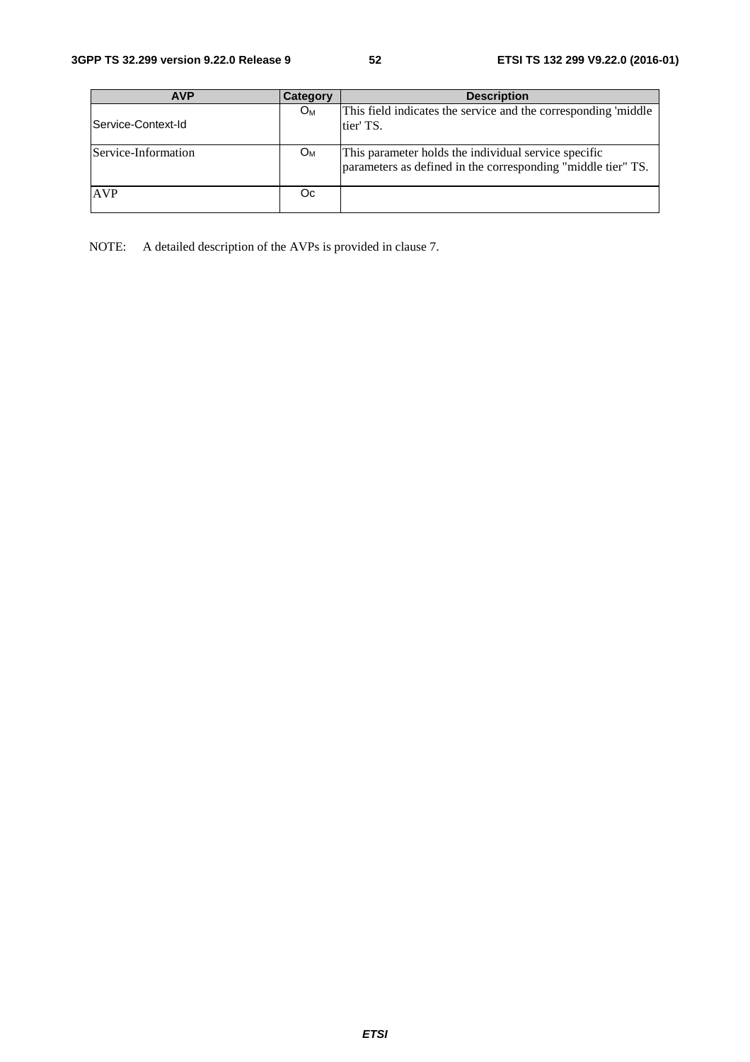| AVP | Category | Description |
|---|---|---|
| Service-Context-Id | $O_M$ | This field indicates the service and the corresponding 'middle tier' TS. |
| Service-Information | $O_M$ | This parameter holds the individual service specific parameters as defined in the corresponding "middle tier" TS. |
| AVP | Oc | |

NOTE: A detailed description of the AVPs is provided in clause 7.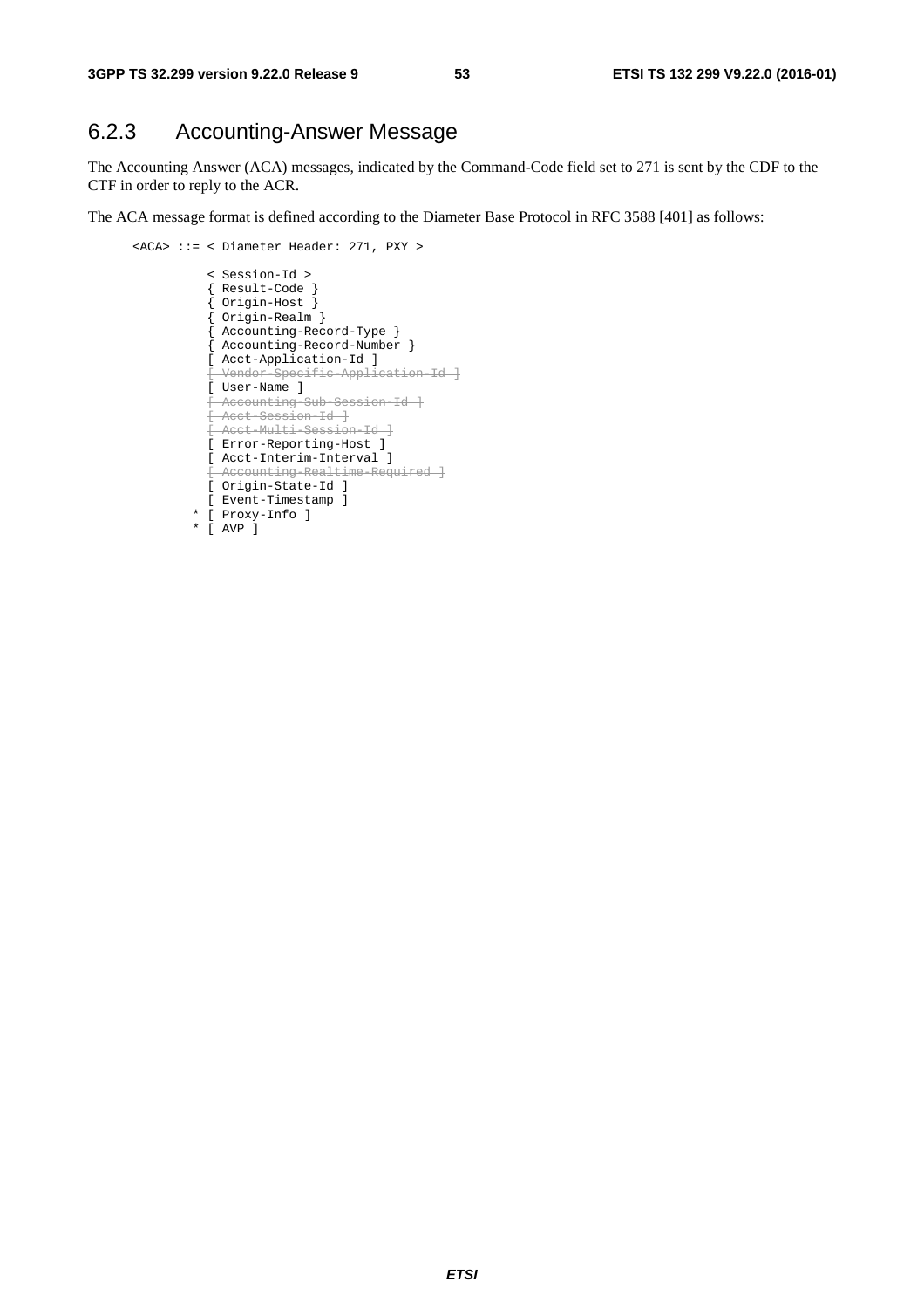## 6.2.3 Accounting-Answer Message

The Accounting Answer (ACA) messages, indicated by the Command-Code field set to 271 is sent by the CDF to the CTF in order to reply to the ACR.

The ACA message format is defined according to the Diameter Base Protocol in RFC 3588 [401] as follows:

```
<ACA> ::= < Diameter Header: 271, PXY >

          < Session-Id >
          { Result-Code }
          { Origin-Host }
          { Origin-Realm }
          { Accounting-Record-Type }
          { Accounting-Record-Number }
          [ Acct-Application-Id ]
          [ Vendor-Specific-Application-Id ]
          [ User-Name ]
          [ Accounting-Sub-Session-Id ]
          [ Acct-Session-Id ]
          [ Acct-Multi-Session-Id ]
          [ Error-Reporting-Host ]
          [ Acct-Interim-Interval ]
          [ Accounting-Realtime-Required ]
          [ Origin-State-Id ]
          [ Event-Timestamp ]
        * [ Proxy-Info ]
        * [ AVP ]
```

Note: In the source, the following lines are shown with strikethrough formatting, which the code block above cannot render: [ Vendor-Specific-Application-Id ], [ Accounting-Sub-Session-Id ], [ Acct-Session-Id ], [ Acct-Multi-Session-Id ], and [ Accounting-Realtime-Required ].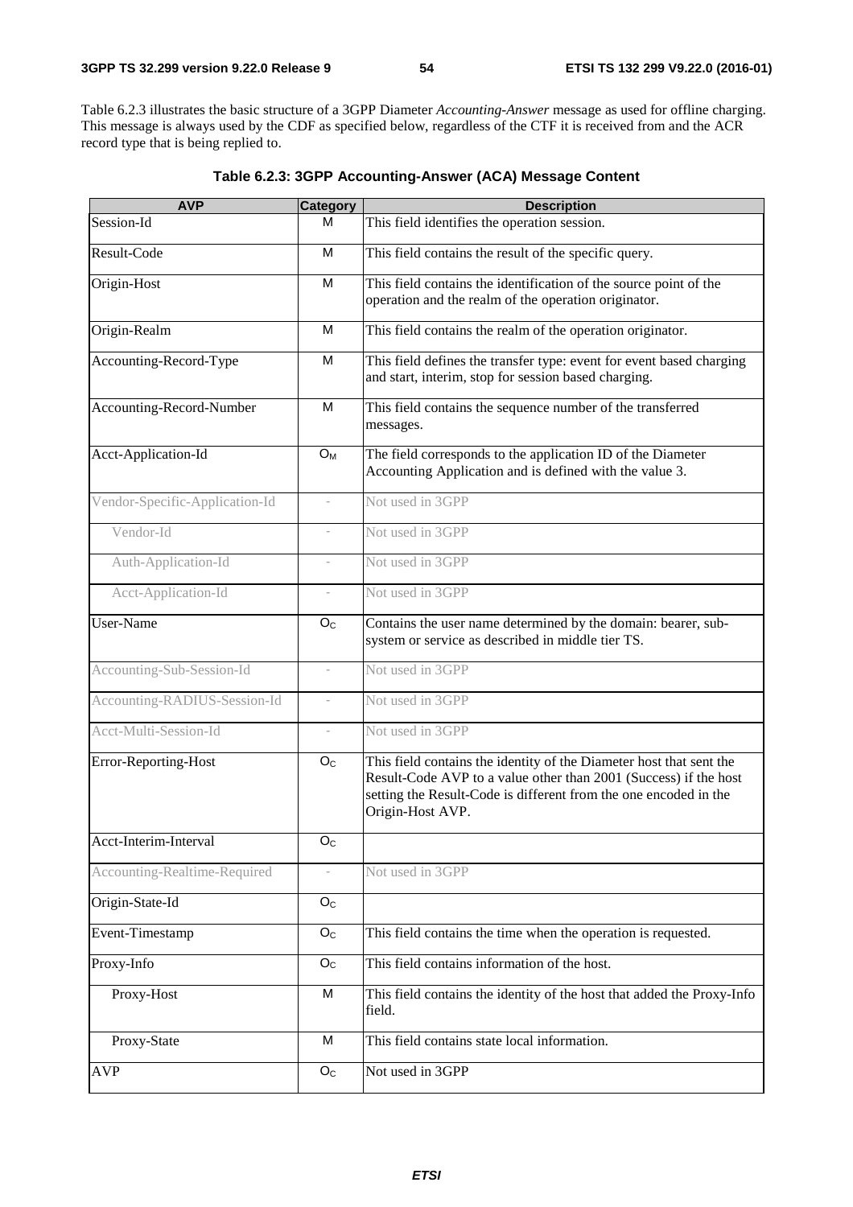Table 6.2.3 illustrates the basic structure of a 3GPP Diameter *Accounting-Answer* message as used for offline charging. This message is always used by the CDF as specified below, regardless of the CTF it is received from and the ACR record type that is being replied to.

**Table 6.2.3: 3GPP Accounting-Answer (ACA) Message Content**

| AVP | Category | Description |
|---|---|---|
| Session-Id | M | This field identifies the operation session. |
| Result-Code | M | This field contains the result of the specific query. |
| Origin-Host | M | This field contains the identification of the source point of the operation and the realm of the operation originator. |
| Origin-Realm | M | This field contains the realm of the operation originator. |
| Accounting-Record-Type | M | This field defines the transfer type: event for event based charging and start, interim, stop for session based charging. |
| Accounting-Record-Number | M | This field contains the sequence number of the transferred messages. |
| Acct-Application-Id | $O_M$ | The field corresponds to the application ID of the Diameter Accounting Application and is defined with the value 3. |
| Vendor-Specific-Application-Id | - | Not used in 3GPP |
| Vendor-Id | - | Not used in 3GPP |
| Auth-Application-Id | - | Not used in 3GPP |
| Acct-Application-Id | - | Not used in 3GPP |
| User-Name | $O_C$ | Contains the user name determined by the domain: bearer, sub-system or service as described in middle tier TS. |
| Accounting-Sub-Session-Id | - | Not used in 3GPP |
| Accounting-RADIUS-Session-Id | - | Not used in 3GPP |
| Acct-Multi-Session-Id | - | Not used in 3GPP |
| Error-Reporting-Host | $O_C$ | This field contains the identity of the Diameter host that sent the Result-Code AVP to a value other than 2001 (Success) if the host setting the Result-Code is different from the one encoded in the Origin-Host AVP. |
| Acct-Interim-Interval | $O_C$ | |
| Accounting-Realtime-Required | - | Not used in 3GPP |
| Origin-State-Id | $O_C$ | |
| Event-Timestamp | $O_C$ | This field contains the time when the operation is requested. |
| Proxy-Info | $O_C$ | This field contains information of the host. |
| Proxy-Host | M | This field contains the identity of the host that added the Proxy-Info field. |
| Proxy-State | M | This field contains state local information. |
| AVP | $O_C$ | Not used in 3GPP |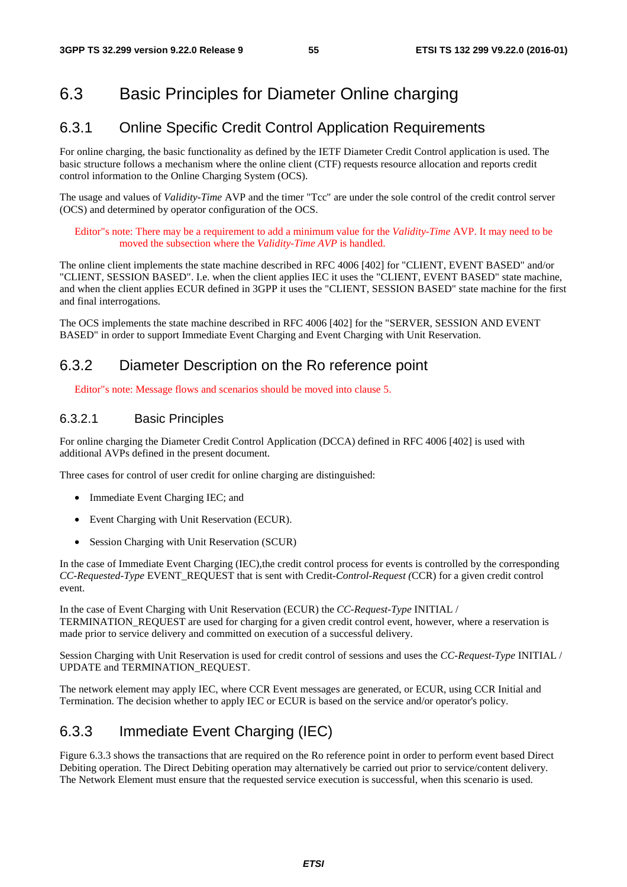## 6.3 Basic Principles for Diameter Online charging

### 6.3.1 Online Specific Credit Control Application Requirements

For online charging, the basic functionality as defined by the IETF Diameter Credit Control application is used. The basic structure follows a mechanism where the online client (CTF) requests resource allocation and reports credit control information to the Online Charging System (OCS).

The usage and values of *Validity-Time* AVP and the timer "Tcc" are under the sole control of the credit control server (OCS) and determined by operator configuration of the OCS.

Editor"s note: There may be a requirement to add a minimum value for the *Validity-Time* AVP. It may need to be moved the subsection where the *Validity-Time AVP* is handled.

The online client implements the state machine described in RFC 4006 [402] for "CLIENT, EVENT BASED" and/or "CLIENT, SESSION BASED". I.e. when the client applies IEC it uses the "CLIENT, EVENT BASED" state machine, and when the client applies ECUR defined in 3GPP it uses the "CLIENT, SESSION BASED" state machine for the first and final interrogations.

The OCS implements the state machine described in RFC 4006 [402] for the "SERVER, SESSION AND EVENT BASED" in order to support Immediate Event Charging and Event Charging with Unit Reservation.

### 6.3.2 Diameter Description on the Ro reference point

Editor"s note: Message flows and scenarios should be moved into clause 5.

#### 6.3.2.1 Basic Principles

For online charging the Diameter Credit Control Application (DCCA) defined in RFC 4006 [402] is used with additional AVPs defined in the present document.

Three cases for control of user credit for online charging are distinguished:

- Immediate Event Charging IEC; and
- Event Charging with Unit Reservation (ECUR).
- Session Charging with Unit Reservation (SCUR)

In the case of Immediate Event Charging (IEC),the credit control process for events is controlled by the corresponding *CC-Requested-Type* EVENT_REQUEST that is sent with Credit-*Control-Request (*CCR) for a given credit control event.

In the case of Event Charging with Unit Reservation (ECUR) the *CC-Request-Type* INITIAL / TERMINATION_REQUEST are used for charging for a given credit control event, however, where a reservation is made prior to service delivery and committed on execution of a successful delivery.

Session Charging with Unit Reservation is used for credit control of sessions and uses the *CC-Request-Type* INITIAL / UPDATE and TERMINATION_REQUEST.

The network element may apply IEC, where CCR Event messages are generated, or ECUR, using CCR Initial and Termination. The decision whether to apply IEC or ECUR is based on the service and/or operator's policy.

### 6.3.3 Immediate Event Charging (IEC)

Figure 6.3.3 shows the transactions that are required on the Ro reference point in order to perform event based Direct Debiting operation. The Direct Debiting operation may alternatively be carried out prior to service/content delivery. The Network Element must ensure that the requested service execution is successful, when this scenario is used.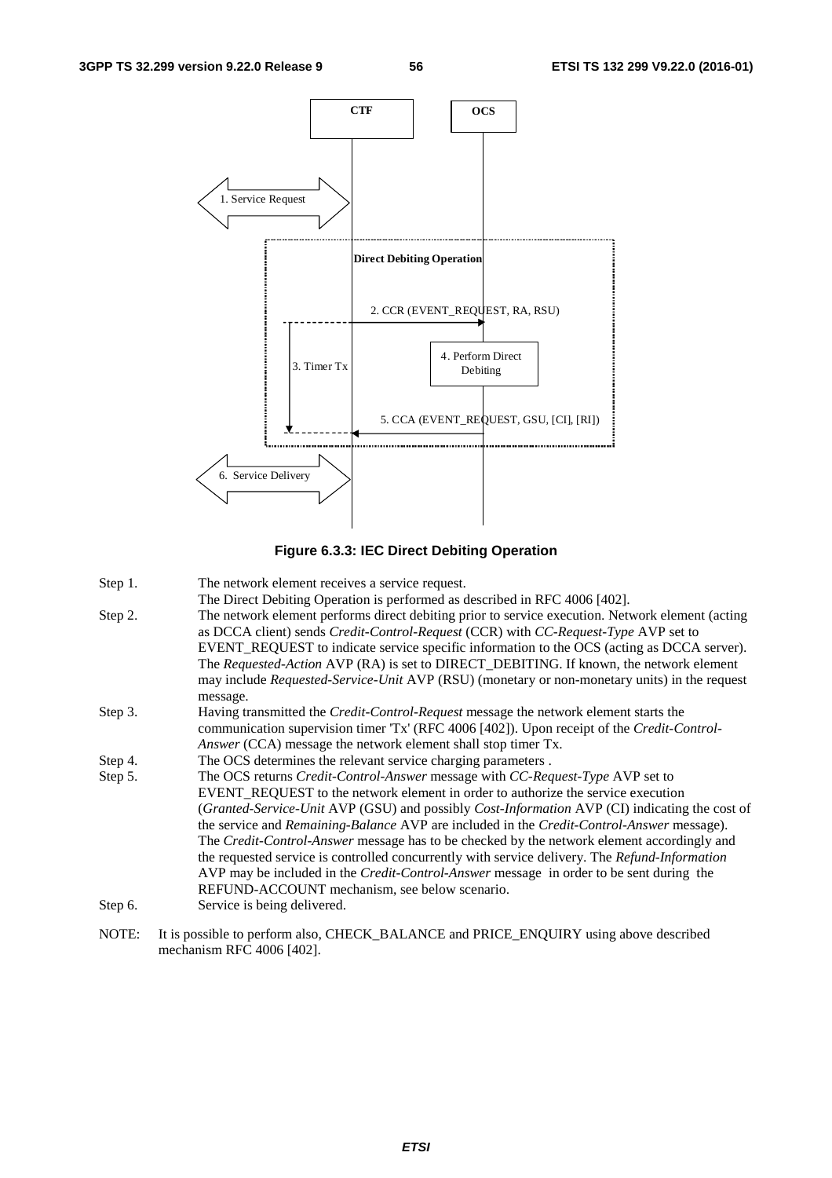**Figure 6.3.3: IEC Direct Debiting Operation**

Step 1. The network element receives a service request.
The Direct Debiting Operation is performed as described in RFC 4006 [402].

Step 2. The network element performs direct debiting prior to service execution. Network element (acting as DCCA client) sends *Credit-Control-Request* (CCR) with *CC-Request-Type* AVP set to EVENT_REQUEST to indicate service specific information to the OCS (acting as DCCA server). The *Requested-Action* AVP (RA) is set to DIRECT_DEBITING. If known, the network element may include *Requested-Service-Unit* AVP (RSU) (monetary or non-monetary units) in the request message.

Step 3. Having transmitted the *Credit-Control-Request* message the network element starts the communication supervision timer 'Tx' (RFC 4006 [402]). Upon receipt of the *Credit-Control-Answer* (CCA) message the network element shall stop timer Tx.

Step 4. The OCS determines the relevant service charging parameters .

Step 5. The OCS returns *Credit-Control-Answer* message with *CC-Request-Type* AVP set to EVENT_REQUEST to the network element in order to authorize the service execution (*Granted-Service-Unit* AVP (GSU) and possibly *Cost-Information* AVP (CI) indicating the cost of the service and *Remaining-Balance* AVP are included in the *Credit-Control-Answer* message). The *Credit-Control-Answer* message has to be checked by the network element accordingly and the requested service is controlled concurrently with service delivery. The *Refund-Information* AVP may be included in the *Credit-Control-Answer* message in order to be sent during the REFUND-ACCOUNT mechanism, see below scenario.

Step 6. Service is being delivered.

NOTE: It is possible to perform also, CHECK_BALANCE and PRICE_ENQUIRY using above described mechanism RFC 4006 [402].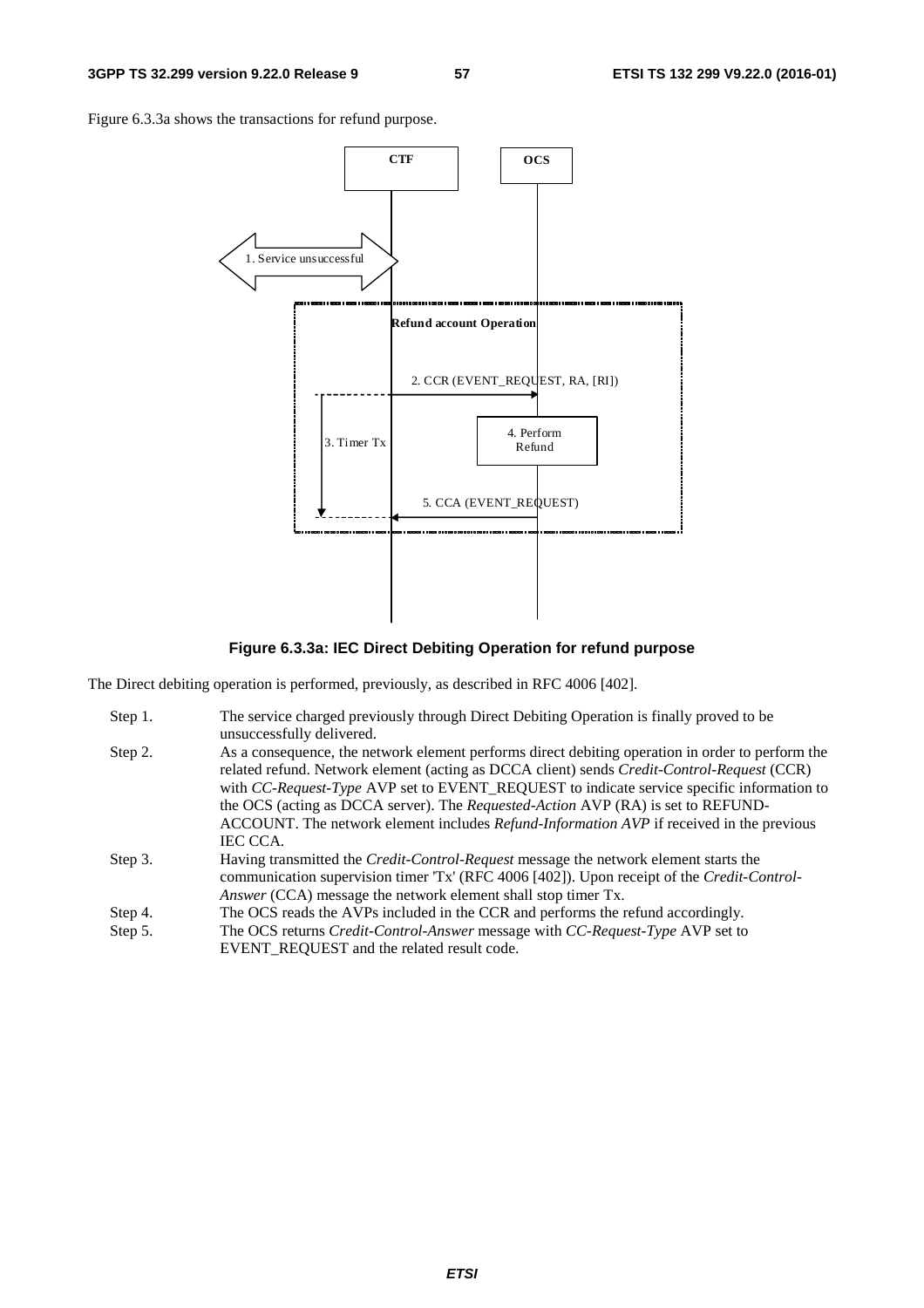Figure 6.3.3a shows the transactions for refund purpose.

**Figure 6.3.3a: IEC Direct Debiting Operation for refund purpose**

The Direct debiting operation is performed, previously, as described in RFC 4006 [402].

Step 1. The service charged previously through Direct Debiting Operation is finally proved to be unsuccessfully delivered.

Step 2. As a consequence, the network element performs direct debiting operation in order to perform the related refund. Network element (acting as DCCA client) sends *Credit-Control-Request* (CCR) with *CC-Request-Type* AVP set to EVENT_REQUEST to indicate service specific information to the OCS (acting as DCCA server). The *Requested-Action* AVP (RA) is set to REFUND-ACCOUNT. The network element includes *Refund-Information AVP* if received in the previous IEC CCA.

Step 3. Having transmitted the *Credit-Control-Request* message the network element starts the communication supervision timer 'Tx' (RFC 4006 [402]). Upon receipt of the *Credit-Control-Answer* (CCA) message the network element shall stop timer Tx.

Step 4. The OCS reads the AVPs included in the CCR and performs the refund accordingly.

Step 5. The OCS returns *Credit-Control-Answer* message with *CC-Request-Type* AVP set to EVENT_REQUEST and the related result code.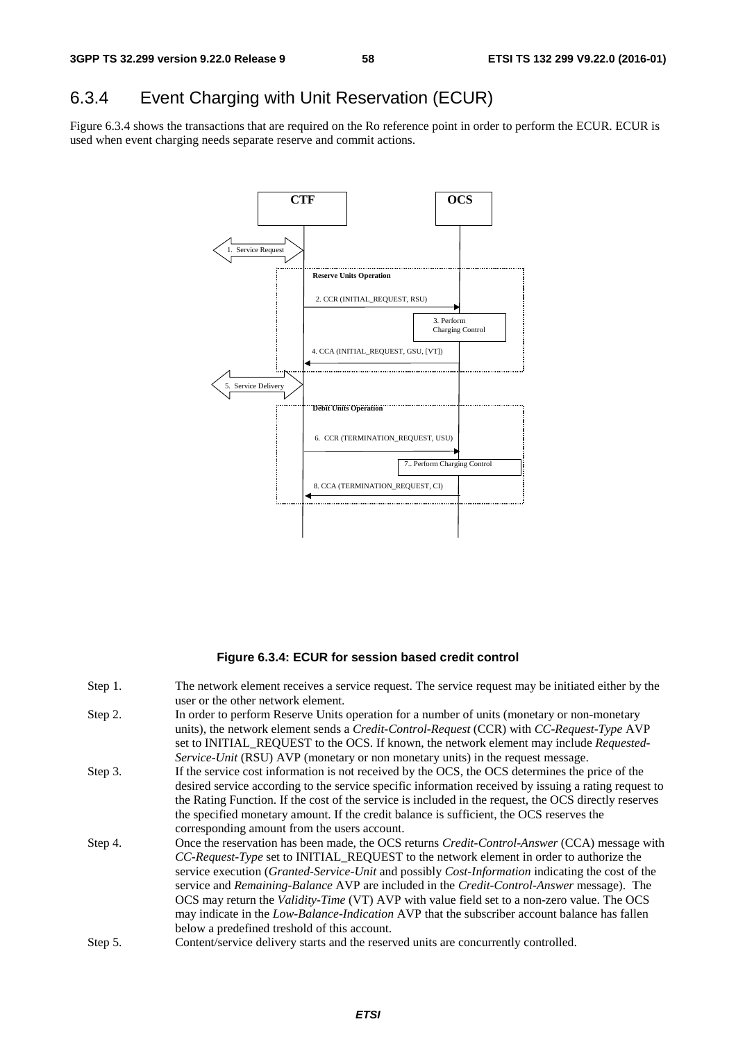### 6.3.4 Event Charging with Unit Reservation (ECUR)

Figure 6.3.4 shows the transactions that are required on the Ro reference point in order to perform the ECUR. ECUR is used when event charging needs separate reserve and commit actions.

CTF | OCS

1. Service Request

Reserve Units Operation

2. CCR (INITIAL_REQUEST, RSU)

3. Perform Charging Control

4. CCA (INITIAL_REQUEST, GSU, [VT])

5. Service Delivery

Debit Units Operation

6. CCR (TERMINATION_REQUEST, USU)

7.. Perform Charging Control

8. CCA (TERMINATION_REQUEST, CI)

**Figure 6.3.4: ECUR for session based credit control**

Step 1. The network element receives a service request. The service request may be initiated either by the user or the other network element.

Step 2. In order to perform Reserve Units operation for a number of units (monetary or non-monetary units), the network element sends a *Credit-Control-Request* (CCR) with *CC-Request-Type* AVP set to INITIAL_REQUEST to the OCS. If known, the network element may include *Requested-Service-Unit* (RSU) AVP (monetary or non monetary units) in the request message.

Step 3. If the service cost information is not received by the OCS, the OCS determines the price of the desired service according to the service specific information received by issuing a rating request to the Rating Function. If the cost of the service is included in the request, the OCS directly reserves the specified monetary amount. If the credit balance is sufficient, the OCS reserves the corresponding amount from the users account.

Step 4. Once the reservation has been made, the OCS returns *Credit-Control-Answer* (CCA) message with *CC-Request-Type* set to INITIAL_REQUEST to the network element in order to authorize the service execution (*Granted-Service-Unit* and possibly *Cost-Information* indicating the cost of the service and *Remaining-Balance* AVP are included in the *Credit-Control-Answer* message). The OCS may return the *Validity-Time* (VT) AVP with value field set to a non-zero value. The OCS may indicate in the *Low-Balance-Indication* AVP that the subscriber account balance has fallen below a predefined treshold of this account.

Step 5. Content/service delivery starts and the reserved units are concurrently controlled.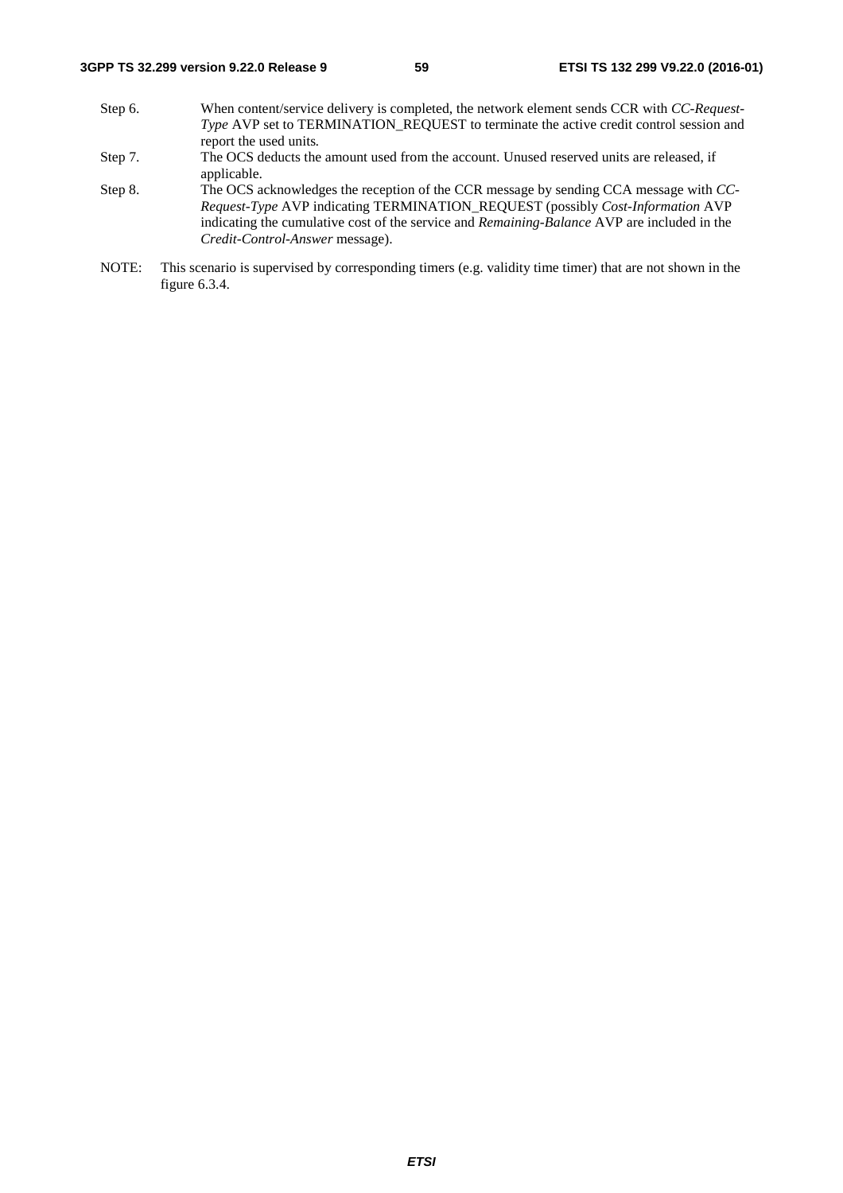Step 6. When content/service delivery is completed, the network element sends CCR with *CC-Request-Type* AVP set to TERMINATION_REQUEST to terminate the active credit control session and report the used units.

Step 7. The OCS deducts the amount used from the account. Unused reserved units are released, if applicable.

Step 8. The OCS acknowledges the reception of the CCR message by sending CCA message with *CC-Request-Type* AVP indicating TERMINATION_REQUEST (possibly *Cost-Information* AVP indicating the cumulative cost of the service and *Remaining-Balance* AVP are included in the *Credit-Control-Answer* message).

NOTE: This scenario is supervised by corresponding timers (e.g. validity time timer) that are not shown in the figure 6.3.4.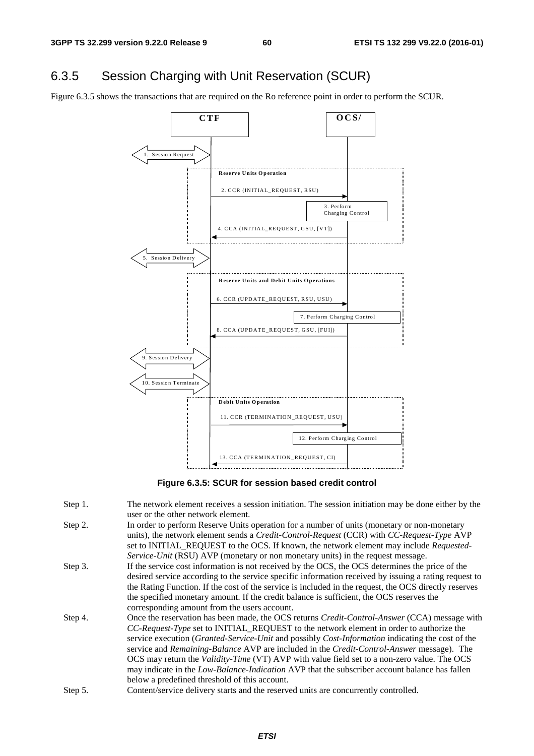## 6.3.5 Session Charging with Unit Reservation (SCUR)

Figure 6.3.5 shows the transactions that are required on the Ro reference point in order to perform the SCUR.

**Figure 6.3.5: SCUR for session based credit control**

Step 1. The network element receives a session initiation. The session initiation may be done either by the user or the other network element.

Step 2. In order to perform Reserve Units operation for a number of units (monetary or non-monetary units), the network element sends a *Credit-Control-Request* (CCR) with *CC-Request-Type* AVP set to INITIAL_REQUEST to the OCS. If known, the network element may include *Requested-Service-Unit* (RSU) AVP (monetary or non monetary units) in the request message.

Step 3. If the service cost information is not received by the OCS, the OCS determines the price of the desired service according to the service specific information received by issuing a rating request to the Rating Function. If the cost of the service is included in the request, the OCS directly reserves the specified monetary amount. If the credit balance is sufficient, the OCS reserves the corresponding amount from the users account.

Step 4. Once the reservation has been made, the OCS returns *Credit-Control-Answer* (CCA) message with *CC-Request-Type* set to INITIAL_REQUEST to the network element in order to authorize the service execution (*Granted-Service-Unit* and possibly *Cost-Information* indicating the cost of the service and *Remaining-Balance* AVP are included in the *Credit-Control-Answer* message). The OCS may return the *Validity-Time* (VT) AVP with value field set to a non-zero value. The OCS may indicate in the *Low-Balance-Indication* AVP that the subscriber account balance has fallen below a predefined threshold of this account.

Step 5. Content/service delivery starts and the reserved units are concurrently controlled.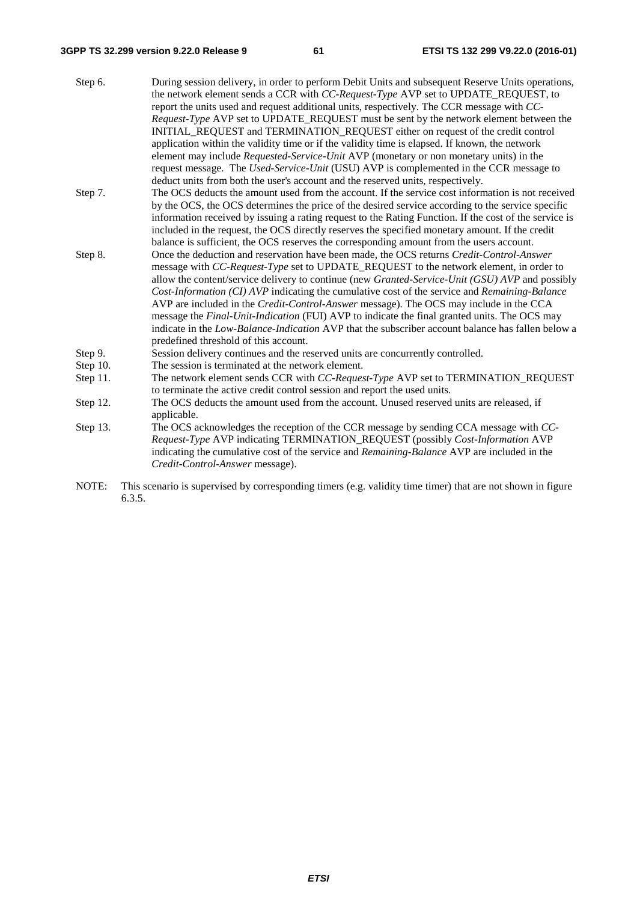Step 6. During session delivery, in order to perform Debit Units and subsequent Reserve Units operations, the network element sends a CCR with *CC-Request-Type* AVP set to UPDATE_REQUEST, to report the units used and request additional units, respectively. The CCR message with *CC-Request-Type* AVP set to UPDATE_REQUEST must be sent by the network element between the INITIAL_REQUEST and TERMINATION_REQUEST either on request of the credit control application within the validity time or if the validity time is elapsed. If known, the network element may include *Requested-Service-Unit* AVP (monetary or non monetary units) in the request message. The *Used-Service-Unit* (USU) AVP is complemented in the CCR message to deduct units from both the user's account and the reserved units, respectively.

Step 7. The OCS deducts the amount used from the account. If the service cost information is not received by the OCS, the OCS determines the price of the desired service according to the service specific information received by issuing a rating request to the Rating Function. If the cost of the service is included in the request, the OCS directly reserves the specified monetary amount. If the credit balance is sufficient, the OCS reserves the corresponding amount from the users account.

Step 8. Once the deduction and reservation have been made, the OCS returns *Credit-Control-Answer* message with *CC-Request-Type* set to UPDATE_REQUEST to the network element, in order to allow the content/service delivery to continue (new *Granted-Service-Unit (GSU) AVP* and possibly *Cost-Information (CI) AVP* indicating the cumulative cost of the service and *Remaining-Balance* AVP are included in the *Credit-Control-Answer* message). The OCS may include in the CCA message the *Final-Unit-Indication* (FUI) AVP to indicate the final granted units. The OCS may indicate in the *Low-Balance-Indication* AVP that the subscriber account balance has fallen below a predefined threshold of this account.

Step 9. Session delivery continues and the reserved units are concurrently controlled.

Step 10. The session is terminated at the network element.

Step 11. The network element sends CCR with *CC-Request-Type* AVP set to TERMINATION_REQUEST to terminate the active credit control session and report the used units.

Step 12. The OCS deducts the amount used from the account. Unused reserved units are released, if applicable.

Step 13. The OCS acknowledges the reception of the CCR message by sending CCA message with *CC-Request-Type* AVP indicating TERMINATION_REQUEST (possibly *Cost-Information* AVP indicating the cumulative cost of the service and *Remaining-Balance* AVP are included in the *Credit-Control-Answer* message).

NOTE: This scenario is supervised by corresponding timers (e.g. validity time timer) that are not shown in figure 6.3.5.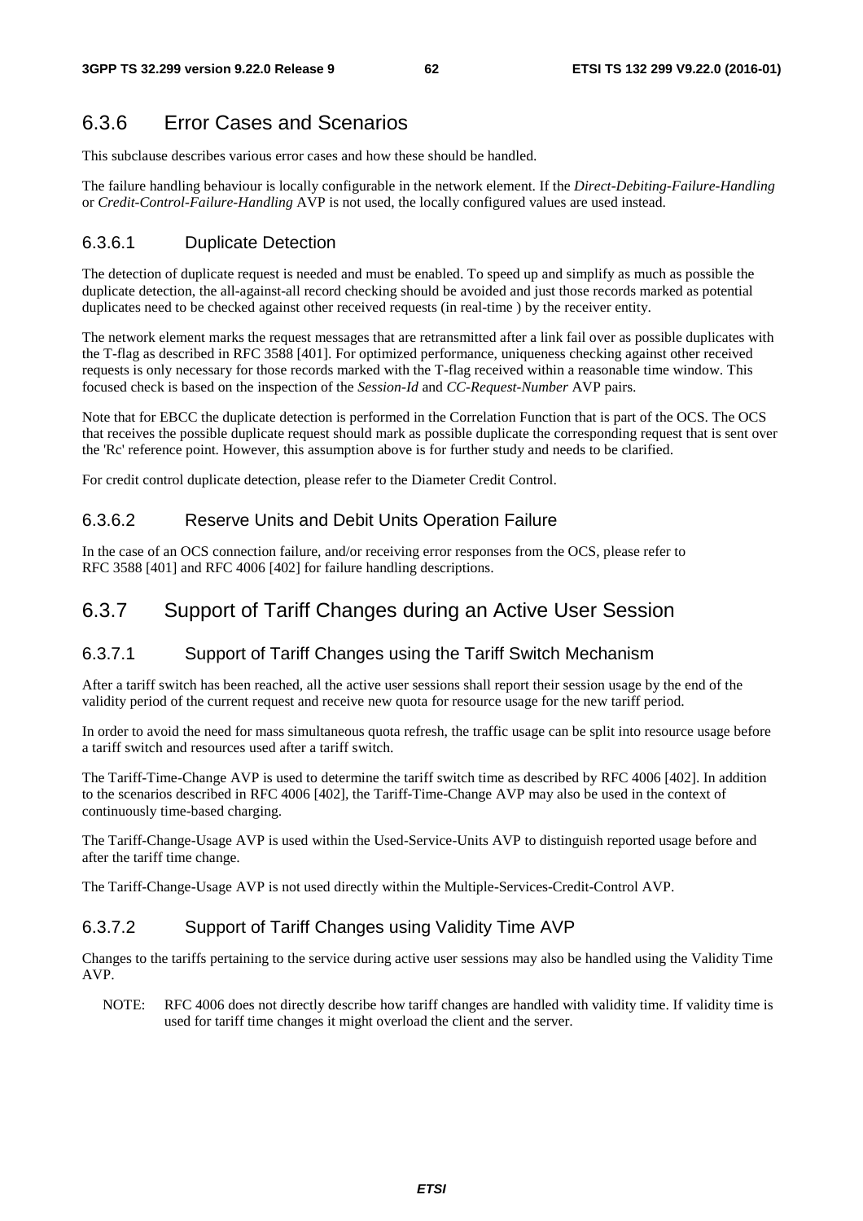## 6.3.6 Error Cases and Scenarios

This subclause describes various error cases and how these should be handled.

The failure handling behaviour is locally configurable in the network element. If the *Direct-Debiting-Failure-Handling* or *Credit-Control-Failure-Handling* AVP is not used, the locally configured values are used instead.

### 6.3.6.1 Duplicate Detection

The detection of duplicate request is needed and must be enabled. To speed up and simplify as much as possible the duplicate detection, the all-against-all record checking should be avoided and just those records marked as potential duplicates need to be checked against other received requests (in real-time ) by the receiver entity.

The network element marks the request messages that are retransmitted after a link fail over as possible duplicates with the T-flag as described in RFC 3588 [401]. For optimized performance, uniqueness checking against other received requests is only necessary for those records marked with the T-flag received within a reasonable time window. This focused check is based on the inspection of the *Session-Id* and *CC-Request-Number* AVP pairs.

Note that for EBCC the duplicate detection is performed in the Correlation Function that is part of the OCS. The OCS that receives the possible duplicate request should mark as possible duplicate the corresponding request that is sent over the 'Rc' reference point. However, this assumption above is for further study and needs to be clarified.

For credit control duplicate detection, please refer to the Diameter Credit Control.

### 6.3.6.2 Reserve Units and Debit Units Operation Failure

In the case of an OCS connection failure, and/or receiving error responses from the OCS, please refer to RFC 3588 [401] and RFC 4006 [402] for failure handling descriptions.

## 6.3.7 Support of Tariff Changes during an Active User Session

### 6.3.7.1 Support of Tariff Changes using the Tariff Switch Mechanism

After a tariff switch has been reached, all the active user sessions shall report their session usage by the end of the validity period of the current request and receive new quota for resource usage for the new tariff period.

In order to avoid the need for mass simultaneous quota refresh, the traffic usage can be split into resource usage before a tariff switch and resources used after a tariff switch.

The Tariff-Time-Change AVP is used to determine the tariff switch time as described by RFC 4006 [402]. In addition to the scenarios described in RFC 4006 [402], the Tariff-Time-Change AVP may also be used in the context of continuously time-based charging.

The Tariff-Change-Usage AVP is used within the Used-Service-Units AVP to distinguish reported usage before and after the tariff time change.

The Tariff-Change-Usage AVP is not used directly within the Multiple-Services-Credit-Control AVP.

### 6.3.7.2 Support of Tariff Changes using Validity Time AVP

Changes to the tariffs pertaining to the service during active user sessions may also be handled using the Validity Time AVP.

NOTE: RFC 4006 does not directly describe how tariff changes are handled with validity time. If validity time is used for tariff time changes it might overload the client and the server.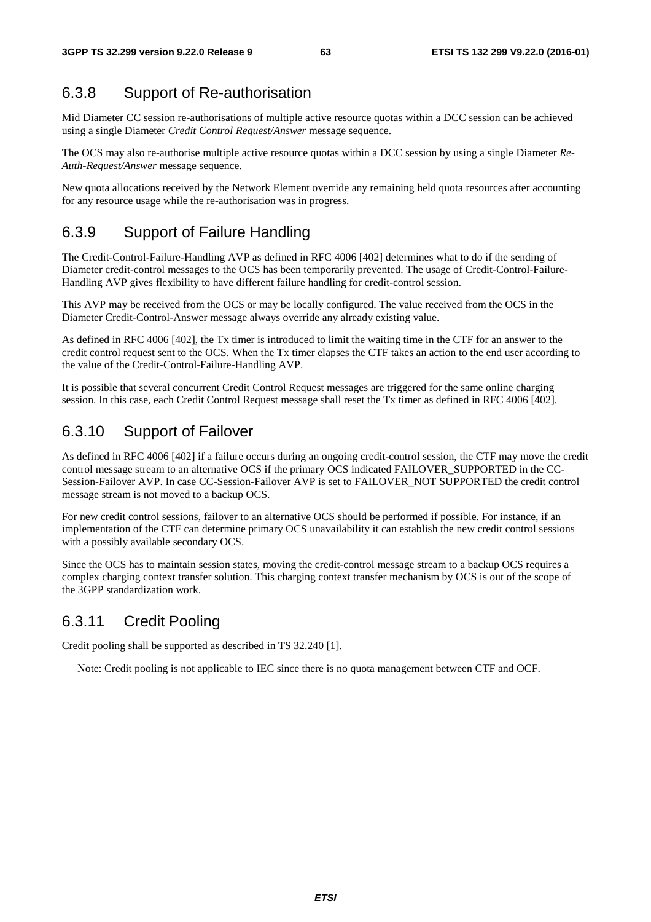### 6.3.8 Support of Re-authorisation

Mid Diameter CC session re-authorisations of multiple active resource quotas within a DCC session can be achieved using a single Diameter *Credit Control Request/Answer* message sequence.

The OCS may also re-authorise multiple active resource quotas within a DCC session by using a single Diameter *Re-Auth-Request/Answer* message sequence.

New quota allocations received by the Network Element override any remaining held quota resources after accounting for any resource usage while the re-authorisation was in progress.

### 6.3.9 Support of Failure Handling

The Credit-Control-Failure-Handling AVP as defined in RFC 4006 [402] determines what to do if the sending of Diameter credit-control messages to the OCS has been temporarily prevented. The usage of Credit-Control-Failure-Handling AVP gives flexibility to have different failure handling for credit-control session.

This AVP may be received from the OCS or may be locally configured. The value received from the OCS in the Diameter Credit-Control-Answer message always override any already existing value.

As defined in RFC 4006 [402], the Tx timer is introduced to limit the waiting time in the CTF for an answer to the credit control request sent to the OCS. When the Tx timer elapses the CTF takes an action to the end user according to the value of the Credit-Control-Failure-Handling AVP.

It is possible that several concurrent Credit Control Request messages are triggered for the same online charging session. In this case, each Credit Control Request message shall reset the Tx timer as defined in RFC 4006 [402].

### 6.3.10 Support of Failover

As defined in RFC 4006 [402] if a failure occurs during an ongoing credit-control session, the CTF may move the credit control message stream to an alternative OCS if the primary OCS indicated FAILOVER_SUPPORTED in the CC-Session-Failover AVP. In case CC-Session-Failover AVP is set to FAILOVER_NOT SUPPORTED the credit control message stream is not moved to a backup OCS.

For new credit control sessions, failover to an alternative OCS should be performed if possible. For instance, if an implementation of the CTF can determine primary OCS unavailability it can establish the new credit control sessions with a possibly available secondary OCS.

Since the OCS has to maintain session states, moving the credit-control message stream to a backup OCS requires a complex charging context transfer solution. This charging context transfer mechanism by OCS is out of the scope of the 3GPP standardization work.

### 6.3.11 Credit Pooling

Credit pooling shall be supported as described in TS 32.240 [1].

Note: Credit pooling is not applicable to IEC since there is no quota management between CTF and OCF.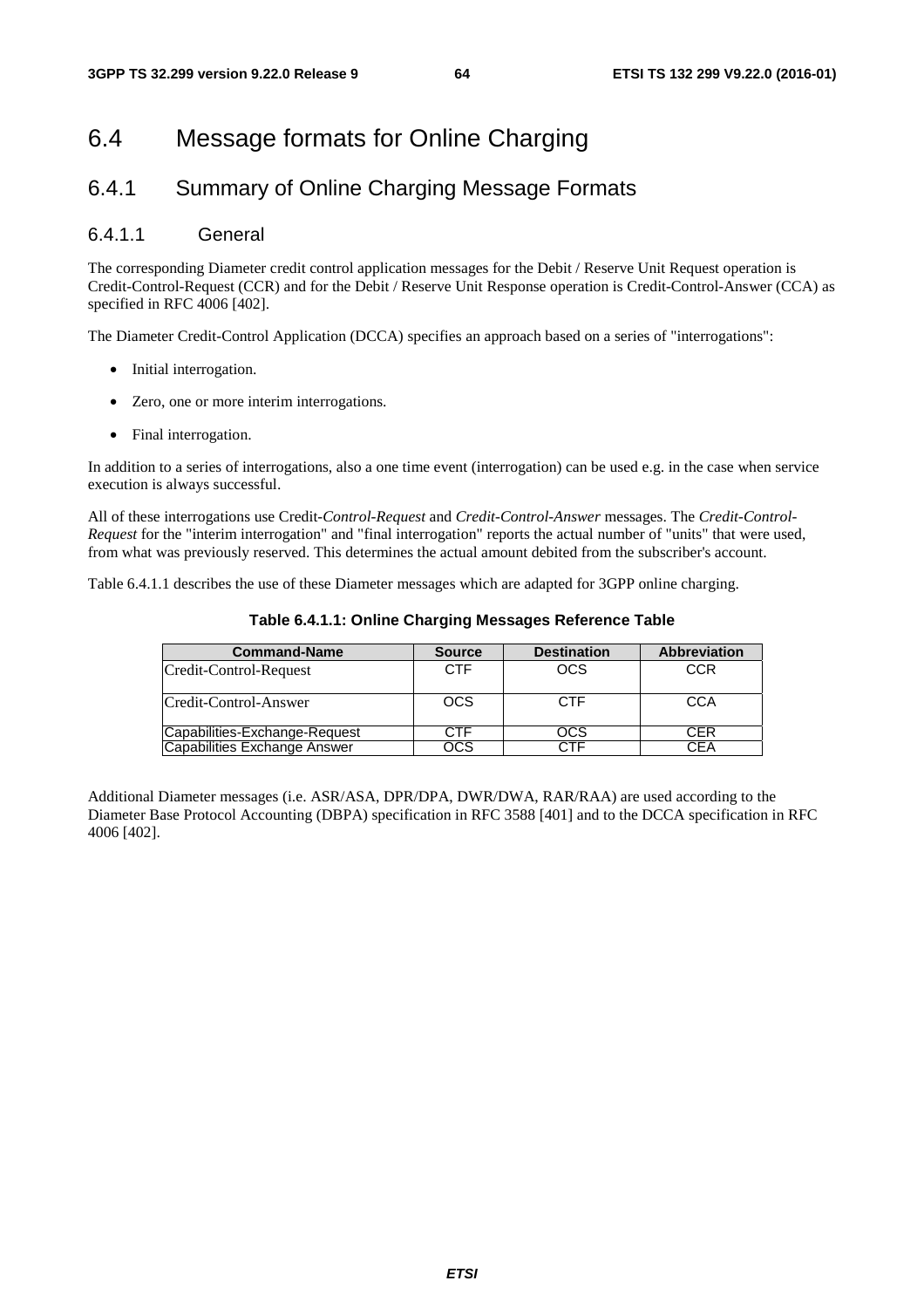# 6.4 Message formats for Online Charging

## 6.4.1 Summary of Online Charging Message Formats

### 6.4.1.1 General

The corresponding Diameter credit control application messages for the Debit / Reserve Unit Request operation is Credit-Control-Request (CCR) and for the Debit / Reserve Unit Response operation is Credit-Control-Answer (CCA) as specified in RFC 4006 [402].

The Diameter Credit-Control Application (DCCA) specifies an approach based on a series of "interrogations":

- Initial interrogation.
- Zero, one or more interim interrogations.
- Final interrogation.

In addition to a series of interrogations, also a one time event (interrogation) can be used e.g. in the case when service execution is always successful.

All of these interrogations use Credit-*Control-Request* and *Credit-Control-Answer* messages. The *Credit-Control-Request* for the "interim interrogation" and "final interrogation" reports the actual number of "units" that were used, from what was previously reserved. This determines the actual amount debited from the subscriber's account.

Table 6.4.1.1 describes the use of these Diameter messages which are adapted for 3GPP online charging.

**Table 6.4.1.1: Online Charging Messages Reference Table**

| Command-Name | Source | Destination | Abbreviation |
|---|---|---|---|
| Credit-Control-Request | CTF | OCS | CCR |
| Credit-Control-Answer | OCS | CTF | CCA |
| Capabilities-Exchange-Request | CTF | OCS | CER |
| Capabilities Exchange Answer | OCS | CTF | CEA |

Additional Diameter messages (i.e. ASR/ASA, DPR/DPA, DWR/DWA, RAR/RAA) are used according to the Diameter Base Protocol Accounting (DBPA) specification in RFC 3588 [401] and to the DCCA specification in RFC 4006 [402].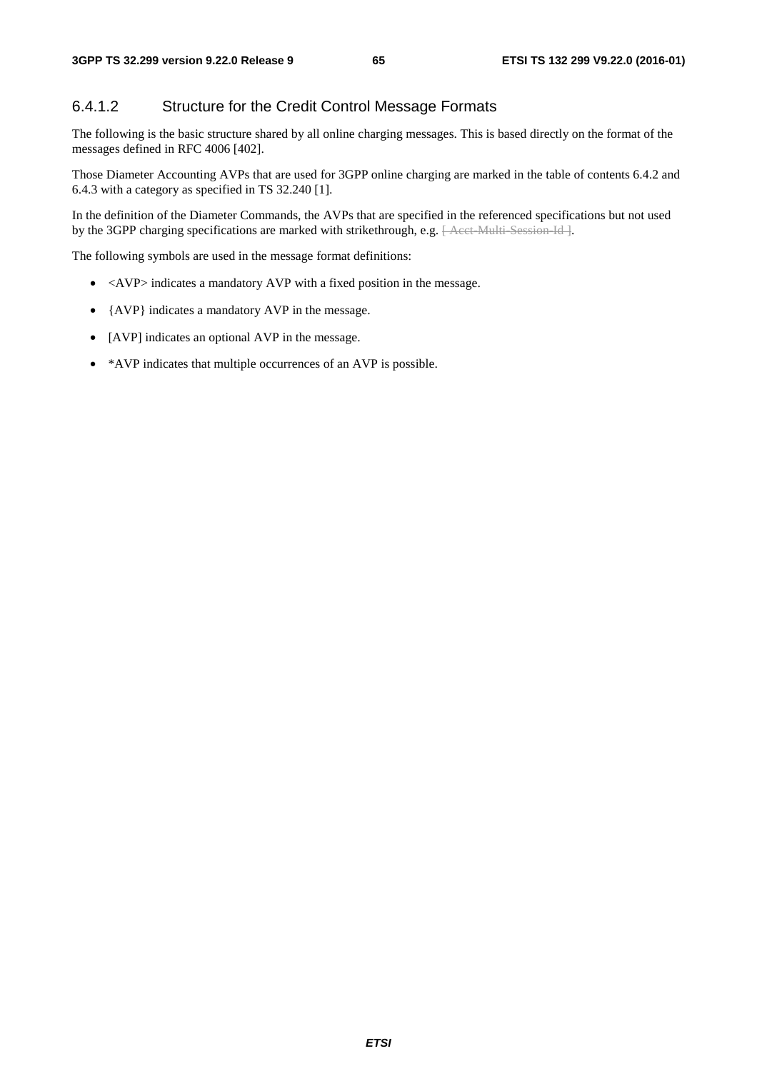### 6.4.1.2 Structure for the Credit Control Message Formats

The following is the basic structure shared by all online charging messages. This is based directly on the format of the messages defined in RFC 4006 [402].

Those Diameter Accounting AVPs that are used for 3GPP online charging are marked in the table of contents 6.4.2 and 6.4.3 with a category as specified in TS 32.240 [1].

In the definition of the Diameter Commands, the AVPs that are specified in the referenced specifications but not used by the 3GPP charging specifications are marked with strikethrough, e.g. ~~[ Acct-Multi-Session-Id ]~~.

The following symbols are used in the message format definitions:

- <AVP> indicates a mandatory AVP with a fixed position in the message.
- {AVP} indicates a mandatory AVP in the message.
- [AVP] indicates an optional AVP in the message.
- *AVP indicates that multiple occurrences of an AVP is possible.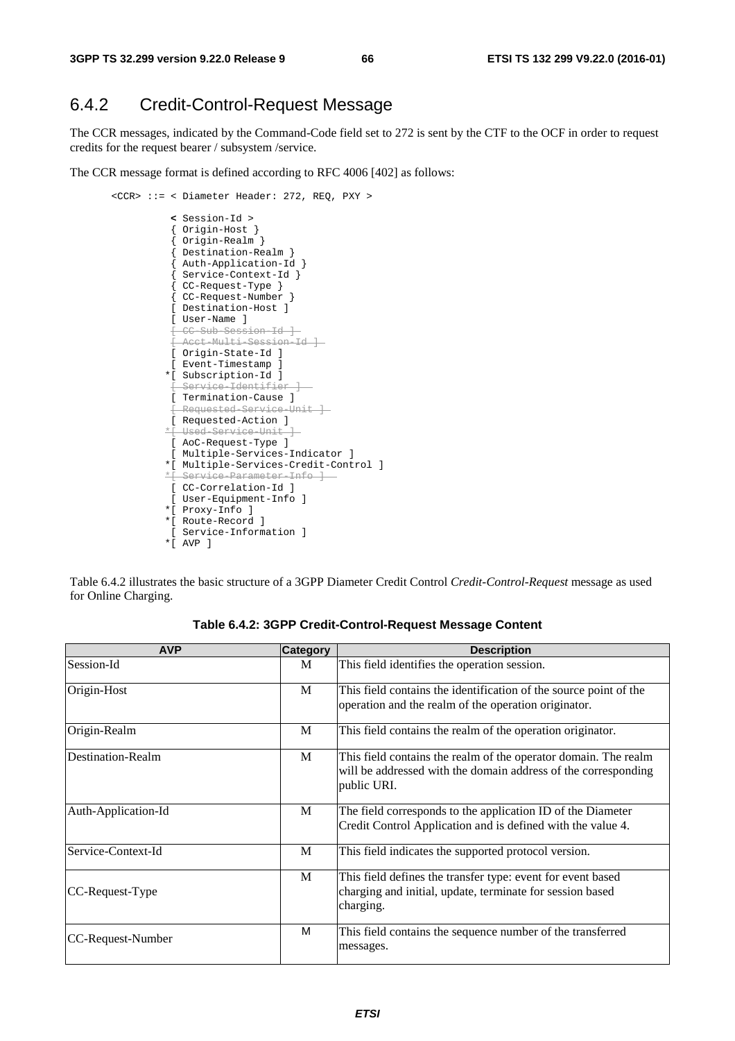## 6.4.2 Credit-Control-Request Message

The CCR messages, indicated by the Command-Code field set to 272 is sent by the CTF to the OCF in order to request credits for the request bearer / subsystem /service.

The CCR message format is defined according to RFC 4006 [402] as follows:

```
<CCR> ::= < Diameter Header: 272, REQ, PXY >

          < Session-Id >
          { Origin-Host }
          { Origin-Realm }
          { Destination-Realm }
          { Auth-Application-Id }
          { Service-Context-Id }
          { CC-Request-Type }
          { CC-Request-Number }
          [ Destination-Host ]
          [ User-Name ]
          [ CC-Sub-Session-Id ]
          [ Acct-Multi-Session-Id ]
          [ Origin-State-Id ]
          [ Event-Timestamp ]
         *[ Subscription-Id ]
          [ Service-Identifier ]
          [ Termination-Cause ]
          [ Requested-Service-Unit ]
          [ Requested-Action ]
         *[ Used-Service-Unit ]
          [ AoC-Request-Type ]
          [ Multiple-Services-Indicator ]
         *[ Multiple-Services-Credit-Control ]
         *[ Service-Parameter-Info ]
          [ CC-Correlation-Id ]
          [ User-Equipment-Info ]
         *[ Proxy-Info ]
         *[ Route-Record ]
          [ Service-Information ]
         *[ AVP ]
```

(Note: in the source, CC-Sub-Session-Id, Acct-Multi-Session-Id, Service-Identifier, Requested-Service-Unit, Used-Service-Unit and Service-Parameter-Info are shown in strikethrough.)

Table 6.4.2 illustrates the basic structure of a 3GPP Diameter Credit Control *Credit-Control-Request* message as used for Online Charging.

**Table 6.4.2: 3GPP Credit-Control-Request Message Content**

| AVP | Category | Description |
|---|---|---|
| Session-Id | M | This field identifies the operation session. |
| Origin-Host | M | This field contains the identification of the source point of the operation and the realm of the operation originator. |
| Origin-Realm | M | This field contains the realm of the operation originator. |
| Destination-Realm | M | This field contains the realm of the operator domain. The realm will be addressed with the domain address of the corresponding public URI. |
| Auth-Application-Id | M | The field corresponds to the application ID of the Diameter Credit Control Application and is defined with the value 4. |
| Service-Context-Id | M | This field indicates the supported protocol version. |
| CC-Request-Type | M | This field defines the transfer type: event for event based charging and initial, update, terminate for session based charging. |
| CC-Request-Number | M | This field contains the sequence number of the transferred messages. |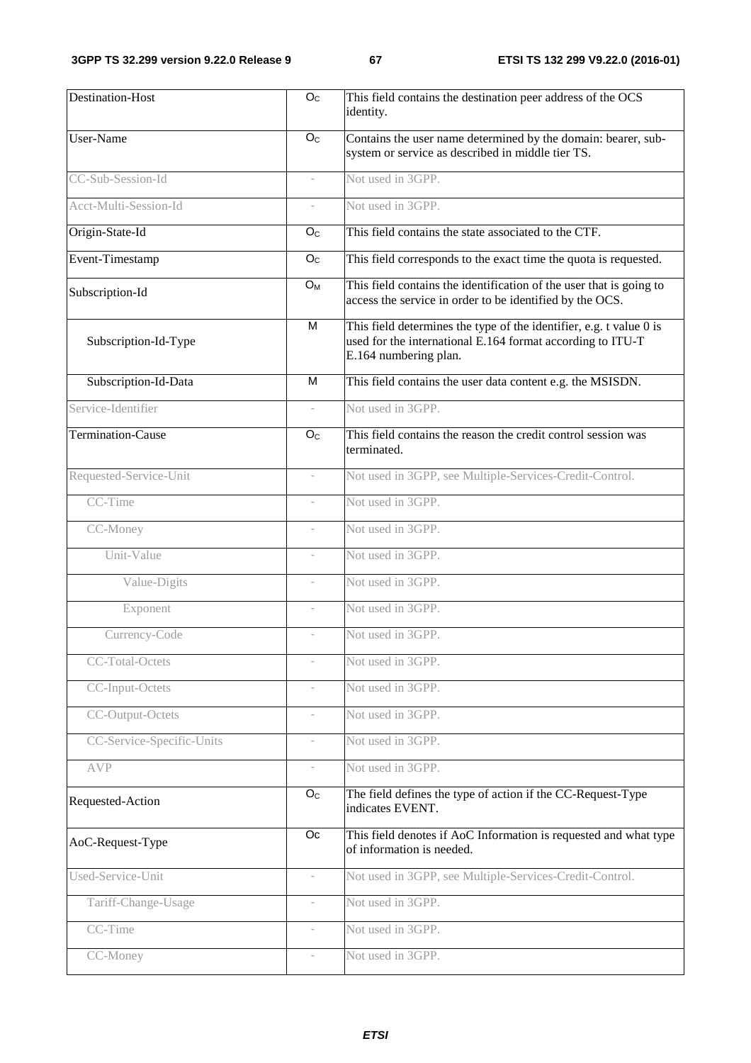| | | |
|---|---|---|
| Destination-Host | $O_C$ | This field contains the destination peer address of the OCS identity. |
| User-Name | $O_C$ | Contains the user name determined by the domain: bearer, sub-system or service as described in middle tier TS. |
| CC-Sub-Session-Id | - | Not used in 3GPP. |
| Acct-Multi-Session-Id | - | Not used in 3GPP. |
| Origin-State-Id | $O_C$ | This field contains the state associated to the CTF. |
| Event-Timestamp | $O_C$ | This field corresponds to the exact time the quota is requested. |
| Subscription-Id | $O_M$ | This field contains the identification of the user that is going to access the service in order to be identified by the OCS. |
| Subscription-Id-Type | M | This field determines the type of the identifier, e.g. t value 0 is used for the international E.164 format according to ITU-T E.164 numbering plan. |
| Subscription-Id-Data | M | This field contains the user data content e.g. the MSISDN. |
| Service-Identifier | - | Not used in 3GPP. |
| Termination-Cause | $O_C$ | This field contains the reason the credit control session was terminated. |
| Requested-Service-Unit | - | Not used in 3GPP, see Multiple-Services-Credit-Control. |
| CC-Time | - | Not used in 3GPP. |
| CC-Money | - | Not used in 3GPP. |
| Unit-Value | - | Not used in 3GPP. |
| Value-Digits | - | Not used in 3GPP. |
| Exponent | - | Not used in 3GPP. |
| Currency-Code | - | Not used in 3GPP. |
| CC-Total-Octets | - | Not used in 3GPP. |
| CC-Input-Octets | - | Not used in 3GPP. |
| CC-Output-Octets | - | Not used in 3GPP. |
| CC-Service-Specific-Units | - | Not used in 3GPP. |
| AVP | - | Not used in 3GPP. |
| Requested-Action | $O_C$ | The field defines the type of action if the CC-Request-Type indicates EVENT. |
| AoC-Request-Type | Oc | This field denotes if AoC Information is requested and what type of information is needed. |
| Used-Service-Unit | - | Not used in 3GPP, see Multiple-Services-Credit-Control. |
| Tariff-Change-Usage | - | Not used in 3GPP. |
| CC-Time | - | Not used in 3GPP. |
| CC-Money | - | Not used in 3GPP. |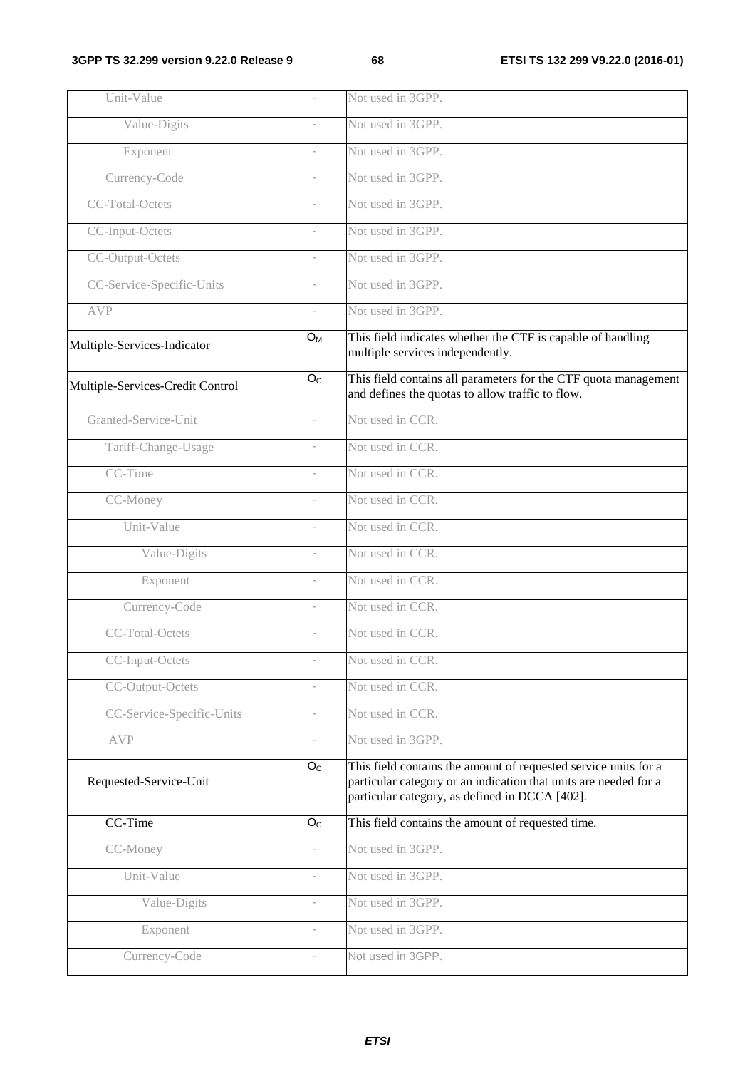| | | |
|---|---|---|
| Unit-Value | - | Not used in 3GPP. |
| Value-Digits | - | Not used in 3GPP. |
| Exponent | - | Not used in 3GPP. |
| Currency-Code | - | Not used in 3GPP. |
| CC-Total-Octets | - | Not used in 3GPP. |
| CC-Input-Octets | - | Not used in 3GPP. |
| CC-Output-Octets | - | Not used in 3GPP. |
| CC-Service-Specific-Units | - | Not used in 3GPP. |
| AVP | - | Not used in 3GPP. |
| Multiple-Services-Indicator | $O_M$ | This field indicates whether the CTF is capable of handling multiple services independently. |
| Multiple-Services-Credit Control | $O_C$ | This field contains all parameters for the CTF quota management and defines the quotas to allow traffic to flow. |
| Granted-Service-Unit | - | Not used in CCR. |
| Tariff-Change-Usage | - | Not used in CCR. |
| CC-Time | - | Not used in CCR. |
| CC-Money | - | Not used in CCR. |
| Unit-Value | - | Not used in CCR. |
| Value-Digits | - | Not used in CCR. |
| Exponent | - | Not used in CCR. |
| Currency-Code | - | Not used in CCR. |
| CC-Total-Octets | - | Not used in CCR. |
| CC-Input-Octets | - | Not used in CCR. |
| CC-Output-Octets | - | Not used in CCR. |
| CC-Service-Specific-Units | - | Not used in CCR. |
| AVP | - | Not used in 3GPP. |
| Requested-Service-Unit | $O_C$ | This field contains the amount of requested service units for a particular category or an indication that units are needed for a particular category, as defined in DCCA [402]. |
| CC-Time | $O_C$ | This field contains the amount of requested time. |
| CC-Money | - | Not used in 3GPP. |
| Unit-Value | - | Not used in 3GPP. |
| Value-Digits | - | Not used in 3GPP. |
| Exponent | - | Not used in 3GPP. |
| Currency-Code | - | Not used in 3GPP. |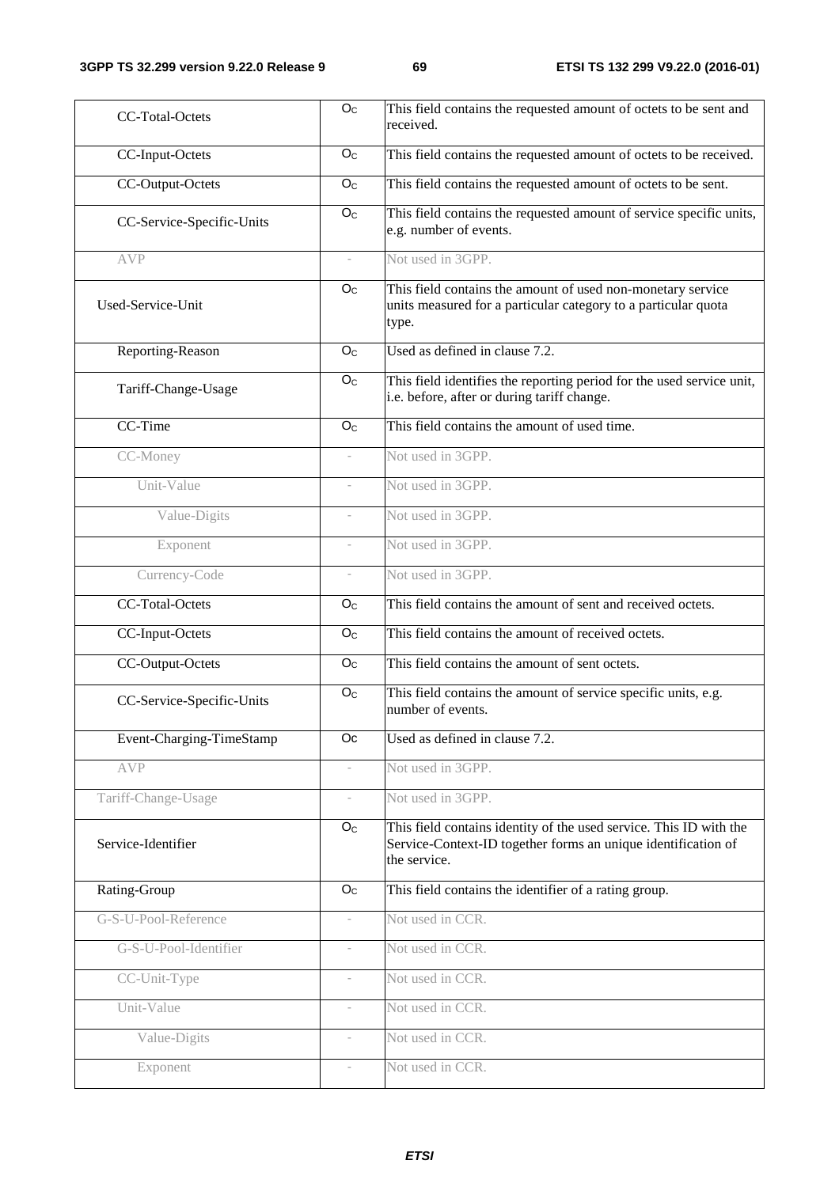| | | |
|---|---|---|
| CC-Total-Octets | $O_C$ | This field contains the requested amount of octets to be sent and received. |
| CC-Input-Octets | $O_C$ | This field contains the requested amount of octets to be received. |
| CC-Output-Octets | $O_C$ | This field contains the requested amount of octets to be sent. |
| CC-Service-Specific-Units | $O_C$ | This field contains the requested amount of service specific units, e.g. number of events. |
| AVP | - | Not used in 3GPP. |
| Used-Service-Unit | $O_C$ | This field contains the amount of used non-monetary service units measured for a particular category to a particular quota type. |
| Reporting-Reason | $O_C$ | Used as defined in clause 7.2. |
| Tariff-Change-Usage | $O_C$ | This field identifies the reporting period for the used service unit, i.e. before, after or during tariff change. |
| CC-Time | $O_C$ | This field contains the amount of used time. |
| CC-Money | - | Not used in 3GPP. |
| Unit-Value | - | Not used in 3GPP. |
| Value-Digits | - | Not used in 3GPP. |
| Exponent | - | Not used in 3GPP. |
| Currency-Code | - | Not used in 3GPP. |
| CC-Total-Octets | $O_C$ | This field contains the amount of sent and received octets. |
| CC-Input-Octets | $O_C$ | This field contains the amount of received octets. |
| CC-Output-Octets | $O_C$ | This field contains the amount of sent octets. |
| CC-Service-Specific-Units | $O_C$ | This field contains the amount of service specific units, e.g. number of events. |
| Event-Charging-TimeStamp | $O_C$ | Used as defined in clause 7.2. |
| AVP | - | Not used in 3GPP. |
| Tariff-Change-Usage | - | Not used in 3GPP. |
| Service-Identifier | $O_C$ | This field contains identity of the used service. This ID with the Service-Context-ID together forms an unique identification of the service. |
| Rating-Group | $O_C$ | This field contains the identifier of a rating group. |
| G-S-U-Pool-Reference | - | Not used in CCR. |
| G-S-U-Pool-Identifier | - | Not used in CCR. |
| CC-Unit-Type | - | Not used in CCR. |
| Unit-Value | - | Not used in CCR. |
| Value-Digits | - | Not used in CCR. |
| Exponent | - | Not used in CCR. |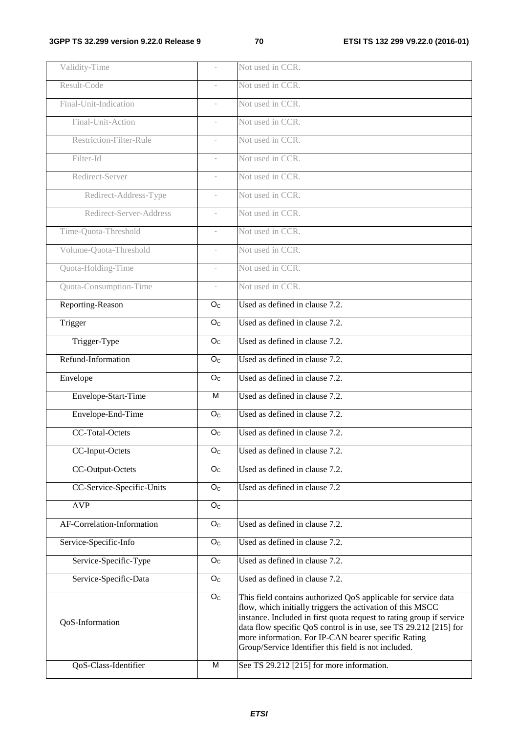| | | |
|---|---|---|
| Validity-Time | - | Not used in CCR. |
| Result-Code | - | Not used in CCR. |
| Final-Unit-Indication | - | Not used in CCR. |
| Final-Unit-Action | - | Not used in CCR. |
| Restriction-Filter-Rule | - | Not used in CCR. |
| Filter-Id | - | Not used in CCR. |
| Redirect-Server | - | Not used in CCR. |
| Redirect-Address-Type | - | Not used in CCR. |
| Redirect-Server-Address | - | Not used in CCR. |
| Time-Quota-Threshold | - | Not used in CCR. |
| Volume-Quota-Threshold | - | Not used in CCR. |
| Quota-Holding-Time | - | Not used in CCR. |
| Quota-Consumption-Time | - | Not used in CCR. |
| Reporting-Reason | $O_C$ | Used as defined in clause 7.2. |
| Trigger | $O_C$ | Used as defined in clause 7.2. |
| Trigger-Type | $O_C$ | Used as defined in clause 7.2. |
| Refund-Information | $O_C$ | Used as defined in clause 7.2. |
| Envelope | $O_C$ | Used as defined in clause 7.2. |
| Envelope-Start-Time | M | Used as defined in clause 7.2. |
| Envelope-End-Time | $O_C$ | Used as defined in clause 7.2. |
| CC-Total-Octets | $O_C$ | Used as defined in clause 7.2. |
| CC-Input-Octets | $O_C$ | Used as defined in clause 7.2. |
| CC-Output-Octets | $O_C$ | Used as defined in clause 7.2. |
| CC-Service-Specific-Units | $O_C$ | Used as defined in clause 7.2 |
| AVP | $O_C$ | |
| AF-Correlation-Information | $O_C$ | Used as defined in clause 7.2. |
| Service-Specific-Info | $O_C$ | Used as defined in clause 7.2. |
| Service-Specific-Type | $O_C$ | Used as defined in clause 7.2. |
| Service-Specific-Data | $O_C$ | Used as defined in clause 7.2. |
| QoS-Information | $O_C$ | This field contains authorized QoS applicable for service data flow, which initially triggers the activation of this MSCC instance. Included in first quota request to rating group if service data flow specific QoS control is in use, see TS 29.212 [215] for more information. For IP-CAN bearer specific Rating Group/Service Identifier this field is not included. |
| QoS-Class-Identifier | M | See TS 29.212 [215] for more information. |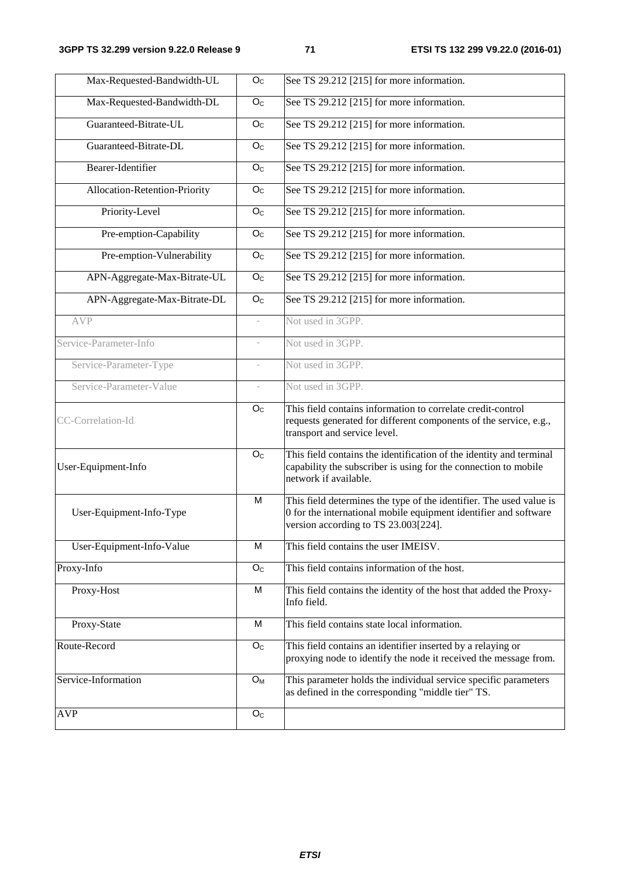| | | |
|---|---|---|
| Max-Requested-Bandwidth-UL | $O_C$ | See TS 29.212 [215] for more information. |
| Max-Requested-Bandwidth-DL | $O_C$ | See TS 29.212 [215] for more information. |
| Guaranteed-Bitrate-UL | $O_C$ | See TS 29.212 [215] for more information. |
| Guaranteed-Bitrate-DL | $O_C$ | See TS 29.212 [215] for more information. |
| Bearer-Identifier | $O_C$ | See TS 29.212 [215] for more information. |
| Allocation-Retention-Priority | $O_C$ | See TS 29.212 [215] for more information. |
| Priority-Level | $O_C$ | See TS 29.212 [215] for more information. |
| Pre-emption-Capability | $O_C$ | See TS 29.212 [215] for more information. |
| Pre-emption-Vulnerability | $O_C$ | See TS 29.212 [215] for more information. |
| APN-Aggregate-Max-Bitrate-UL | $O_C$ | See TS 29.212 [215] for more information. |
| APN-Aggregate-Max-Bitrate-DL | $O_C$ | See TS 29.212 [215] for more information. |
| AVP | - | Not used in 3GPP. |
| Service-Parameter-Info | - | Not used in 3GPP. |
| Service-Parameter-Type | - | Not used in 3GPP. |
| Service-Parameter-Value | - | Not used in 3GPP. |
| CC-Correlation-Id | $O_C$ | This field contains information to correlate credit-control requests generated for different components of the service, e.g., transport and service level. |
| User-Equipment-Info | $O_C$ | This field contains the identification of the identity and terminal capability the subscriber is using for the connection to mobile network if available. |
| User-Equipment-Info-Type | M | This field determines the type of the identifier. The used value is 0 for the international mobile equipment identifier and software version according to TS 23.003[224]. |
| User-Equipment-Info-Value | M | This field contains the user IMEISV. |
| Proxy-Info | $O_C$ | This field contains information of the host. |
| Proxy-Host | M | This field contains the identity of the host that added the Proxy-Info field. |
| Proxy-State | M | This field contains state local information. |
| Route-Record | $O_C$ | This field contains an identifier inserted by a relaying or proxying node to identify the node it received the message from. |
| Service-Information | $O_M$ | This parameter holds the individual service specific parameters as defined in the corresponding "middle tier" TS. |
| AVP | $O_C$ | |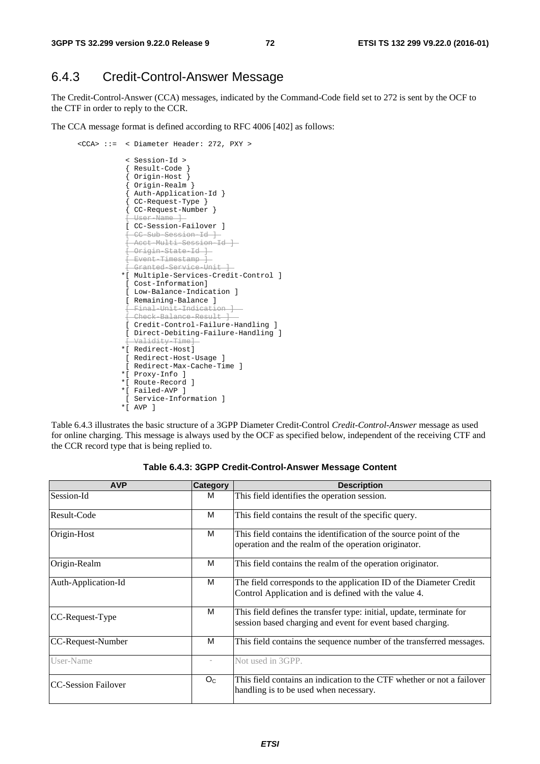## 6.4.3 Credit-Control-Answer Message

The Credit-Control-Answer (CCA) messages, indicated by the Command-Code field set to 272 is sent by the OCF to the CTF in order to reply to the CCR.

The CCA message format is defined according to RFC 4006 [402] as follows:

```
<CCA> ::=  < Diameter Header: 272, PXY >

            < Session-Id >
            { Result-Code }
            { Origin-Host }
            { Origin-Realm }
            { Auth-Application-Id }
            { CC-Request-Type }
            { CC-Request-Number }
            [ User-Name ]
            [ CC-Session-Failover ]
            [ CC-Sub-Session-Id ]
            [ Acct-Multi-Session-Id ]
            [ Origin-State-Id ]
            [ Event-Timestamp ]
            [ Granted-Service-Unit ]
           *[ Multiple-Services-Credit-Control ]
            [ Cost-Information]
            [ Low-Balance-Indication ]
            [ Remaining-Balance ]
            [ Final-Unit-Indication ]
            [ Check-Balance-Result ]
            [ Credit-Control-Failure-Handling ]
            [ Direct-Debiting-Failure-Handling ]
            [ Validity-Time]
           *[ Redirect-Host]
            [ Redirect-Host-Usage ]
            [ Redirect-Max-Cache-Time ]
           *[ Proxy-Info ]
           *[ Route-Record ]
           *[ Failed-AVP ]
            [ Service-Information ]
           *[ AVP ]
```

Table 6.4.3 illustrates the basic structure of a 3GPP Diameter Credit-Control *Credit-Control-Answer* message as used for online charging. This message is always used by the OCF as specified below, independent of the receiving CTF and the CCR record type that is being replied to.

**Table 6.4.3: 3GPP Credit-Control-Answer Message Content**

| AVP | Category | Description |
|---|---|---|
| Session-Id | M | This field identifies the operation session. |
| Result-Code | M | This field contains the result of the specific query. |
| Origin-Host | M | This field contains the identification of the source point of the operation and the realm of the operation originator. |
| Origin-Realm | M | This field contains the realm of the operation originator. |
| Auth-Application-Id | M | The field corresponds to the application ID of the Diameter Credit Control Application and is defined with the value 4. |
| CC-Request-Type | M | This field defines the transfer type: initial, update, terminate for session based charging and event for event based charging. |
| CC-Request-Number | M | This field contains the sequence number of the transferred messages. |
| User-Name | - | Not used in 3GPP. |
| CC-Session Failover | $O_C$ | This field contains an indication to the CTF whether or not a failover handling is to be used when necessary. |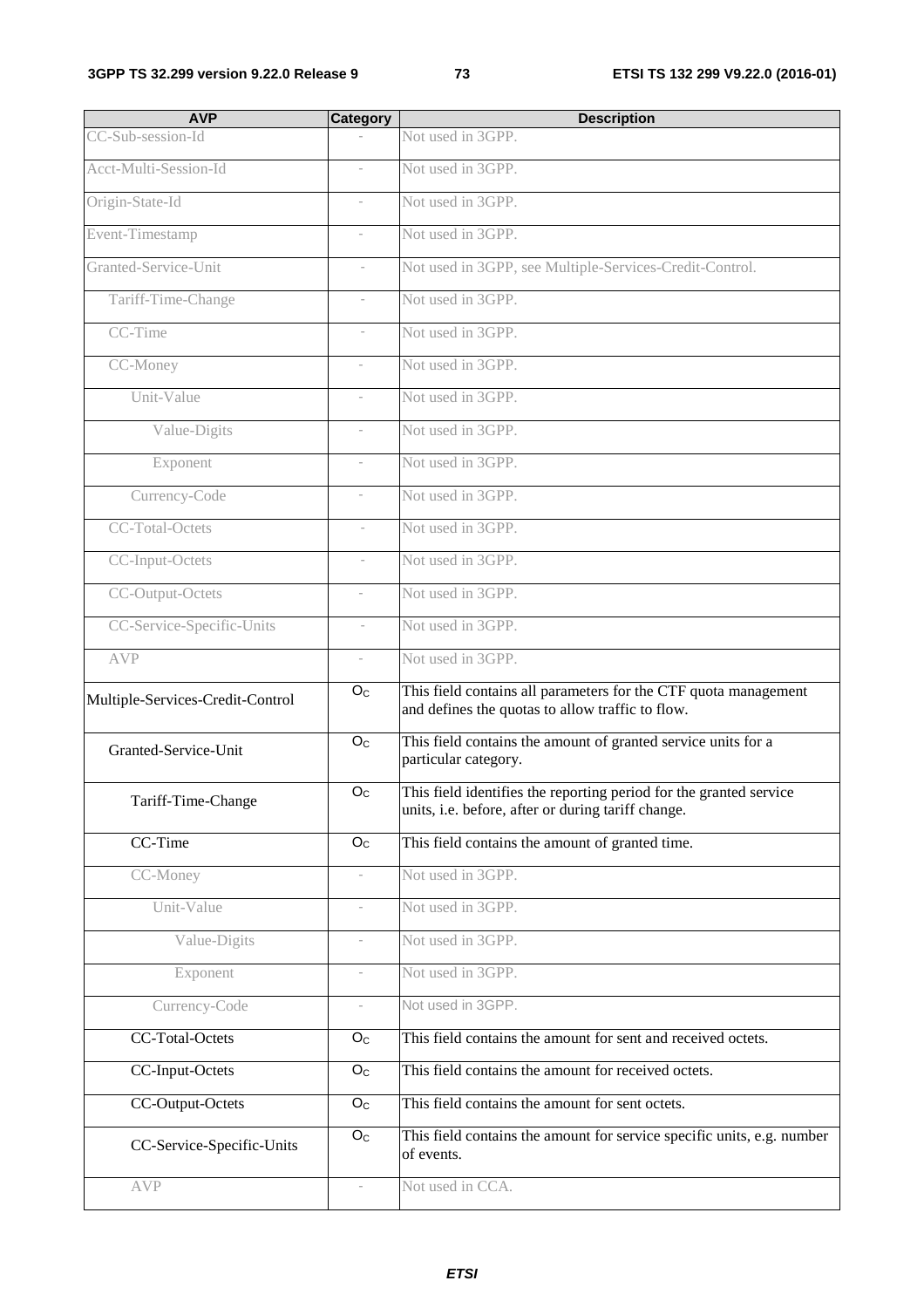| AVP | Category | Description |
| --- | --- | --- |
| CC-Sub-session-Id | - | Not used in 3GPP. |
| Acct-Multi-Session-Id | - | Not used in 3GPP. |
| Origin-State-Id | - | Not used in 3GPP. |
| Event-Timestamp | - | Not used in 3GPP. |
| Granted-Service-Unit | - | Not used in 3GPP, see Multiple-Services-Credit-Control. |
| Tariff-Time-Change | - | Not used in 3GPP. |
| CC-Time | - | Not used in 3GPP. |
| CC-Money | - | Not used in 3GPP. |
| Unit-Value | - | Not used in 3GPP. |
| Value-Digits | - | Not used in 3GPP. |
| Exponent | - | Not used in 3GPP. |
| Currency-Code | - | Not used in 3GPP. |
| CC-Total-Octets | - | Not used in 3GPP. |
| CC-Input-Octets | - | Not used in 3GPP. |
| CC-Output-Octets | - | Not used in 3GPP. |
| CC-Service-Specific-Units | - | Not used in 3GPP. |
| AVP | - | Not used in 3GPP. |
| Multiple-Services-Credit-Control | $O_C$ | This field contains all parameters for the CTF quota management and defines the quotas to allow traffic to flow. |
| Granted-Service-Unit | $O_C$ | This field contains the amount of granted service units for a particular category. |
| Tariff-Time-Change | $O_C$ | This field identifies the reporting period for the granted service units, i.e. before, after or during tariff change. |
| CC-Time | $O_C$ | This field contains the amount of granted time. |
| CC-Money | - | Not used in 3GPP. |
| Unit-Value | - | Not used in 3GPP. |
| Value-Digits | - | Not used in 3GPP. |
| Exponent | - | Not used in 3GPP. |
| Currency-Code | - | Not used in 3GPP. |
| CC-Total-Octets | $O_C$ | This field contains the amount for sent and received octets. |
| CC-Input-Octets | $O_C$ | This field contains the amount for received octets. |
| CC-Output-Octets | $O_C$ | This field contains the amount for sent octets. |
| CC-Service-Specific-Units | $O_C$ | This field contains the amount for service specific units, e.g. number of events. |
| AVP | - | Not used in CCA. |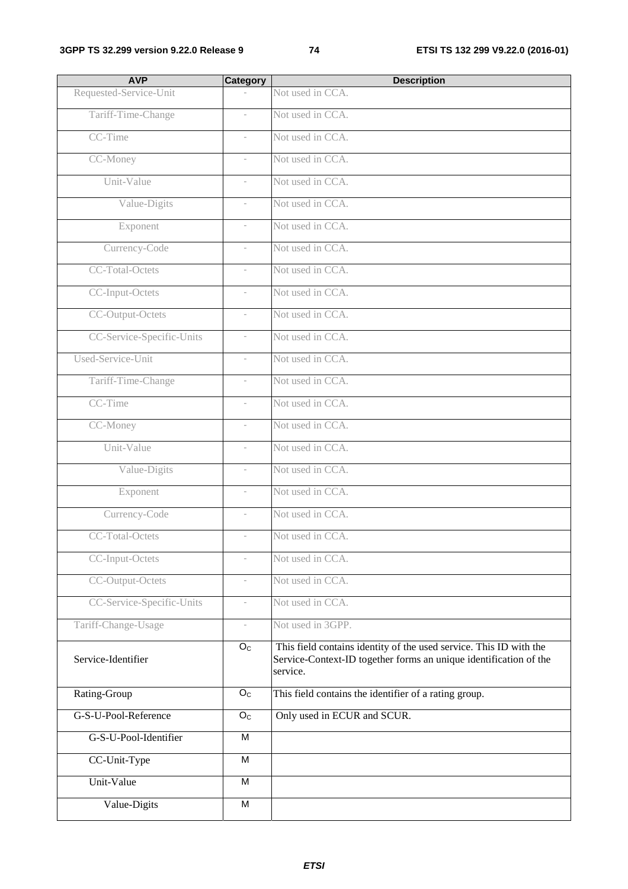| AVP | Category | Description |
|---|---|---|
| Requested-Service-Unit | - | Not used in CCA. |
| Tariff-Time-Change | - | Not used in CCA. |
| CC-Time | - | Not used in CCA. |
| CC-Money | - | Not used in CCA. |
| Unit-Value | - | Not used in CCA. |
| Value-Digits | - | Not used in CCA. |
| Exponent | - | Not used in CCA. |
| Currency-Code | - | Not used in CCA. |
| CC-Total-Octets | - | Not used in CCA. |
| CC-Input-Octets | - | Not used in CCA. |
| CC-Output-Octets | - | Not used in CCA. |
| CC-Service-Specific-Units | - | Not used in CCA. |
| Used-Service-Unit | - | Not used in CCA. |
| Tariff-Time-Change | - | Not used in CCA. |
| CC-Time | - | Not used in CCA. |
| CC-Money | - | Not used in CCA. |
| Unit-Value | - | Not used in CCA. |
| Value-Digits | - | Not used in CCA. |
| Exponent | - | Not used in CCA. |
| Currency-Code | - | Not used in CCA. |
| CC-Total-Octets | - | Not used in CCA. |
| CC-Input-Octets | - | Not used in CCA. |
| CC-Output-Octets | - | Not used in CCA. |
| CC-Service-Specific-Units | - | Not used in CCA. |
| Tariff-Change-Usage | - | Not used in 3GPP. |
| Service-Identifier | $O_C$ | This field contains identity of the used service. This ID with the Service-Context-ID together forms an unique identification of the service. |
| Rating-Group | $O_C$ | This field contains the identifier of a rating group. |
| G-S-U-Pool-Reference | $O_C$ | Only used in ECUR and SCUR. |
| G-S-U-Pool-Identifier | M | |
| CC-Unit-Type | M | |
| Unit-Value | M | |
| Value-Digits | M | |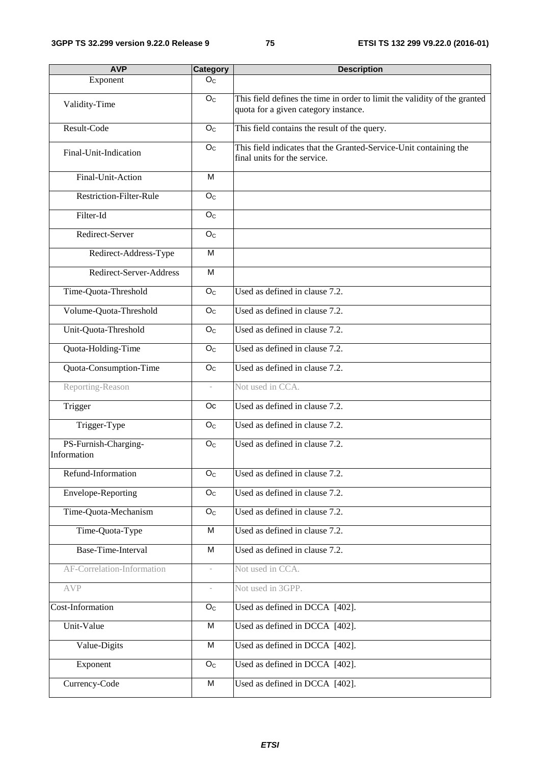| AVP | Category | Description |
|---|---|---|
| Exponent | $O_C$ | |
| Validity-Time | $O_C$ | This field defines the time in order to limit the validity of the granted quota for a given category instance. |
| Result-Code | $O_C$ | This field contains the result of the query. |
| Final-Unit-Indication | $O_C$ | This field indicates that the Granted-Service-Unit containing the final units for the service. |
| Final-Unit-Action | M | |
| Restriction-Filter-Rule | $O_C$ | |
| Filter-Id | $O_C$ | |
| Redirect-Server | $O_C$ | |
| Redirect-Address-Type | M | |
| Redirect-Server-Address | M | |
| Time-Quota-Threshold | $O_C$ | Used as defined in clause 7.2. |
| Volume-Quota-Threshold | $O_C$ | Used as defined in clause 7.2. |
| Unit-Quota-Threshold | $O_C$ | Used as defined in clause 7.2. |
| Quota-Holding-Time | $O_C$ | Used as defined in clause 7.2. |
| Quota-Consumption-Time | $O_C$ | Used as defined in clause 7.2. |
| Reporting-Reason | - | Not used in CCA. |
| Trigger | Oc | Used as defined in clause 7.2. |
| Trigger-Type | $O_C$ | Used as defined in clause 7.2. |
| PS-Furnish-Charging-Information | $O_C$ | Used as defined in clause 7.2. |
| Refund-Information | $O_C$ | Used as defined in clause 7.2. |
| Envelope-Reporting | $O_C$ | Used as defined in clause 7.2. |
| Time-Quota-Mechanism | $O_C$ | Used as defined in clause 7.2. |
| Time-Quota-Type | M | Used as defined in clause 7.2. |
| Base-Time-Interval | M | Used as defined in clause 7.2. |
| AF-Correlation-Information | - | Not used in CCA. |
| AVP | - | Not used in 3GPP. |
| Cost-Information | $O_C$ | Used as defined in DCCA [402]. |
| Unit-Value | M | Used as defined in DCCA [402]. |
| Value-Digits | M | Used as defined in DCCA [402]. |
| Exponent | $O_C$ | Used as defined in DCCA [402]. |
| Currency-Code | M | Used as defined in DCCA [402]. |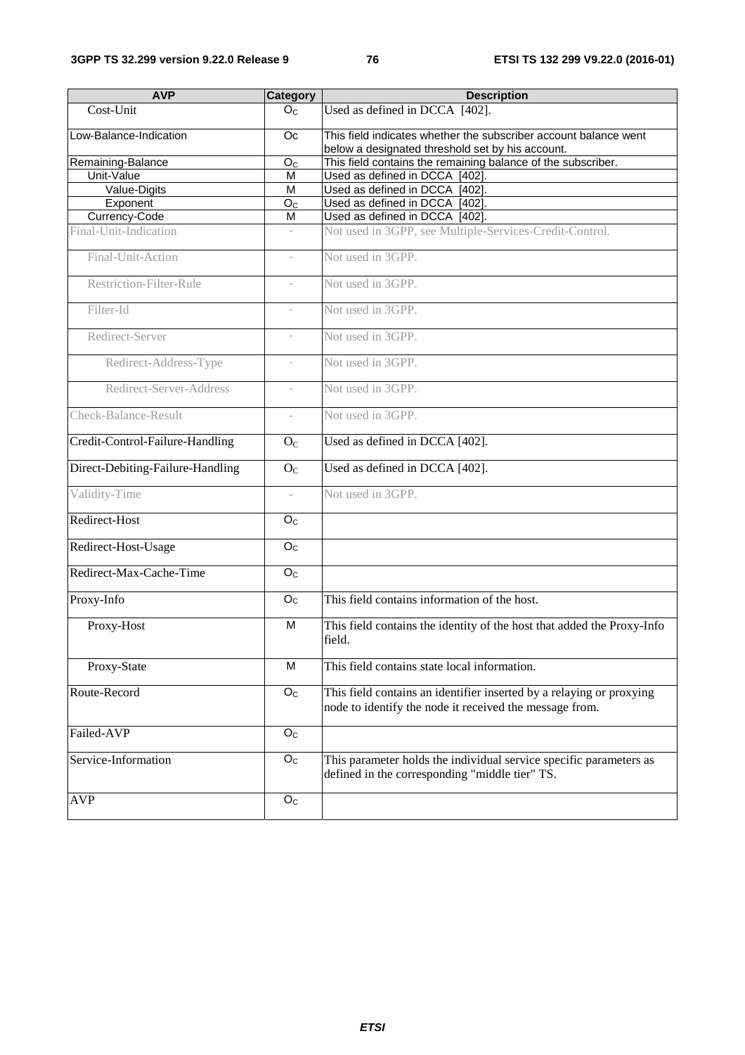| AVP | Category | Description |
|---|---|---|
| Cost-Unit | $O_C$ | Used as defined in DCCA [402]. |
| Low-Balance-Indication | Oc | This field indicates whether the subscriber account balance went below a designated threshold set by his account. |
| Remaining-Balance | $O_C$ | This field contains the remaining balance of the subscriber. |
| Unit-Value | M | Used as defined in DCCA [402]. |
| Value-Digits | M | Used as defined in DCCA [402]. |
| Exponent | $O_C$ | Used as defined in DCCA [402]. |
| Currency-Code | M | Used as defined in DCCA [402]. |
| Final-Unit-Indication | - | Not used in 3GPP, see Multiple-Services-Credit-Control. |
| Final-Unit-Action | - | Not used in 3GPP. |
| Restriction-Filter-Rule | - | Not used in 3GPP. |
| Filter-Id | - | Not used in 3GPP. |
| Redirect-Server | - | Not used in 3GPP. |
| Redirect-Address-Type | - | Not used in 3GPP. |
| Redirect-Server-Address | - | Not used in 3GPP. |
| Check-Balance-Result | - | Not used in 3GPP. |
| Credit-Control-Failure-Handling | $O_C$ | Used as defined in DCCA [402]. |
| Direct-Debiting-Failure-Handling | $O_C$ | Used as defined in DCCA [402]. |
| Validity-Time | - | Not used in 3GPP. |
| Redirect-Host | $O_C$ | |
| Redirect-Host-Usage | $O_C$ | |
| Redirect-Max-Cache-Time | $O_C$ | |
| Proxy-Info | $O_C$ | This field contains information of the host. |
| Proxy-Host | M | This field contains the identity of the host that added the Proxy-Info field. |
| Proxy-State | M | This field contains state local information. |
| Route-Record | $O_C$ | This field contains an identifier inserted by a relaying or proxying node to identify the node it received the message from. |
| Failed-AVP | $O_C$ | |
| Service-Information | $O_C$ | This parameter holds the individual service specific parameters as defined in the corresponding "middle tier" TS. |
| AVP | $O_C$ | |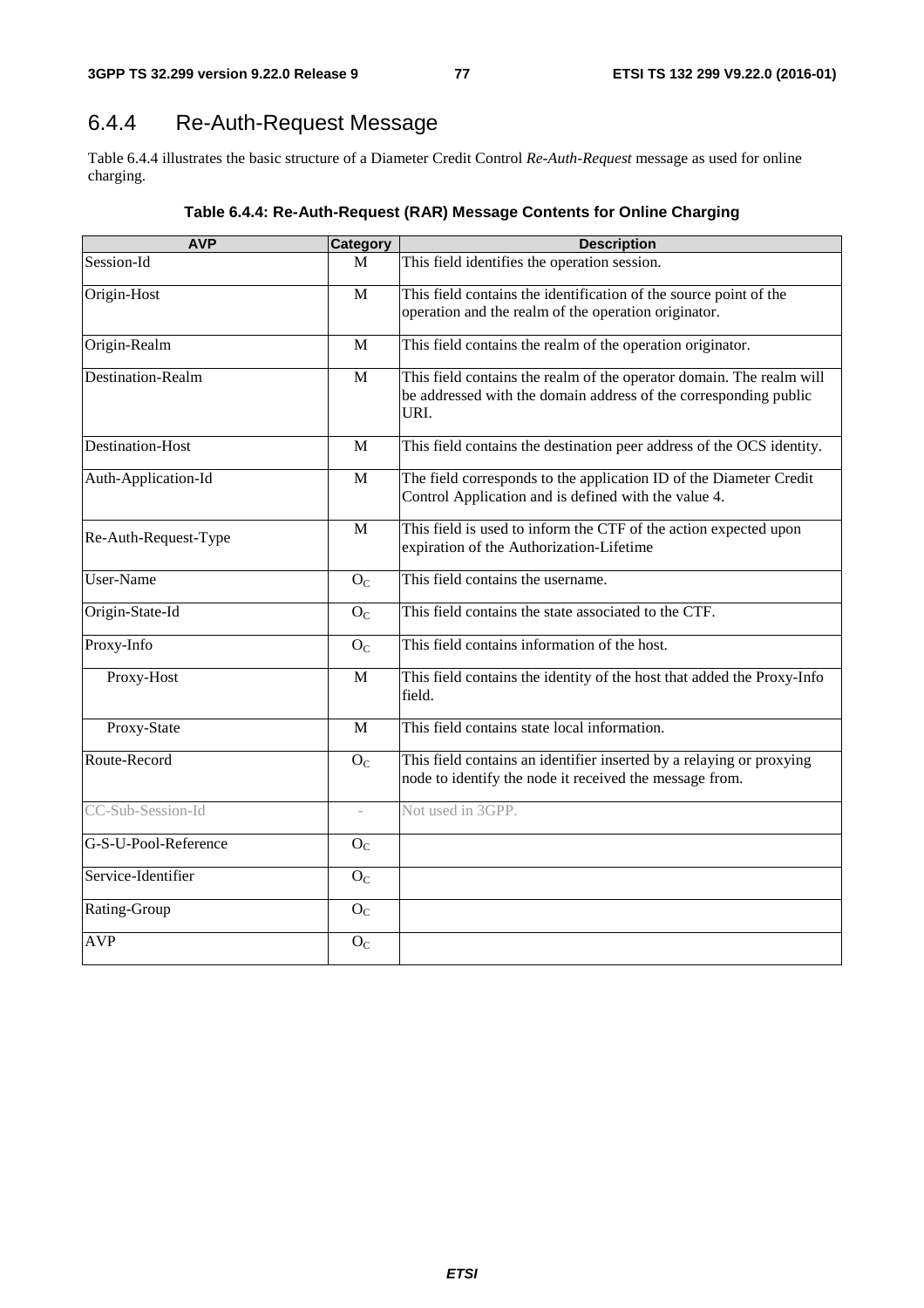## 6.4.4 Re-Auth-Request Message

Table 6.4.4 illustrates the basic structure of a Diameter Credit Control *Re-Auth-Request* message as used for online charging.

**Table 6.4.4: Re-Auth-Request (RAR) Message Contents for Online Charging**

| AVP | Category | Description |
|---|---|---|
| Session-Id | M | This field identifies the operation session. |
| Origin-Host | M | This field contains the identification of the source point of the operation and the realm of the operation originator. |
| Origin-Realm | M | This field contains the realm of the operation originator. |
| Destination-Realm | M | This field contains the realm of the operator domain. The realm will be addressed with the domain address of the corresponding public URI. |
| Destination-Host | M | This field contains the destination peer address of the OCS identity. |
| Auth-Application-Id | M | The field corresponds to the application ID of the Diameter Credit Control Application and is defined with the value 4. |
| Re-Auth-Request-Type | M | This field is used to inform the CTF of the action expected upon expiration of the Authorization-Lifetime |
| User-Name | $O_C$ | This field contains the username. |
| Origin-State-Id | $O_C$ | This field contains the state associated to the CTF. |
| Proxy-Info | $O_C$ | This field contains information of the host. |
| Proxy-Host | M | This field contains the identity of the host that added the Proxy-Info field. |
| Proxy-State | M | This field contains state local information. |
| Route-Record | $O_C$ | This field contains an identifier inserted by a relaying or proxying node to identify the node it received the message from. |
| CC-Sub-Session-Id | - | Not used in 3GPP. |
| G-S-U-Pool-Reference | $O_C$ | |
| Service-Identifier | $O_C$ | |
| Rating-Group | $O_C$ | |
| AVP | $O_C$ | |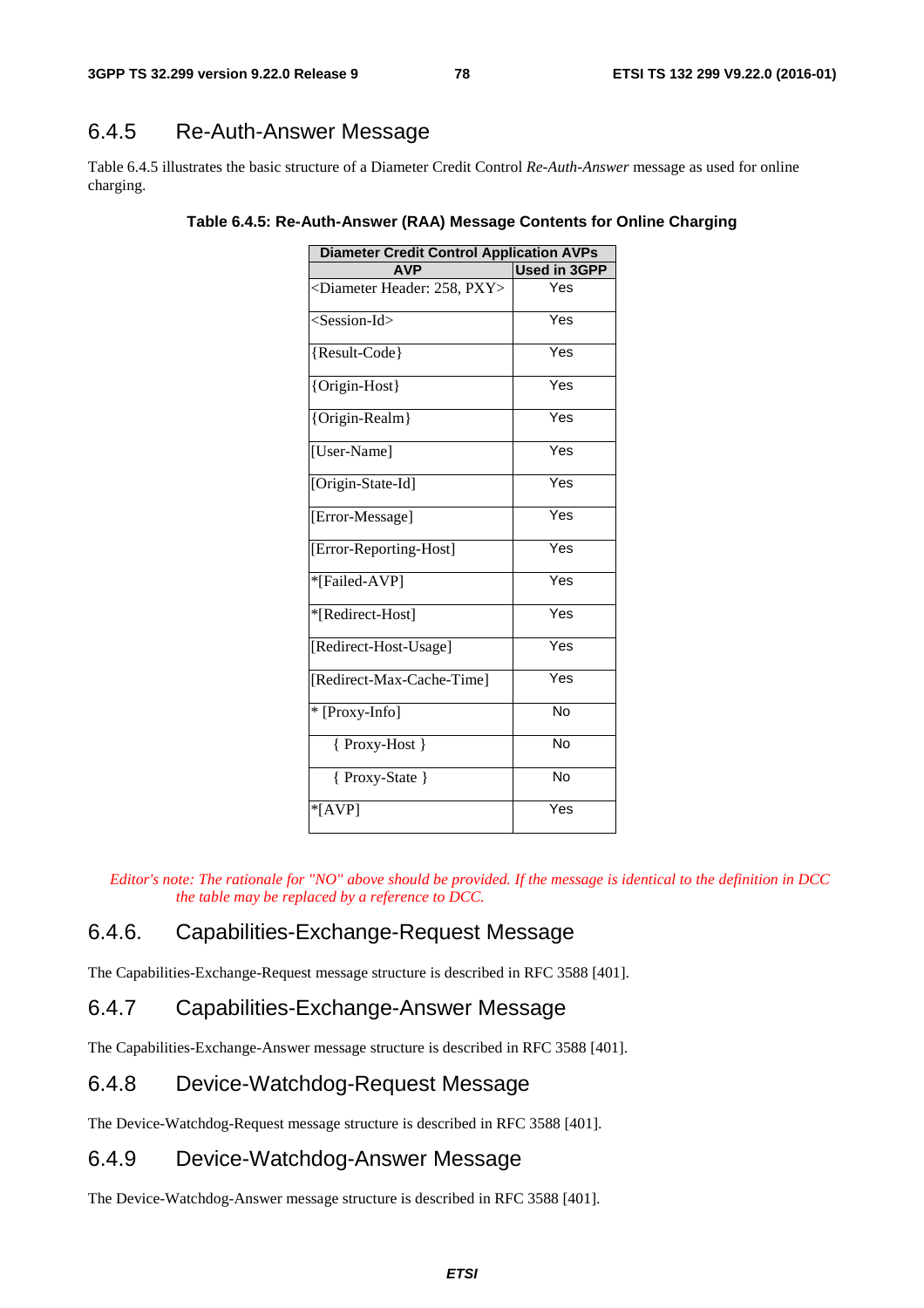### 6.4.5 Re-Auth-Answer Message

Table 6.4.5 illustrates the basic structure of a Diameter Credit Control *Re-Auth-Answer* message as used for online charging.

**Table 6.4.5: Re-Auth-Answer (RAA) Message Contents for Online Charging**

| Diameter Credit Control Application AVPs | |
|---|---|
| **AVP** | **Used in 3GPP** |
| <Diameter Header: 258, PXY> | Yes |
| <Session-Id> | Yes |
| {Result-Code} | Yes |
| {Origin-Host} | Yes |
| {Origin-Realm} | Yes |
| [User-Name] | Yes |
| [Origin-State-Id] | Yes |
| [Error-Message] | Yes |
| [Error-Reporting-Host] | Yes |
| *[Failed-AVP] | Yes |
| *[Redirect-Host] | Yes |
| [Redirect-Host-Usage] | Yes |
| [Redirect-Max-Cache-Time] | Yes |
| * [Proxy-Info] | No |
| { Proxy-Host } | No |
| { Proxy-State } | No |
| *[AVP] | Yes |

*Editor's note: The rationale for "NO" above should be provided. If the message is identical to the definition in DCC the table may be replaced by a reference to DCC.*

### 6.4.6. Capabilities-Exchange-Request Message

The Capabilities-Exchange-Request message structure is described in RFC 3588 [401].

### 6.4.7 Capabilities-Exchange-Answer Message

The Capabilities-Exchange-Answer message structure is described in RFC 3588 [401].

### 6.4.8 Device-Watchdog-Request Message

The Device-Watchdog-Request message structure is described in RFC 3588 [401].

### 6.4.9 Device-Watchdog-Answer Message

The Device-Watchdog-Answer message structure is described in RFC 3588 [401].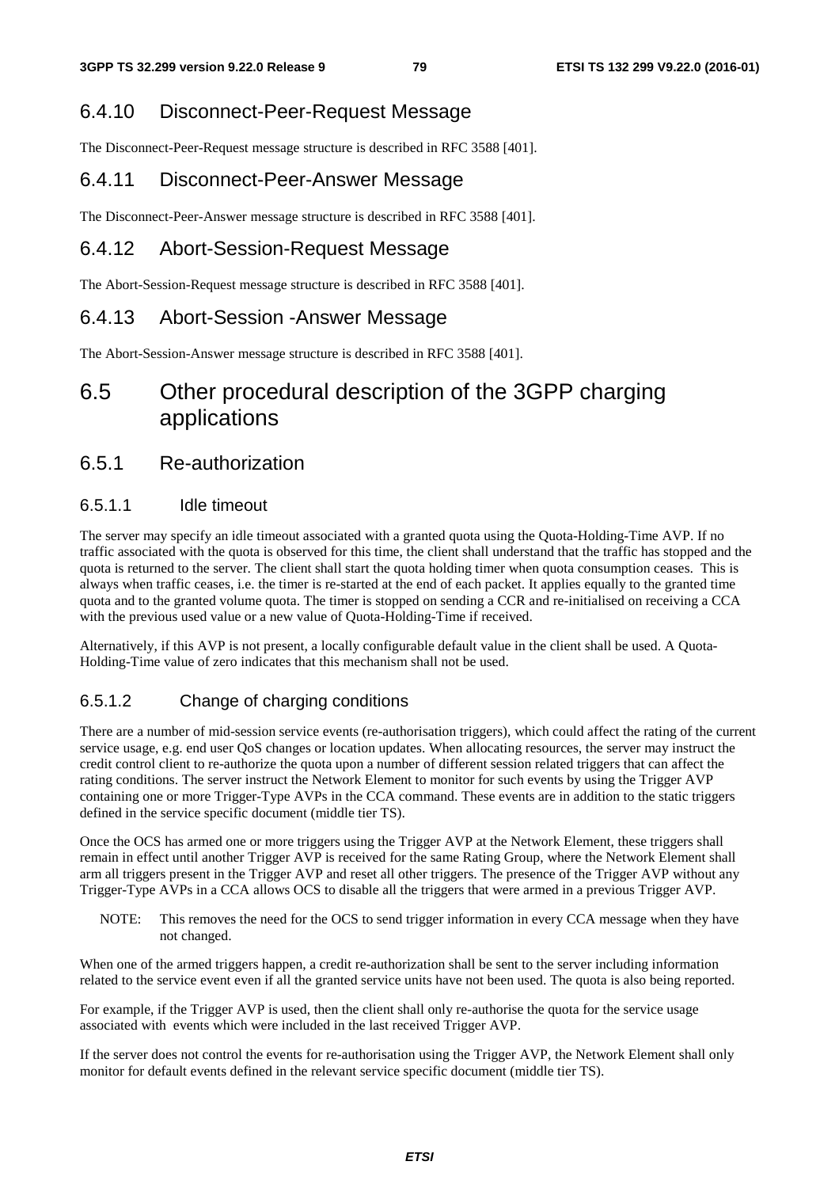### 6.4.10 Disconnect-Peer-Request Message

The Disconnect-Peer-Request message structure is described in RFC 3588 [401].

### 6.4.11 Disconnect-Peer-Answer Message

The Disconnect-Peer-Answer message structure is described in RFC 3588 [401].

### 6.4.12 Abort-Session-Request Message

The Abort-Session-Request message structure is described in RFC 3588 [401].

### 6.4.13 Abort-Session -Answer Message

The Abort-Session-Answer message structure is described in RFC 3588 [401].

## 6.5 Other procedural description of the 3GPP charging applications

### 6.5.1 Re-authorization

#### 6.5.1.1 Idle timeout

The server may specify an idle timeout associated with a granted quota using the Quota-Holding-Time AVP. If no traffic associated with the quota is observed for this time, the client shall understand that the traffic has stopped and the quota is returned to the server. The client shall start the quota holding timer when quota consumption ceases. This is always when traffic ceases, i.e. the timer is re-started at the end of each packet. It applies equally to the granted time quota and to the granted volume quota. The timer is stopped on sending a CCR and re-initialised on receiving a CCA with the previous used value or a new value of Quota-Holding-Time if received.

Alternatively, if this AVP is not present, a locally configurable default value in the client shall be used. A Quota-Holding-Time value of zero indicates that this mechanism shall not be used.

#### 6.5.1.2 Change of charging conditions

There are a number of mid-session service events (re-authorisation triggers), which could affect the rating of the current service usage, e.g. end user QoS changes or location updates. When allocating resources, the server may instruct the credit control client to re-authorize the quota upon a number of different session related triggers that can affect the rating conditions. The server instruct the Network Element to monitor for such events by using the Trigger AVP containing one or more Trigger-Type AVPs in the CCA command. These events are in addition to the static triggers defined in the service specific document (middle tier TS).

Once the OCS has armed one or more triggers using the Trigger AVP at the Network Element, these triggers shall remain in effect until another Trigger AVP is received for the same Rating Group, where the Network Element shall arm all triggers present in the Trigger AVP and reset all other triggers. The presence of the Trigger AVP without any Trigger-Type AVPs in a CCA allows OCS to disable all the triggers that were armed in a previous Trigger AVP.

NOTE: This removes the need for the OCS to send trigger information in every CCA message when they have not changed.

When one of the armed triggers happen, a credit re-authorization shall be sent to the server including information related to the service event even if all the granted service units have not been used. The quota is also being reported.

For example, if the Trigger AVP is used, then the client shall only re-authorise the quota for the service usage associated with events which were included in the last received Trigger AVP.

If the server does not control the events for re-authorisation using the Trigger AVP, the Network Element shall only monitor for default events defined in the relevant service specific document (middle tier TS).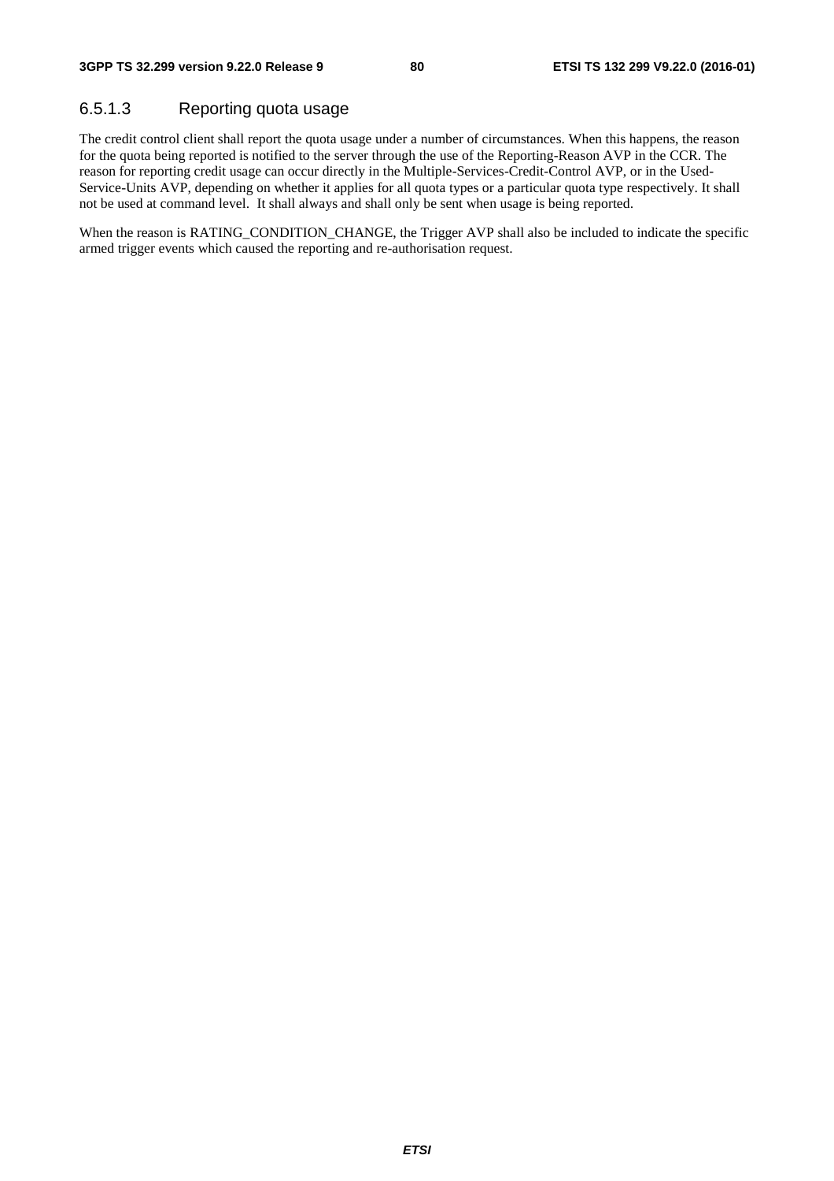#### 6.5.1.3 Reporting quota usage

The credit control client shall report the quota usage under a number of circumstances. When this happens, the reason for the quota being reported is notified to the server through the use of the Reporting-Reason AVP in the CCR. The reason for reporting credit usage can occur directly in the Multiple-Services-Credit-Control AVP, or in the Used-Service-Units AVP, depending on whether it applies for all quota types or a particular quota type respectively. It shall not be used at command level. It shall always and shall only be sent when usage is being reported.

When the reason is RATING_CONDITION_CHANGE, the Trigger AVP shall also be included to indicate the specific armed trigger events which caused the reporting and re-authorisation request.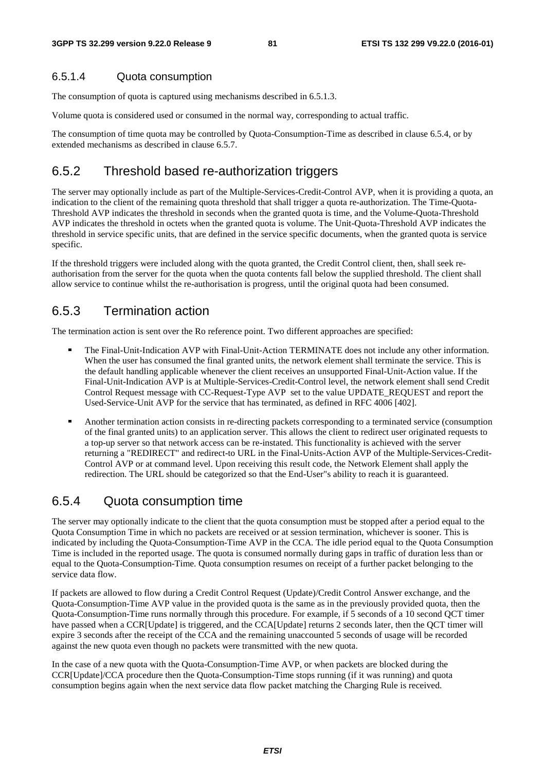#### 6.5.1.4 Quota consumption

The consumption of quota is captured using mechanisms described in 6.5.1.3.

Volume quota is considered used or consumed in the normal way, corresponding to actual traffic.

The consumption of time quota may be controlled by Quota-Consumption-Time as described in clause 6.5.4, or by extended mechanisms as described in clause 6.5.7.

### 6.5.2 Threshold based re-authorization triggers

The server may optionally include as part of the Multiple-Services-Credit-Control AVP, when it is providing a quota, an indication to the client of the remaining quota threshold that shall trigger a quota re-authorization. The Time-Quota-Threshold AVP indicates the threshold in seconds when the granted quota is time, and the Volume-Quota-Threshold AVP indicates the threshold in octets when the granted quota is volume. The Unit-Quota-Threshold AVP indicates the threshold in service specific units, that are defined in the service specific documents, when the granted quota is service specific.

If the threshold triggers were included along with the quota granted, the Credit Control client, then, shall seek re-authorisation from the server for the quota when the quota contents fall below the supplied threshold. The client shall allow service to continue whilst the re-authorisation is progress, until the original quota had been consumed.

### 6.5.3 Termination action

The termination action is sent over the Ro reference point. Two different approaches are specified:

- The Final-Unit-Indication AVP with Final-Unit-Action TERMINATE does not include any other information. When the user has consumed the final granted units, the network element shall terminate the service. This is the default handling applicable whenever the client receives an unsupported Final-Unit-Action value. If the Final-Unit-Indication AVP is at Multiple-Services-Credit-Control level, the network element shall send Credit Control Request message with CC-Request-Type AVP set to the value UPDATE_REQUEST and report the Used-Service-Unit AVP for the service that has terminated, as defined in RFC 4006 [402].
- Another termination action consists in re-directing packets corresponding to a terminated service (consumption of the final granted units) to an application server. This allows the client to redirect user originated requests to a top-up server so that network access can be re-instated. This functionality is achieved with the server returning a "REDIRECT" and redirect-to URL in the Final-Units-Action AVP of the Multiple-Services-Credit-Control AVP or at command level. Upon receiving this result code, the Network Element shall apply the redirection. The URL should be categorized so that the End-User"s ability to reach it is guaranteed.

### 6.5.4 Quota consumption time

The server may optionally indicate to the client that the quota consumption must be stopped after a period equal to the Quota Consumption Time in which no packets are received or at session termination, whichever is sooner. This is indicated by including the Quota-Consumption-Time AVP in the CCA. The idle period equal to the Quota Consumption Time is included in the reported usage. The quota is consumed normally during gaps in traffic of duration less than or equal to the Quota-Consumption-Time. Quota consumption resumes on receipt of a further packet belonging to the service data flow.

If packets are allowed to flow during a Credit Control Request (Update)/Credit Control Answer exchange, and the Quota-Consumption-Time AVP value in the provided quota is the same as in the previously provided quota, then the Quota-Consumption-Time runs normally through this procedure. For example, if 5 seconds of a 10 second QCT timer have passed when a CCR[Update] is triggered, and the CCA[Update] returns 2 seconds later, then the QCT timer will expire 3 seconds after the receipt of the CCA and the remaining unaccounted 5 seconds of usage will be recorded against the new quota even though no packets were transmitted with the new quota.

In the case of a new quota with the Quota-Consumption-Time AVP, or when packets are blocked during the CCR[Update]/CCA procedure then the Quota-Consumption-Time stops running (if it was running) and quota consumption begins again when the next service data flow packet matching the Charging Rule is received.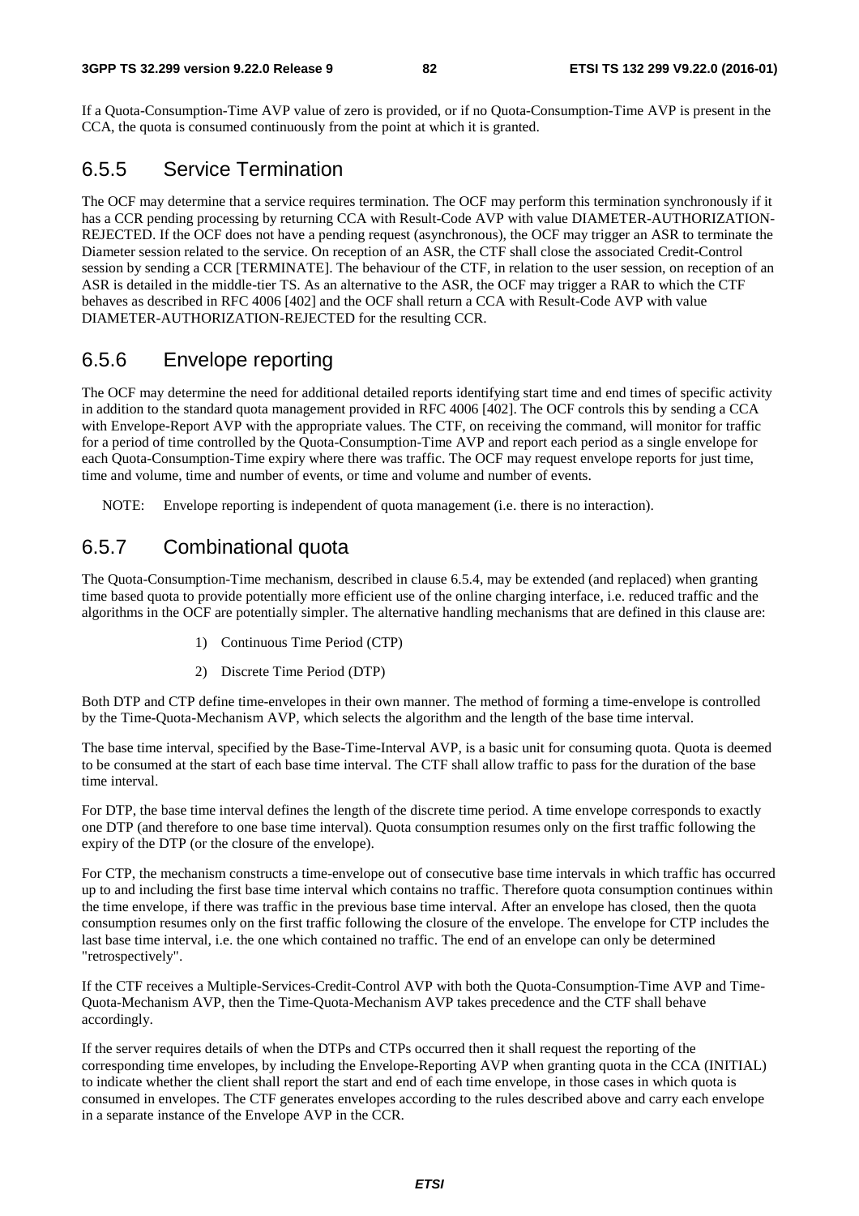If a Quota-Consumption-Time AVP value of zero is provided, or if no Quota-Consumption-Time AVP is present in the CCA, the quota is consumed continuously from the point at which it is granted.

### 6.5.5 Service Termination

The OCF may determine that a service requires termination. The OCF may perform this termination synchronously if it has a CCR pending processing by returning CCA with Result-Code AVP with value DIAMETER-AUTHORIZATION-REJECTED. If the OCF does not have a pending request (asynchronous), the OCF may trigger an ASR to terminate the Diameter session related to the service. On reception of an ASR, the CTF shall close the associated Credit-Control session by sending a CCR [TERMINATE]. The behaviour of the CTF, in relation to the user session, on reception of an ASR is detailed in the middle-tier TS. As an alternative to the ASR, the OCF may trigger a RAR to which the CTF behaves as described in RFC 4006 [402] and the OCF shall return a CCA with Result-Code AVP with value DIAMETER-AUTHORIZATION-REJECTED for the resulting CCR.

### 6.5.6 Envelope reporting

The OCF may determine the need for additional detailed reports identifying start time and end times of specific activity in addition to the standard quota management provided in RFC 4006 [402]. The OCF controls this by sending a CCA with Envelope-Report AVP with the appropriate values. The CTF, on receiving the command, will monitor for traffic for a period of time controlled by the Quota-Consumption-Time AVP and report each period as a single envelope for each Quota-Consumption-Time expiry where there was traffic. The OCF may request envelope reports for just time, time and volume, time and number of events, or time and volume and number of events.

NOTE: Envelope reporting is independent of quota management (i.e. there is no interaction).

### 6.5.7 Combinational quota

The Quota-Consumption-Time mechanism, described in clause 6.5.4, may be extended (and replaced) when granting time based quota to provide potentially more efficient use of the online charging interface, i.e. reduced traffic and the algorithms in the OCF are potentially simpler. The alternative handling mechanisms that are defined in this clause are:

1) Continuous Time Period (CTP)

2) Discrete Time Period (DTP)

Both DTP and CTP define time-envelopes in their own manner. The method of forming a time-envelope is controlled by the Time-Quota-Mechanism AVP, which selects the algorithm and the length of the base time interval.

The base time interval, specified by the Base-Time-Interval AVP, is a basic unit for consuming quota. Quota is deemed to be consumed at the start of each base time interval. The CTF shall allow traffic to pass for the duration of the base time interval.

For DTP, the base time interval defines the length of the discrete time period. A time envelope corresponds to exactly one DTP (and therefore to one base time interval). Quota consumption resumes only on the first traffic following the expiry of the DTP (or the closure of the envelope).

For CTP, the mechanism constructs a time-envelope out of consecutive base time intervals in which traffic has occurred up to and including the first base time interval which contains no traffic. Therefore quota consumption continues within the time envelope, if there was traffic in the previous base time interval. After an envelope has closed, then the quota consumption resumes only on the first traffic following the closure of the envelope. The envelope for CTP includes the last base time interval, i.e. the one which contained no traffic. The end of an envelope can only be determined "retrospectively".

If the CTF receives a Multiple-Services-Credit-Control AVP with both the Quota-Consumption-Time AVP and Time-Quota-Mechanism AVP, then the Time-Quota-Mechanism AVP takes precedence and the CTF shall behave accordingly.

If the server requires details of when the DTPs and CTPs occurred then it shall request the reporting of the corresponding time envelopes, by including the Envelope-Reporting AVP when granting quota in the CCA (INITIAL) to indicate whether the client shall report the start and end of each time envelope, in those cases in which quota is consumed in envelopes. The CTF generates envelopes according to the rules described above and carry each envelope in a separate instance of the Envelope AVP in the CCR.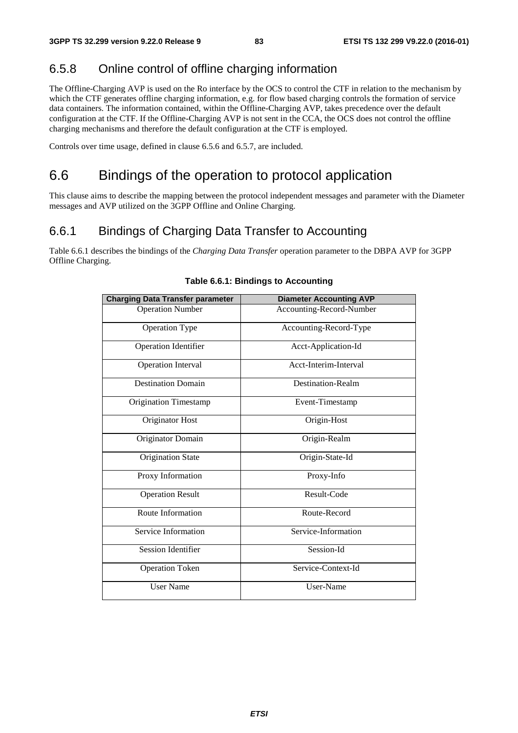### 6.5.8 Online control of offline charging information

The Offline-Charging AVP is used on the Ro interface by the OCS to control the CTF in relation to the mechanism by which the CTF generates offline charging information, e.g. for flow based charging controls the formation of service data containers. The information contained, within the Offline-Charging AVP, takes precedence over the default configuration at the CTF. If the Offline-Charging AVP is not sent in the CCA, the OCS does not control the offline charging mechanisms and therefore the default configuration at the CTF is employed.

Controls over time usage, defined in clause 6.5.6 and 6.5.7, are included.

## 6.6 Bindings of the operation to protocol application

This clause aims to describe the mapping between the protocol independent messages and parameter with the Diameter messages and AVP utilized on the 3GPP Offline and Online Charging.

### 6.6.1 Bindings of Charging Data Transfer to Accounting

Table 6.6.1 describes the bindings of the *Charging Data Transfer* operation parameter to the DBPA AVP for 3GPP Offline Charging.

**Table 6.6.1: Bindings to Accounting**

| Charging Data Transfer parameter | Diameter Accounting AVP |
|---|---|
| Operation Number | Accounting-Record-Number |
| Operation Type | Accounting-Record-Type |
| Operation Identifier | Acct-Application-Id |
| Operation Interval | Acct-Interim-Interval |
| Destination Domain | Destination-Realm |
| Origination Timestamp | Event-Timestamp |
| Originator Host | Origin-Host |
| Originator Domain | Origin-Realm |
| Origination State | Origin-State-Id |
| Proxy Information | Proxy-Info |
| Operation Result | Result-Code |
| Route Information | Route-Record |
| Service Information | Service-Information |
| Session Identifier | Session-Id |
| Operation Token | Service-Context-Id |
| User Name | User-Name |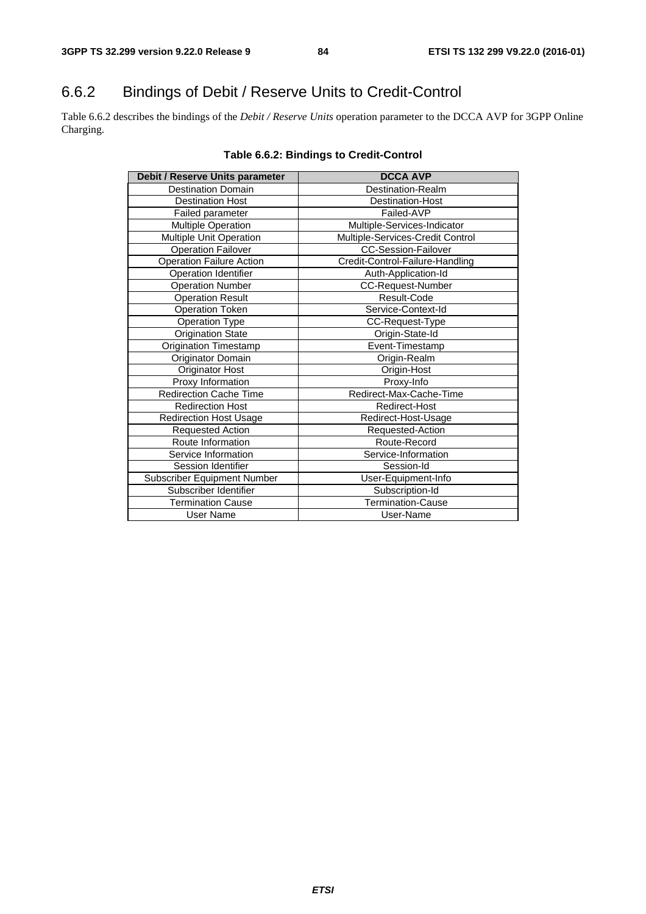## 6.6.2 Bindings of Debit / Reserve Units to Credit-Control

Table 6.6.2 describes the bindings of the *Debit / Reserve Units* operation parameter to the DCCA AVP for 3GPP Online Charging.

**Table 6.6.2: Bindings to Credit-Control**

| Debit / Reserve Units parameter | DCCA AVP |
|---|---|
| Destination Domain | Destination-Realm |
| Destination Host | Destination-Host |
| Failed parameter | Failed-AVP |
| Multiple Operation | Multiple-Services-Indicator |
| Multiple Unit Operation | Multiple-Services-Credit Control |
| Operation Failover | CC-Session-Failover |
| Operation Failure Action | Credit-Control-Failure-Handling |
| Operation Identifier | Auth-Application-Id |
| Operation Number | CC-Request-Number |
| Operation Result | Result-Code |
| Operation Token | Service-Context-Id |
| Operation Type | CC-Request-Type |
| Origination State | Origin-State-Id |
| Origination Timestamp | Event-Timestamp |
| Originator Domain | Origin-Realm |
| Originator Host | Origin-Host |
| Proxy Information | Proxy-Info |
| Redirection Cache Time | Redirect-Max-Cache-Time |
| Redirection Host | Redirect-Host |
| Redirection Host Usage | Redirect-Host-Usage |
| Requested Action | Requested-Action |
| Route Information | Route-Record |
| Service Information | Service-Information |
| Session Identifier | Session-Id |
| Subscriber Equipment Number | User-Equipment-Info |
| Subscriber Identifier | Subscription-Id |
| Termination Cause | Termination-Cause |
| User Name | User-Name |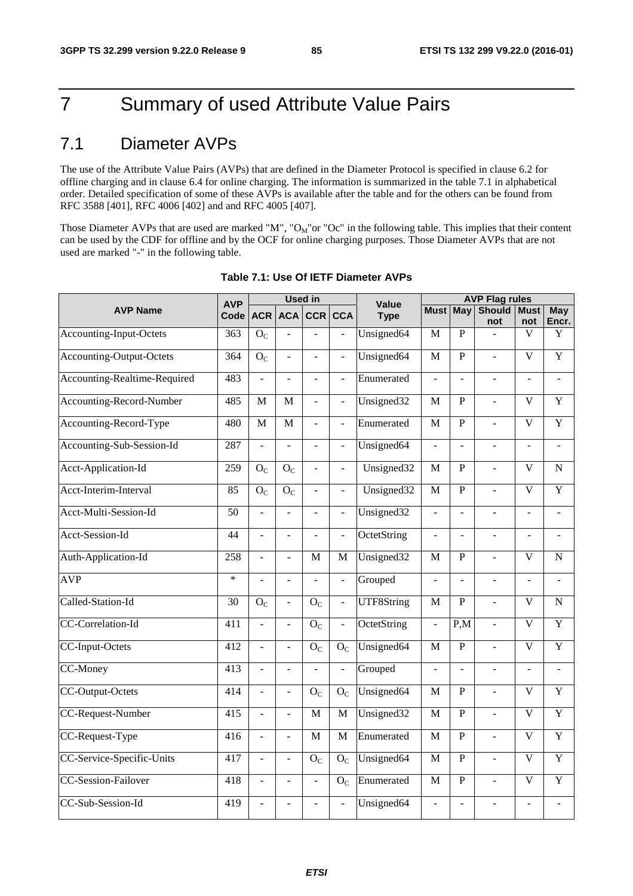# 7 Summary of used Attribute Value Pairs

## 7.1 Diameter AVPs

The use of the Attribute Value Pairs (AVPs) that are defined in the Diameter Protocol is specified in clause 6.2 for offline charging and in clause 6.4 for online charging. The information is summarized in the table 7.1 in alphabetical order. Detailed specification of some of these AVPs is available after the table and for the others can be found from RFC 3588 [401], RFC 4006 [402] and and RFC 4005 [407].

Those Diameter AVPs that are used are marked "M", "$O_M$"or "Oc" in the following table. This implies that their content can be used by the CDF for offline and by the OCF for online charging purposes. Those Diameter AVPs that are not used are marked "-" in the following table.

**Table 7.1: Use Of IETF Diameter AVPs**

| AVP Name | AVP Code | Used in | | | | Value Type | AVP Flag rules | | | | |
|---|---|---|---|---|---|---|---|---|---|---|---|
| | | ACR | ACA | CCR | CCA | | Must | May | Should not | Must not | May Encr. |
| Accounting-Input-Octets | 363 | $O_C$ | - | - | - | Unsigned64 | M | P | - | V | Y |
| Accounting-Output-Octets | 364 | $O_C$ | - | - | - | Unsigned64 | M | P | - | V | Y |
| Accounting-Realtime-Required | 483 | - | - | - | - | Enumerated | - | - | - | - | - |
| Accounting-Record-Number | 485 | M | M | - | - | Unsigned32 | M | P | - | V | Y |
| Accounting-Record-Type | 480 | M | M | - | - | Enumerated | M | P | - | V | Y |
| Accounting-Sub-Session-Id | 287 | - | - | - | - | Unsigned64 | - | - | - | - | - |
| Acct-Application-Id | 259 | $O_C$ | $O_C$ | - | - | Unsigned32 | M | P | - | V | N |
| Acct-Interim-Interval | 85 | $O_C$ | $O_C$ | - | - | Unsigned32 | M | P | - | V | Y |
| Acct-Multi-Session-Id | 50 | - | - | - | - | Unsigned32 | - | - | - | - | - |
| Acct-Session-Id | 44 | - | - | - | - | OctetString | - | - | - | - | - |
| Auth-Application-Id | 258 | - | - | M | M | Unsigned32 | M | P | - | V | N |
| AVP | * | - | - | - | - | Grouped | - | - | - | - | - |
| Called-Station-Id | 30 | $O_C$ | - | $O_C$ | - | UTF8String | M | P | - | V | N |
| CC-Correlation-Id | 411 | - | - | $O_C$ | - | OctetString | - | P,M | - | V | Y |
| CC-Input-Octets | 412 | - | - | $O_C$ | $O_C$ | Unsigned64 | M | P | - | V | Y |
| CC-Money | 413 | - | - | - | - | Grouped | - | - | - | - | - |
| CC-Output-Octets | 414 | - | - | $O_C$ | $O_C$ | Unsigned64 | M | P | - | V | Y |
| CC-Request-Number | 415 | - | - | M | M | Unsigned32 | M | P | - | V | Y |
| CC-Request-Type | 416 | - | - | M | M | Enumerated | M | P | - | V | Y |
| CC-Service-Specific-Units | 417 | - | - | $O_C$ | $O_C$ | Unsigned64 | M | P | - | V | Y |
| CC-Session-Failover | 418 | - | - | - | $O_C$ | Enumerated | M | P | - | V | Y |
| CC-Sub-Session-Id | 419 | - | - | - | - | Unsigned64 | - | - | - | - | - |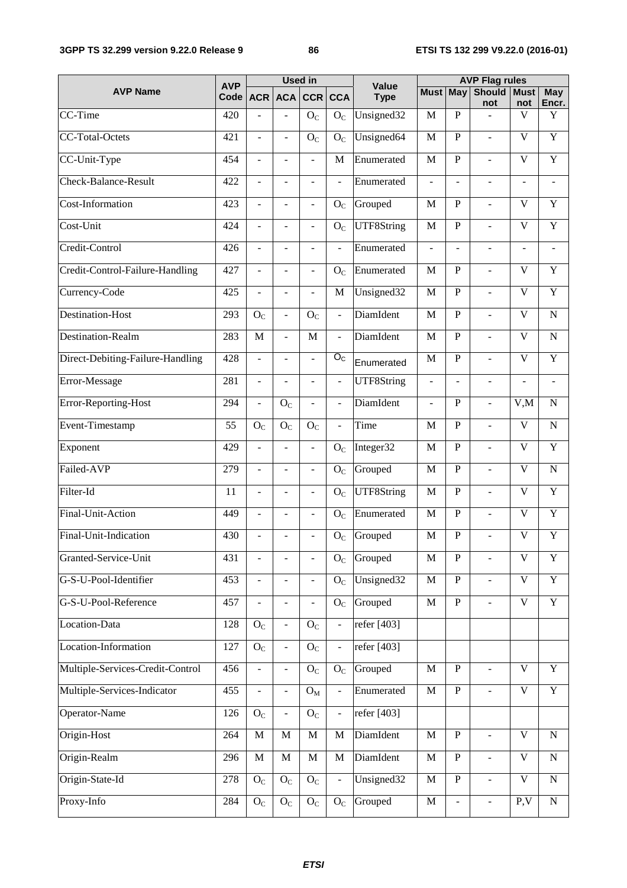| AVP Name | AVP Code | Used in | | | | Value Type | AVP Flag rules | | | | |
|---|---|---|---|---|---|---|---|---|---|---|---|
| | | ACR | ACA | CCR | CCA | | Must | May | Should not | Must not | May Encr. |
| CC-Time | 420 | - | - | $O_C$ | $O_C$ | Unsigned32 | M | P | - | V | Y |
| CC-Total-Octets | 421 | - | - | $O_C$ | $O_C$ | Unsigned64 | M | P | - | V | Y |
| CC-Unit-Type | 454 | - | - | - | M | Enumerated | M | P | - | V | Y |
| Check-Balance-Result | 422 | - | - | - | - | Enumerated | - | - | - | - | - |
| Cost-Information | 423 | - | - | - | $O_C$ | Grouped | M | P | - | V | Y |
| Cost-Unit | 424 | - | - | - | $O_C$ | UTF8String | M | P | - | V | Y |
| Credit-Control | 426 | - | - | - | - | Enumerated | - | - | - | - | - |
| Credit-Control-Failure-Handling | 427 | - | - | - | $O_C$ | Enumerated | M | P | - | V | Y |
| Currency-Code | 425 | - | - | - | M | Unsigned32 | M | P | - | V | Y |
| Destination-Host | 293 | $O_C$ | - | $O_C$ | - | DiamIdent | M | P | - | V | N |
| Destination-Realm | 283 | M | - | M | - | DiamIdent | M | P | - | V | N |
| Direct-Debiting-Failure-Handling | 428 | - | - | - | $O_C$ | Enumerated | M | P | - | V | Y |
| Error-Message | 281 | - | - | - | - | UTF8String | - | - | - | - | - |
| Error-Reporting-Host | 294 | - | $O_C$ | - | - | DiamIdent | - | P | - | V,M | N |
| Event-Timestamp | 55 | $O_C$ | $O_C$ | $O_C$ | - | Time | M | P | - | V | N |
| Exponent | 429 | - | - | - | $O_C$ | Integer32 | M | P | - | V | Y |
| Failed-AVP | 279 | - | - | - | $O_C$ | Grouped | M | P | - | V | N |
| Filter-Id | 11 | - | - | - | $O_C$ | UTF8String | M | P | - | V | Y |
| Final-Unit-Action | 449 | - | - | - | $O_C$ | Enumerated | M | P | - | V | Y |
| Final-Unit-Indication | 430 | - | - | - | $O_C$ | Grouped | M | P | - | V | Y |
| Granted-Service-Unit | 431 | - | - | - | $O_C$ | Grouped | M | P | - | V | Y |
| G-S-U-Pool-Identifier | 453 | - | - | - | $O_C$ | Unsigned32 | M | P | - | V | Y |
| G-S-U-Pool-Reference | 457 | - | - | - | $O_C$ | Grouped | M | P | - | V | Y |
| Location-Data | 128 | $O_C$ | - | $O_C$ | - | refer [403] | | | | | |
| Location-Information | 127 | $O_C$ | - | $O_C$ | - | refer [403] | | | | | |
| Multiple-Services-Credit-Control | 456 | - | - | $O_C$ | $O_C$ | Grouped | M | P | - | V | Y |
| Multiple-Services-Indicator | 455 | - | - | $O_M$ | - | Enumerated | M | P | - | V | Y |
| Operator-Name | 126 | $O_C$ | - | $O_C$ | - | refer [403] | | | | | |
| Origin-Host | 264 | M | M | M | M | DiamIdent | M | P | - | V | N |
| Origin-Realm | 296 | M | M | M | M | DiamIdent | M | P | - | V | N |
| Origin-State-Id | 278 | $O_C$ | $O_C$ | $O_C$ | - | Unsigned32 | M | P | - | V | N |
| Proxy-Info | 284 | $O_C$ | $O_C$ | $O_C$ | $O_C$ | Grouped | M | - | - | P,V | N |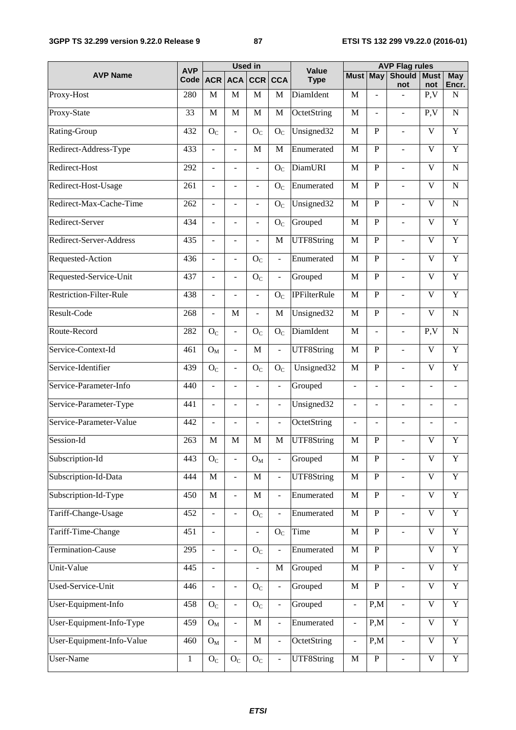| AVP Name | AVP Code | Used in | | | | Value Type | AVP Flag rules | | | | |
|---|---|---|---|---|---|---|---|---|---|---|---|
| | | ACR | ACA | CCR | CCA | | Must | May | Should not | Must not | May Encr. |
| Proxy-Host | 280 | M | M | M | M | DiamIdent | M | - | - | P,V | N |
| Proxy-State | 33 | M | M | M | M | OctetString | M | - | - | P,V | N |
| Rating-Group | 432 | $O_C$ | - | $O_C$ | $O_C$ | Unsigned32 | M | P | - | V | Y |
| Redirect-Address-Type | 433 | - | - | M | M | Enumerated | M | P | - | V | Y |
| Redirect-Host | 292 | - | - | - | $O_C$ | DiamURI | M | P | - | V | N |
| Redirect-Host-Usage | 261 | - | - | - | $O_C$ | Enumerated | M | P | - | V | N |
| Redirect-Max-Cache-Time | 262 | - | - | - | $O_C$ | Unsigned32 | M | P | - | V | N |
| Redirect-Server | 434 | - | - | - | $O_C$ | Grouped | M | P | - | V | Y |
| Redirect-Server-Address | 435 | - | - | - | M | UTF8String | M | P | - | V | Y |
| Requested-Action | 436 | - | - | $O_C$ | - | Enumerated | M | P | - | V | Y |
| Requested-Service-Unit | 437 | - | - | $O_C$ | - | Grouped | M | P | - | V | Y |
| Restriction-Filter-Rule | 438 | - | - | - | $O_C$ | IPFilterRule | M | P | - | V | Y |
| Result-Code | 268 | - | M | - | M | Unsigned32 | M | P | - | V | N |
| Route-Record | 282 | $O_C$ | - | $O_C$ | $O_C$ | DiamIdent | M | - | - | P,V | N |
| Service-Context-Id | 461 | $O_M$ | - | M | - | UTF8String | M | P | - | V | Y |
| Service-Identifier | 439 | $O_C$ | - | $O_C$ | $O_C$ | Unsigned32 | M | P | - | V | Y |
| Service-Parameter-Info | 440 | - | - | - | - | Grouped | - | - | - | - | - |
| Service-Parameter-Type | 441 | - | - | - | - | Unsigned32 | - | - | - | - | - |
| Service-Parameter-Value | 442 | - | - | - | - | OctetString | - | - | - | - | - |
| Session-Id | 263 | M | M | M | M | UTF8String | M | P | - | V | Y |
| Subscription-Id | 443 | $O_C$ | - | $O_M$ | - | Grouped | M | P | - | V | Y |
| Subscription-Id-Data | 444 | M | - | M | - | UTF8String | M | P | - | V | Y |
| Subscription-Id-Type | 450 | M | - | M | - | Enumerated | M | P | - | V | Y |
| Tariff-Change-Usage | 452 | - | - | $O_C$ | - | Enumerated | M | P | - | V | Y |
| Tariff-Time-Change | 451 | - | | - | $O_C$ | Time | M | P | - | V | Y |
| Termination-Cause | 295 | - | - | $O_C$ | - | Enumerated | M | P | | V | Y |
| Unit-Value | 445 | - | | - | M | Grouped | M | P | - | V | Y |
| Used-Service-Unit | 446 | - | - | $O_C$ | - | Grouped | M | P | - | V | Y |
| User-Equipment-Info | 458 | $O_C$ | - | $O_C$ | - | Grouped | - | P,M | - | V | Y |
| User-Equipment-Info-Type | 459 | $O_M$ | - | M | - | Enumerated | - | P,M | - | V | Y |
| User-Equipment-Info-Value | 460 | $O_M$ | - | M | - | OctetString | - | P,M | - | V | Y |
| User-Name | 1 | $O_C$ | $O_C$ | $O_C$ | - | UTF8String | M | P | - | V | Y |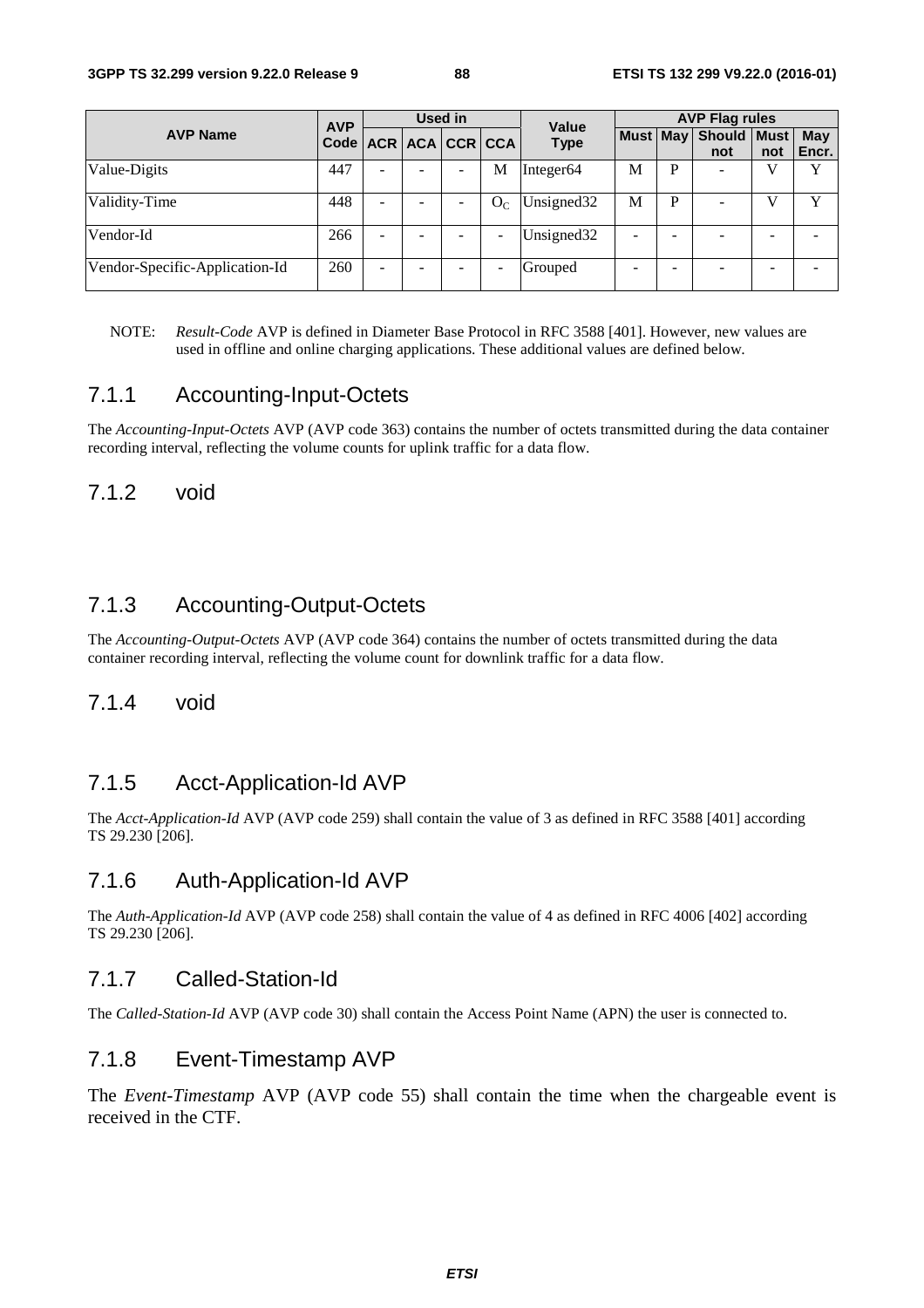| AVP Name | AVP Code | Used in | | | | Value Type | AVP Flag rules | | | | |
|---|---|---|---|---|---|---|---|---|---|---|---|
| | | ACR | ACA | CCR | CCA | | Must | May | Should not | Must not | May Encr. |
| Value-Digits | 447 | - | - | - | M | Integer64 | M | P | - | V | Y |
| Validity-Time | 448 | - | - | - | $O_C$ | Unsigned32 | M | P | - | V | Y |
| Vendor-Id | 266 | - | - | - | - | Unsigned32 | - | - | - | - | - |
| Vendor-Specific-Application-Id | 260 | - | - | - | - | Grouped | - | - | - | - | - |

NOTE: *Result-Code* AVP is defined in Diameter Base Protocol in RFC 3588 [401]. However, new values are used in offline and online charging applications. These additional values are defined below.

### 7.1.1 Accounting-Input-Octets

The *Accounting-Input-Octets* AVP (AVP code 363) contains the number of octets transmitted during the data container recording interval, reflecting the volume counts for uplink traffic for a data flow.

### 7.1.2 void

### 7.1.3 Accounting-Output-Octets

The *Accounting-Output-Octets* AVP (AVP code 364) contains the number of octets transmitted during the data container recording interval, reflecting the volume count for downlink traffic for a data flow.

### 7.1.4 void

### 7.1.5 Acct-Application-Id AVP

The *Acct-Application-Id* AVP (AVP code 259) shall contain the value of 3 as defined in RFC 3588 [401] according TS 29.230 [206].

### 7.1.6 Auth-Application-Id AVP

The *Auth-Application-Id* AVP (AVP code 258) shall contain the value of 4 as defined in RFC 4006 [402] according TS 29.230 [206].

### 7.1.7 Called-Station-Id

The *Called-Station-Id* AVP (AVP code 30) shall contain the Access Point Name (APN) the user is connected to.

### 7.1.8 Event-Timestamp AVP

The *Event-Timestamp* AVP (AVP code 55) shall contain the time when the chargeable event is received in the CTF.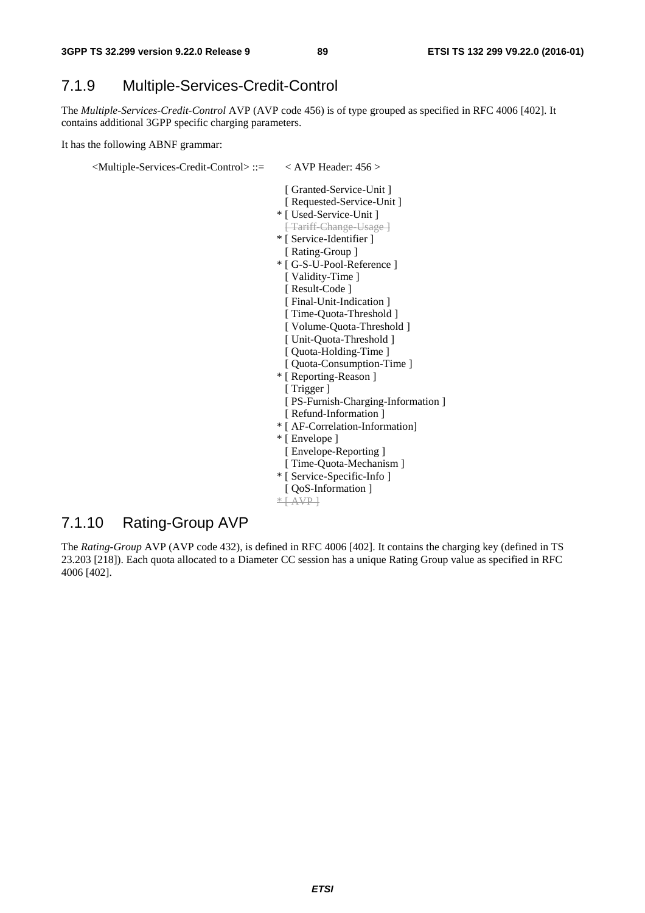## 7.1.9 Multiple-Services-Credit-Control

The *Multiple-Services-Credit-Control* AVP (AVP code 456) is of type grouped as specified in RFC 4006 [402]. It contains additional 3GPP specific charging parameters.

It has the following ABNF grammar:

```
<Multiple-Services-Credit-Control> ::=   < AVP Header: 456 >

                                           [ Granted-Service-Unit ]
                                           [ Requested-Service-Unit ]
                                         * [ Used-Service-Unit ]
                                           [ Tariff-Change-Usage ]
                                         * [ Service-Identifier ]
                                           [ Rating-Group ]
                                         * [ G-S-U-Pool-Reference ]
                                           [ Validity-Time ]
                                           [ Result-Code ]
                                           [ Final-Unit-Indication ]
                                           [ Time-Quota-Threshold ]
                                           [ Volume-Quota-Threshold ]
                                           [ Unit-Quota-Threshold ]
                                           [ Quota-Holding-Time ]
                                           [ Quota-Consumption-Time ]
                                         * [ Reporting-Reason ]
                                           [ Trigger ]
                                           [ PS-Furnish-Charging-Information ]
                                           [ Refund-Information ]
                                         * [ AF-Correlation-Information]
                                         * [ Envelope ]
                                           [ Envelope-Reporting ]
                                           [ Time-Quota-Mechanism ]
                                         * [ Service-Specific-Info ]
                                           [ QoS-Information ]
                                         * [ AVP ]
```

## 7.1.10 Rating-Group AVP

The *Rating-Group* AVP (AVP code 432), is defined in RFC 4006 [402]. It contains the charging key (defined in TS 23.203 [218]). Each quota allocated to a Diameter CC session has a unique Rating Group value as specified in RFC 4006 [402].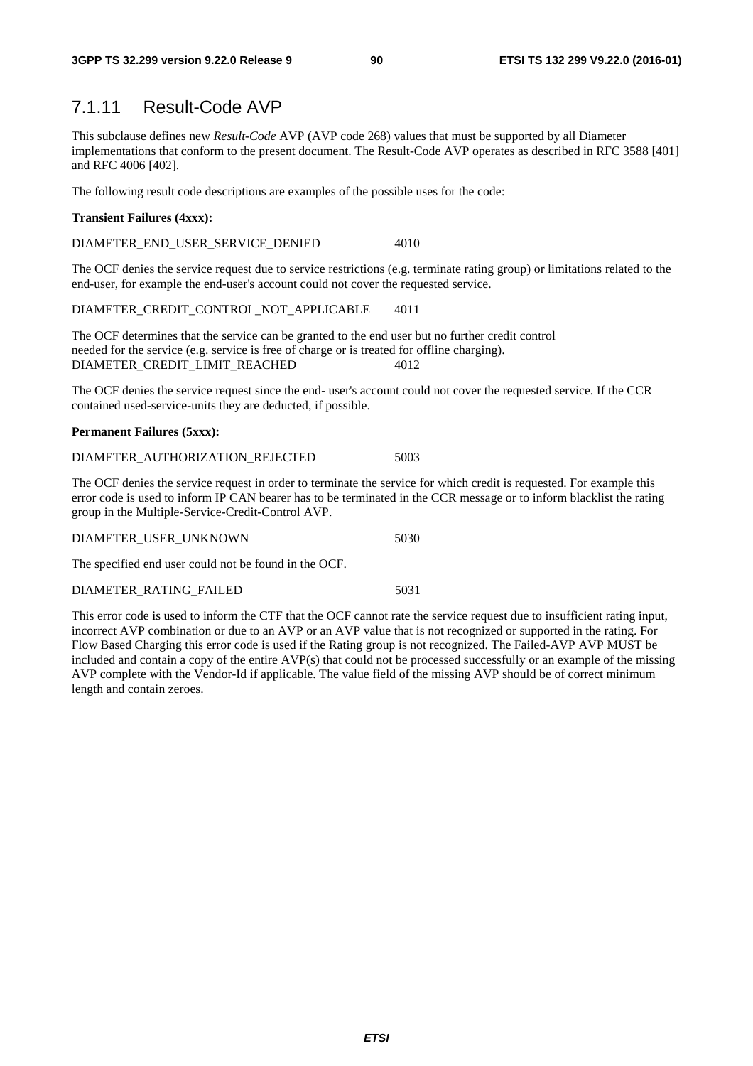## 7.1.11 Result-Code AVP

This subclause defines new *Result-Code* AVP (AVP code 268) values that must be supported by all Diameter implementations that conform to the present document. The Result-Code AVP operates as described in RFC 3588 [401] and RFC 4006 [402].

The following result code descriptions are examples of the possible uses for the code:

**Transient Failures (4xxx):**

DIAMETER_END_USER_SERVICE_DENIED 4010

The OCF denies the service request due to service restrictions (e.g. terminate rating group) or limitations related to the end-user, for example the end-user's account could not cover the requested service.

DIAMETER_CREDIT_CONTROL_NOT_APPLICABLE 4011

The OCF determines that the service can be granted to the end user but no further credit control needed for the service (e.g. service is free of charge or is treated for offline charging).

DIAMETER_CREDIT_LIMIT_REACHED 4012

The OCF denies the service request since the end- user's account could not cover the requested service. If the CCR contained used-service-units they are deducted, if possible.

**Permanent Failures (5xxx):**

DIAMETER_AUTHORIZATION_REJECTED 5003

The OCF denies the service request in order to terminate the service for which credit is requested. For example this error code is used to inform IP CAN bearer has to be terminated in the CCR message or to inform blacklist the rating group in the Multiple-Service-Credit-Control AVP.

DIAMETER_USER_UNKNOWN 5030

The specified end user could not be found in the OCF.

DIAMETER_RATING_FAILED 5031

This error code is used to inform the CTF that the OCF cannot rate the service request due to insufficient rating input, incorrect AVP combination or due to an AVP or an AVP value that is not recognized or supported in the rating. For Flow Based Charging this error code is used if the Rating group is not recognized. The Failed-AVP AVP MUST be included and contain a copy of the entire AVP(s) that could not be processed successfully or an example of the missing AVP complete with the Vendor-Id if applicable. The value field of the missing AVP should be of correct minimum length and contain zeroes.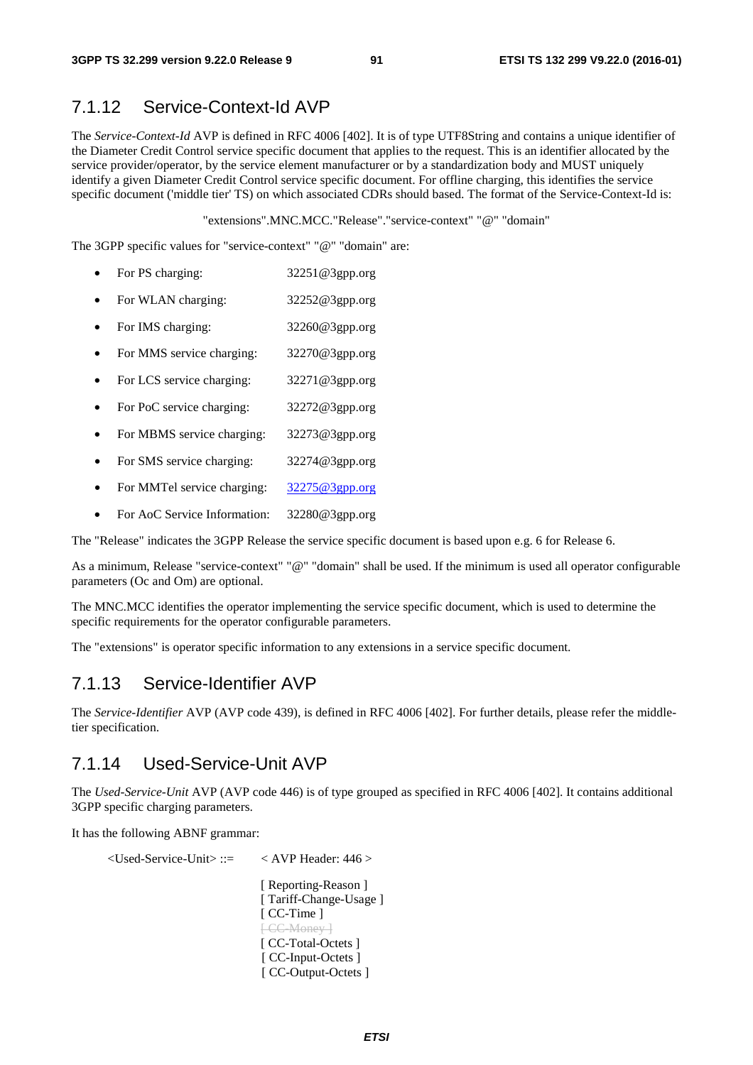### 7.1.12 Service-Context-Id AVP

The *Service-Context-Id* AVP is defined in RFC 4006 [402]. It is of type UTF8String and contains a unique identifier of the Diameter Credit Control service specific document that applies to the request. This is an identifier allocated by the service provider/operator, by the service element manufacturer or by a standardization body and MUST uniquely identify a given Diameter Credit Control service specific document. For offline charging, this identifies the service specific document ('middle tier' TS) on which associated CDRs should based. The format of the Service-Context-Id is:

"extensions".MNC.MCC."Release"."service-context" "@" "domain"

The 3GPP specific values for "service-context" "@" "domain" are:

- For PS charging: 32251@3gpp.org
- For WLAN charging: 32252@3gpp.org
- For IMS charging: 32260@3gpp.org
- For MMS service charging: 32270@3gpp.org
- For LCS service charging: 32271@3gpp.org
- For PoC service charging: 32272@3gpp.org
- For MBMS service charging: 32273@3gpp.org
- For SMS service charging: 32274@3gpp.org
- For MMTel service charging: 32275@3gpp.org
- For AoC Service Information: 32280@3gpp.org

The "Release" indicates the 3GPP Release the service specific document is based upon e.g. 6 for Release 6.

As a minimum, Release "service-context" "@" "domain" shall be used. If the minimum is used all operator configurable parameters (Oc and Om) are optional.

The MNC.MCC identifies the operator implementing the service specific document, which is used to determine the specific requirements for the operator configurable parameters.

The "extensions" is operator specific information to any extensions in a service specific document.

### 7.1.13 Service-Identifier AVP

The *Service-Identifier* AVP (AVP code 439), is defined in RFC 4006 [402]. For further details, please refer the middle-tier specification.

### 7.1.14 Used-Service-Unit AVP

The *Used-Service-Unit* AVP (AVP code 446) is of type grouped as specified in RFC 4006 [402]. It contains additional 3GPP specific charging parameters.

It has the following ABNF grammar:

```
<Used-Service-Unit> ::=   < AVP Header: 446 >

                          [ Reporting-Reason ]
                          [ Tariff-Change-Usage ]
                          [ CC-Time ]
                          [ CC-Money ]
                          [ CC-Total-Octets ]
                          [ CC-Input-Octets ]
                          [ CC-Output-Octets ]
```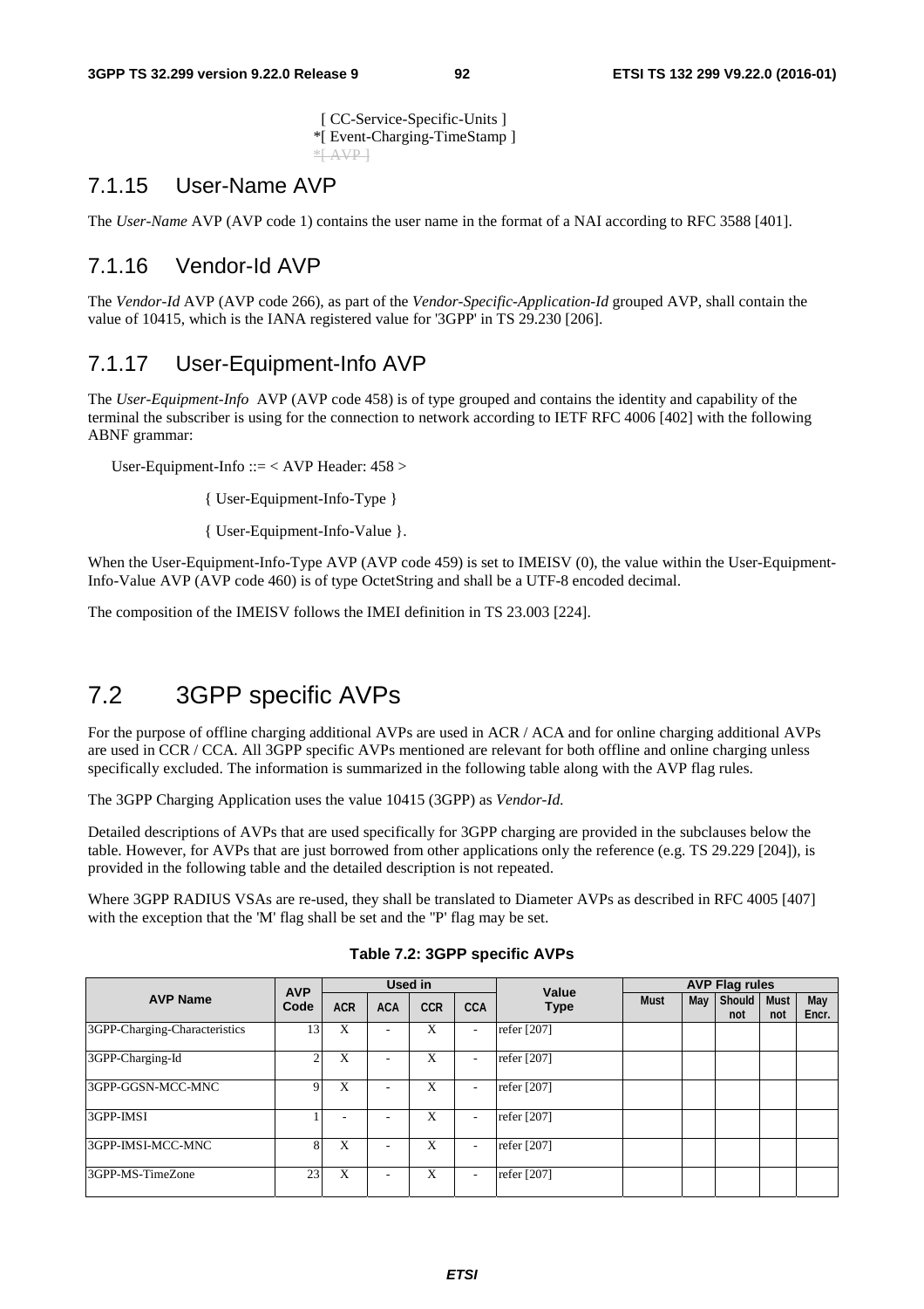[ CC-Service-Specific-Units ]
*[ Event-Charging-TimeStamp ]
*[ AVP ]

## 7.1.15 User-Name AVP

The *User-Name* AVP (AVP code 1) contains the user name in the format of a NAI according to RFC 3588 [401].

## 7.1.16 Vendor-Id AVP

The *Vendor-Id* AVP (AVP code 266), as part of the *Vendor-Specific-Application-Id* grouped AVP, shall contain the value of 10415, which is the IANA registered value for '3GPP' in TS 29.230 [206].

## 7.1.17 User-Equipment-Info AVP

The *User-Equipment-Info* AVP (AVP code 458) is of type grouped and contains the identity and capability of the terminal the subscriber is using for the connection to network according to IETF RFC 4006 [402] with the following ABNF grammar:

User-Equipment-Info ::= < AVP Header: 458 >

{ User-Equipment-Info-Type }

{ User-Equipment-Info-Value }.

When the User-Equipment-Info-Type AVP (AVP code 459) is set to IMEISV (0), the value within the User-Equipment-Info-Value AVP (AVP code 460) is of type OctetString and shall be a UTF-8 encoded decimal.

The composition of the IMEISV follows the IMEI definition in TS 23.003 [224].

# 7.2 3GPP specific AVPs

For the purpose of offline charging additional AVPs are used in ACR / ACA and for online charging additional AVPs are used in CCR / CCA. All 3GPP specific AVPs mentioned are relevant for both offline and online charging unless specifically excluded. The information is summarized in the following table along with the AVP flag rules.

The 3GPP Charging Application uses the value 10415 (3GPP) as *Vendor-Id.*

Detailed descriptions of AVPs that are used specifically for 3GPP charging are provided in the subclauses below the table. However, for AVPs that are just borrowed from other applications only the reference (e.g. TS 29.229 [204]), is provided in the following table and the detailed description is not repeated.

Where 3GPP RADIUS VSAs are re-used, they shall be translated to Diameter AVPs as described in RFC 4005 [407] with the exception that the 'M' flag shall be set and the "P' flag may be set.

**Table 7.2: 3GPP specific AVPs**

| AVP Name | AVP Code | Used in | | | | Value Type | AVP Flag rules | | | | |
|---|---|---|---|---|---|---|---|---|---|---|---|
| | | ACR | ACA | CCR | CCA | | Must | May | Should not | Must not | May Encr. |
| 3GPP-Charging-Characteristics | 13 | X | - | X | - | refer [207] | | | | | |
| 3GPP-Charging-Id | 2 | X | - | X | - | refer [207] | | | | | |
| 3GPP-GGSN-MCC-MNC | 9 | X | - | X | - | refer [207] | | | | | |
| 3GPP-IMSI | 1 | - | - | X | - | refer [207] | | | | | |
| 3GPP-IMSI-MCC-MNC | 8 | X | - | X | - | refer [207] | | | | | |
| 3GPP-MS-TimeZone | 23 | X | - | X | - | refer [207] | | | | | |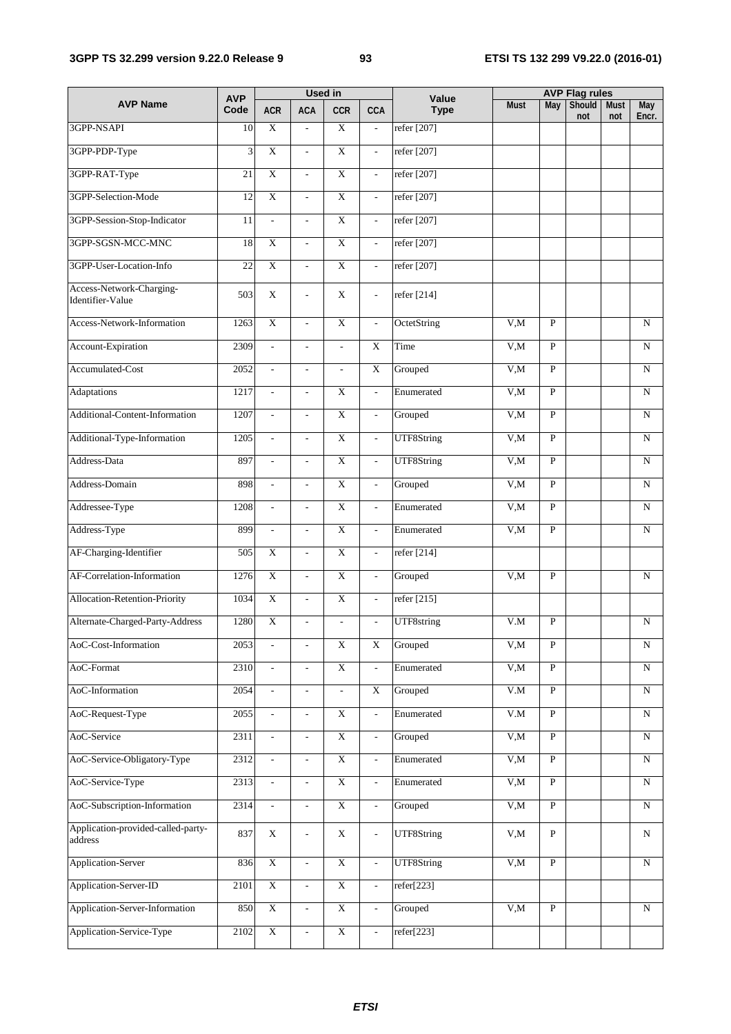| AVP Name | AVP Code | Used in | | | | Value Type | AVP Flag rules | | | | |
|---|---|---|---|---|---|---|---|---|---|---|---|
| | | ACR | ACA | CCR | CCA | | Must | May | Should not | Must not | May Encr. |
| 3GPP-NSAPI | 10 | X | - | X | - | refer [207] | | | | | |
| 3GPP-PDP-Type | 3 | X | - | X | - | refer [207] | | | | | |
| 3GPP-RAT-Type | 21 | X | - | X | - | refer [207] | | | | | |
| 3GPP-Selection-Mode | 12 | X | - | X | - | refer [207] | | | | | |
| 3GPP-Session-Stop-Indicator | 11 | - | - | X | - | refer [207] | | | | | |
| 3GPP-SGSN-MCC-MNC | 18 | X | - | X | - | refer [207] | | | | | |
| 3GPP-User-Location-Info | 22 | X | - | X | - | refer [207] | | | | | |
| Access-Network-Charging-Identifier-Value | 503 | X | - | X | - | refer [214] | | | | | |
| Access-Network-Information | 1263 | X | - | X | - | OctetString | V,M | P | | | N |
| Account-Expiration | 2309 | - | - | - | X | Time | V,M | P | | | N |
| Accumulated-Cost | 2052 | - | - | - | X | Grouped | V,M | P | | | N |
| Adaptations | 1217 | - | - | X | - | Enumerated | V,M | P | | | N |
| Additional-Content-Information | 1207 | - | - | X | - | Grouped | V,M | P | | | N |
| Additional-Type-Information | 1205 | - | - | X | - | UTF8String | V,M | P | | | N |
| Address-Data | 897 | - | - | X | - | UTF8String | V,M | P | | | N |
| Address-Domain | 898 | - | - | X | - | Grouped | V,M | P | | | N |
| Addressee-Type | 1208 | - | - | X | - | Enumerated | V,M | P | | | N |
| Address-Type | 899 | - | - | X | - | Enumerated | V,M | P | | | N |
| AF-Charging-Identifier | 505 | X | - | X | - | refer [214] | | | | | |
| AF-Correlation-Information | 1276 | X | - | X | - | Grouped | V,M | P | | | N |
| Allocation-Retention-Priority | 1034 | X | - | X | - | refer [215] | | | | | |
| Alternate-Charged-Party-Address | 1280 | X | - | - | - | UTF8string | V.M | P | | | N |
| AoC-Cost-Information | 2053 | - | - | X | X | Grouped | V,M | P | | | N |
| AoC-Format | 2310 | - | - | X | - | Enumerated | V,M | P | | | N |
| AoC-Information | 2054 | - | - | - | X | Grouped | V.M | P | | | N |
| AoC-Request-Type | 2055 | - | - | X | - | Enumerated | V.M | P | | | N |
| AoC-Service | 2311 | - | - | X | - | Grouped | V,M | P | | | N |
| AoC-Service-Obligatory-Type | 2312 | - | - | X | - | Enumerated | V,M | P | | | N |
| AoC-Service-Type | 2313 | - | - | X | - | Enumerated | V,M | P | | | N |
| AoC-Subscription-Information | 2314 | - | - | X | - | Grouped | V,M | P | | | N |
| Application-provided-called-party-address | 837 | X | - | X | - | UTF8String | V,M | P | | | N |
| Application-Server | 836 | X | - | X | - | UTF8String | V,M | P | | | N |
| Application-Server-ID | 2101 | X | - | X | - | refer[223] | | | | | |
| Application-Server-Information | 850 | X | - | X | - | Grouped | V,M | P | | | N |
| Application-Service-Type | 2102 | X | - | X | - | refer[223] | | | | | |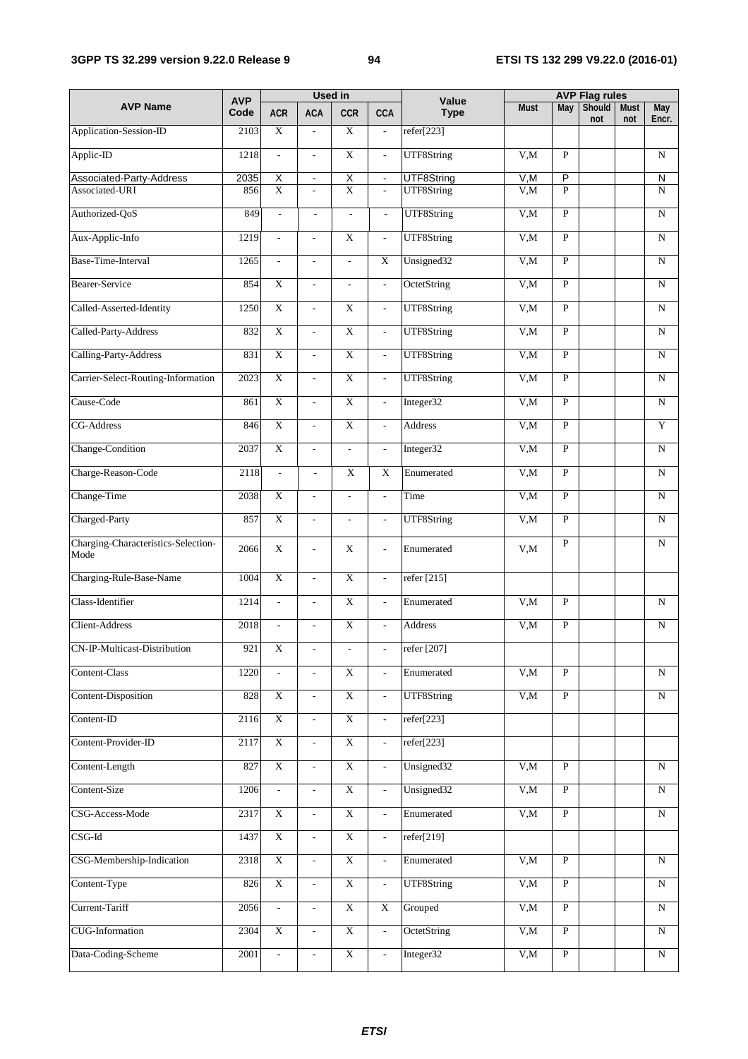| AVP Name | AVP Code | Used in | | | | Value Type | AVP Flag rules | | | | |
|---|---|---|---|---|---|---|---|---|---|---|---|
| | | ACR | ACA | CCR | CCA | | Must | May | Should not | Must not | May Encr. |
| Application-Session-ID | 2103 | X | - | X | - | refer[223] | | | | | |
| Applic-ID | 1218 | - | - | X | - | UTF8String | V,M | P | | | N |
| Associated-Party-Address | 2035 | X | - | X | - | UTF8String | V,M | P | | | N |
| Associated-URI | 856 | X | - | X | - | UTF8String | V,M | P | | | N |
| Authorized-QoS | 849 | - | - | - | - | UTF8String | V,M | P | | | N |
| Aux-Applic-Info | 1219 | - | - | X | - | UTF8String | V,M | P | | | N |
| Base-Time-Interval | 1265 | - | - | - | X | Unsigned32 | V,M | P | | | N |
| Bearer-Service | 854 | X | - | - | - | OctetString | V,M | P | | | N |
| Called-Asserted-Identity | 1250 | X | - | X | - | UTF8String | V,M | P | | | N |
| Called-Party-Address | 832 | X | - | X | - | UTF8String | V,M | P | | | N |
| Calling-Party-Address | 831 | X | - | X | - | UTF8String | V,M | P | | | N |
| Carrier-Select-Routing-Information | 2023 | X | - | X | - | UTF8String | V,M | P | | | N |
| Cause-Code | 861 | X | - | X | - | Integer32 | V,M | P | | | N |
| CG-Address | 846 | X | - | X | - | Address | V,M | P | | | Y |
| Change-Condition | 2037 | X | - | - | - | Integer32 | V,M | P | | | N |
| Charge-Reason-Code | 2118 | - | - | X | X | Enumerated | V,M | P | | | N |
| Change-Time | 2038 | X | - | - | - | Time | V,M | P | | | N |
| Charged-Party | 857 | X | - | - | - | UTF8String | V,M | P | | | N |
| Charging-Characteristics-Selection-Mode | 2066 | X | - | X | - | Enumerated | V,M | P | | | N |
| Charging-Rule-Base-Name | 1004 | X | - | X | - | refer [215] | | | | | |
| Class-Identifier | 1214 | - | - | X | - | Enumerated | V,M | P | | | N |
| Client-Address | 2018 | - | - | X | - | Address | V,M | P | | | N |
| CN-IP-Multicast-Distribution | 921 | X | - | - | - | refer [207] | | | | | |
| Content-Class | 1220 | - | - | X | - | Enumerated | V,M | P | | | N |
| Content-Disposition | 828 | X | - | X | - | UTF8String | V,M | P | | | N |
| Content-ID | 2116 | X | - | X | - | refer[223] | | | | | |
| Content-Provider-ID | 2117 | X | - | X | - | refer[223] | | | | | |
| Content-Length | 827 | X | - | X | - | Unsigned32 | V,M | P | | | N |
| Content-Size | 1206 | - | - | X | - | Unsigned32 | V,M | P | | | N |
| CSG-Access-Mode | 2317 | X | - | X | - | Enumerated | V,M | P | | | N |
| CSG-Id | 1437 | X | - | X | - | refer[219] | | | | | |
| CSG-Membership-Indication | 2318 | X | - | X | - | Enumerated | V,M | P | | | N |
| Content-Type | 826 | X | - | X | - | UTF8String | V,M | P | | | N |
| Current-Tariff | 2056 | - | - | X | X | Grouped | V,M | P | | | N |
| CUG-Information | 2304 | X | - | X | - | OctetString | V,M | P | | | N |
| Data-Coding-Scheme | 2001 | - | - | X | - | Integer32 | V,M | P | | | N |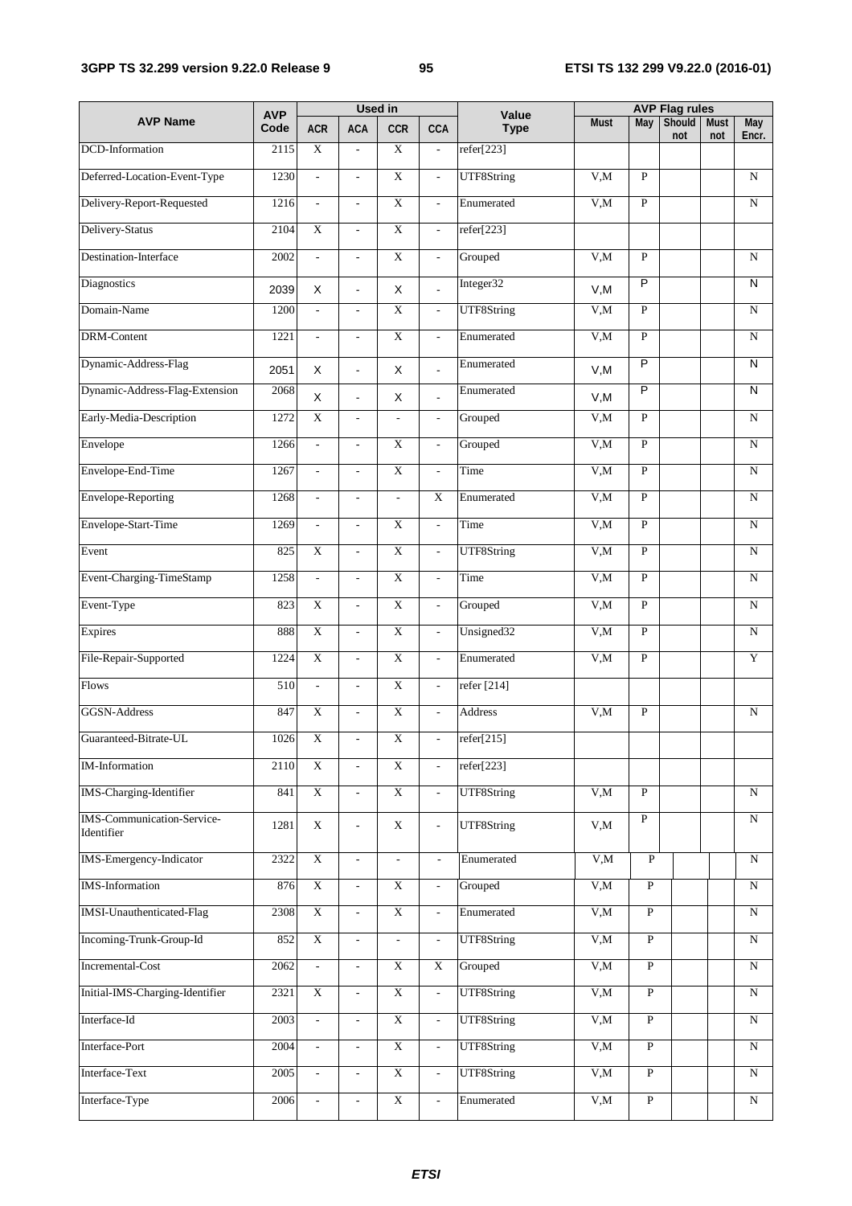| AVP Name | AVP Code | Used in | | | | Value Type | AVP Flag rules | | | | |
|---|---|---|---|---|---|---|---|---|---|---|---|
| | | ACR | ACA | CCR | CCA | | Must | May | Should not | Must not | May Encr. |
| DCD-Information | 2115 | X | - | X | - | refer[223] | | | | | |
| Deferred-Location-Event-Type | 1230 | - | - | X | - | UTF8String | V,M | P | | | N |
| Delivery-Report-Requested | 1216 | - | - | X | - | Enumerated | V,M | P | | | N |
| Delivery-Status | 2104 | X | - | X | - | refer[223] | | | | | |
| Destination-Interface | 2002 | - | - | X | - | Grouped | V,M | P | | | N |
| Diagnostics | 2039 | X | - | X | - | Integer32 | V,M | P | | | N |
| Domain-Name | 1200 | - | - | X | - | UTF8String | V,M | P | | | N |
| DRM-Content | 1221 | - | - | X | - | Enumerated | V,M | P | | | N |
| Dynamic-Address-Flag | 2051 | X | - | X | - | Enumerated | V,M | P | | | N |
| Dynamic-Address-Flag-Extension | 2068 | X | - | X | - | Enumerated | V,M | P | | | N |
| Early-Media-Description | 1272 | X | - | - | - | Grouped | V,M | P | | | N |
| Envelope | 1266 | - | - | X | - | Grouped | V,M | P | | | N |
| Envelope-End-Time | 1267 | - | - | X | - | Time | V,M | P | | | N |
| Envelope-Reporting | 1268 | - | - | - | X | Enumerated | V,M | P | | | N |
| Envelope-Start-Time | 1269 | - | - | X | - | Time | V,M | P | | | N |
| Event | 825 | X | - | X | - | UTF8String | V,M | P | | | N |
| Event-Charging-TimeStamp | 1258 | - | - | X | - | Time | V,M | P | | | N |
| Event-Type | 823 | X | - | X | - | Grouped | V,M | P | | | N |
| Expires | 888 | X | - | X | - | Unsigned32 | V,M | P | | | N |
| File-Repair-Supported | 1224 | X | - | X | - | Enumerated | V,M | P | | | Y |
| Flows | 510 | - | - | X | - | refer [214] | | | | | |
| GGSN-Address | 847 | X | - | X | - | Address | V,M | P | | | N |
| Guaranteed-Bitrate-UL | 1026 | X | - | X | - | refer[215] | | | | | |
| IM-Information | 2110 | X | - | X | - | refer[223] | | | | | |
| IMS-Charging-Identifier | 841 | X | - | X | - | UTF8String | V,M | P | | | N |
| IMS-Communication-Service-Identifier | 1281 | X | - | X | - | UTF8String | V,M | P | | | N |
| IMS-Emergency-Indicator | 2322 | X | - | - | - | Enumerated | V,M | P | | | N |
| IMS-Information | 876 | X | - | X | - | Grouped | V,M | P | | | N |
| IMSI-Unauthenticated-Flag | 2308 | X | - | X | - | Enumerated | V,M | P | | | N |
| Incoming-Trunk-Group-Id | 852 | X | - | - | - | UTF8String | V,M | P | | | N |
| Incremental-Cost | 2062 | - | - | X | X | Grouped | V,M | P | | | N |
| Initial-IMS-Charging-Identifier | 2321 | X | - | X | - | UTF8String | V,M | P | | | N |
| Interface-Id | 2003 | - | - | X | - | UTF8String | V,M | P | | | N |
| Interface-Port | 2004 | - | - | X | - | UTF8String | V,M | P | | | N |
| Interface-Text | 2005 | - | - | X | - | UTF8String | V,M | P | | | N |
| Interface-Type | 2006 | - | - | X | - | Enumerated | V,M | P | | | N |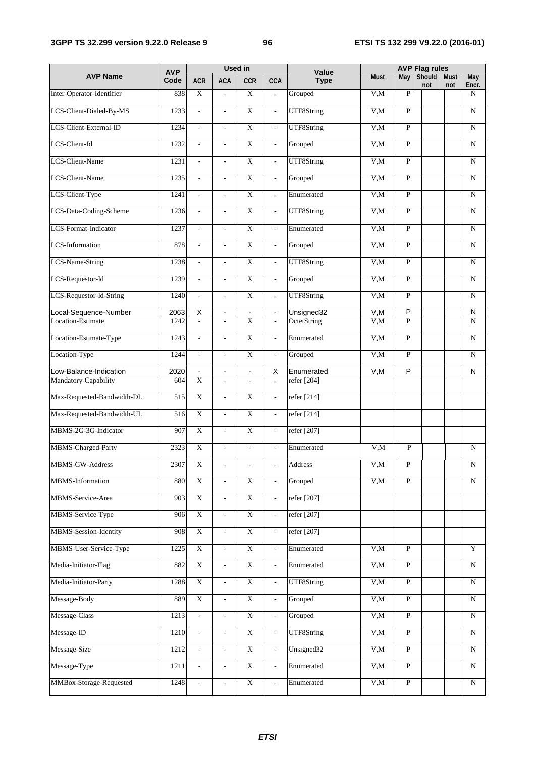| AVP Name | AVP Code | Used in | | | | Value Type | AVP Flag rules | | | | |
|---|---|---|---|---|---|---|---|---|---|---|---|
| | | ACR | ACA | CCR | CCA | | Must | May | Should not | Must not | May Encr. |
| Inter-Operator-Identifier | 838 | X | - | X | - | Grouped | V,M | P | | | N |
| LCS-Client-Dialed-By-MS | 1233 | - | - | X | - | UTF8String | V,M | P | | | N |
| LCS-Client-External-ID | 1234 | - | - | X | - | UTF8String | V,M | P | | | N |
| LCS-Client-Id | 1232 | - | - | X | - | Grouped | V,M | P | | | N |
| LCS-Client-Name | 1231 | - | - | X | - | UTF8String | V,M | P | | | N |
| LCS-Client-Name | 1235 | - | - | X | - | Grouped | V,M | P | | | N |
| LCS-Client-Type | 1241 | - | - | X | - | Enumerated | V,M | P | | | N |
| LCS-Data-Coding-Scheme | 1236 | - | - | X | - | UTF8String | V,M | P | | | N |
| LCS-Format-Indicator | 1237 | - | - | X | - | Enumerated | V,M | P | | | N |
| LCS-Information | 878 | - | - | X | - | Grouped | V,M | P | | | N |
| LCS-Name-String | 1238 | - | - | X | - | UTF8String | V,M | P | | | N |
| LCS-Requestor-Id | 1239 | - | - | X | - | Grouped | V,M | P | | | N |
| LCS-Requestor-Id-String | 1240 | - | - | X | - | UTF8String | V,M | P | | | N |
| Local-Sequence-Number | 2063 | X | - | - | - | Unsigned32 | V,M | P | | | N |
| Location-Estimate | 1242 | - | - | X | - | OctetString | V,M | P | | | N |
| Location-Estimate-Type | 1243 | - | - | X | - | Enumerated | V,M | P | | | N |
| Location-Type | 1244 | - | - | X | - | Grouped | V,M | P | | | N |
| Low-Balance-Indication | 2020 | - | - | - | X | Enumerated | V,M | P | | | N |
| Mandatory-Capability | 604 | X | - | - | - | refer [204] | | | | | |
| Max-Requested-Bandwidth-DL | 515 | X | - | X | - | refer [214] | | | | | |
| Max-Requested-Bandwidth-UL | 516 | X | - | X | - | refer [214] | | | | | |
| MBMS-2G-3G-Indicator | 907 | X | - | X | - | refer [207] | | | | | |
| MBMS-Charged-Party | 2323 | X | - | - | - | Enumerated | V,M | P | | | N |
| MBMS-GW-Address | 2307 | X | - | - | - | Address | V,M | P | | | N |
| MBMS-Information | 880 | X | - | X | - | Grouped | V,M | P | | | N |
| MBMS-Service-Area | 903 | X | - | X | - | refer [207] | | | | | |
| MBMS-Service-Type | 906 | X | - | X | - | refer [207] | | | | | |
| MBMS-Session-Identity | 908 | X | - | X | - | refer [207] | | | | | |
| MBMS-User-Service-Type | 1225 | X | - | X | - | Enumerated | V,M | P | | | Y |
| Media-Initiator-Flag | 882 | X | - | X | - | Enumerated | V,M | P | | | N |
| Media-Initiator-Party | 1288 | X | - | X | - | UTF8String | V,M | P | | | N |
| Message-Body | 889 | X | - | X | - | Grouped | V,M | P | | | N |
| Message-Class | 1213 | - | - | X | - | Grouped | V,M | P | | | N |
| Message-ID | 1210 | - | - | X | - | UTF8String | V,M | P | | | N |
| Message-Size | 1212 | - | - | X | - | Unsigned32 | V,M | P | | | N |
| Message-Type | 1211 | - | - | X | - | Enumerated | V,M | P | | | N |
| MMBox-Storage-Requested | 1248 | - | - | X | - | Enumerated | V,M | P | | | N |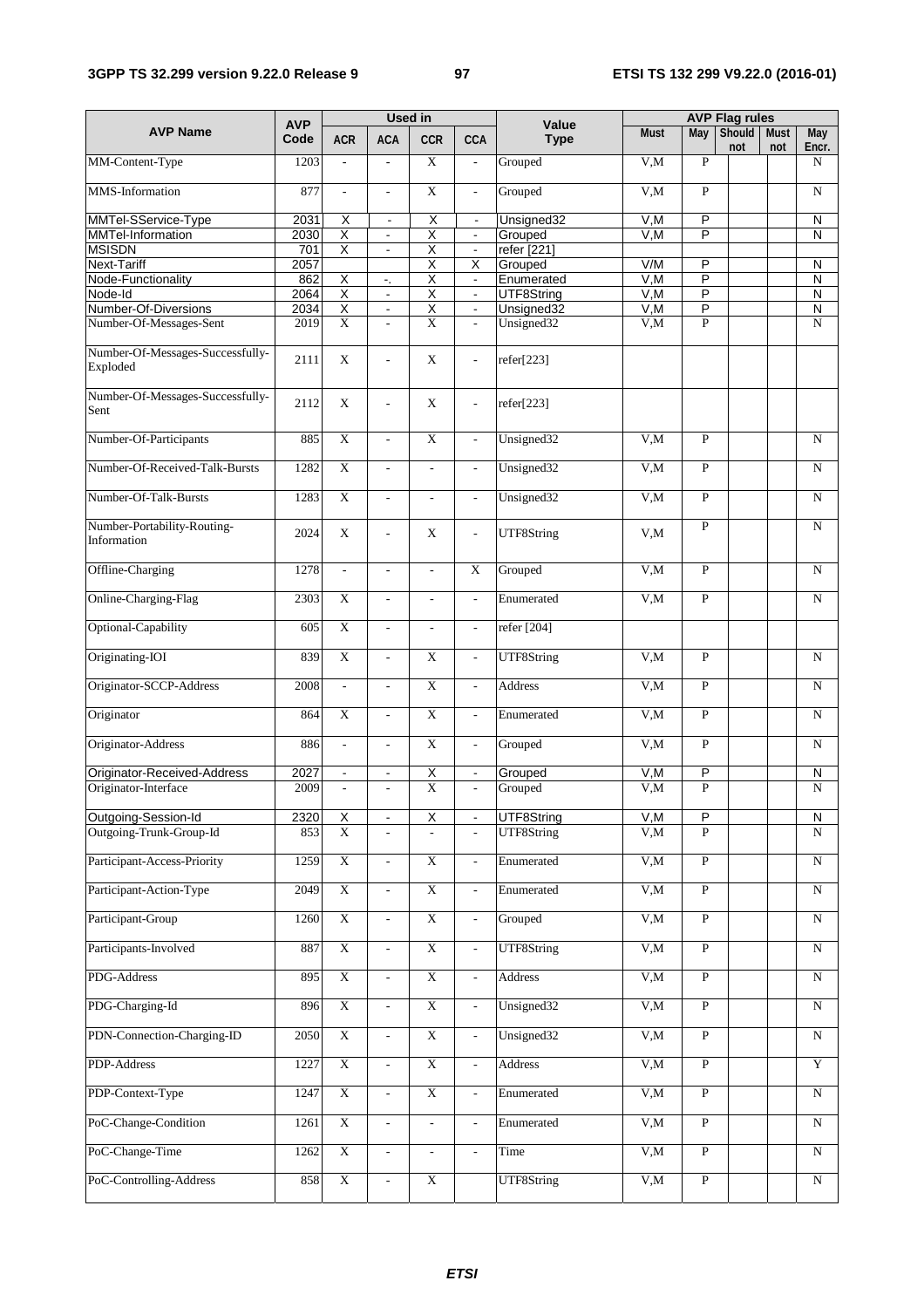| AVP Name | AVP Code | Used in | | | | Value Type | AVP Flag rules | | | | |
|---|---|---|---|---|---|---|---|---|---|---|---|
| | | ACR | ACA | CCR | CCA | | Must | May | Should not | Must not | May Encr. |
| MM-Content-Type | 1203 | - | - | X | - | Grouped | V,M | P | | | N |
| MMS-Information | 877 | - | - | X | - | Grouped | V,M | P | | | N |
| MMTel-SService-Type | 2031 | X | - | X | - | Unsigned32 | V,M | P | | | N |
| MMTel-Information | 2030 | X | - | X | - | Grouped | V,M | P | | | N |
| MSISDN | 701 | X | - | X | - | refer [221] | | | | | |
| Next-Tariff | 2057 | | | X | X | Grouped | V/M | P | | | N |
| Node-Functionality | 862 | X | -. | X | - | Enumerated | V,M | P | | | N |
| Node-Id | 2064 | X | - | X | - | UTF8String | V,M | P | | | N |
| Number-Of-Diversions | 2034 | X | - | X | - | Unsigned32 | V,M | P | | | N |
| Number-Of-Messages-Sent | 2019 | X | - | X | - | Unsigned32 | V,M | P | | | N |
| Number-Of-Messages-Successfully-Exploded | 2111 | X | - | X | - | refer[223] | | | | | |
| Number-Of-Messages-Successfully-Sent | 2112 | X | - | X | - | refer[223] | | | | | |
| Number-Of-Participants | 885 | X | - | X | - | Unsigned32 | V,M | P | | | N |
| Number-Of-Received-Talk-Bursts | 1282 | X | - | - | - | Unsigned32 | V,M | P | | | N |
| Number-Of-Talk-Bursts | 1283 | X | - | - | - | Unsigned32 | V,M | P | | | N |
| Number-Portability-Routing-Information | 2024 | X | - | X | - | UTF8String | V,M | P | | | N |
| Offline-Charging | 1278 | - | - | - | X | Grouped | V,M | P | | | N |
| Online-Charging-Flag | 2303 | X | - | - | - | Enumerated | V,M | P | | | N |
| Optional-Capability | 605 | X | - | - | - | refer [204] | | | | | |
| Originating-IOI | 839 | X | - | X | - | UTF8String | V,M | P | | | N |
| Originator-SCCP-Address | 2008 | - | - | X | - | Address | V,M | P | | | N |
| Originator | 864 | X | - | X | - | Enumerated | V,M | P | | | N |
| Originator-Address | 886 | - | - | X | - | Grouped | V,M | P | | | N |
| Originator-Received-Address | 2027 | - | - | X | - | Grouped | V,M | P | | | N |
| Originator-Interface | 2009 | - | - | X | - | Grouped | V,M | P | | | N |
| Outgoing-Session-Id | 2320 | X | - | X | - | UTF8String | V,M | P | | | N |
| Outgoing-Trunk-Group-Id | 853 | X | - | - | - | UTF8String | V,M | P | | | N |
| Participant-Access-Priority | 1259 | X | - | X | - | Enumerated | V,M | P | | | N |
| Participant-Action-Type | 2049 | X | - | X | - | Enumerated | V,M | P | | | N |
| Participant-Group | 1260 | X | - | X | - | Grouped | V,M | P | | | N |
| Participants-Involved | 887 | X | - | X | - | UTF8String | V,M | P | | | N |
| PDG-Address | 895 | X | - | X | - | Address | V,M | P | | | N |
| PDG-Charging-Id | 896 | X | - | X | - | Unsigned32 | V,M | P | | | N |
| PDN-Connection-Charging-ID | 2050 | X | - | X | - | Unsigned32 | V,M | P | | | N |
| PDP-Address | 1227 | X | - | X | - | Address | V,M | P | | | Y |
| PDP-Context-Type | 1247 | X | - | X | - | Enumerated | V,M | P | | | N |
| PoC-Change-Condition | 1261 | X | - | - | - | Enumerated | V,M | P | | | N |
| PoC-Change-Time | 1262 | X | - | - | - | Time | V,M | P | | | N |
| PoC-Controlling-Address | 858 | X | - | X | | UTF8String | V,M | P | | | N |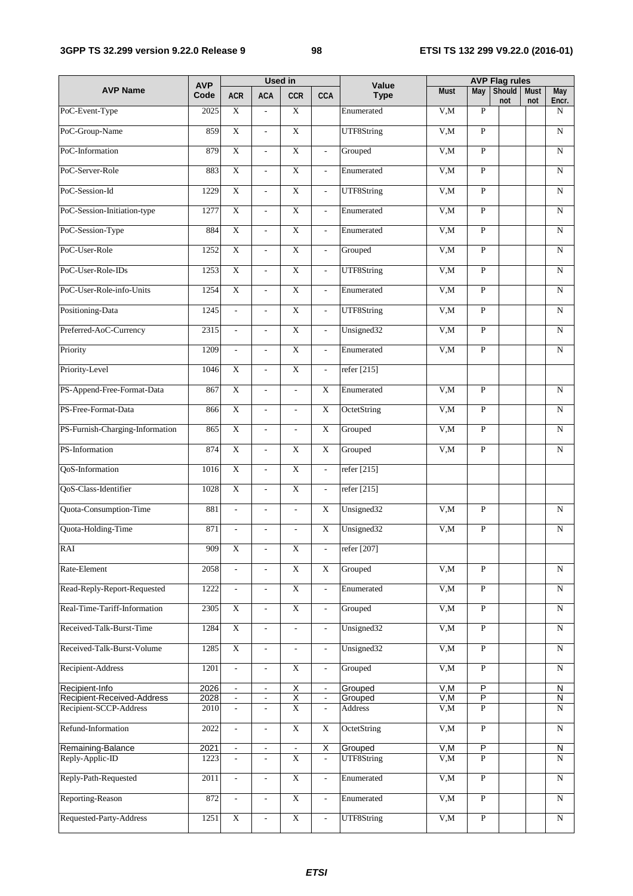| AVP Name | AVP Code | Used in | | | | Value Type | AVP Flag rules | | | | |
|---|---|---|---|---|---|---|---|---|---|---|---|
| | | ACR | ACA | CCR | CCA | | Must | May | Should not | Must not | May Encr. |
| PoC-Event-Type | 2025 | X | - | X | | Enumerated | V,M | P | | | N |
| PoC-Group-Name | 859 | X | - | X | | UTF8String | V,M | P | | | N |
| PoC-Information | 879 | X | - | X | - | Grouped | V,M | P | | | N |
| PoC-Server-Role | 883 | X | - | X | - | Enumerated | V,M | P | | | N |
| PoC-Session-Id | 1229 | X | - | X | - | UTF8String | V,M | P | | | N |
| PoC-Session-Initiation-type | 1277 | X | - | X | - | Enumerated | V,M | P | | | N |
| PoC-Session-Type | 884 | X | - | X | - | Enumerated | V,M | P | | | N |
| PoC-User-Role | 1252 | X | - | X | - | Grouped | V,M | P | | | N |
| PoC-User-Role-IDs | 1253 | X | - | X | - | UTF8String | V,M | P | | | N |
| PoC-User-Role-info-Units | 1254 | X | - | X | - | Enumerated | V,M | P | | | N |
| Positioning-Data | 1245 | - | - | X | - | UTF8String | V,M | P | | | N |
| Preferred-AoC-Currency | 2315 | - | - | X | - | Unsigned32 | V,M | P | | | N |
| Priority | 1209 | - | - | X | - | Enumerated | V,M | P | | | N |
| Priority-Level | 1046 | X | - | X | - | refer [215] | | | | | |
| PS-Append-Free-Format-Data | 867 | X | - | - | X | Enumerated | V,M | P | | | N |
| PS-Free-Format-Data | 866 | X | - | - | X | OctetString | V,M | P | | | N |
| PS-Furnish-Charging-Information | 865 | X | - | - | X | Grouped | V,M | P | | | N |
| PS-Information | 874 | X | - | X | X | Grouped | V,M | P | | | N |
| QoS-Information | 1016 | X | - | X | - | refer [215] | | | | | |
| QoS-Class-Identifier | 1028 | X | - | X | - | refer [215] | | | | | |
| Quota-Consumption-Time | 881 | - | - | - | X | Unsigned32 | V,M | P | | | N |
| Quota-Holding-Time | 871 | - | - | - | X | Unsigned32 | V,M | P | | | N |
| RAI | 909 | X | - | X | - | refer [207] | | | | | |
| Rate-Element | 2058 | - | - | X | X | Grouped | V,M | P | | | N |
| Read-Reply-Report-Requested | 1222 | - | - | X | - | Enumerated | V,M | P | | | N |
| Real-Time-Tariff-Information | 2305 | X | - | X | - | Grouped | V,M | P | | | N |
| Received-Talk-Burst-Time | 1284 | X | - | - | - | Unsigned32 | V,M | P | | | N |
| Received-Talk-Burst-Volume | 1285 | X | - | - | - | Unsigned32 | V,M | P | | | N |
| Recipient-Address | 1201 | - | - | X | - | Grouped | V,M | P | | | N |
| Recipient-Info | 2026 | - | - | X | - | Grouped | V,M | P | | | N |
| Recipient-Received-Address | 2028 | - | - | X | - | Grouped | V,M | P | | | N |
| Recipient-SCCP-Address | 2010 | - | - | X | - | Address | V,M | P | | | N |
| Refund-Information | 2022 | - | - | X | X | OctetString | V,M | P | | | N |
| Remaining-Balance | 2021 | - | - | - | X | Grouped | V,M | P | | | N |
| Reply-Applic-ID | 1223 | - | - | X | - | UTF8String | V,M | P | | | N |
| Reply-Path-Requested | 2011 | - | - | X | - | Enumerated | V,M | P | | | N |
| Reporting-Reason | 872 | - | - | X | - | Enumerated | V,M | P | | | N |
| Requested-Party-Address | 1251 | X | - | X | - | UTF8String | V,M | P | | | N |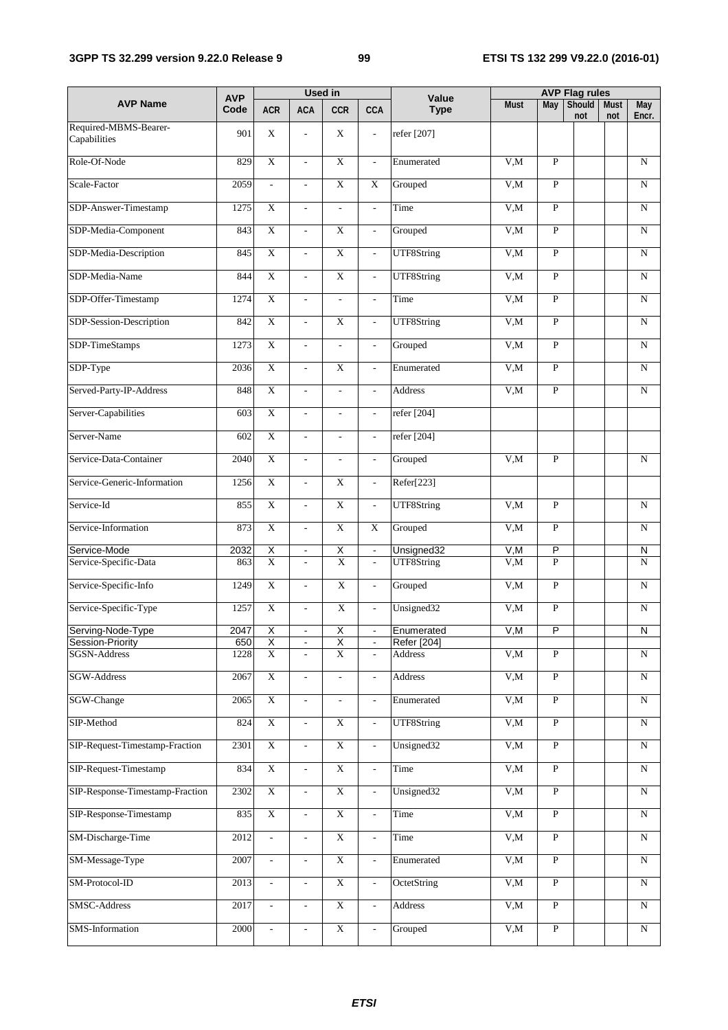| AVP Name | AVP Code | Used in | | | | Value Type | AVP Flag rules | | | | |
|---|---|---|---|---|---|---|---|---|---|---|---|
| | | ACR | ACA | CCR | CCA | | Must | May | Should not | Must not | May Encr. |
| Required-MBMS-Bearer-Capabilities | 901 | X | - | X | - | refer [207] | | | | | |
| Role-Of-Node | 829 | X | - | X | - | Enumerated | V,M | P | | | N |
| Scale-Factor | 2059 | - | - | X | X | Grouped | V,M | P | | | N |
| SDP-Answer-Timestamp | 1275 | X | - | - | - | Time | V,M | P | | | N |
| SDP-Media-Component | 843 | X | - | X | - | Grouped | V,M | P | | | N |
| SDP-Media-Description | 845 | X | - | X | - | UTF8String | V,M | P | | | N |
| SDP-Media-Name | 844 | X | - | X | - | UTF8String | V,M | P | | | N |
| SDP-Offer-Timestamp | 1274 | X | - | - | - | Time | V,M | P | | | N |
| SDP-Session-Description | 842 | X | - | X | - | UTF8String | V,M | P | | | N |
| SDP-TimeStamps | 1273 | X | - | - | - | Grouped | V,M | P | | | N |
| SDP-Type | 2036 | X | - | X | - | Enumerated | V,M | P | | | N |
| Served-Party-IP-Address | 848 | X | - | - | - | Address | V,M | P | | | N |
| Server-Capabilities | 603 | X | - | - | - | refer [204] | | | | | |
| Server-Name | 602 | X | - | - | - | refer [204] | | | | | |
| Service-Data-Container | 2040 | X | - | - | - | Grouped | V,M | P | | | N |
| Service-Generic-Information | 1256 | X | - | X | - | Refer[223] | | | | | |
| Service-Id | 855 | X | - | X | - | UTF8String | V,M | P | | | N |
| Service-Information | 873 | X | - | X | X | Grouped | V,M | P | | | N |
| Service-Mode | 2032 | X | - | X | - | Unsigned32 | V,M | P | | | N |
| Service-Specific-Data | 863 | X | - | X | - | UTF8String | V,M | P | | | N |
| Service-Specific-Info | 1249 | X | - | X | - | Grouped | V,M | P | | | N |
| Service-Specific-Type | 1257 | X | - | X | - | Unsigned32 | V,M | P | | | N |
| Serving-Node-Type | 2047 | X | - | X | - | Enumerated | V,M | P | | | N |
| Session-Priority | 650 | X | - | X | - | Refer [204] | | | | | |
| SGSN-Address | 1228 | X | - | X | - | Address | V,M | P | | | N |
| SGW-Address | 2067 | X | - | - | - | Address | V,M | P | | | N |
| SGW-Change | 2065 | X | - | - | - | Enumerated | V,M | P | | | N |
| SIP-Method | 824 | X | - | X | - | UTF8String | V,M | P | | | N |
| SIP-Request-Timestamp-Fraction | 2301 | X | - | X | - | Unsigned32 | V,M | P | | | N |
| SIP-Request-Timestamp | 834 | X | - | X | - | Time | V,M | P | | | N |
| SIP-Response-Timestamp-Fraction | 2302 | X | - | X | - | Unsigned32 | V,M | P | | | N |
| SIP-Response-Timestamp | 835 | X | - | X | - | Time | V,M | P | | | N |
| SM-Discharge-Time | 2012 | - | - | X | - | Time | V,M | P | | | N |
| SM-Message-Type | 2007 | - | - | X | - | Enumerated | V,M | P | | | N |
| SM-Protocol-ID | 2013 | - | - | X | - | OctetString | V,M | P | | | N |
| SMSC-Address | 2017 | - | - | X | - | Address | V,M | P | | | N |
| SMS-Information | 2000 | - | - | X | - | Grouped | V,M | P | | | N |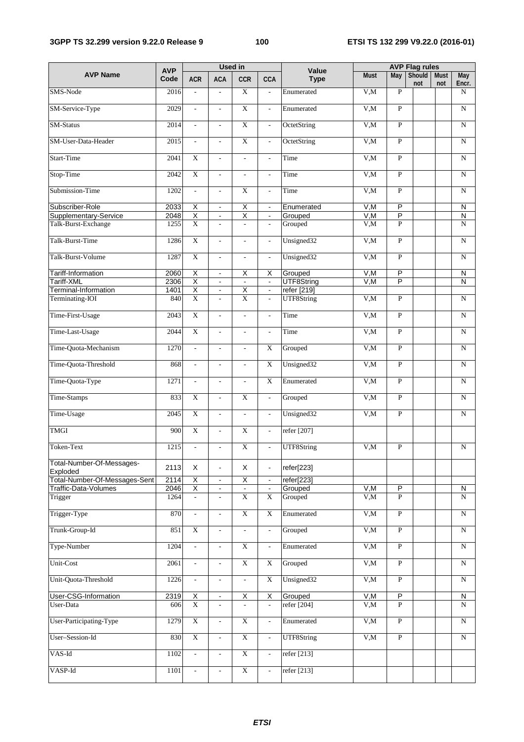| AVP Name | AVP Code | Used in | | | | Value Type | AVP Flag rules | | | | |
|---|---|---|---|---|---|---|---|---|---|---|---|
| | | ACR | ACA | CCR | CCA | | Must | May | Should not | Must not | May Encr. |
| SMS-Node | 2016 | - | - | X | - | Enumerated | V,M | P | | | N |
| SM-Service-Type | 2029 | - | - | X | - | Enumerated | V,M | P | | | N |
| SM-Status | 2014 | - | - | X | - | OctetString | V,M | P | | | N |
| SM-User-Data-Header | 2015 | - | - | X | - | OctetString | V,M | P | | | N |
| Start-Time | 2041 | X | - | - | - | Time | V,M | P | | | N |
| Stop-Time | 2042 | X | - | - | - | Time | V,M | P | | | N |
| Submission-Time | 1202 | - | - | X | - | Time | V,M | P | | | N |
| Subscriber-Role | 2033 | X | - | X | - | Enumerated | V,M | P | | | N |
| Supplementary-Service | 2048 | X | - | X | - | Grouped | V,M | P | | | N |
| Talk-Burst-Exchange | 1255 | X | - | - | - | Grouped | V,M | P | | | N |
| Talk-Burst-Time | 1286 | X | - | - | - | Unsigned32 | V,M | P | | | N |
| Talk-Burst-Volume | 1287 | X | - | - | - | Unsigned32 | V,M | P | | | N |
| Tariff-Information | 2060 | X | - | X | X | Grouped | V,M | P | | | N |
| Tariff-XML | 2306 | X | - | - | - | UTF8String | V,M | P | | | N |
| Terminal-Information | 1401 | X | - | X | - | refer [219] | | | | | |
| Terminating-IOI | 840 | X | - | X | - | UTF8String | V,M | P | | | N |
| Time-First-Usage | 2043 | X | - | - | - | Time | V,M | P | | | N |
| Time-Last-Usage | 2044 | X | - | - | - | Time | V,M | P | | | N |
| Time-Quota-Mechanism | 1270 | - | - | - | X | Grouped | V,M | P | | | N |
| Time-Quota-Threshold | 868 | - | - | - | X | Unsigned32 | V,M | P | | | N |
| Time-Quota-Type | 1271 | - | - | - | X | Enumerated | V,M | P | | | N |
| Time-Stamps | 833 | X | - | X | - | Grouped | V,M | P | | | N |
| Time-Usage | 2045 | X | - | - | - | Unsigned32 | V,M | P | | | N |
| TMGI | 900 | X | - | X | - | refer [207] | | | | | |
| Token-Text | 1215 | - | - | X | - | UTF8String | V,M | P | | | N |
| Total-Number-Of-Messages-Exploded | 2113 | X | - | X | - | refer[223] | | | | | |
| Total-Number-Of-Messages-Sent | 2114 | X | - | X | - | refer[223] | | | | | |
| Traffic-Data-Volumes | 2046 | X | - | - | - | Grouped | V,M | P | | | N |
| Trigger | 1264 | - | - | X | X | Grouped | V,M | P | | | N |
| Trigger-Type | 870 | - | - | X | X | Enumerated | V,M | P | | | N |
| Trunk-Group-Id | 851 | X | - | - | - | Grouped | V,M | P | | | N |
| Type-Number | 1204 | - | - | X | - | Enumerated | V,M | P | | | N |
| Unit-Cost | 2061 | - | - | X | X | Grouped | V,M | P | | | N |
| Unit-Quota-Threshold | 1226 | - | - | - | X | Unsigned32 | V,M | P | | | N |
| User-CSG-Information | 2319 | X | - | X | X | Grouped | V,M | P | | | N |
| User-Data | 606 | X | - | - | - | refer [204] | V,M | P | | | N |
| User-Participating-Type | 1279 | X | - | X | - | Enumerated | V,M | P | | | N |
| User–Session-Id | 830 | X | - | X | - | UTF8String | V,M | P | | | N |
| VAS-Id | 1102 | - | - | X | - | refer [213] | | | | | |
| VASP-Id | 1101 | - | - | X | - | refer [213] | | | | | |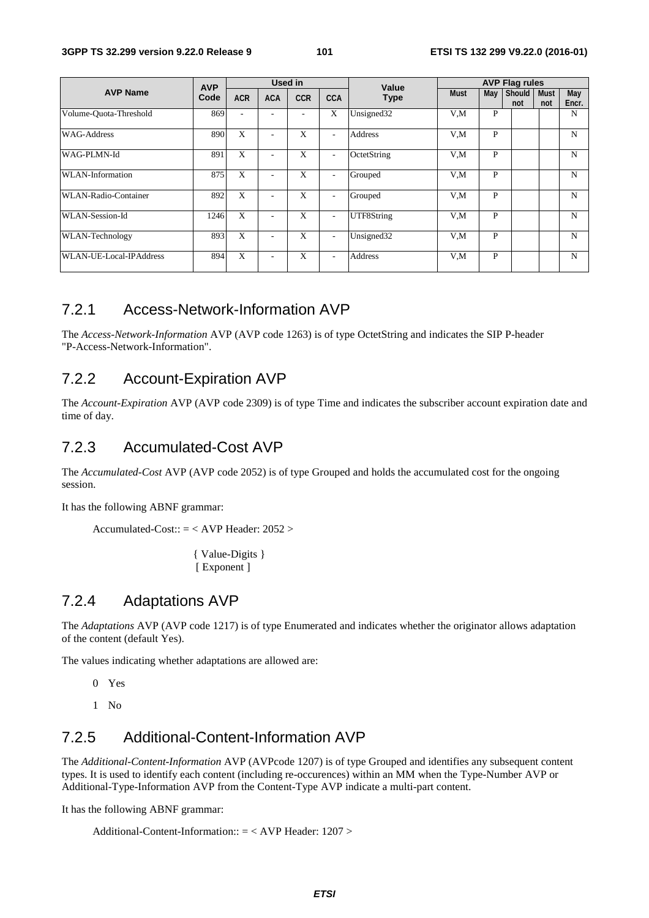| AVP Name | AVP Code | Used in | | | | Value Type | AVP Flag rules | | | | |
|---|---|---|---|---|---|---|---|---|---|---|---|
| | | ACR | ACA | CCR | CCA | | Must | May | Should not | Must not | May Encr. |
| Volume-Quota-Threshold | 869 | - | - | - | X | Unsigned32 | V,M | P | | | N |
| WAG-Address | 890 | X | - | X | - | Address | V,M | P | | | N |
| WAG-PLMN-Id | 891 | X | - | X | - | OctetString | V,M | P | | | N |
| WLAN-Information | 875 | X | - | X | - | Grouped | V,M | P | | | N |
| WLAN-Radio-Container | 892 | X | - | X | - | Grouped | V,M | P | | | N |
| WLAN-Session-Id | 1246 | X | - | X | - | UTF8String | V,M | P | | | N |
| WLAN-Technology | 893 | X | - | X | - | Unsigned32 | V,M | P | | | N |
| WLAN-UE-Local-IPAddress | 894 | X | - | X | - | Address | V,M | P | | | N |

### 7.2.1 Access-Network-Information AVP

The *Access-Network-Information* AVP (AVP code 1263) is of type OctetString and indicates the SIP P-header "P-Access-Network-Information".

### 7.2.2 Account-Expiration AVP

The *Account-Expiration* AVP (AVP code 2309) is of type Time and indicates the subscriber account expiration date and time of day.

### 7.2.3 Accumulated-Cost AVP

The *Accumulated-Cost* AVP (AVP code 2052) is of type Grouped and holds the accumulated cost for the ongoing session.

It has the following ABNF grammar:

```
Accumulated-Cost:: = < AVP Header: 2052 >

                    { Value-Digits }
                    [ Exponent ]
```

### 7.2.4 Adaptations AVP

The *Adaptations* AVP (AVP code 1217) is of type Enumerated and indicates whether the originator allows adaptation of the content (default Yes).

The values indicating whether adaptations are allowed are:

0 Yes

1 No

### 7.2.5 Additional-Content-Information AVP

The *Additional-Content-Information* AVP (AVPcode 1207) is of type Grouped and identifies any subsequent content types. It is used to identify each content (including re-occurences) within an MM when the Type-Number AVP or Additional-Type-Information AVP from the Content-Type AVP indicate a multi-part content.

It has the following ABNF grammar:

```
Additional-Content-Information:: = < AVP Header: 1207 >
```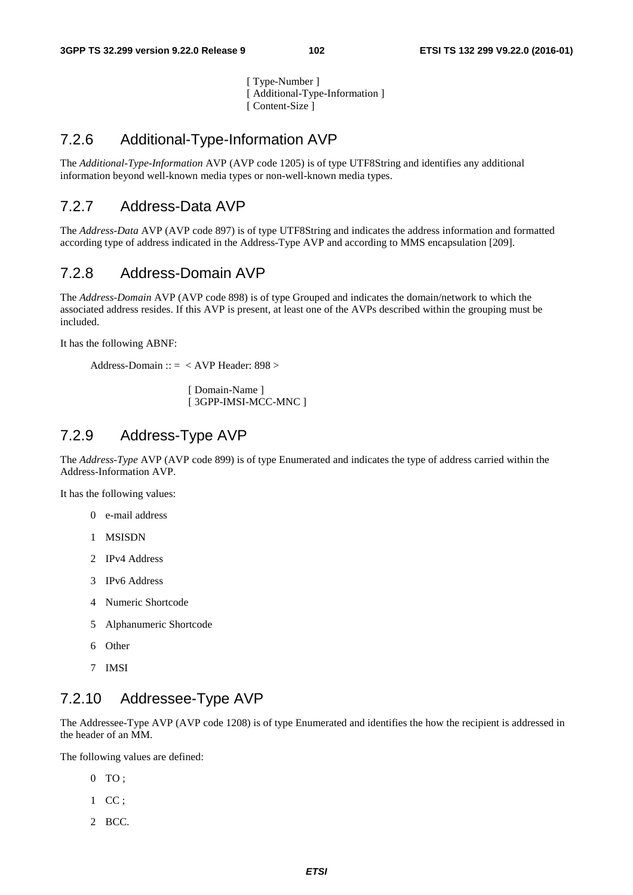[ Type-Number ]
[ Additional-Type-Information ]
[ Content-Size ]

## 7.2.6 Additional-Type-Information AVP

The *Additional-Type-Information* AVP (AVP code 1205) is of type UTF8String and identifies any additional information beyond well-known media types or non-well-known media types.

## 7.2.7 Address-Data AVP

The *Address-Data* AVP (AVP code 897) is of type UTF8String and indicates the address information and formatted according type of address indicated in the Address-Type AVP and according to MMS encapsulation [209].

## 7.2.8 Address-Domain AVP

The *Address-Domain* AVP (AVP code 898) is of type Grouped and indicates the domain/network to which the associated address resides. If this AVP is present, at least one of the AVPs described within the grouping must be included.

It has the following ABNF:

```
Address-Domain :: =  < AVP Header: 898 >

                    [ Domain-Name ]
                    [ 3GPP-IMSI-MCC-MNC ]
```

## 7.2.9 Address-Type AVP

The *Address-Type* AVP (AVP code 899) is of type Enumerated and indicates the type of address carried within the Address-Information AVP.

It has the following values:

0 e-mail address

1 MSISDN

2 IPv4 Address

3 IPv6 Address

4 Numeric Shortcode

5 Alphanumeric Shortcode

6 Other

7 IMSI

## 7.2.10 Addressee-Type AVP

The Addressee-Type AVP (AVP code 1208) is of type Enumerated and identifies the how the recipient is addressed in the header of an MM.

The following values are defined:

0 TO ;

1 CC ;

2 BCC.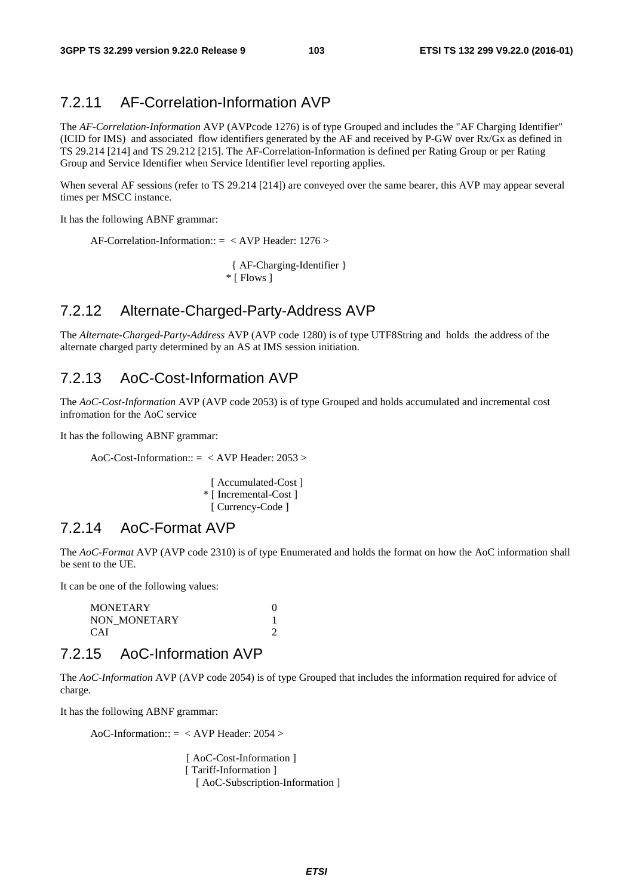## 7.2.11 AF-Correlation-Information AVP

The *AF-Correlation-Information* AVP (AVPcode 1276) is of type Grouped and includes the "AF Charging Identifier" (ICID for IMS) and associated flow identifiers generated by the AF and received by P-GW over Rx/Gx as defined in TS 29.214 [214] and TS 29.212 [215]. The AF-Correlation-Information is defined per Rating Group or per Rating Group and Service Identifier when Service Identifier level reporting applies.

When several AF sessions (refer to TS 29.214 [214]) are conveyed over the same bearer, this AVP may appear several times per MSCC instance.

It has the following ABNF grammar:

```
AF-Correlation-Information:: =  < AVP Header: 1276 >

                                  { AF-Charging-Identifier }
                                * [ Flows ]
```

## 7.2.12 Alternate-Charged-Party-Address AVP

The *Alternate-Charged-Party-Address* AVP (AVP code 1280) is of type UTF8String and holds the address of the alternate charged party determined by an AS at IMS session initiation.

## 7.2.13 AoC-Cost-Information AVP

The *AoC-Cost-Information* AVP (AVP code 2053) is of type Grouped and holds accumulated and incremental cost infromation for the AoC service

It has the following ABNF grammar:

```
AoC-Cost-Information:: =  < AVP Header: 2053 >

                            [ Accumulated-Cost ]
                          * [ Incremental-Cost ]
                            [ Currency-Code ]
```

## 7.2.14 AoC-Format AVP

The *AoC-Format* AVP (AVP code 2310) is of type Enumerated and holds the format on how the AoC information shall be sent to the UE.

It can be one of the following values:

```
MONETARY          0
NON_MONETARY      1
CAI               2
```

## 7.2.15 AoC-Information AVP

The *AoC-Information* AVP (AVP code 2054) is of type Grouped that includes the information required for advice of charge.

It has the following ABNF grammar:

```
AoC-Information:: =  < AVP Header: 2054 >

                       [ AoC-Cost-Information ]
                       [ Tariff-Information ]
                       [ AoC-Subscription-Information ]
```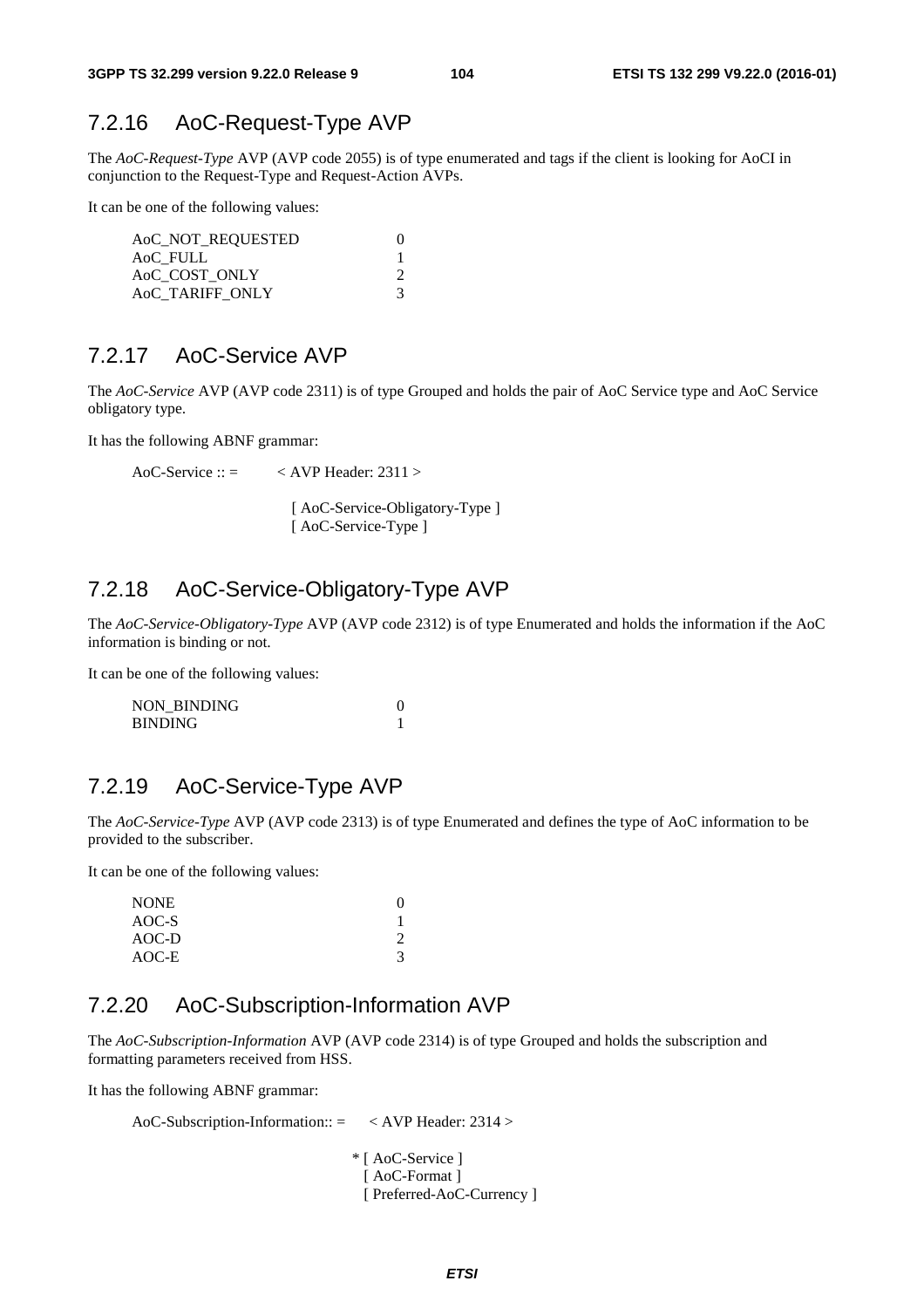### 7.2.16 AoC-Request-Type AVP

The *AoC-Request-Type* AVP (AVP code 2055) is of type enumerated and tags if the client is looking for AoCI in conjunction to the Request-Type and Request-Action AVPs.

It can be one of the following values:

```
AoC_NOT_REQUESTED       0
AoC_FULL                1
AoC_COST_ONLY           2
AoC_TARIFF_ONLY         3
```

### 7.2.17 AoC-Service AVP

The *AoC-Service* AVP (AVP code 2311) is of type Grouped and holds the pair of AoC Service type and AoC Service obligatory type.

It has the following ABNF grammar:

```
AoC-Service :: =        < AVP Header: 2311 >

                          [ AoC-Service-Obligatory-Type ]
                          [ AoC-Service-Type ]
```

### 7.2.18 AoC-Service-Obligatory-Type AVP

The *AoC-Service-Obligatory-Type* AVP (AVP code 2312) is of type Enumerated and holds the information if the AoC information is binding or not.

It can be one of the following values:

```
NON_BINDING             0
BINDING                 1
```

### 7.2.19 AoC-Service-Type AVP

The *AoC-Service-Type* AVP (AVP code 2313) is of type Enumerated and defines the type of AoC information to be provided to the subscriber.

It can be one of the following values:

```
NONE                    0
AOC-S                   1
AOC-D                   2
AOC-E                   3
```

### 7.2.20 AoC-Subscription-Information AVP

The *AoC-Subscription-Information* AVP (AVP code 2314) is of type Grouped and holds the subscription and formatting parameters received from HSS.

It has the following ABNF grammar:

```
AoC-Subscription-Information:: =      < AVP Header: 2314 >

                                        * [ AoC-Service ]
                                          [ AoC-Format ]
                                          [ Preferred-AoC-Currency ]
```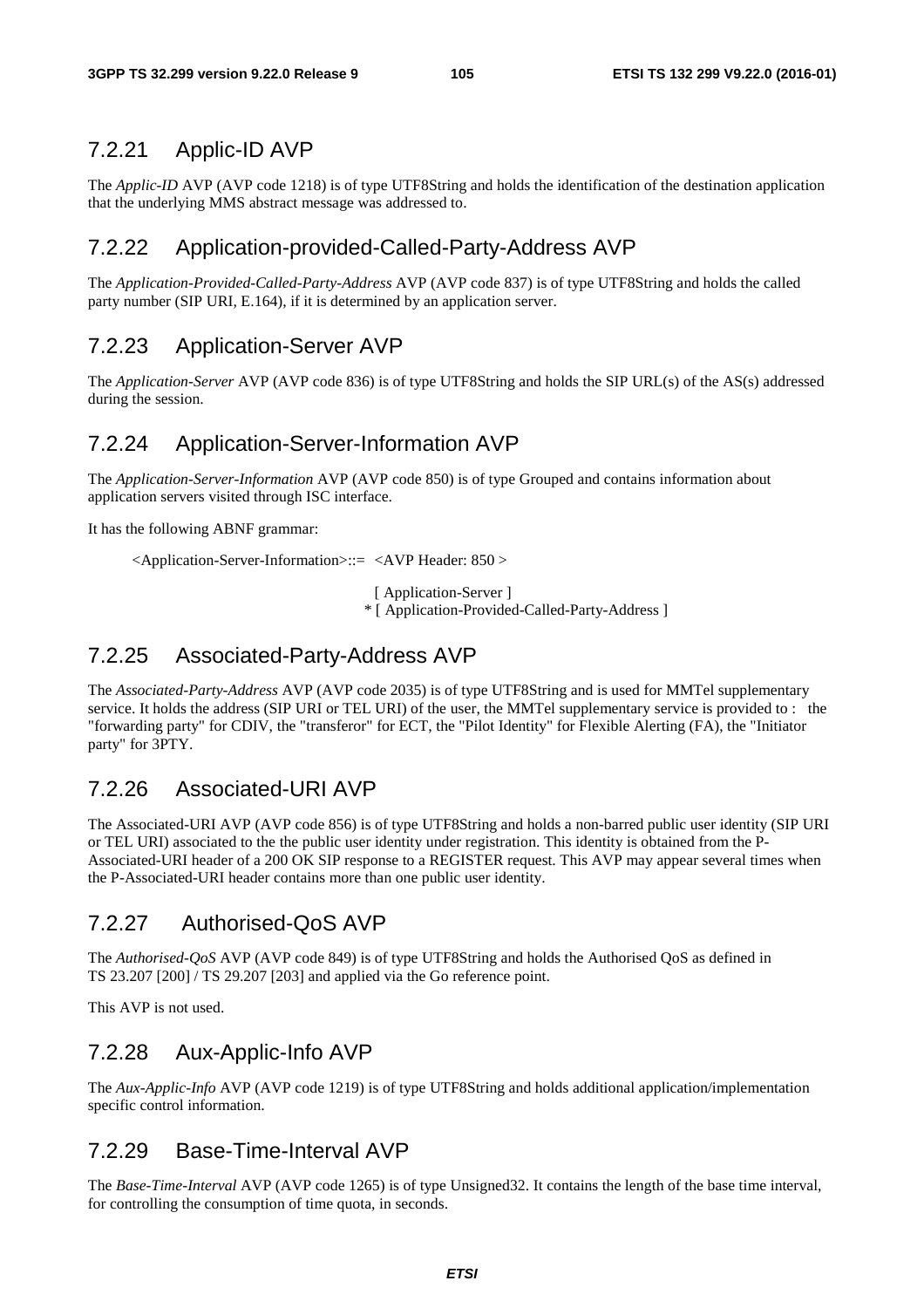### 7.2.21 Applic-ID AVP

The *Applic-ID* AVP (AVP code 1218) is of type UTF8String and holds the identification of the destination application that the underlying MMS abstract message was addressed to.

### 7.2.22 Application-provided-Called-Party-Address AVP

The *Application-Provided-Called-Party-Address* AVP (AVP code 837) is of type UTF8String and holds the called party number (SIP URI, E.164), if it is determined by an application server.

### 7.2.23 Application-Server AVP

The *Application-Server* AVP (AVP code 836) is of type UTF8String and holds the SIP URL(s) of the AS(s) addressed during the session.

### 7.2.24 Application-Server-Information AVP

The *Application-Server-Information* AVP (AVP code 850) is of type Grouped and contains information about application servers visited through ISC interface.

It has the following ABNF grammar:

```
<Application-Server-Information>::=  <AVP Header: 850 >

                                       [ Application-Server ]
                                     * [ Application-Provided-Called-Party-Address ]
```

### 7.2.25 Associated-Party-Address AVP

The *Associated-Party-Address* AVP (AVP code 2035) is of type UTF8String and is used for MMTel supplementary service. It holds the address (SIP URI or TEL URI) of the user, the MMTel supplementary service is provided to : the "forwarding party" for CDIV, the "transferor" for ECT, the "Pilot Identity" for Flexible Alerting (FA), the "Initiator party" for 3PTY.

### 7.2.26 Associated-URI AVP

The Associated-URI AVP (AVP code 856) is of type UTF8String and holds a non-barred public user identity (SIP URI or TEL URI) associated to the the public user identity under registration. This identity is obtained from the P-Associated-URI header of a 200 OK SIP response to a REGISTER request. This AVP may appear several times when the P-Associated-URI header contains more than one public user identity.

### 7.2.27 Authorised-QoS AVP

The *Authorised-QoS* AVP (AVP code 849) is of type UTF8String and holds the Authorised QoS as defined in TS 23.207 [200] / TS 29.207 [203] and applied via the Go reference point.

This AVP is not used.

### 7.2.28 Aux-Applic-Info AVP

The *Aux-Applic-Info* AVP (AVP code 1219) is of type UTF8String and holds additional application/implementation specific control information.

### 7.2.29 Base-Time-Interval AVP

The *Base-Time-Interval* AVP (AVP code 1265) is of type Unsigned32. It contains the length of the base time interval, for controlling the consumption of time quota, in seconds.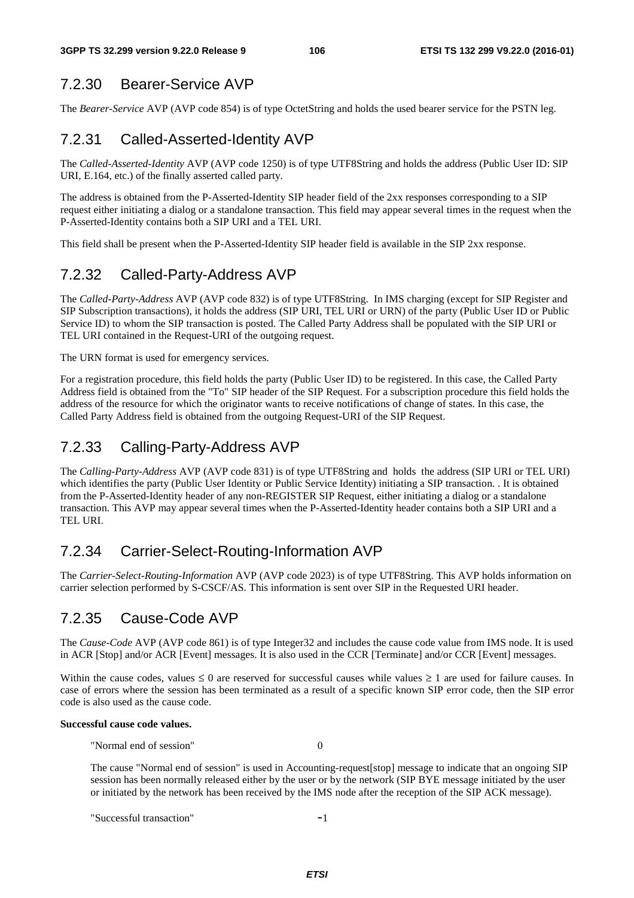### 7.2.30 Bearer-Service AVP

The *Bearer-Service* AVP (AVP code 854) is of type OctetString and holds the used bearer service for the PSTN leg.

### 7.2.31 Called-Asserted-Identity AVP

The *Called-Asserted-Identity* AVP (AVP code 1250) is of type UTF8String and holds the address (Public User ID: SIP URI, E.164, etc.) of the finally asserted called party.

The address is obtained from the P-Asserted-Identity SIP header field of the 2xx responses corresponding to a SIP request either initiating a dialog or a standalone transaction. This field may appear several times in the request when the P-Asserted-Identity contains both a SIP URI and a TEL URI.

This field shall be present when the P-Asserted-Identity SIP header field is available in the SIP 2xx response.

### 7.2.32 Called-Party-Address AVP

The *Called-Party-Address* AVP (AVP code 832) is of type UTF8String. In IMS charging (except for SIP Register and SIP Subscription transactions), it holds the address (SIP URI, TEL URI or URN) of the party (Public User ID or Public Service ID) to whom the SIP transaction is posted. The Called Party Address shall be populated with the SIP URI or TEL URI contained in the Request-URI of the outgoing request.

The URN format is used for emergency services.

For a registration procedure, this field holds the party (Public User ID) to be registered. In this case, the Called Party Address field is obtained from the "To" SIP header of the SIP Request. For a subscription procedure this field holds the address of the resource for which the originator wants to receive notifications of change of states. In this case, the Called Party Address field is obtained from the outgoing Request-URI of the SIP Request.

### 7.2.33 Calling-Party-Address AVP

The *Calling-Party-Address* AVP (AVP code 831) is of type UTF8String and holds the address (SIP URI or TEL URI) which identifies the party (Public User Identity or Public Service Identity) initiating a SIP transaction. . It is obtained from the P-Asserted-Identity header of any non-REGISTER SIP Request, either initiating a dialog or a standalone transaction. This AVP may appear several times when the P-Asserted-Identity header contains both a SIP URI and a TEL URI.

### 7.2.34 Carrier-Select-Routing-Information AVP

The *Carrier-Select-Routing-Information* AVP (AVP code 2023) is of type UTF8String. This AVP holds information on carrier selection performed by S-CSCF/AS. This information is sent over SIP in the Requested URI header.

### 7.2.35 Cause-Code AVP

The *Cause-Code* AVP (AVP code 861) is of type Integer32 and includes the cause code value from IMS node. It is used in ACR [Stop] and/or ACR [Event] messages. It is also used in the CCR [Terminate] and/or CCR [Event] messages.

Within the cause codes, values $\leq 0$ are reserved for successful causes while values $\geq 1$ are used for failure causes. In case of errors where the session has been terminated as a result of a specific known SIP error code, then the SIP error code is also used as the cause code.

**Successful cause code values.**

"Normal end of session" 0

The cause "Normal end of session" is used in Accounting-request[stop] message to indicate that an ongoing SIP session has been normally released either by the user or by the network (SIP BYE message initiated by the user or initiated by the network has been received by the IMS node after the reception of the SIP ACK message).

"Successful transaction" -1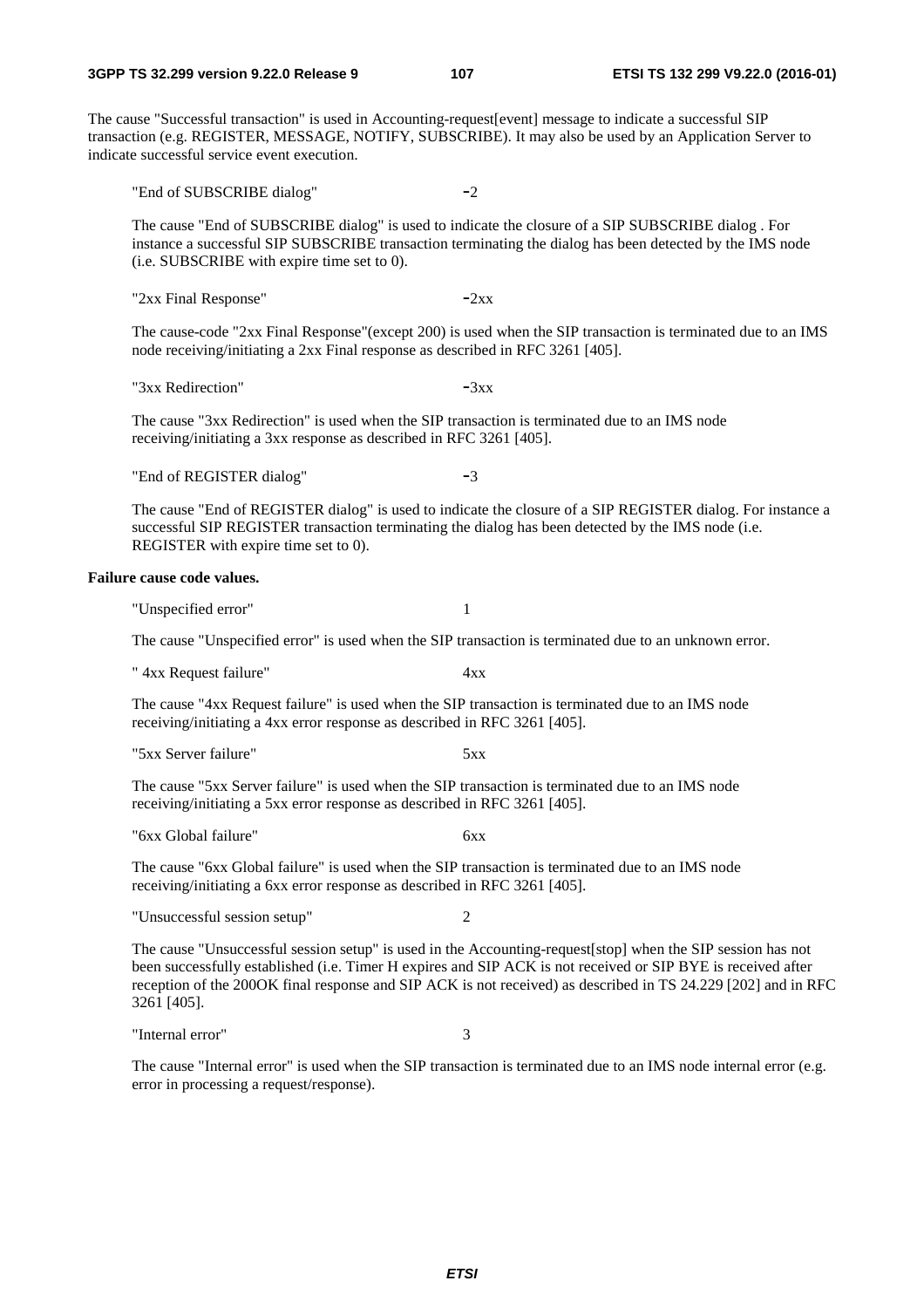The cause "Successful transaction" is used in Accounting-request[event] message to indicate a successful SIP transaction (e.g. REGISTER, MESSAGE, NOTIFY, SUBSCRIBE). It may also be used by an Application Server to indicate successful service event execution.

"End of SUBSCRIBE dialog" -2

The cause "End of SUBSCRIBE dialog" is used to indicate the closure of a SIP SUBSCRIBE dialog . For instance a successful SIP SUBSCRIBE transaction terminating the dialog has been detected by the IMS node (i.e. SUBSCRIBE with expire time set to 0).

"2xx Final Response" -2xx

The cause-code "2xx Final Response"(except 200) is used when the SIP transaction is terminated due to an IMS node receiving/initiating a 2xx Final response as described in RFC 3261 [405].

"3xx Redirection" -3xx

The cause "3xx Redirection" is used when the SIP transaction is terminated due to an IMS node receiving/initiating a 3xx response as described in RFC 3261 [405].

"End of REGISTER dialog" -3

The cause "End of REGISTER dialog" is used to indicate the closure of a SIP REGISTER dialog. For instance a successful SIP REGISTER transaction terminating the dialog has been detected by the IMS node (i.e. REGISTER with expire time set to 0).

**Failure cause code values.**

"Unspecified error" 1

The cause "Unspecified error" is used when the SIP transaction is terminated due to an unknown error.

" 4xx Request failure" 4xx

The cause "4xx Request failure" is used when the SIP transaction is terminated due to an IMS node receiving/initiating a 4xx error response as described in RFC 3261 [405].

"5xx Server failure" 5xx

The cause "5xx Server failure" is used when the SIP transaction is terminated due to an IMS node receiving/initiating a 5xx error response as described in RFC 3261 [405].

"6xx Global failure" 6xx

The cause "6xx Global failure" is used when the SIP transaction is terminated due to an IMS node receiving/initiating a 6xx error response as described in RFC 3261 [405].

"Unsuccessful session setup" 2

The cause "Unsuccessful session setup" is used in the Accounting-request[stop] when the SIP session has not been successfully established (i.e. Timer H expires and SIP ACK is not received or SIP BYE is received after reception of the 200OK final response and SIP ACK is not received) as described in TS 24.229 [202] and in RFC 3261 [405].

"Internal error" 3

The cause "Internal error" is used when the SIP transaction is terminated due to an IMS node internal error (e.g. error in processing a request/response).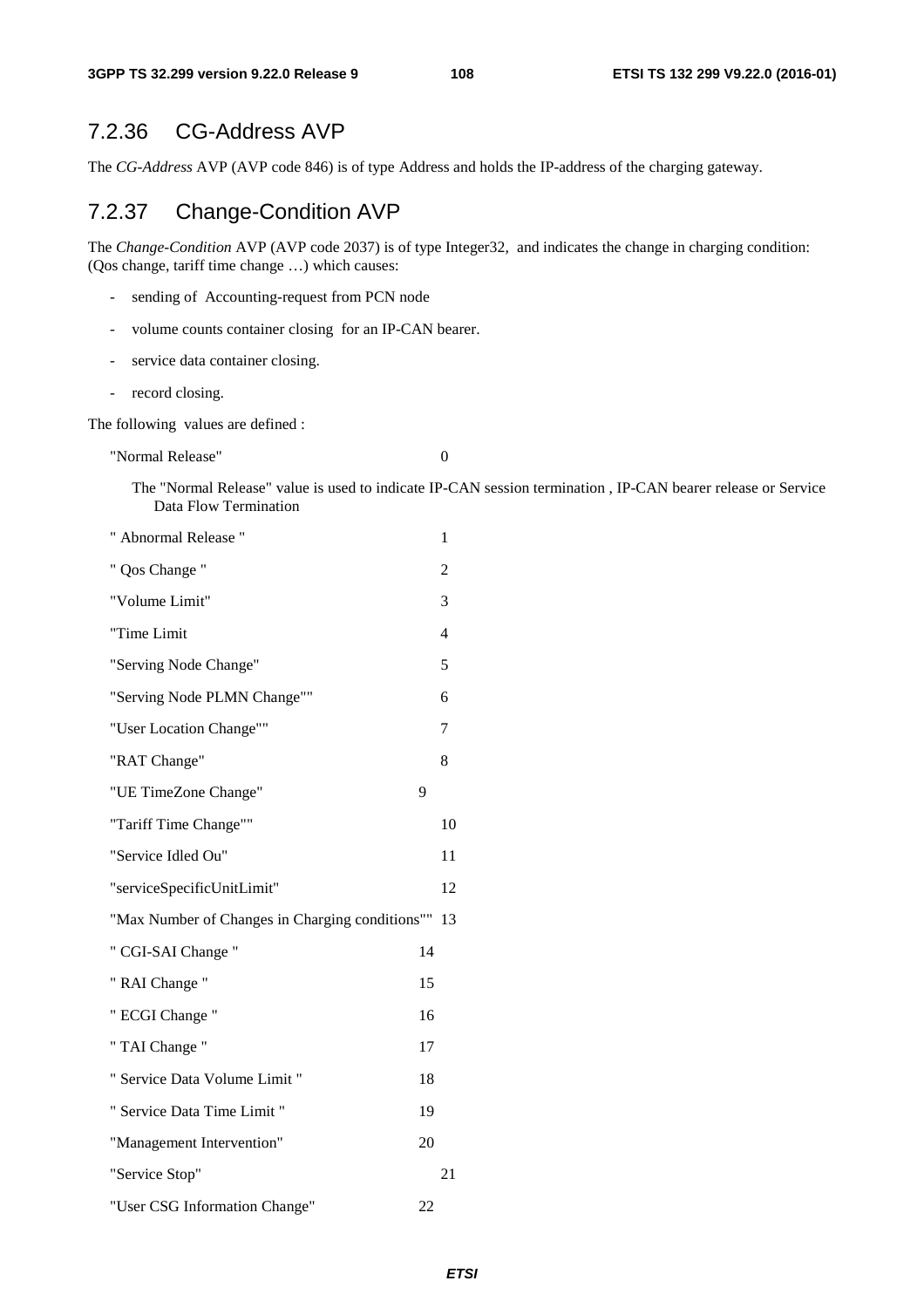## 7.2.36 CG-Address AVP

The *CG-Address* AVP (AVP code 846) is of type Address and holds the IP-address of the charging gateway.

## 7.2.37 Change-Condition AVP

The *Change-Condition* AVP (AVP code 2037) is of type Integer32, and indicates the change in charging condition: (Qos change, tariff time change …) which causes:

- sending of Accounting-request from PCN node
- volume counts container closing for an IP-CAN bearer.
- service data container closing.
- record closing.

The following values are defined :

"Normal Release" 0

The "Normal Release" value is used to indicate IP-CAN session termination , IP-CAN bearer release or Service Data Flow Termination

" Abnormal Release " 1

" Qos Change " 2

"Volume Limit" 3

"Time Limit 4

"Serving Node Change" 5

"Serving Node PLMN Change"" 6

"User Location Change"" 7

"RAT Change" 8

"UE TimeZone Change" 9

"Tariff Time Change"" 10

"Service Idled Ou" 11

"serviceSpecificUnitLimit" 12

"Max Number of Changes in Charging conditions"" 13

" CGI-SAI Change " 14

" RAI Change " 15

" ECGI Change " 16

" TAI Change " 17

" Service Data Volume Limit " 18

" Service Data Time Limit " 19

"Management Intervention" 20

"Service Stop" 21

"User CSG Information Change" 22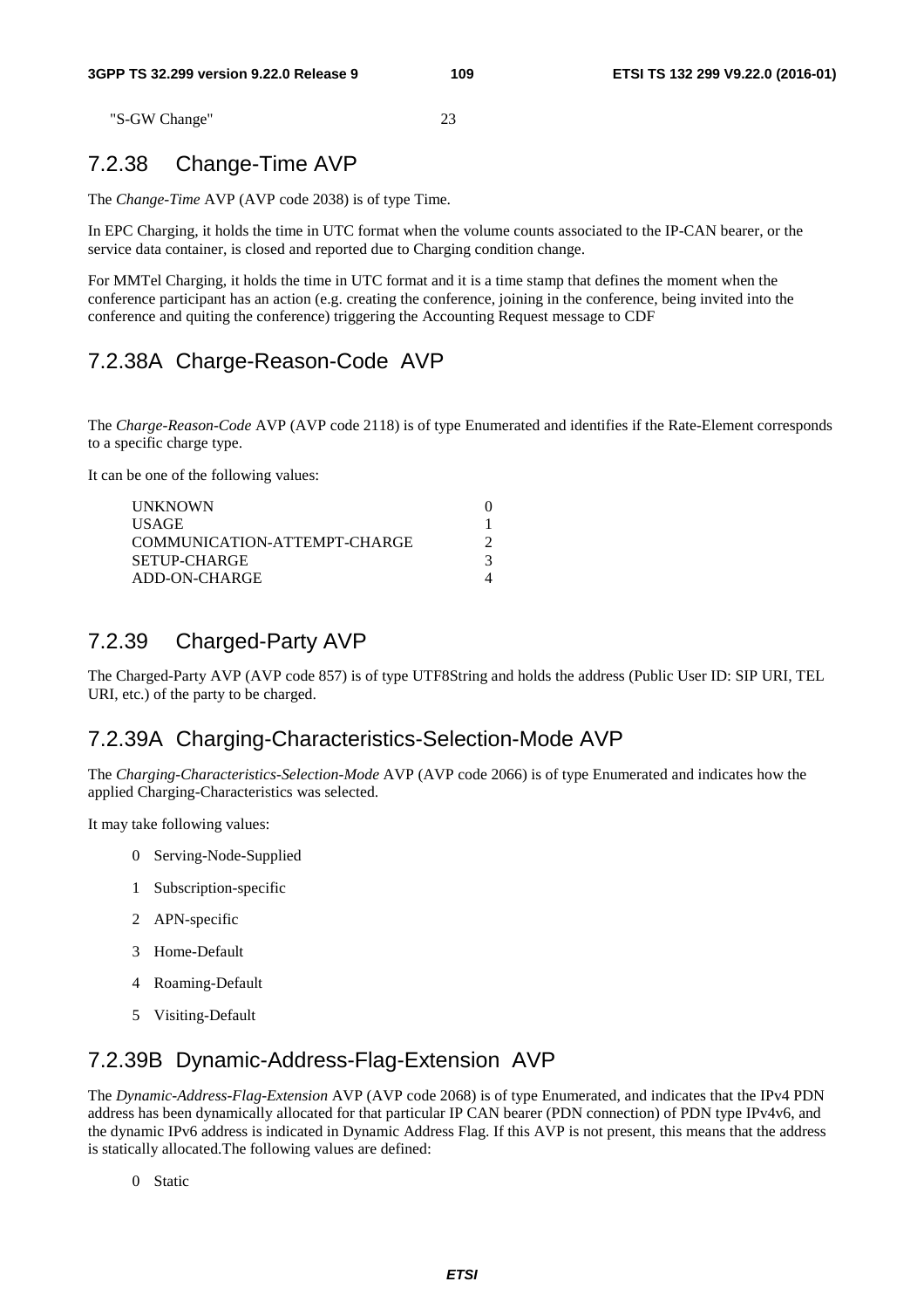"S-GW Change" 23

### 7.2.38 Change-Time AVP

The *Change-Time* AVP (AVP code 2038) is of type Time.

In EPC Charging, it holds the time in UTC format when the volume counts associated to the IP-CAN bearer, or the service data container, is closed and reported due to Charging condition change.

For MMTel Charging, it holds the time in UTC format and it is a time stamp that defines the moment when the conference participant has an action (e.g. creating the conference, joining in the conference, being invited into the conference and quiting the conference) triggering the Accounting Request message to CDF

### 7.2.38A Charge-Reason-Code AVP

The *Charge-Reason-Code* AVP (AVP code 2118) is of type Enumerated and identifies if the Rate-Element corresponds to a specific charge type.

It can be one of the following values:

| | |
|---|---|
| UNKNOWN | 0 |
| USAGE | 1 |
| COMMUNICATION-ATTEMPT-CHARGE | 2 |
| SETUP-CHARGE | 3 |
| ADD-ON-CHARGE | 4 |

### 7.2.39 Charged-Party AVP

The Charged-Party AVP (AVP code 857) is of type UTF8String and holds the address (Public User ID: SIP URI, TEL URI, etc.) of the party to be charged.

### 7.2.39A Charging-Characteristics-Selection-Mode AVP

The *Charging-Characteristics-Selection-Mode* AVP (AVP code 2066) is of type Enumerated and indicates how the applied Charging-Characteristics was selected.

It may take following values:

0 Serving-Node-Supplied

1 Subscription-specific

2 APN-specific

3 Home-Default

4 Roaming-Default

5 Visiting-Default

### 7.2.39B Dynamic-Address-Flag-Extension AVP

The *Dynamic-Address-Flag-Extension* AVP (AVP code 2068) is of type Enumerated, and indicates that the IPv4 PDN address has been dynamically allocated for that particular IP CAN bearer (PDN connection) of PDN type IPv4v6, and the dynamic IPv6 address is indicated in Dynamic Address Flag. If this AVP is not present, this means that the address is statically allocated.The following values are defined:

0 Static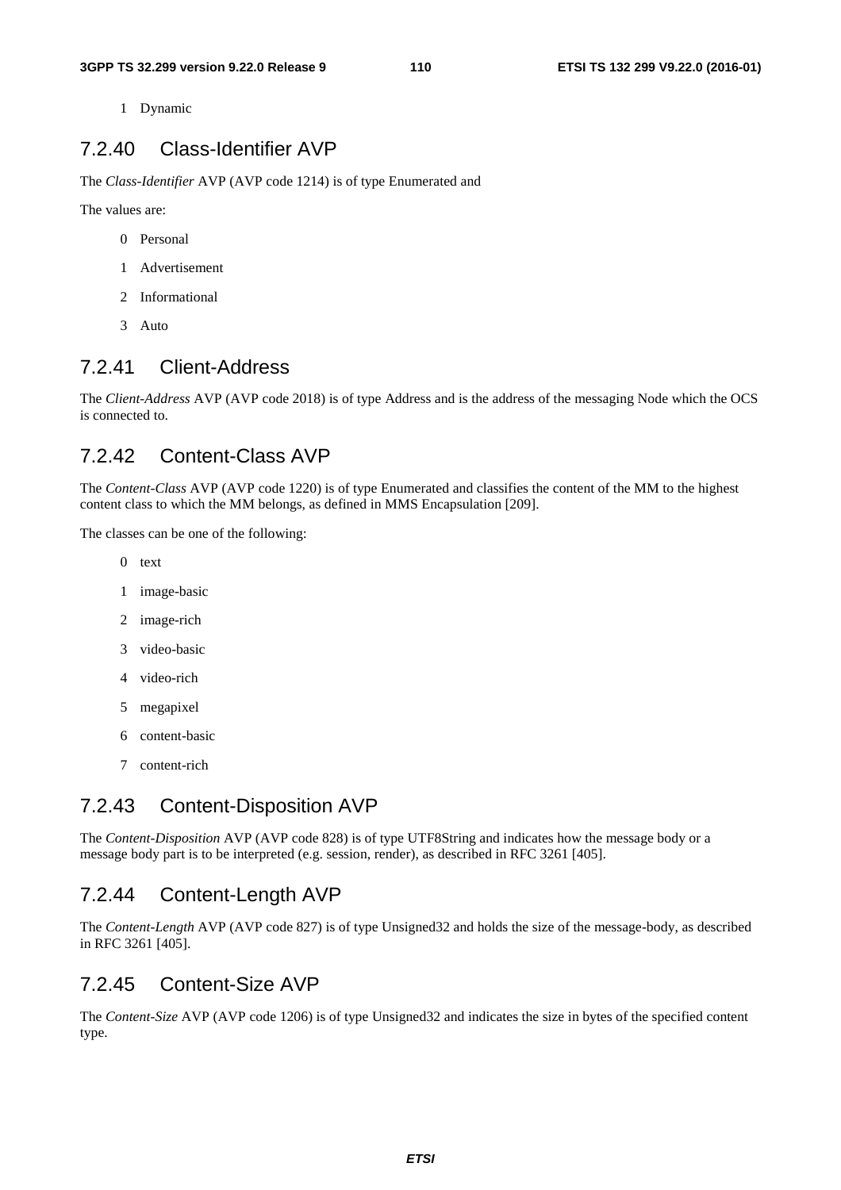1 Dynamic

## 7.2.40 Class-Identifier AVP

The *Class-Identifier* AVP (AVP code 1214) is of type Enumerated and

The values are:

0 Personal

1 Advertisement

2 Informational

3 Auto

## 7.2.41 Client-Address

The *Client-Address* AVP (AVP code 2018) is of type Address and is the address of the messaging Node which the OCS is connected to.

## 7.2.42 Content-Class AVP

The *Content-Class* AVP (AVP code 1220) is of type Enumerated and classifies the content of the MM to the highest content class to which the MM belongs, as defined in MMS Encapsulation [209].

The classes can be one of the following:

0 text

1 image-basic

2 image-rich

3 video-basic

4 video-rich

5 megapixel

6 content-basic

7 content-rich

## 7.2.43 Content-Disposition AVP

The *Content-Disposition* AVP (AVP code 828) is of type UTF8String and indicates how the message body or a message body part is to be interpreted (e.g. session, render), as described in RFC 3261 [405].

## 7.2.44 Content-Length AVP

The *Content-Length* AVP (AVP code 827) is of type Unsigned32 and holds the size of the message-body, as described in RFC 3261 [405].

## 7.2.45 Content-Size AVP

The *Content-Size* AVP (AVP code 1206) is of type Unsigned32 and indicates the size in bytes of the specified content type.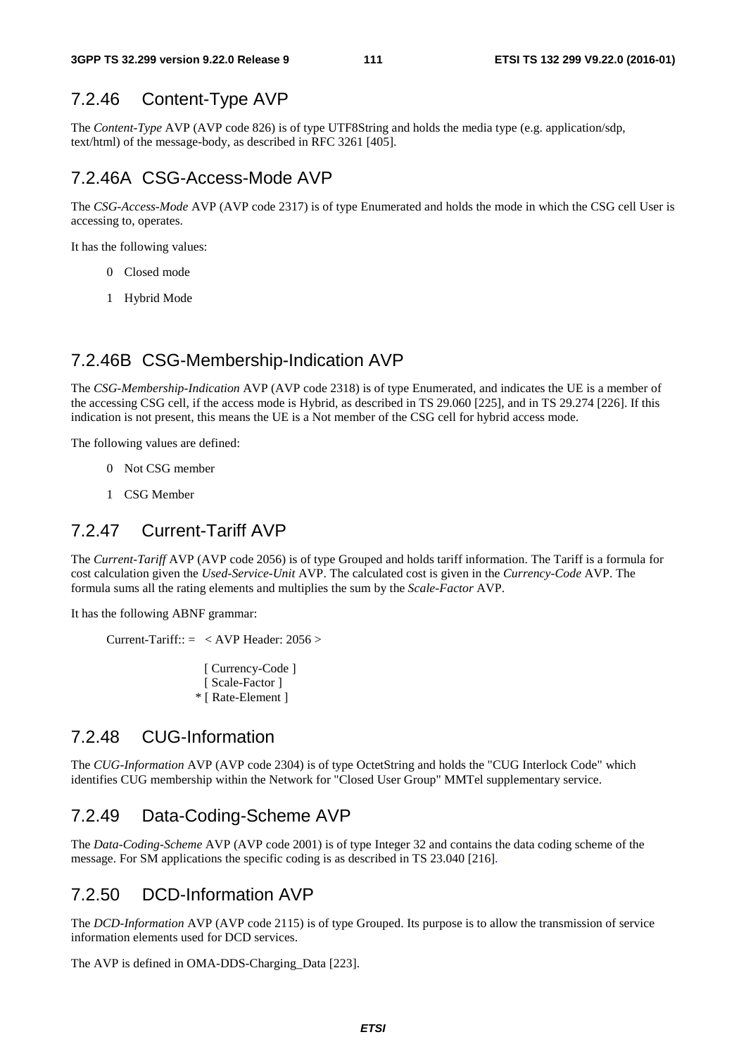### 7.2.46 Content-Type AVP

The *Content-Type* AVP (AVP code 826) is of type UTF8String and holds the media type (e.g. application/sdp, text/html) of the message-body, as described in RFC 3261 [405].

### 7.2.46A CSG-Access-Mode AVP

The *CSG-Access-Mode* AVP (AVP code 2317) is of type Enumerated and holds the mode in which the CSG cell User is accessing to, operates.

It has the following values:

0 Closed mode

1 Hybrid Mode

### 7.2.46B CSG-Membership-Indication AVP

The *CSG-Membership-Indication* AVP (AVP code 2318) is of type Enumerated, and indicates the UE is a member of the accessing CSG cell, if the access mode is Hybrid, as described in TS 29.060 [225], and in TS 29.274 [226]. If this indication is not present, this means the UE is a Not member of the CSG cell for hybrid access mode.

The following values are defined:

0 Not CSG member

1 CSG Member

### 7.2.47 Current-Tariff AVP

The *Current-Tariff* AVP (AVP code 2056) is of type Grouped and holds tariff information. The Tariff is a formula for cost calculation given the *Used-Service-Unit* AVP. The calculated cost is given in the *Currency-Code* AVP. The formula sums all the rating elements and multiplies the sum by the *Scale-Factor* AVP.

It has the following ABNF grammar:

```
Current-Tariff:: =  < AVP Header: 2056 >

                    [ Currency-Code ]
                    [ Scale-Factor ]
                  * [ Rate-Element ]
```

### 7.2.48 CUG-Information

The *CUG-Information* AVP (AVP code 2304) is of type OctetString and holds the "CUG Interlock Code" which identifies CUG membership within the Network for "Closed User Group" MMTel supplementary service.

### 7.2.49 Data-Coding-Scheme AVP

The *Data-Coding-Scheme* AVP (AVP code 2001) is of type Integer 32 and contains the data coding scheme of the message. For SM applications the specific coding is as described in TS 23.040 [216].

### 7.2.50 DCD-Information AVP

The *DCD-Information* AVP (AVP code 2115) is of type Grouped. Its purpose is to allow the transmission of service information elements used for DCD services.

The AVP is defined in OMA-DDS-Charging_Data [223].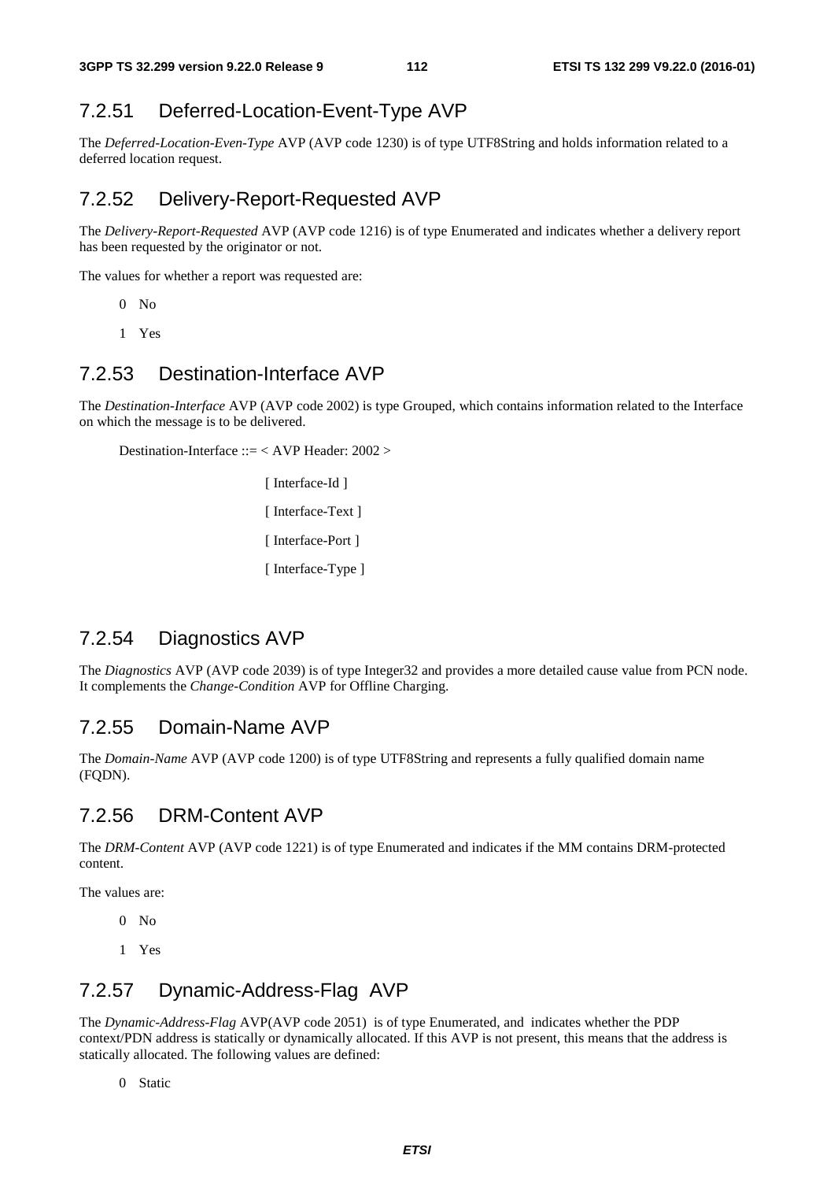### 7.2.51 Deferred-Location-Event-Type AVP

The *Deferred-Location-Even-Type* AVP (AVP code 1230) is of type UTF8String and holds information related to a deferred location request.

### 7.2.52 Delivery-Report-Requested AVP

The *Delivery-Report-Requested* AVP (AVP code 1216) is of type Enumerated and indicates whether a delivery report has been requested by the originator or not.

The values for whether a report was requested are:

0 No

1 Yes

### 7.2.53 Destination-Interface AVP

The *Destination-Interface* AVP (AVP code 2002) is type Grouped, which contains information related to the Interface on which the message is to be delivered.

```
Destination-Interface ::= < AVP Header: 2002 >
                          [ Interface-Id ]
                          [ Interface-Text ]
                          [ Interface-Port ]
                          [ Interface-Type ]
```

### 7.2.54 Diagnostics AVP

The *Diagnostics* AVP (AVP code 2039) is of type Integer32 and provides a more detailed cause value from PCN node. It complements the *Change-Condition* AVP for Offline Charging.

### 7.2.55 Domain-Name AVP

The *Domain-Name* AVP (AVP code 1200) is of type UTF8String and represents a fully qualified domain name (FQDN).

### 7.2.56 DRM-Content AVP

The *DRM-Content* AVP (AVP code 1221) is of type Enumerated and indicates if the MM contains DRM-protected content.

The values are:

0 No

1 Yes

### 7.2.57 Dynamic-Address-Flag AVP

The *Dynamic-Address-Flag* AVP(AVP code 2051) is of type Enumerated, and indicates whether the PDP context/PDN address is statically or dynamically allocated. If this AVP is not present, this means that the address is statically allocated. The following values are defined:

0 Static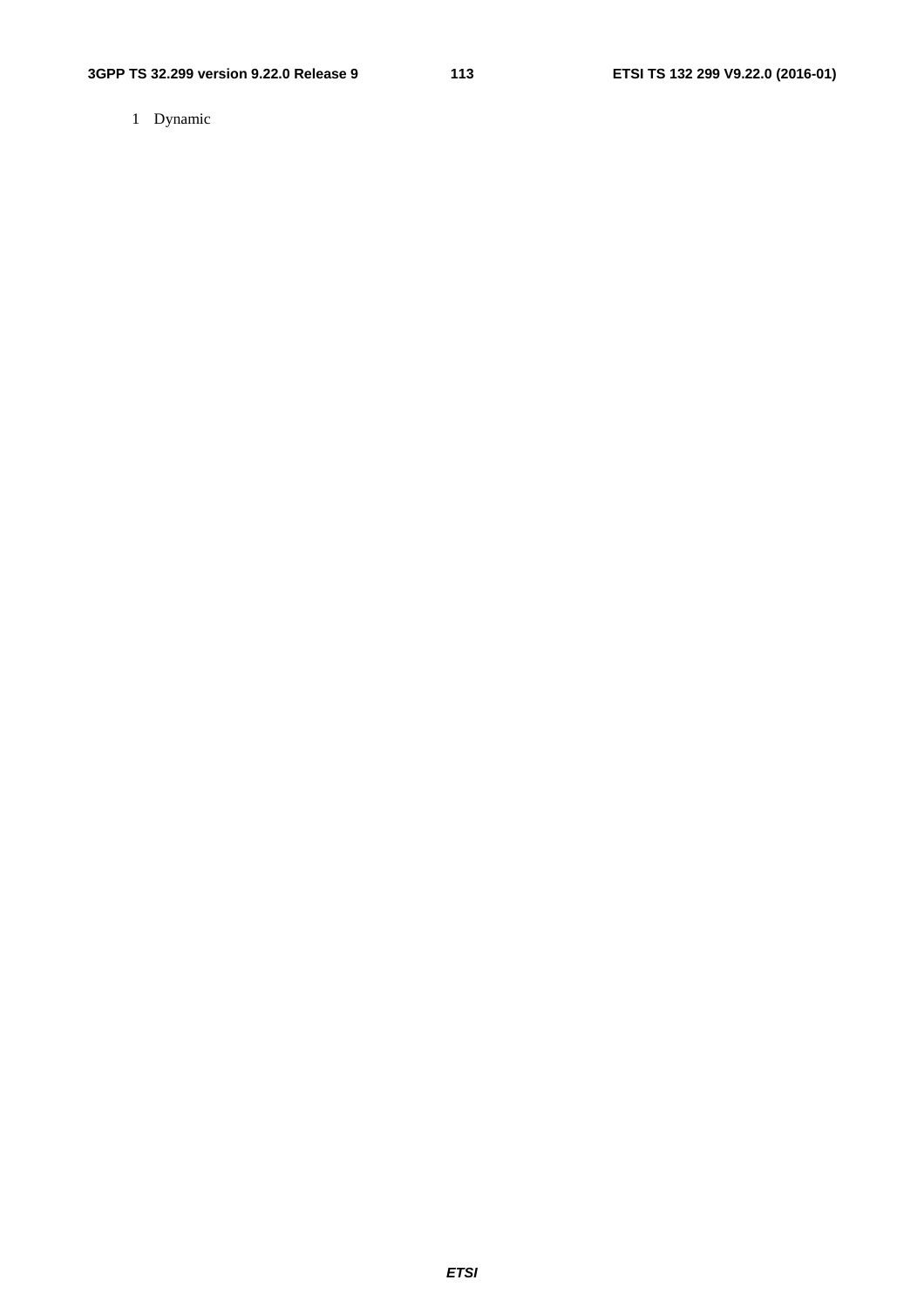1 Dynamic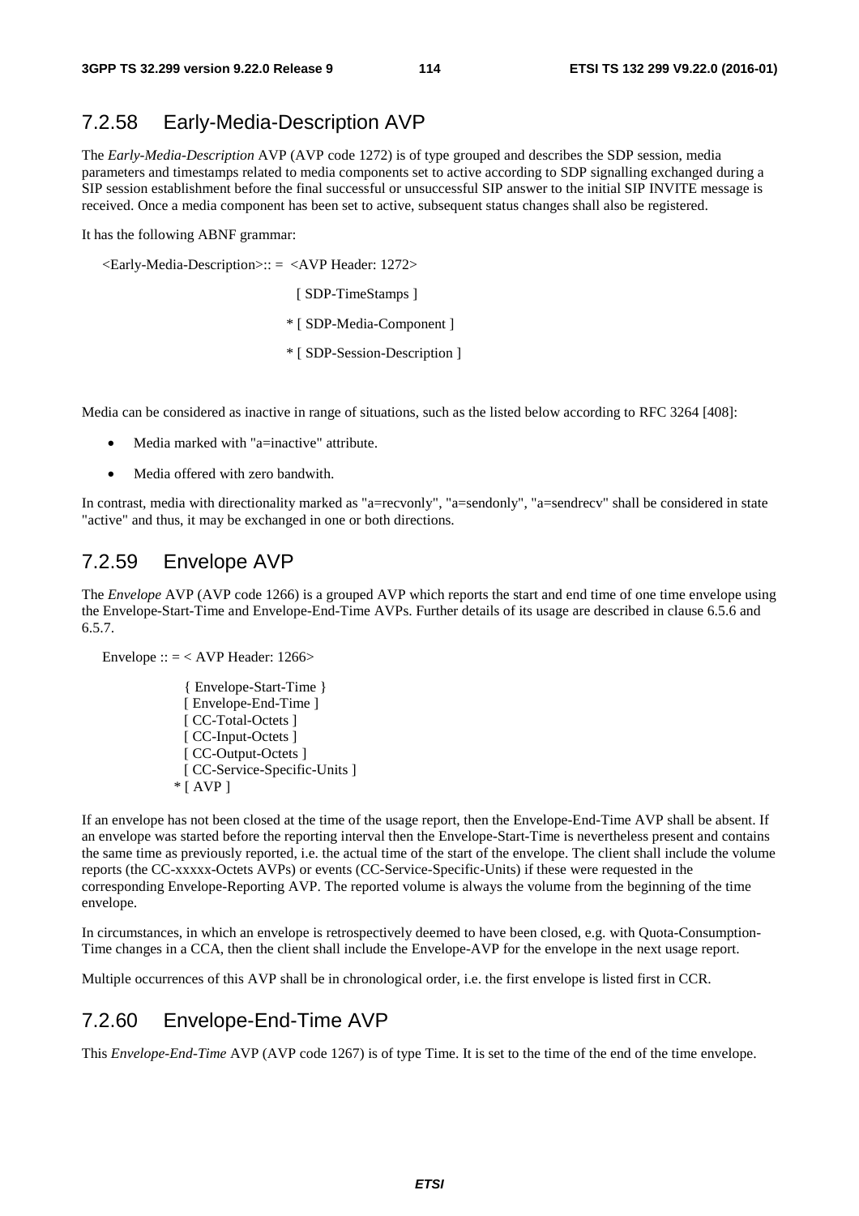### 7.2.58 Early-Media-Description AVP

The *Early-Media-Description* AVP (AVP code 1272) is of type grouped and describes the SDP session, media parameters and timestamps related to media components set to active according to SDP signalling exchanged during a SIP session establishment before the final successful or unsuccessful SIP answer to the initial SIP INVITE message is received. Once a media component has been set to active, subsequent status changes shall also be registered.

It has the following ABNF grammar:

```
<Early-Media-Description>:: =  <AVP Header: 1272>
                                 [ SDP-TimeStamps ]
                               * [ SDP-Media-Component ]
                               * [ SDP-Session-Description ]
```

Media can be considered as inactive in range of situations, such as the listed below according to RFC 3264 [408]:

- Media marked with "a=inactive" attribute.
- Media offered with zero bandwith.

In contrast, media with directionality marked as "a=recvonly", "a=sendonly", "a=sendrecv" shall be considered in state "active" and thus, it may be exchanged in one or both directions.

### 7.2.59 Envelope AVP

The *Envelope* AVP (AVP code 1266) is a grouped AVP which reports the start and end time of one time envelope using the Envelope-Start-Time and Envelope-End-Time AVPs. Further details of its usage are described in clause 6.5.6 and 6.5.7.

```
Envelope :: = < AVP Header: 1266>
              { Envelope-Start-Time }
              [ Envelope-End-Time ]
              [ CC-Total-Octets ]
              [ CC-Input-Octets ]
              [ CC-Output-Octets ]
              [ CC-Service-Specific-Units ]
            * [ AVP ]
```

If an envelope has not been closed at the time of the usage report, then the Envelope-End-Time AVP shall be absent. If an envelope was started before the reporting interval then the Envelope-Start-Time is nevertheless present and contains the same time as previously reported, i.e. the actual time of the start of the envelope. The client shall include the volume reports (the CC-xxxxx-Octets AVPs) or events (CC-Service-Specific-Units) if these were requested in the corresponding Envelope-Reporting AVP. The reported volume is always the volume from the beginning of the time envelope.

In circumstances, in which an envelope is retrospectively deemed to have been closed, e.g. with Quota-Consumption-Time changes in a CCA, then the client shall include the Envelope-AVP for the envelope in the next usage report.

Multiple occurrences of this AVP shall be in chronological order, i.e. the first envelope is listed first in CCR.

### 7.2.60 Envelope-End-Time AVP

This *Envelope-End-Time* AVP (AVP code 1267) is of type Time. It is set to the time of the end of the time envelope.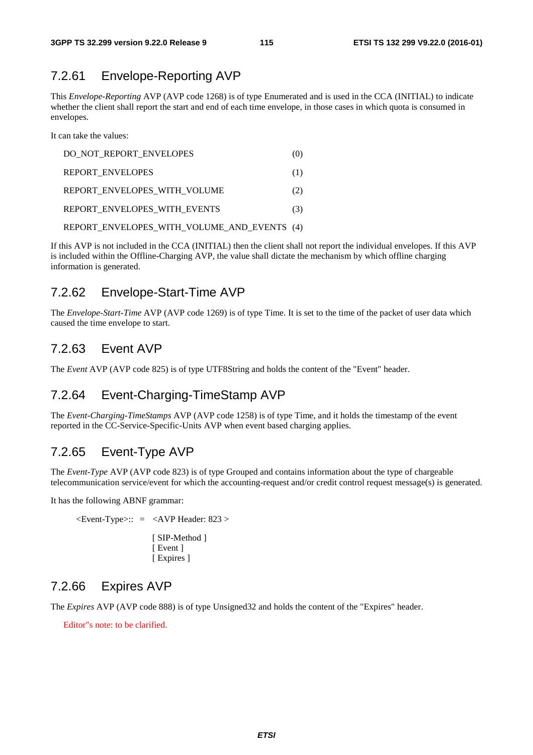### 7.2.61 Envelope-Reporting AVP

This *Envelope-Reporting* AVP (AVP code 1268) is of type Enumerated and is used in the CCA (INITIAL) to indicate whether the client shall report the start and end of each time envelope, in those cases in which quota is consumed in envelopes.

It can take the values:

DO_NOT_REPORT_ENVELOPES (0)

REPORT_ENVELOPES (1)

REPORT_ENVELOPES_WITH_VOLUME (2)

REPORT_ENVELOPES_WITH_EVENTS (3)

REPORT_ENVELOPES_WITH_VOLUME_AND_EVENTS (4)

If this AVP is not included in the CCA (INITIAL) then the client shall not report the individual envelopes. If this AVP is included within the Offline-Charging AVP, the value shall dictate the mechanism by which offline charging information is generated.

### 7.2.62 Envelope-Start-Time AVP

The *Envelope-Start-Time* AVP (AVP code 1269) is of type Time. It is set to the time of the packet of user data which caused the time envelope to start.

### 7.2.63 Event AVP

The *Event* AVP (AVP code 825) is of type UTF8String and holds the content of the "Event" header.

### 7.2.64 Event-Charging-TimeStamp AVP

The *Event-Charging-TimeStamps* AVP (AVP code 1258) is of type Time, and it holds the timestamp of the event reported in the CC-Service-Specific-Units AVP when event based charging applies.

### 7.2.65 Event-Type AVP

The *Event-Type* AVP (AVP code 823) is of type Grouped and contains information about the type of chargeable telecommunication service/event for which the accounting-request and/or credit control request message(s) is generated.

It has the following ABNF grammar:

```
<Event-Type>:: =  <AVP Header: 823 >

                  [ SIP-Method ]
                  [ Event ]
                  [ Expires ]
```

### 7.2.66 Expires AVP

The *Expires* AVP (AVP code 888) is of type Unsigned32 and holds the content of the "Expires" header.

Editor"s note: to be clarified.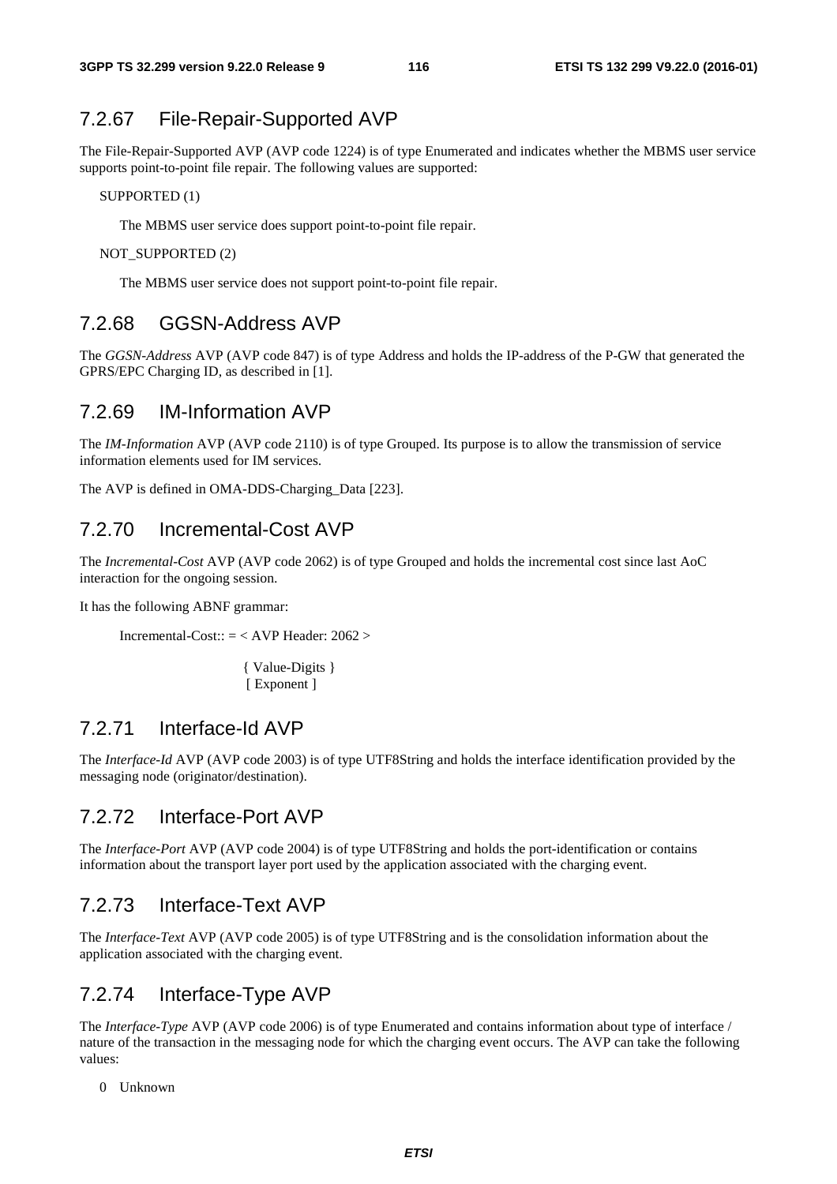## 7.2.67 File-Repair-Supported AVP

The File-Repair-Supported AVP (AVP code 1224) is of type Enumerated and indicates whether the MBMS user service supports point-to-point file repair. The following values are supported:

SUPPORTED (1)

The MBMS user service does support point-to-point file repair.

NOT_SUPPORTED (2)

The MBMS user service does not support point-to-point file repair.

## 7.2.68 GGSN-Address AVP

The *GGSN-Address* AVP (AVP code 847) is of type Address and holds the IP-address of the P-GW that generated the GPRS/EPC Charging ID, as described in [1].

## 7.2.69 IM-Information AVP

The *IM-Information* AVP (AVP code 2110) is of type Grouped. Its purpose is to allow the transmission of service information elements used for IM services.

The AVP is defined in OMA-DDS-Charging_Data [223].

## 7.2.70 Incremental-Cost AVP

The *Incremental-Cost* AVP (AVP code 2062) is of type Grouped and holds the incremental cost since last AoC interaction for the ongoing session.

It has the following ABNF grammar:

```
Incremental-Cost:: = < AVP Header: 2062 >

                    { Value-Digits }
                    [ Exponent ]
```

## 7.2.71 Interface-Id AVP

The *Interface-Id* AVP (AVP code 2003) is of type UTF8String and holds the interface identification provided by the messaging node (originator/destination).

## 7.2.72 Interface-Port AVP

The *Interface-Port* AVP (AVP code 2004) is of type UTF8String and holds the port-identification or contains information about the transport layer port used by the application associated with the charging event.

## 7.2.73 Interface-Text AVP

The *Interface-Text* AVP (AVP code 2005) is of type UTF8String and is the consolidation information about the application associated with the charging event.

## 7.2.74 Interface-Type AVP

The *Interface-Type* AVP (AVP code 2006) is of type Enumerated and contains information about type of interface / nature of the transaction in the messaging node for which the charging event occurs. The AVP can take the following values:

0 Unknown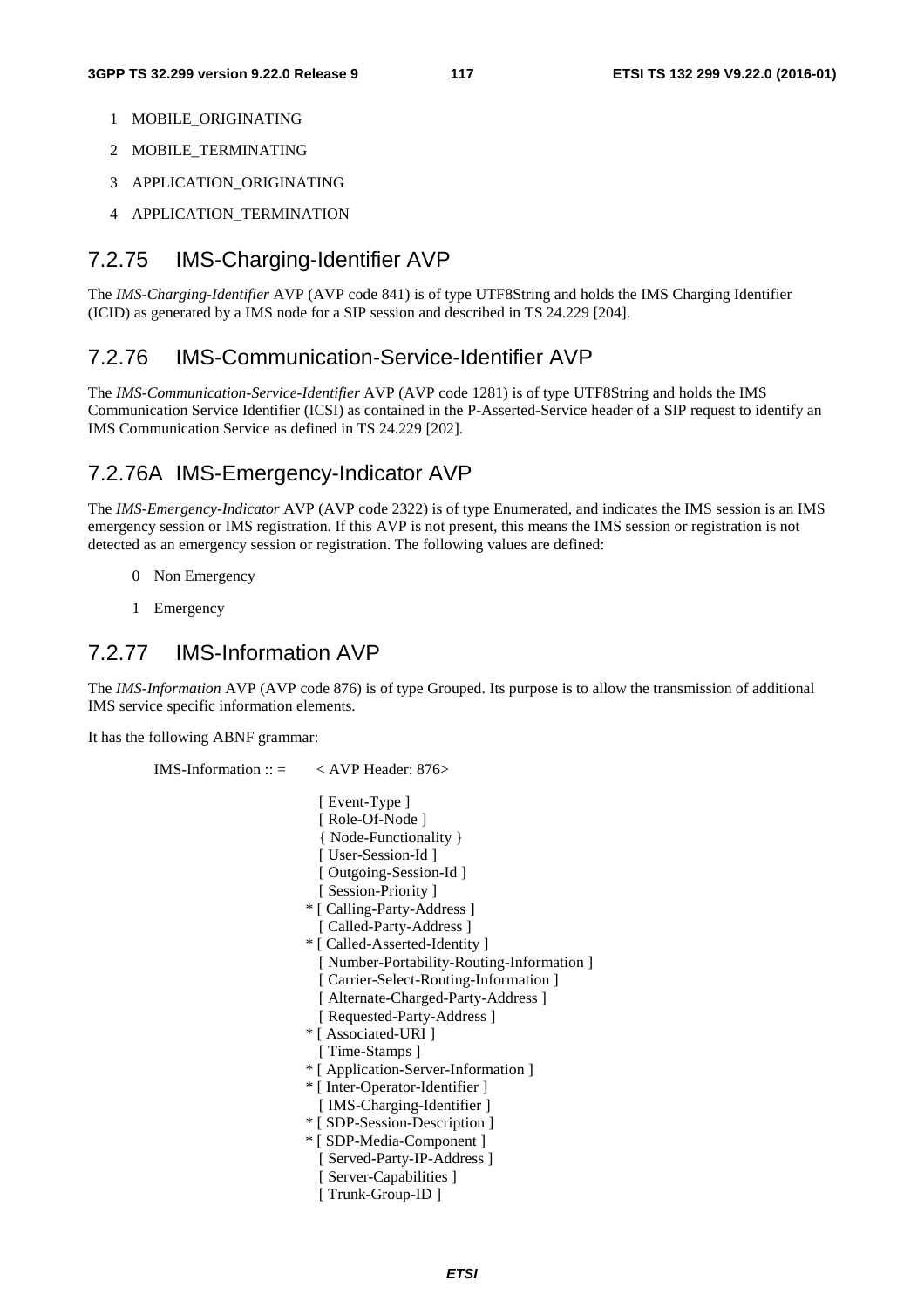1 MOBILE_ORIGINATING

2 MOBILE_TERMINATING

3 APPLICATION_ORIGINATING

4 APPLICATION_TERMINATION

## 7.2.75 IMS-Charging-Identifier AVP

The *IMS-Charging-Identifier* AVP (AVP code 841) is of type UTF8String and holds the IMS Charging Identifier (ICID) as generated by a IMS node for a SIP session and described in TS 24.229 [204].

## 7.2.76 IMS-Communication-Service-Identifier AVP

The *IMS-Communication-Service-Identifier* AVP (AVP code 1281) is of type UTF8String and holds the IMS Communication Service Identifier (ICSI) as contained in the P-Asserted-Service header of a SIP request to identify an IMS Communication Service as defined in TS 24.229 [202].

## 7.2.76A IMS-Emergency-Indicator AVP

The *IMS-Emergency-Indicator* AVP (AVP code 2322) is of type Enumerated, and indicates the IMS session is an IMS emergency session or IMS registration. If this AVP is not present, this means the IMS session or registration is not detected as an emergency session or registration. The following values are defined:

0 Non Emergency

1 Emergency

## 7.2.77 IMS-Information AVP

The *IMS-Information* AVP (AVP code 876) is of type Grouped. Its purpose is to allow the transmission of additional IMS service specific information elements.

It has the following ABNF grammar:

```
IMS-Information :: =    < AVP Header: 876>

                          [ Event-Type ]
                          [ Role-Of-Node ]
                          { Node-Functionality }
                          [ User-Session-Id ]
                          [ Outgoing-Session-Id ]
                          [ Session-Priority ]
                        * [ Calling-Party-Address ]
                          [ Called-Party-Address ]
                        * [ Called-Asserted-Identity ]
                          [ Number-Portability-Routing-Information ]
                          [ Carrier-Select-Routing-Information ]
                          [ Alternate-Charged-Party-Address ]
                          [ Requested-Party-Address ]
                        * [ Associated-URI ]
                          [ Time-Stamps ]
                        * [ Application-Server-Information ]
                        * [ Inter-Operator-Identifier ]
                          [ IMS-Charging-Identifier ]
                        * [ SDP-Session-Description ]
                        * [ SDP-Media-Component ]
                          [ Served-Party-IP-Address ]
                          [ Server-Capabilities ]
                          [ Trunk-Group-ID ]
```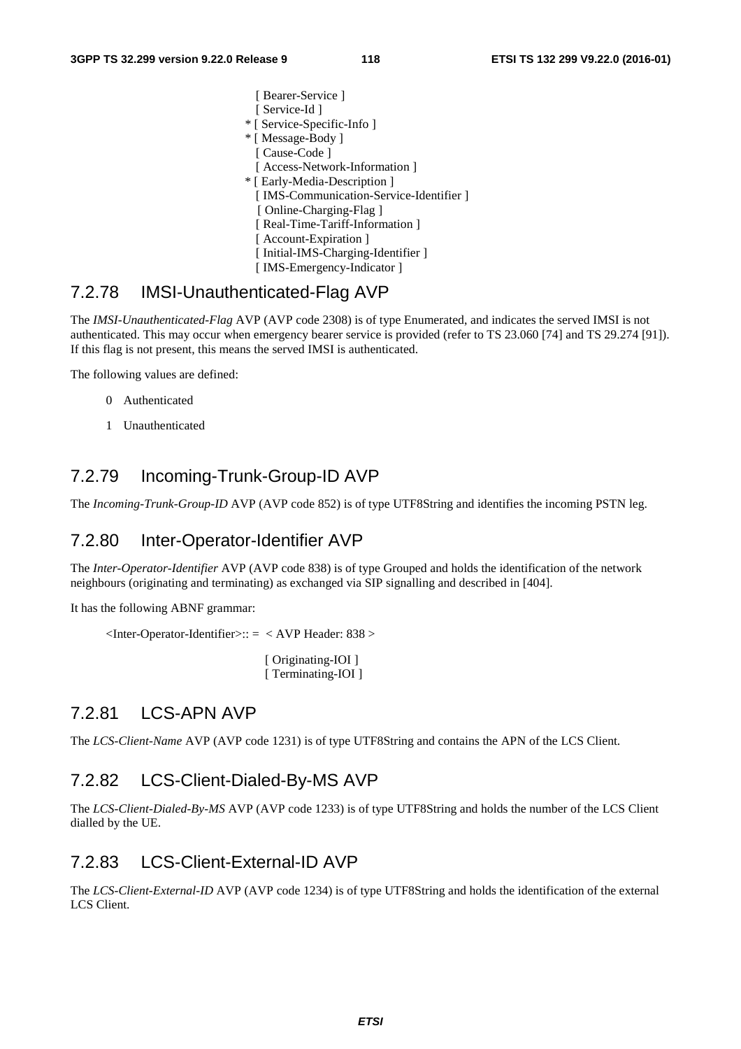```
                              [ Bearer-Service ]
                              [ Service-Id ]
                            * [ Service-Specific-Info ]
                            * [ Message-Body ]
                              [ Cause-Code ]
                              [ Access-Network-Information ]
                            * [ Early-Media-Description ]
                              [ IMS-Communication-Service-Identifier ]
                              [ Online-Charging-Flag ]
                              [ Real-Time-Tariff-Information ]
                              [ Account-Expiration ]
                              [ Initial-IMS-Charging-Identifier ]
                              [ IMS-Emergency-Indicator ]
```

### 7.2.78 IMSI-Unauthenticated-Flag AVP

The *IMSI-Unauthenticated-Flag* AVP (AVP code 2308) is of type Enumerated, and indicates the served IMSI is not authenticated. This may occur when emergency bearer service is provided (refer to TS 23.060 [74] and TS 29.274 [91]). If this flag is not present, this means the served IMSI is authenticated.

The following values are defined:

0 Authenticated

1 Unauthenticated

### 7.2.79 Incoming-Trunk-Group-ID AVP

The *Incoming-Trunk-Group-ID* AVP (AVP code 852) is of type UTF8String and identifies the incoming PSTN leg.

### 7.2.80 Inter-Operator-Identifier AVP

The *Inter-Operator-Identifier* AVP (AVP code 838) is of type Grouped and holds the identification of the network neighbours (originating and terminating) as exchanged via SIP signalling and described in [404].

It has the following ABNF grammar:

```
<Inter-Operator-Identifier>:: =  < AVP Header: 838 >

                              [ Originating-IOI ]
                              [ Terminating-IOI ]
```

### 7.2.81 LCS-APN AVP

The *LCS-Client-Name* AVP (AVP code 1231) is of type UTF8String and contains the APN of the LCS Client.

### 7.2.82 LCS-Client-Dialed-By-MS AVP

The *LCS-Client-Dialed-By-MS* AVP (AVP code 1233) is of type UTF8String and holds the number of the LCS Client dialled by the UE.

### 7.2.83 LCS-Client-External-ID AVP

The *LCS-Client-External-ID* AVP (AVP code 1234) is of type UTF8String and holds the identification of the external LCS Client.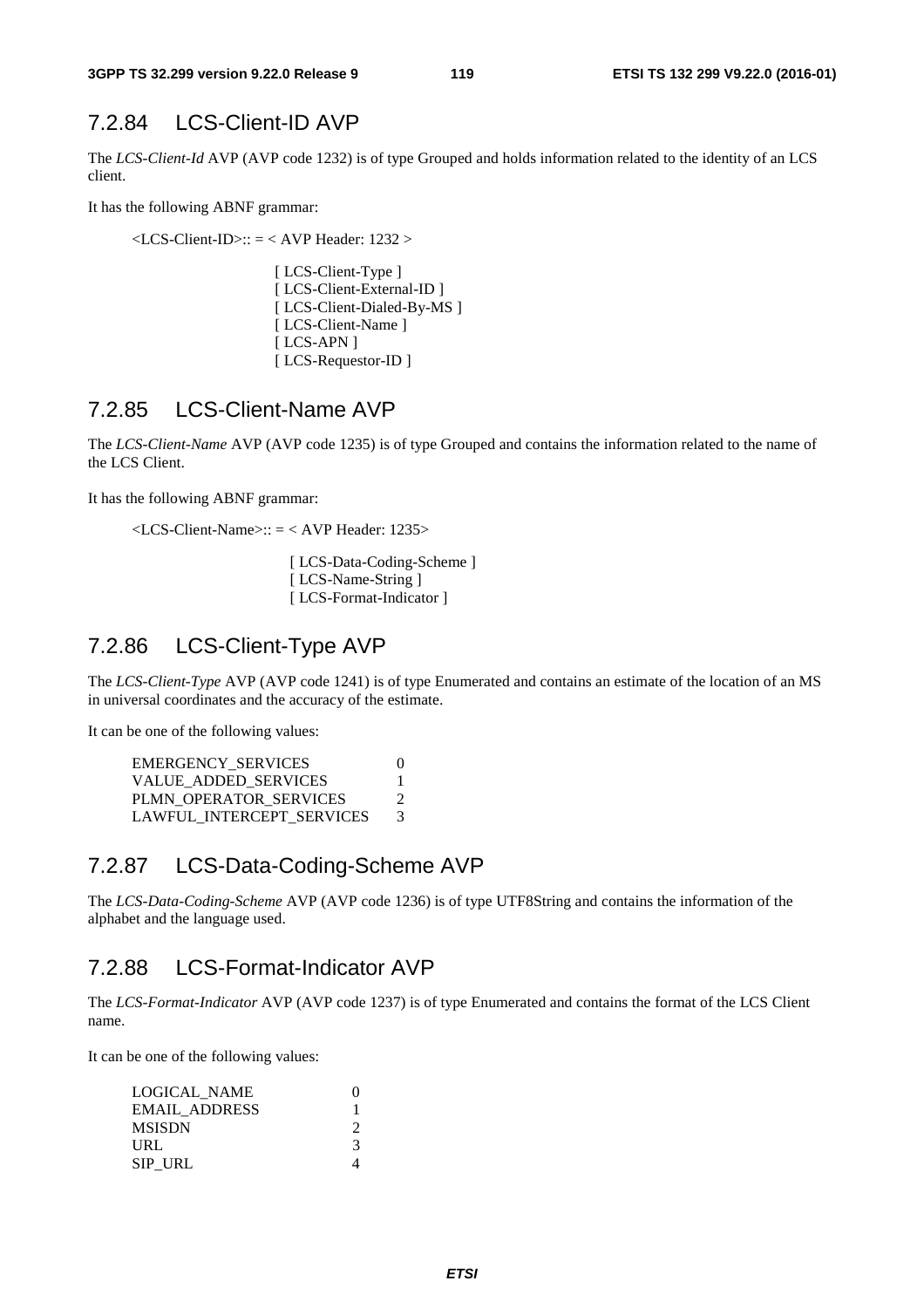### 7.2.84 LCS-Client-ID AVP

The *LCS-Client-Id* AVP (AVP code 1232) is of type Grouped and holds information related to the identity of an LCS client.

It has the following ABNF grammar:

```
<LCS-Client-ID>:: = < AVP Header: 1232 >

                    [ LCS-Client-Type ]
                    [ LCS-Client-External-ID ]
                    [ LCS-Client-Dialed-By-MS ]
                    [ LCS-Client-Name ]
                    [ LCS-APN ]
                    [ LCS-Requestor-ID ]
```

### 7.2.85 LCS-Client-Name AVP

The *LCS-Client-Name* AVP (AVP code 1235) is of type Grouped and contains the information related to the name of the LCS Client.

It has the following ABNF grammar:

```
<LCS-Client-Name>:: = < AVP Header: 1235>

                    [ LCS-Data-Coding-Scheme ]
                    [ LCS-Name-String ]
                    [ LCS-Format-Indicator ]
```

### 7.2.86 LCS-Client-Type AVP

The *LCS-Client-Type* AVP (AVP code 1241) is of type Enumerated and contains an estimate of the location of an MS in universal coordinates and the accuracy of the estimate.

It can be one of the following values:

```
EMERGENCY_SERVICES           0
VALUE_ADDED_SERVICES         1
PLMN_OPERATOR_SERVICES       2
LAWFUL_INTERCEPT_SERVICES    3
```

### 7.2.87 LCS-Data-Coding-Scheme AVP

The *LCS-Data-Coding-Scheme* AVP (AVP code 1236) is of type UTF8String and contains the information of the alphabet and the language used.

### 7.2.88 LCS-Format-Indicator AVP

The *LCS-Format-Indicator* AVP (AVP code 1237) is of type Enumerated and contains the format of the LCS Client name.

It can be one of the following values:

```
LOGICAL_NAME      0
EMAIL_ADDRESS     1
MSISDN            2
URL               3
SIP_URL           4
```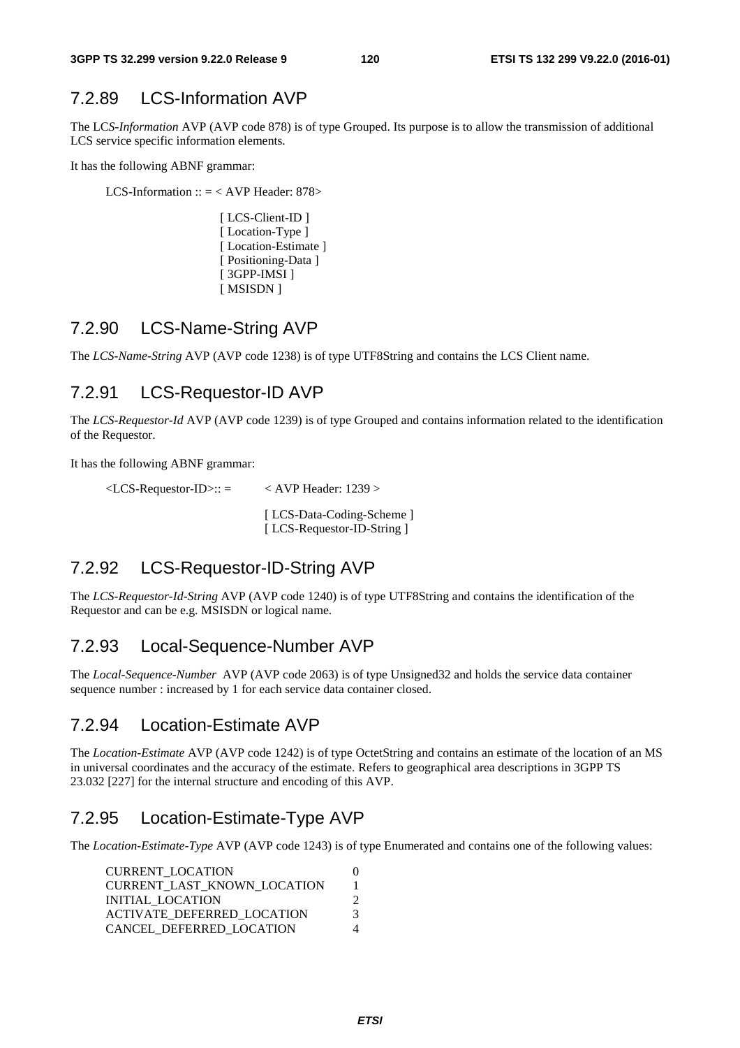### 7.2.89 LCS-Information AVP

The LC*S-Information* AVP (AVP code 878) is of type Grouped. Its purpose is to allow the transmission of additional LCS service specific information elements.

It has the following ABNF grammar:

```
LCS-Information :: = < AVP Header: 878>

                  [ LCS-Client-ID ]
                  [ Location-Type ]
                  [ Location-Estimate ]
                  [ Positioning-Data ]
                  [ 3GPP-IMSI ]
                  [ MSISDN ]
```

### 7.2.90 LCS-Name-String AVP

The *LCS-Name-String* AVP (AVP code 1238) is of type UTF8String and contains the LCS Client name.

### 7.2.91 LCS-Requestor-ID AVP

The *LCS-Requestor-Id* AVP (AVP code 1239) is of type Grouped and contains information related to the identification of the Requestor.

It has the following ABNF grammar:

```
<LCS-Requestor-ID>:: =      < AVP Header: 1239 >

                            [ LCS-Data-Coding-Scheme ]
                            [ LCS-Requestor-ID-String ]
```

### 7.2.92 LCS-Requestor-ID-String AVP

The *LCS-Requestor-Id-String* AVP (AVP code 1240) is of type UTF8String and contains the identification of the Requestor and can be e.g. MSISDN or logical name.

### 7.2.93 Local-Sequence-Number AVP

The *Local-Sequence-Number* AVP (AVP code 2063) is of type Unsigned32 and holds the service data container sequence number : increased by 1 for each service data container closed.

### 7.2.94 Location-Estimate AVP

The *Location-Estimate* AVP (AVP code 1242) is of type OctetString and contains an estimate of the location of an MS in universal coordinates and the accuracy of the estimate. Refers to geographical area descriptions in 3GPP TS 23.032 [227] for the internal structure and encoding of this AVP.

### 7.2.95 Location-Estimate-Type AVP

The *Location-Estimate-Type* AVP (AVP code 1243) is of type Enumerated and contains one of the following values:

```
CURRENT_LOCATION                 0
CURRENT_LAST_KNOWN_LOCATION      1
INITIAL_LOCATION                 2
ACTIVATE_DEFERRED_LOCATION       3
CANCEL_DEFERRED_LOCATION         4
```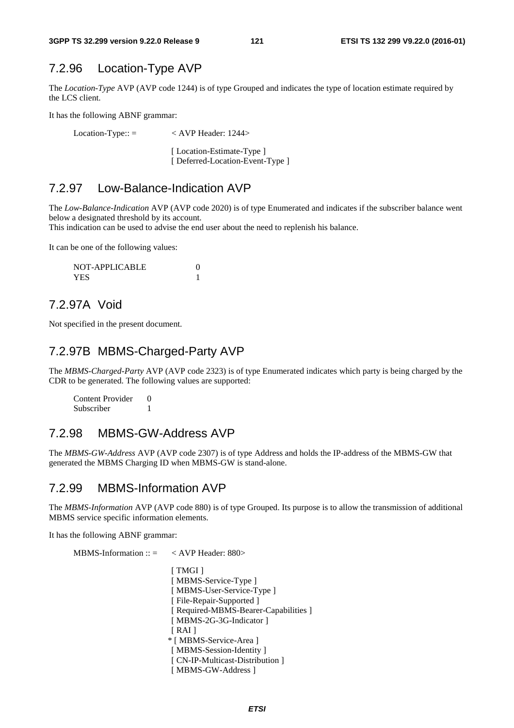### 7.2.96 Location-Type AVP

The *Location-Type* AVP (AVP code 1244) is of type Grouped and indicates the type of location estimate required by the LCS client.

It has the following ABNF grammar:

```
Location-Type:: =       < AVP Header: 1244>

                        [ Location-Estimate-Type ]
                        [ Deferred-Location-Event-Type ]
```

### 7.2.97 Low-Balance-Indication AVP

The *Low-Balance-Indication* AVP (AVP code 2020) is of type Enumerated and indicates if the subscriber balance went below a designated threshold by its account.
This indication can be used to advise the end user about the need to replenish his balance.

It can be one of the following values:

```
NOT-APPLICABLE          0
YES                     1
```

### 7.2.97A Void

Not specified in the present document.

### 7.2.97B MBMS-Charged-Party AVP

The *MBMS-Charged-Party* AVP (AVP code 2323) is of type Enumerated indicates which party is being charged by the CDR to be generated. The following values are supported:

```
Content Provider    0
Subscriber          1
```

### 7.2.98 MBMS-GW-Address AVP

The *MBMS-GW-Address* AVP (AVP code 2307) is of type Address and holds the IP-address of the MBMS-GW that generated the MBMS Charging ID when MBMS-GW is stand-alone.

### 7.2.99 MBMS-Information AVP

The *MBMS-Information* AVP (AVP code 880) is of type Grouped. Its purpose is to allow the transmission of additional MBMS service specific information elements.

It has the following ABNF grammar:

```
MBMS-Information :: =   < AVP Header: 880>

                        [ TMGI ]
                        [ MBMS-Service-Type ]
                        [ MBMS-User-Service-Type ]
                        [ File-Repair-Supported ]
                        [ Required-MBMS-Bearer-Capabilities ]
                        [ MBMS-2G-3G-Indicator ]
                        [ RAI ]
                       * [ MBMS-Service-Area ]
                        [ MBMS-Session-Identity ]
                        [ CN-IP-Multicast-Distribution ]
                        [ MBMS-GW-Address ]
```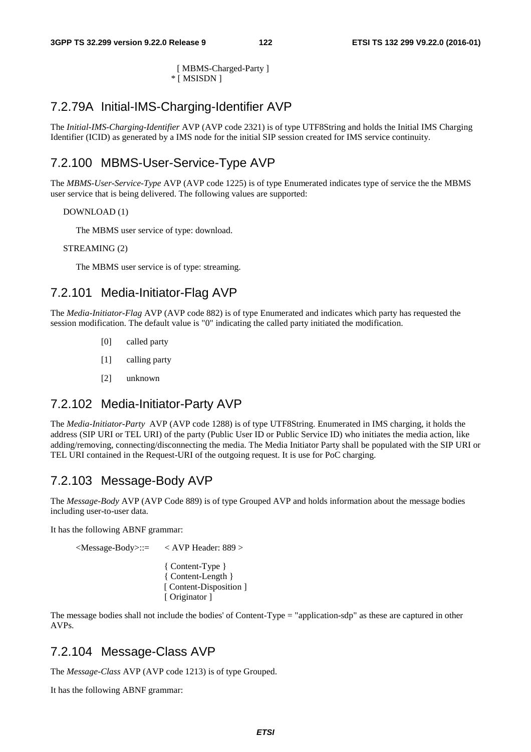```
  [ MBMS-Charged-Party ]
* [ MSISDN ]
```

## 7.2.79A Initial-IMS-Charging-Identifier AVP

The *Initial-IMS-Charging-Identifier* AVP (AVP code 2321) is of type UTF8String and holds the Initial IMS Charging Identifier (ICID) as generated by a IMS node for the initial SIP session created for IMS service continuity.

## 7.2.100 MBMS-User-Service-Type AVP

The *MBMS-User-Service-Type* AVP (AVP code 1225) is of type Enumerated indicates type of service the the MBMS user service that is being delivered. The following values are supported:

DOWNLOAD (1)

The MBMS user service of type: download.

STREAMING (2)

The MBMS user service is of type: streaming.

## 7.2.101 Media-Initiator-Flag AVP

The *Media-Initiator-Flag* AVP (AVP code 882) is of type Enumerated and indicates which party has requested the session modification. The default value is "0" indicating the called party initiated the modification.

[0] called party

[1] calling party

[2] unknown

## 7.2.102 Media-Initiator-Party AVP

The *Media-Initiator-Party* AVP (AVP code 1288) is of type UTF8String. Enumerated in IMS charging, it holds the address (SIP URI or TEL URI) of the party (Public User ID or Public Service ID) who initiates the media action, like adding/removing, connecting/disconnecting the media. The Media Initiator Party shall be populated with the SIP URI or TEL URI contained in the Request-URI of the outgoing request. It is use for PoC charging.

## 7.2.103 Message-Body AVP

The *Message-Body* AVP (AVP Code 889) is of type Grouped AVP and holds information about the message bodies including user-to-user data.

It has the following ABNF grammar:

```
<Message-Body>::=   < AVP Header: 889 >

                    { Content-Type }
                    { Content-Length }
                    [ Content-Disposition ]
                    [ Originator ]
```

The message bodies shall not include the bodies' of Content-Type = "application-sdp" as these are captured in other AVPs.

## 7.2.104 Message-Class AVP

The *Message-Class* AVP (AVP code 1213) is of type Grouped.

It has the following ABNF grammar: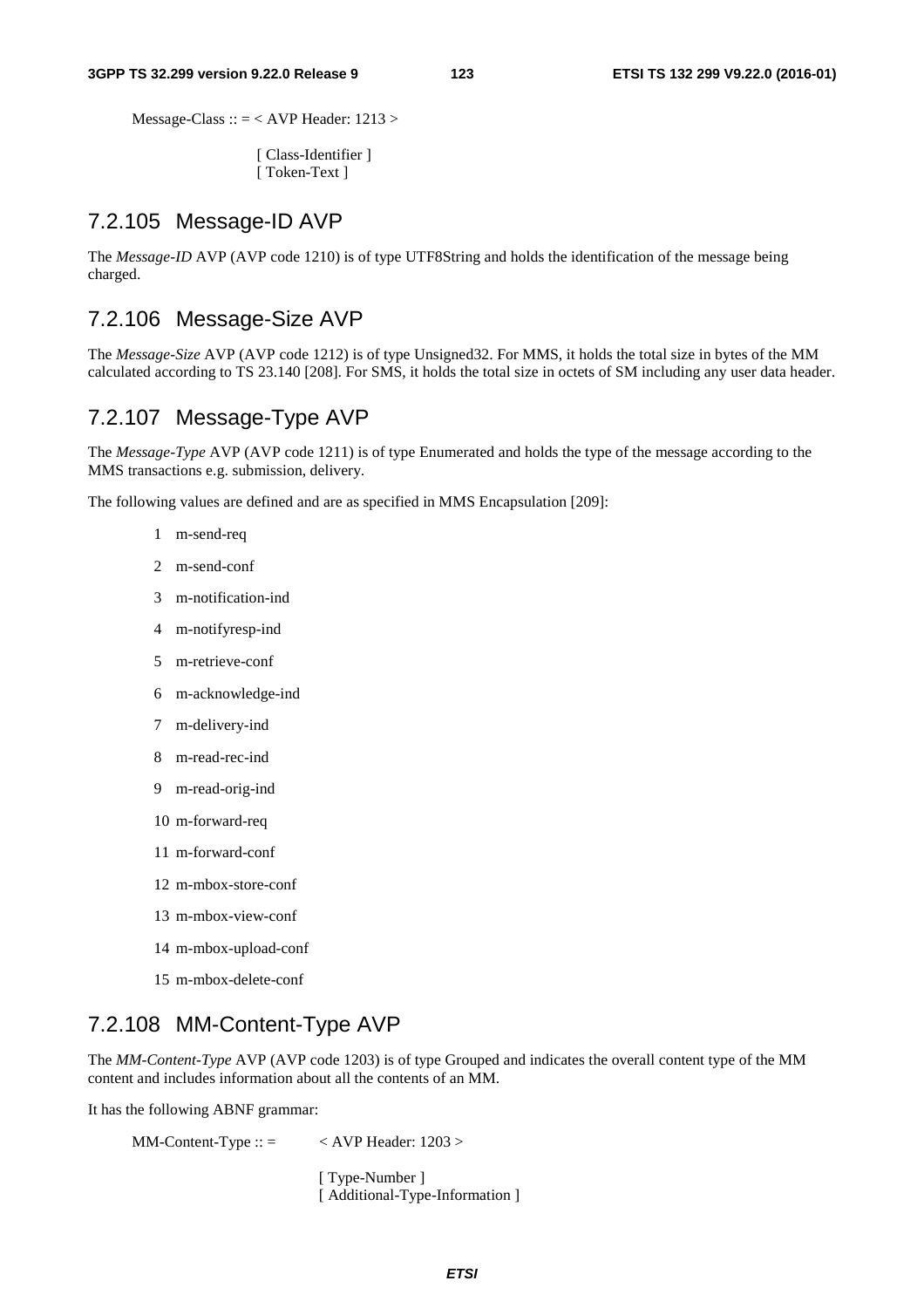```
Message-Class :: = < AVP Header: 1213 >

                   [ Class-Identifier ]
                   [ Token-Text ]
```

### 7.2.105 Message-ID AVP

The *Message-ID* AVP (AVP code 1210) is of type UTF8String and holds the identification of the message being charged.

### 7.2.106 Message-Size AVP

The *Message-Size* AVP (AVP code 1212) is of type Unsigned32. For MMS, it holds the total size in bytes of the MM calculated according to TS 23.140 [208]. For SMS, it holds the total size in octets of SM including any user data header.

### 7.2.107 Message-Type AVP

The *Message-Type* AVP (AVP code 1211) is of type Enumerated and holds the type of the message according to the MMS transactions e.g. submission, delivery.

The following values are defined and are as specified in MMS Encapsulation [209]:

1 m-send-req

2 m-send-conf

3 m-notification-ind

4 m-notifyresp-ind

5 m-retrieve-conf

6 m-acknowledge-ind

7 m-delivery-ind

8 m-read-rec-ind

9 m-read-orig-ind

10 m-forward-req

11 m-forward-conf

12 m-mbox-store-conf

13 m-mbox-view-conf

14 m-mbox-upload-conf

15 m-mbox-delete-conf

### 7.2.108 MM-Content-Type AVP

The *MM-Content-Type* AVP (AVP code 1203) is of type Grouped and indicates the overall content type of the MM content and includes information about all the contents of an MM.

It has the following ABNF grammar:

```
MM-Content-Type :: =    < AVP Header: 1203 >

                        [ Type-Number ]
                        [ Additional-Type-Information ]
```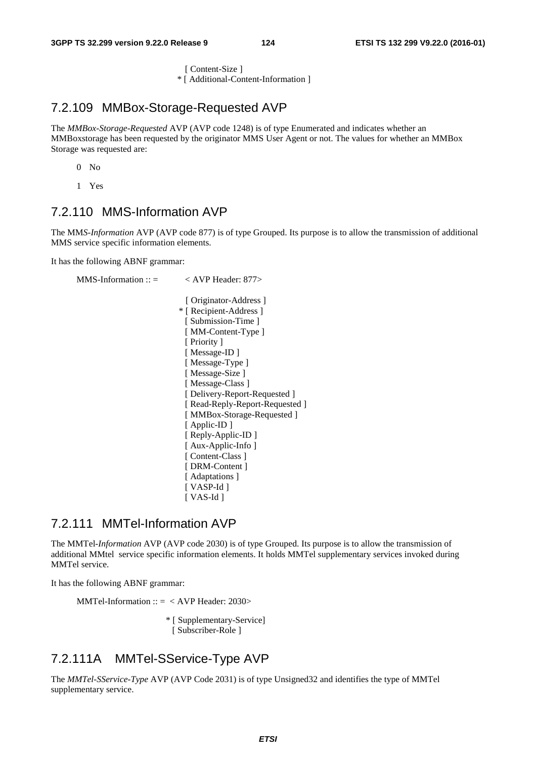```
                              [ Content-Size ]
                            * [ Additional-Content-Information ]
```

## 7.2.109 MMBox-Storage-Requested AVP

The *MMBox-Storage-Requested* AVP (AVP code 1248) is of type Enumerated and indicates whether an MMBoxstorage has been requested by the originator MMS User Agent or not. The values for whether an MMBox Storage was requested are:

0 No

1 Yes

## 7.2.110 MMS-Information AVP

The MM*S-Information* AVP (AVP code 877) is of type Grouped. Its purpose is to allow the transmission of additional MMS service specific information elements.

It has the following ABNF grammar:

```
MMS-Information :: =        < AVP Header: 877>

                              [ Originator-Address ]
                            * [ Recipient-Address ]
                              [ Submission-Time ]
                              [ MM-Content-Type ]
                              [ Priority ]
                              [ Message-ID ]
                              [ Message-Type ]
                              [ Message-Size ]
                              [ Message-Class ]
                              [ Delivery-Report-Requested ]
                              [ Read-Reply-Report-Requested ]
                              [ MMBox-Storage-Requested ]
                              [ Applic-ID ]
                              [ Reply-Applic-ID ]
                              [ Aux-Applic-Info ]
                              [ Content-Class ]
                              [ DRM-Content ]
                              [ Adaptations ]
                              [ VASP-Id ]
                              [ VAS-Id ]
```

## 7.2.111 MMTel-Information AVP

The MMTel-*Information* AVP (AVP code 2030) is of type Grouped. Its purpose is to allow the transmission of additional MMtel service specific information elements. It holds MMTel supplementary services invoked during MMTel service.

It has the following ABNF grammar:

```
MMTel-Information :: =  < AVP Header: 2030>

                          * [ Supplementary-Service]
                            [ Subscriber-Role ]
```

## 7.2.111A MMTel-SService-Type AVP

The *MMTel-SService-Type* AVP (AVP Code 2031) is of type Unsigned32 and identifies the type of MMTel supplementary service.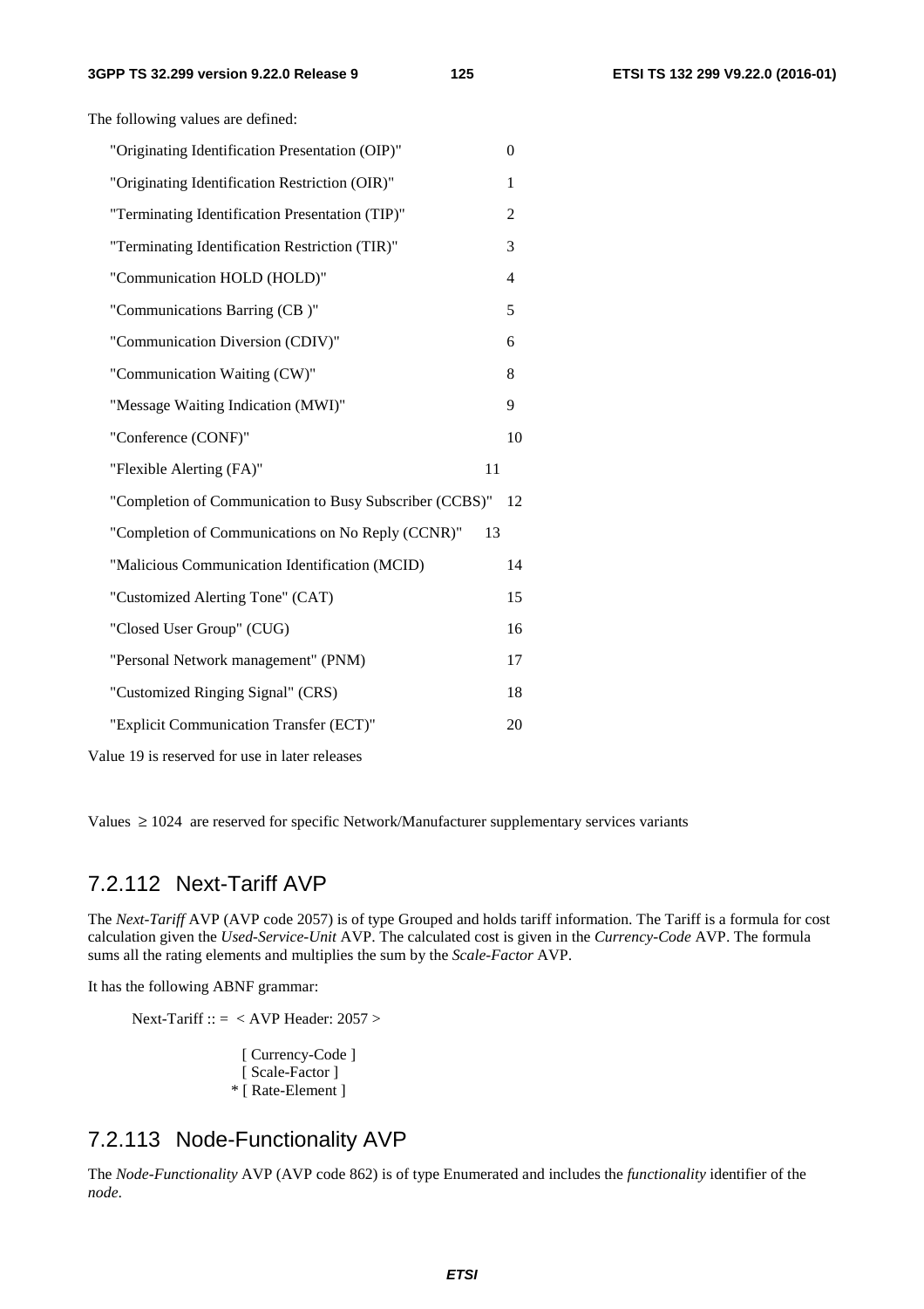The following values are defined:

| | |
|---|---|
| "Originating Identification Presentation (OIP)" | 0 |
| "Originating Identification Restriction (OIR)" | 1 |
| "Terminating Identification Presentation (TIP)" | 2 |
| "Terminating Identification Restriction (TIR)" | 3 |
| "Communication HOLD (HOLD)" | 4 |
| "Communications Barring (CB )" | 5 |
| "Communication Diversion (CDIV)" | 6 |
| "Communication Waiting (CW)" | 8 |
| "Message Waiting Indication (MWI)" | 9 |
| "Conference (CONF)" | 10 |
| "Flexible Alerting (FA)" | 11 |
| "Completion of Communication to Busy Subscriber (CCBS)" | 12 |
| "Completion of Communications on No Reply (CCNR)" | 13 |
| "Malicious Communication Identification (MCID) | 14 |
| "Customized Alerting Tone" (CAT) | 15 |
| "Closed User Group" (CUG) | 16 |
| "Personal Network management" (PNM) | 17 |
| "Customized Ringing Signal" (CRS) | 18 |
| "Explicit Communication Transfer (ECT)" | 20 |

Value 19 is reserved for use in later releases

Values $\geq 1024$ are reserved for specific Network/Manufacturer supplementary services variants

## 7.2.112 Next-Tariff AVP

The *Next-Tariff* AVP (AVP code 2057) is of type Grouped and holds tariff information. The Tariff is a formula for cost calculation given the *Used-Service-Unit* AVP. The calculated cost is given in the *Currency-Code* AVP. The formula sums all the rating elements and multiplies the sum by the *Scale-Factor* AVP.

It has the following ABNF grammar:

```
Next-Tariff :: =  < AVP Header: 2057 >

                   [ Currency-Code ]
                   [ Scale-Factor ]
                 * [ Rate-Element ]
```

## 7.2.113 Node-Functionality AVP

The *Node-Functionality* AVP (AVP code 862) is of type Enumerated and includes the *functionality* identifier of the *node*.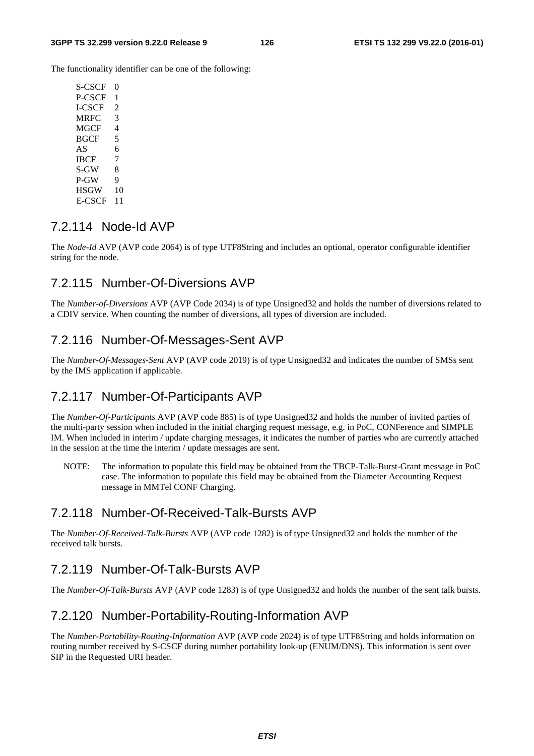The functionality identifier can be one of the following:

| | |
|---|---|
| S-CSCF | 0 |
| P-CSCF | 1 |
| I-CSCF | 2 |
| MRFC | 3 |
| MGCF | 4 |
| BGCF | 5 |
| AS | 6 |
| IBCF | 7 |
| S-GW | 8 |
| P-GW | 9 |
| HSGW | 10 |
| E-CSCF | 11 |

### 7.2.114 Node-Id AVP

The *Node-Id* AVP (AVP code 2064) is of type UTF8String and includes an optional, operator configurable identifier string for the node.

### 7.2.115 Number-Of-Diversions AVP

The *Number-of-Diversions* AVP (AVP Code 2034) is of type Unsigned32 and holds the number of diversions related to a CDIV service. When counting the number of diversions, all types of diversion are included.

### 7.2.116 Number-Of-Messages-Sent AVP

The *Number-Of-Messages-Sent* AVP (AVP code 2019) is of type Unsigned32 and indicates the number of SMSs sent by the IMS application if applicable.

### 7.2.117 Number-Of-Participants AVP

The *Number-Of-Participants* AVP (AVP code 885) is of type Unsigned32 and holds the number of invited parties of the multi-party session when included in the initial charging request message, e.g. in PoC, CONFerence and SIMPLE IM. When included in interim / update charging messages, it indicates the number of parties who are currently attached in the session at the time the interim / update messages are sent.

NOTE: The information to populate this field may be obtained from the TBCP-Talk-Burst-Grant message in PoC case. The information to populate this field may be obtained from the Diameter Accounting Request message in MMTel CONF Charging.

### 7.2.118 Number-Of-Received-Talk-Bursts AVP

The *Number-Of-Received-Talk-Bursts* AVP (AVP code 1282) is of type Unsigned32 and holds the number of the received talk bursts.

### 7.2.119 Number-Of-Talk-Bursts AVP

The *Number-Of-Talk-Bursts* AVP (AVP code 1283) is of type Unsigned32 and holds the number of the sent talk bursts.

### 7.2.120 Number-Portability-Routing-Information AVP

The *Number-Portability-Routing-Information* AVP (AVP code 2024) is of type UTF8String and holds information on routing number received by S-CSCF during number portability look-up (ENUM/DNS). This information is sent over SIP in the Requested URI header.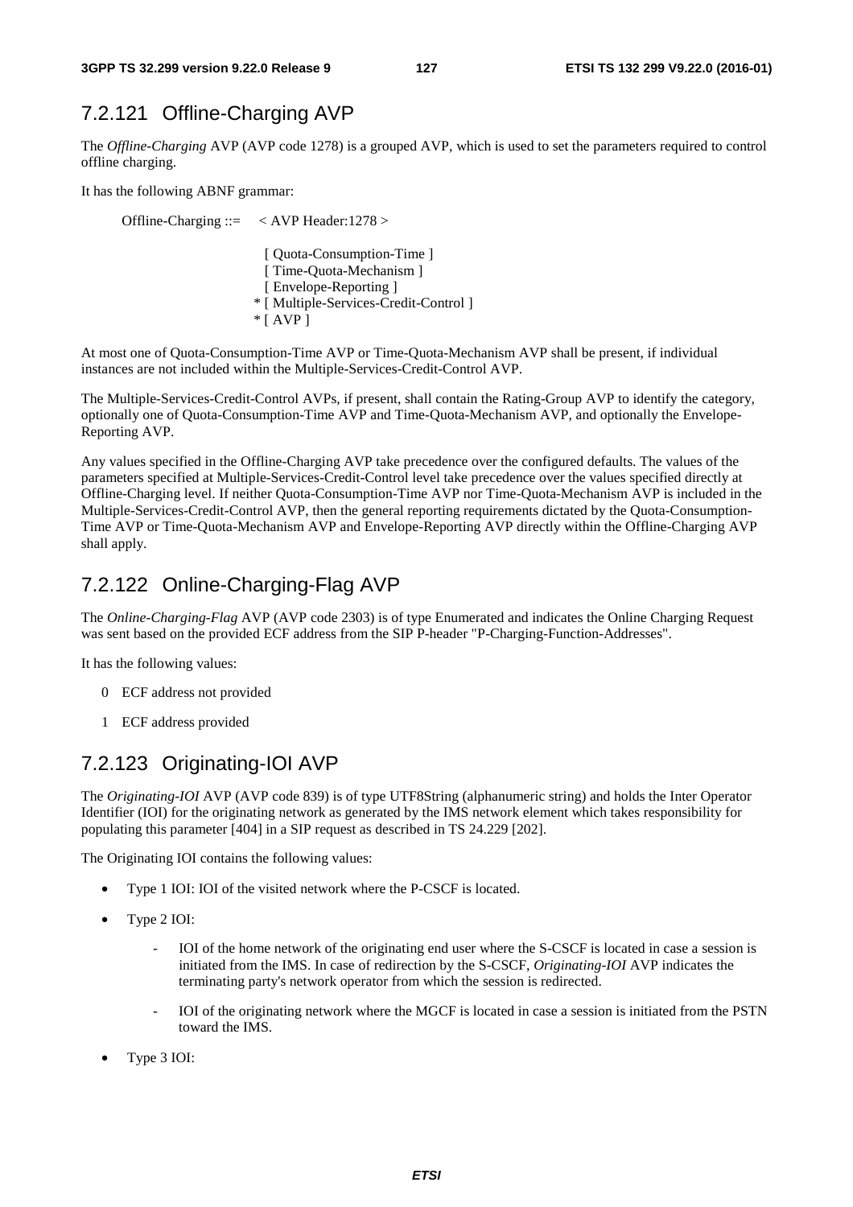## 7.2.121 Offline-Charging AVP

The *Offline-Charging* AVP (AVP code 1278) is a grouped AVP, which is used to set the parameters required to control offline charging.

It has the following ABNF grammar:

```
Offline-Charging ::=  < AVP Header:1278 >

                        [ Quota-Consumption-Time ]
                        [ Time-Quota-Mechanism ]
                        [ Envelope-Reporting ]
                      * [ Multiple-Services-Credit-Control ]
                      * [ AVP ]
```

At most one of Quota-Consumption-Time AVP or Time-Quota-Mechanism AVP shall be present, if individual instances are not included within the Multiple-Services-Credit-Control AVP.

The Multiple-Services-Credit-Control AVPs, if present, shall contain the Rating-Group AVP to identify the category, optionally one of Quota-Consumption-Time AVP and Time-Quota-Mechanism AVP, and optionally the Envelope-Reporting AVP.

Any values specified in the Offline-Charging AVP take precedence over the configured defaults. The values of the parameters specified at Multiple-Services-Credit-Control level take precedence over the values specified directly at Offline-Charging level. If neither Quota-Consumption-Time AVP nor Time-Quota-Mechanism AVP is included in the Multiple-Services-Credit-Control AVP, then the general reporting requirements dictated by the Quota-Consumption-Time AVP or Time-Quota-Mechanism AVP and Envelope-Reporting AVP directly within the Offline-Charging AVP shall apply.

## 7.2.122 Online-Charging-Flag AVP

The *Online-Charging-Flag* AVP (AVP code 2303) is of type Enumerated and indicates the Online Charging Request was sent based on the provided ECF address from the SIP P-header "P-Charging-Function-Addresses".

It has the following values:

0 ECF address not provided

1 ECF address provided

## 7.2.123 Originating-IOI AVP

The *Originating-IOI* AVP (AVP code 839) is of type UTF8String (alphanumeric string) and holds the Inter Operator Identifier (IOI) for the originating network as generated by the IMS network element which takes responsibility for populating this parameter [404] in a SIP request as described in TS 24.229 [202].

The Originating IOI contains the following values:

- Type 1 IOI: IOI of the visited network where the P-CSCF is located.
- Type 2 IOI:
  - IOI of the home network of the originating end user where the S-CSCF is located in case a session is initiated from the IMS. In case of redirection by the S-CSCF, *Originating-IOI* AVP indicates the terminating party's network operator from which the session is redirected.
  - IOI of the originating network where the MGCF is located in case a session is initiated from the PSTN toward the IMS.
- Type 3 IOI: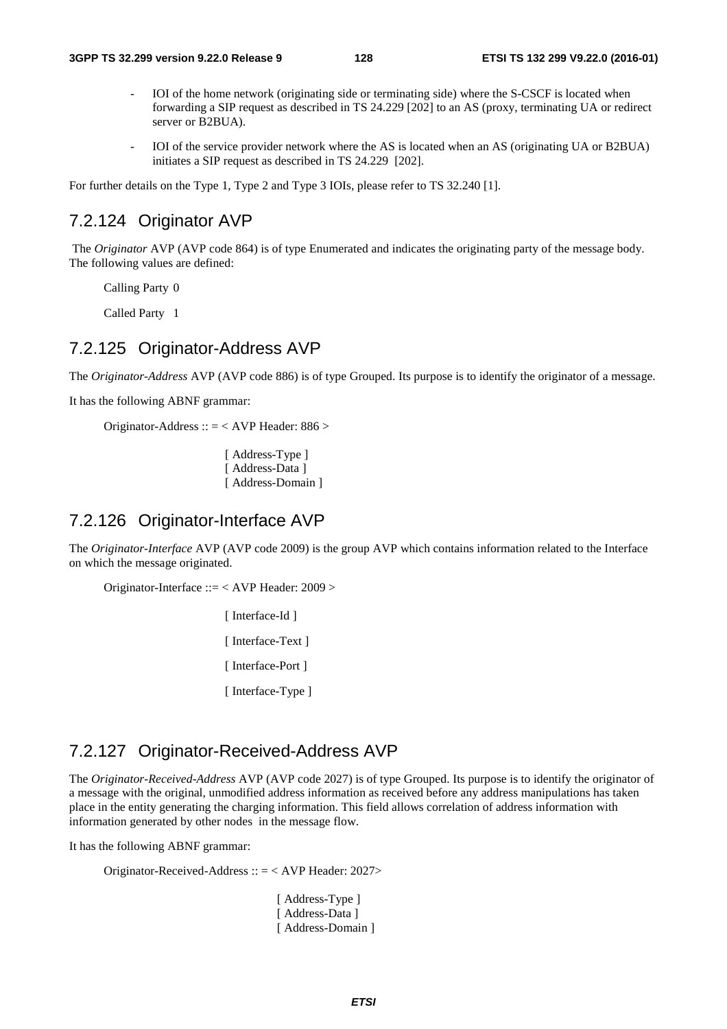- IOI of the home network (originating side or terminating side) where the S-CSCF is located when forwarding a SIP request as described in TS 24.229 [202] to an AS (proxy, terminating UA or redirect server or B2BUA).

- IOI of the service provider network where the AS is located when an AS (originating UA or B2BUA) initiates a SIP request as described in TS 24.229 [202].

For further details on the Type 1, Type 2 and Type 3 IOIs, please refer to TS 32.240 [1].

### 7.2.124 Originator AVP

The *Originator* AVP (AVP code 864) is of type Enumerated and indicates the originating party of the message body. The following values are defined:

Calling Party 0

Called Party 1

### 7.2.125 Originator-Address AVP

The *Originator-Address* AVP (AVP code 886) is of type Grouped. Its purpose is to identify the originator of a message.

It has the following ABNF grammar:

```
Originator-Address :: = < AVP Header: 886 >

                [ Address-Type ]
                [ Address-Data ]
                [ Address-Domain ]
```

### 7.2.126 Originator-Interface AVP

The *Originator-Interface* AVP (AVP code 2009) is the group AVP which contains information related to the Interface on which the message originated.

```
Originator-Interface ::= < AVP Header: 2009 >

                [ Interface-Id ]

                [ Interface-Text ]

                [ Interface-Port ]

                [ Interface-Type ]
```

### 7.2.127 Originator-Received-Address AVP

The *Originator-Received-Address* AVP (AVP code 2027) is of type Grouped. Its purpose is to identify the originator of a message with the original, unmodified address information as received before any address manipulations has taken place in the entity generating the charging information. This field allows correlation of address information with information generated by other nodes in the message flow.

It has the following ABNF grammar:

```
Originator-Received-Address :: = < AVP Header: 2027>

                [ Address-Type ]
                [ Address-Data ]
                [ Address-Domain ]
```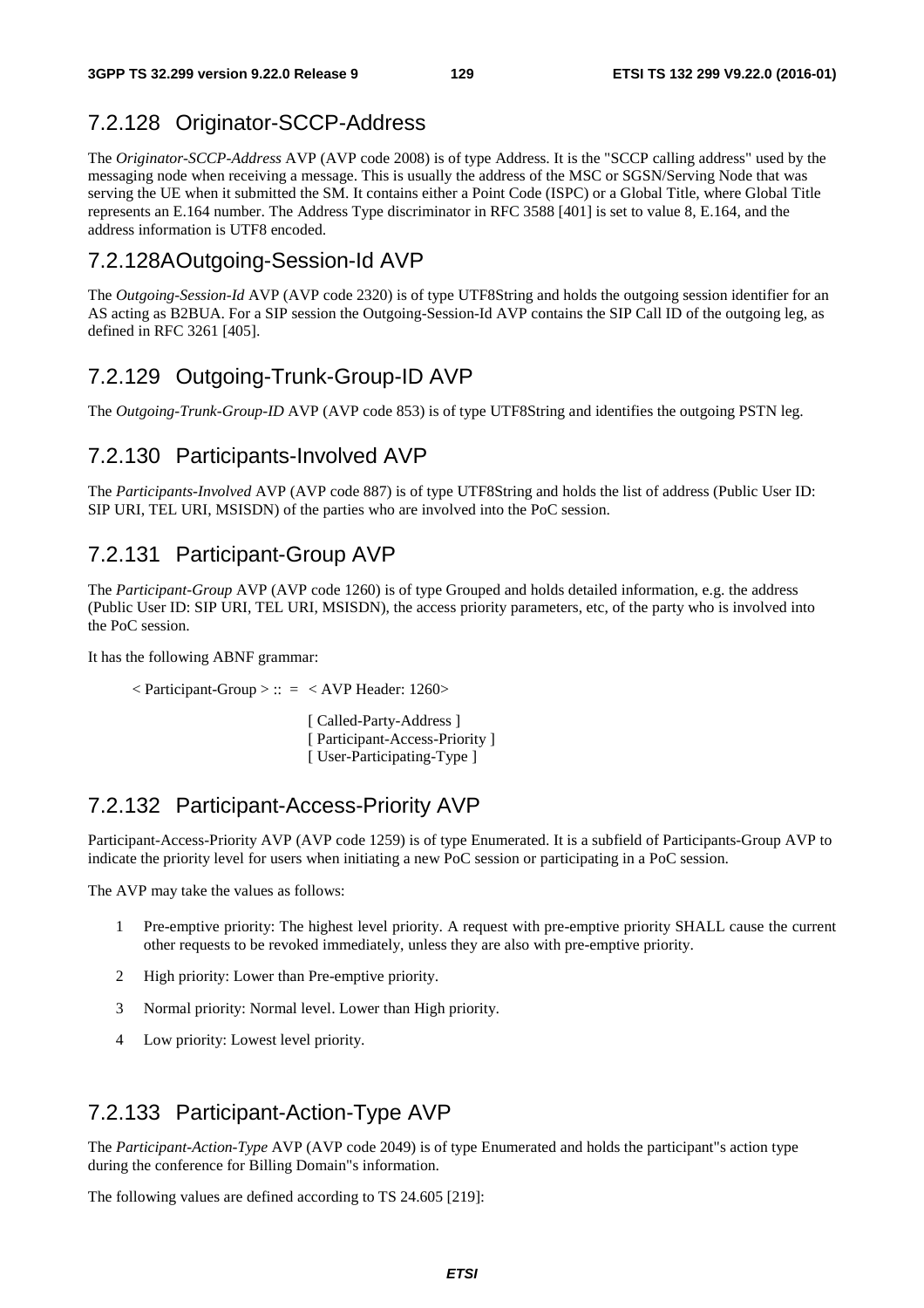### 7.2.128 Originator-SCCP-Address

The *Originator-SCCP-Address* AVP (AVP code 2008) is of type Address. It is the "SCCP calling address" used by the messaging node when receiving a message. This is usually the address of the MSC or SGSN/Serving Node that was serving the UE when it submitted the SM. It contains either a Point Code (ISPC) or a Global Title, where Global Title represents an E.164 number. The Address Type discriminator in RFC 3588 [401] is set to value 8, E.164, and the address information is UTF8 encoded.

### 7.2.128AOutgoing-Session-Id AVP

The *Outgoing-Session-Id* AVP (AVP code 2320) is of type UTF8String and holds the outgoing session identifier for an AS acting as B2BUA. For a SIP session the Outgoing-Session-Id AVP contains the SIP Call ID of the outgoing leg, as defined in RFC 3261 [405].

### 7.2.129 Outgoing-Trunk-Group-ID AVP

The *Outgoing-Trunk-Group-ID* AVP (AVP code 853) is of type UTF8String and identifies the outgoing PSTN leg.

### 7.2.130 Participants-Involved AVP

The *Participants-Involved* AVP (AVP code 887) is of type UTF8String and holds the list of address (Public User ID: SIP URI, TEL URI, MSISDN) of the parties who are involved into the PoC session.

### 7.2.131 Participant-Group AVP

The *Participant-Group* AVP (AVP code 1260) is of type Grouped and holds detailed information, e.g. the address (Public User ID: SIP URI, TEL URI, MSISDN), the access priority parameters, etc, of the party who is involved into the PoC session.

It has the following ABNF grammar:

```
< Participant-Group > :: =  < AVP Header: 1260>

                    [ Called-Party-Address ]
                    [ Participant-Access-Priority ]
                    [ User-Participating-Type ]
```

### 7.2.132 Participant-Access-Priority AVP

Participant-Access-Priority AVP (AVP code 1259) is of type Enumerated. It is a subfield of Participants-Group AVP to indicate the priority level for users when initiating a new PoC session or participating in a PoC session.

The AVP may take the values as follows:

1 Pre-emptive priority: The highest level priority. A request with pre-emptive priority SHALL cause the current other requests to be revoked immediately, unless they are also with pre-emptive priority.

2 High priority: Lower than Pre-emptive priority.

3 Normal priority: Normal level. Lower than High priority.

4 Low priority: Lowest level priority.

### 7.2.133 Participant-Action-Type AVP

The *Participant-Action-Type* AVP (AVP code 2049) is of type Enumerated and holds the participant"s action type during the conference for Billing Domain"s information.

The following values are defined according to TS 24.605 [219]: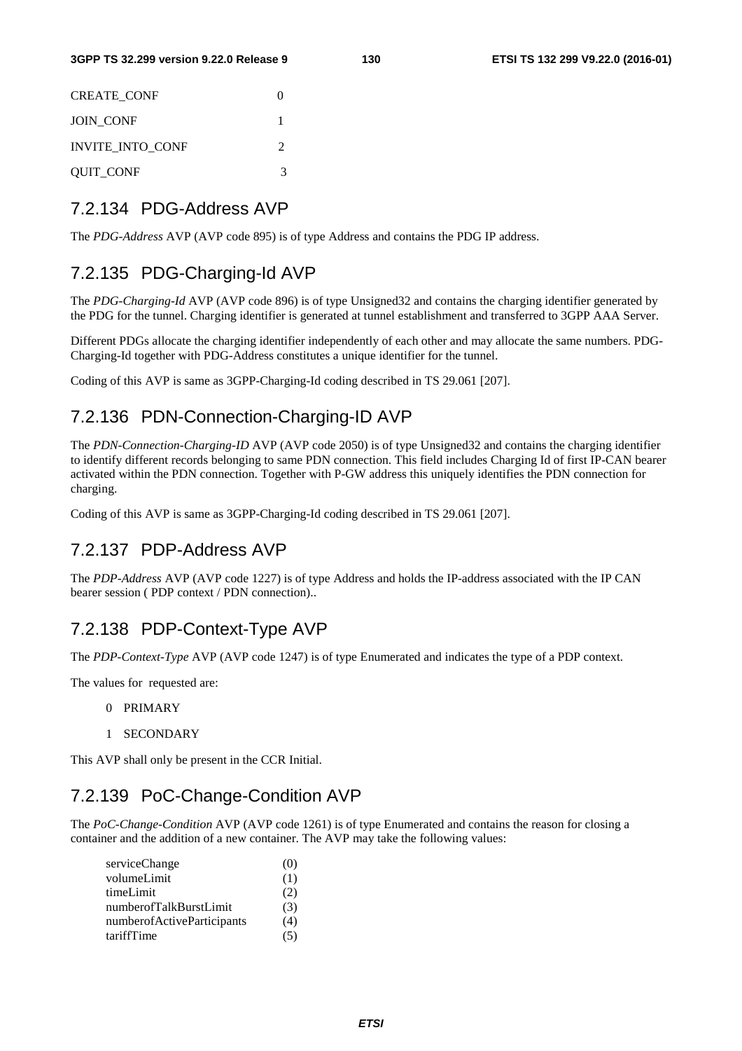CREATE_CONF 0

JOIN_CONF 1

INVITE_INTO_CONF 2

QUIT_CONF 3

### 7.2.134 PDG-Address AVP

The *PDG-Address* AVP (AVP code 895) is of type Address and contains the PDG IP address.

### 7.2.135 PDG-Charging-Id AVP

The *PDG-Charging-Id* AVP (AVP code 896) is of type Unsigned32 and contains the charging identifier generated by the PDG for the tunnel. Charging identifier is generated at tunnel establishment and transferred to 3GPP AAA Server.

Different PDGs allocate the charging identifier independently of each other and may allocate the same numbers. PDG-Charging-Id together with PDG-Address constitutes a unique identifier for the tunnel.

Coding of this AVP is same as 3GPP-Charging-Id coding described in TS 29.061 [207].

### 7.2.136 PDN-Connection-Charging-ID AVP

The *PDN-Connection-Charging-ID* AVP (AVP code 2050) is of type Unsigned32 and contains the charging identifier to identify different records belonging to same PDN connection. This field includes Charging Id of first IP-CAN bearer activated within the PDN connection. Together with P-GW address this uniquely identifies the PDN connection for charging.

Coding of this AVP is same as 3GPP-Charging-Id coding described in TS 29.061 [207].

### 7.2.137 PDP-Address AVP

The *PDP-Address* AVP (AVP code 1227) is of type Address and holds the IP-address associated with the IP CAN bearer session ( PDP context / PDN connection)..

### 7.2.138 PDP-Context-Type AVP

The *PDP-Context-Type* AVP (AVP code 1247) is of type Enumerated and indicates the type of a PDP context.

The values for requested are:

0 PRIMARY

1 SECONDARY

This AVP shall only be present in the CCR Initial.

### 7.2.139 PoC-Change-Condition AVP

The *PoC-Change-Condition* AVP (AVP code 1261) is of type Enumerated and contains the reason for closing a container and the addition of a new container. The AVP may take the following values:

serviceChange (0)
volumeLimit (1)
timeLimit (2)
numberofTalkBurstLimit (3)
numberofActiveParticipants (4)
tariffTime (5)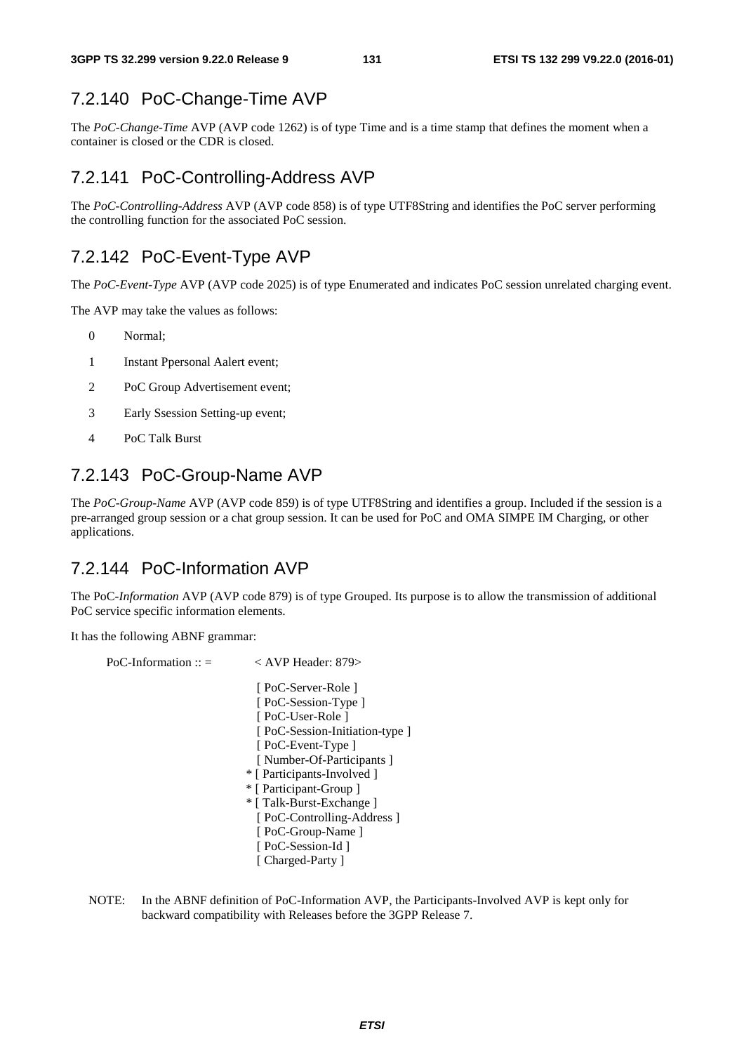### 7.2.140 PoC-Change-Time AVP

The *PoC-Change-Time* AVP (AVP code 1262) is of type Time and is a time stamp that defines the moment when a container is closed or the CDR is closed.

### 7.2.141 PoC-Controlling-Address AVP

The *PoC-Controlling-Address* AVP (AVP code 858) is of type UTF8String and identifies the PoC server performing the controlling function for the associated PoC session.

### 7.2.142 PoC-Event-Type AVP

The *PoC-Event-Type* AVP (AVP code 2025) is of type Enumerated and indicates PoC session unrelated charging event.

The AVP may take the values as follows:

- 0 Normal;
- 1 Instant Ppersonal Aalert event;
- 2 PoC Group Advertisement event;
- 3 Early Ssession Setting-up event;
- 4 PoC Talk Burst

### 7.2.143 PoC-Group-Name AVP

The *PoC-Group-Name* AVP (AVP code 859) is of type UTF8String and identifies a group. Included if the session is a pre-arranged group session or a chat group session. It can be used for PoC and OMA SIMPE IM Charging, or other applications.

### 7.2.144 PoC-Information AVP

The PoC-*Information* AVP (AVP code 879) is of type Grouped. Its purpose is to allow the transmission of additional PoC service specific information elements.

It has the following ABNF grammar:

```
PoC-Information :: =        < AVP Header: 879>

                             [ PoC-Server-Role ]
                             [ PoC-Session-Type ]
                             [ PoC-User-Role ]
                             [ PoC-Session-Initiation-type ]
                             [ PoC-Event-Type ]
                             [ Number-Of-Participants ]
                           * [ Participants-Involved ]
                           * [ Participant-Group ]
                           * [ Talk-Burst-Exchange ]
                             [ PoC-Controlling-Address ]
                             [ PoC-Group-Name ]
                             [ PoC-Session-Id ]
                             [ Charged-Party ]
```

NOTE: In the ABNF definition of PoC-Information AVP, the Participants-Involved AVP is kept only for backward compatibility with Releases before the 3GPP Release 7.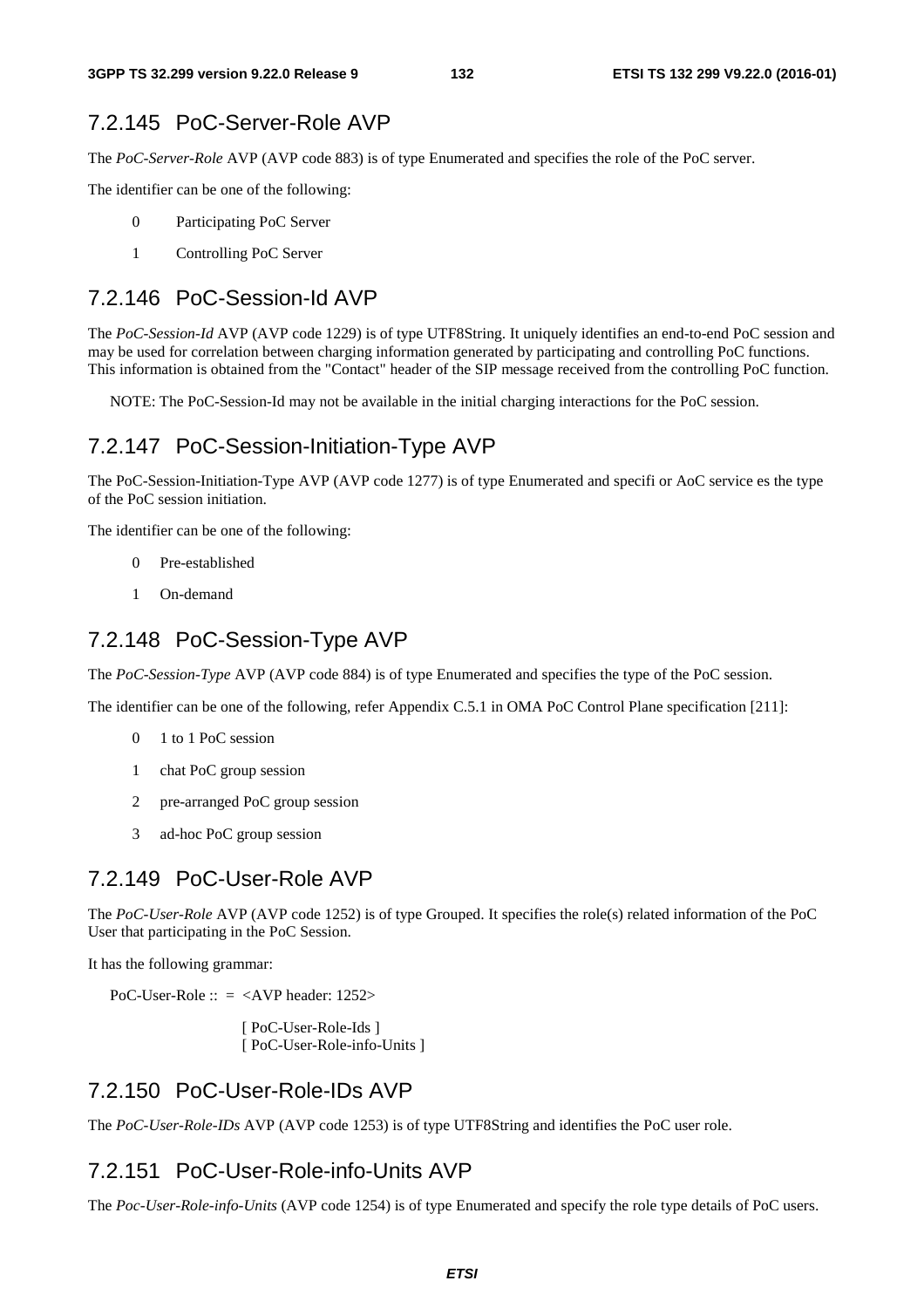### 7.2.145 PoC-Server-Role AVP

The *PoC-Server-Role* AVP (AVP code 883) is of type Enumerated and specifies the role of the PoC server.

The identifier can be one of the following:

0 Participating PoC Server

1 Controlling PoC Server

### 7.2.146 PoC-Session-Id AVP

The *PoC-Session-Id* AVP (AVP code 1229) is of type UTF8String. It uniquely identifies an end-to-end PoC session and may be used for correlation between charging information generated by participating and controlling PoC functions. This information is obtained from the "Contact" header of the SIP message received from the controlling PoC function.

NOTE: The PoC-Session-Id may not be available in the initial charging interactions for the PoC session.

### 7.2.147 PoC-Session-Initiation-Type AVP

The PoC-Session-Initiation-Type AVP (AVP code 1277) is of type Enumerated and specifi or AoC service es the type of the PoC session initiation.

The identifier can be one of the following:

0 Pre-established

1 On-demand

### 7.2.148 PoC-Session-Type AVP

The *PoC-Session-Type* AVP (AVP code 884) is of type Enumerated and specifies the type of the PoC session.

The identifier can be one of the following, refer Appendix C.5.1 in OMA PoC Control Plane specification [211]:

0 1 to 1 PoC session

1 chat PoC group session

2 pre-arranged PoC group session

3 ad-hoc PoC group session

### 7.2.149 PoC-User-Role AVP

The *PoC-User-Role* AVP (AVP code 1252) is of type Grouped. It specifies the role(s) related information of the PoC User that participating in the PoC Session.

It has the following grammar:

```
PoC-User-Role :: = <AVP header: 1252>
                   [ PoC-User-Role-Ids ]
                   [ PoC-User-Role-info-Units ]
```

### 7.2.150 PoC-User-Role-IDs AVP

The *PoC-User-Role-IDs* AVP (AVP code 1253) is of type UTF8String and identifies the PoC user role.

### 7.2.151 PoC-User-Role-info-Units AVP

The *Poc-User-Role-info-Units* (AVP code 1254) is of type Enumerated and specify the role type details of PoC users.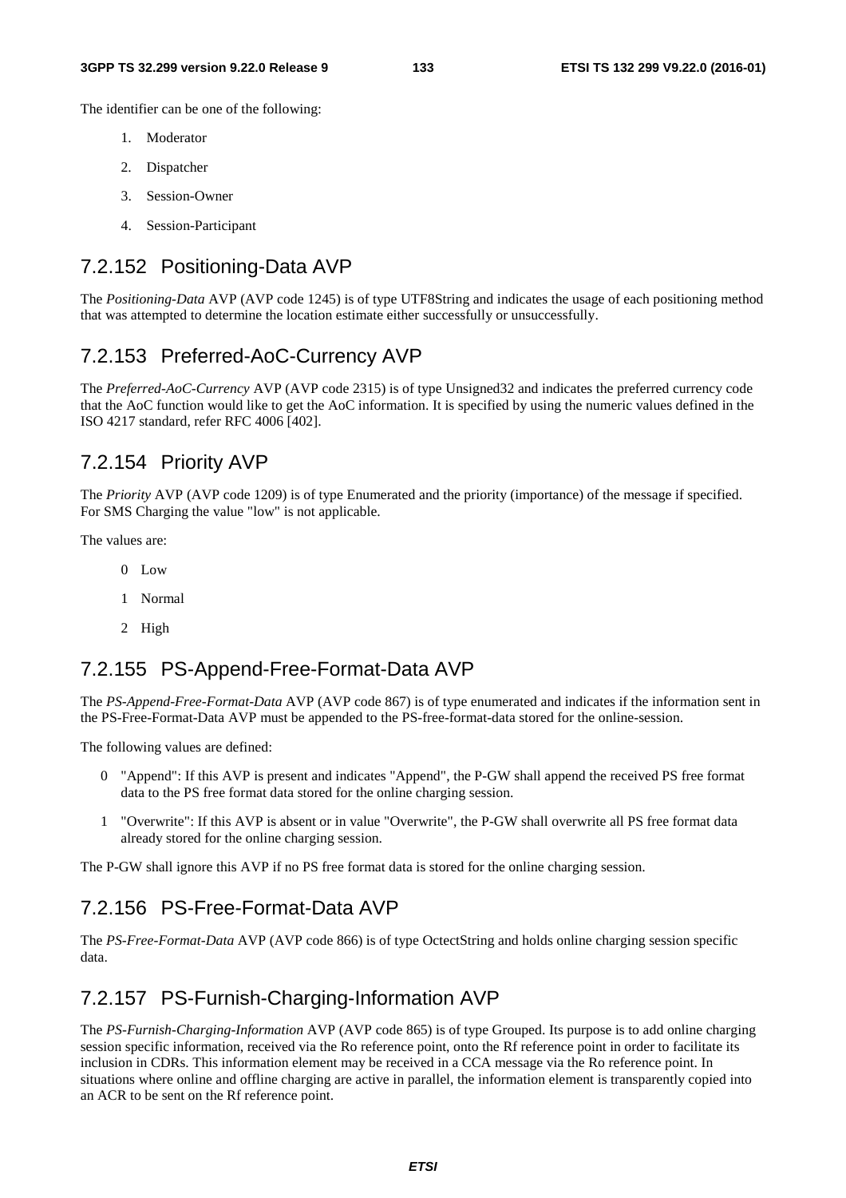The identifier can be one of the following:

1. Moderator
2. Dispatcher
3. Session-Owner
4. Session-Participant

## 7.2.152 Positioning-Data AVP

The *Positioning-Data* AVP (AVP code 1245) is of type UTF8String and indicates the usage of each positioning method that was attempted to determine the location estimate either successfully or unsuccessfully.

## 7.2.153 Preferred-AoC-Currency AVP

The *Preferred-AoC-Currency* AVP (AVP code 2315) is of type Unsigned32 and indicates the preferred currency code that the AoC function would like to get the AoC information. It is specified by using the numeric values defined in the ISO 4217 standard, refer RFC 4006 [402].

## 7.2.154 Priority AVP

The *Priority* AVP (AVP code 1209) is of type Enumerated and the priority (importance) of the message if specified. For SMS Charging the value "low" is not applicable.

The values are:

0 Low

1 Normal

2 High

## 7.2.155 PS-Append-Free-Format-Data AVP

The *PS-Append-Free-Format-Data* AVP (AVP code 867) is of type enumerated and indicates if the information sent in the PS-Free-Format-Data AVP must be appended to the PS-free-format-data stored for the online-session.

The following values are defined:

0 "Append": If this AVP is present and indicates "Append", the P-GW shall append the received PS free format data to the PS free format data stored for the online charging session.

1 "Overwrite": If this AVP is absent or in value "Overwrite", the P-GW shall overwrite all PS free format data already stored for the online charging session.

The P-GW shall ignore this AVP if no PS free format data is stored for the online charging session.

## 7.2.156 PS-Free-Format-Data AVP

The *PS-Free-Format-Data* AVP (AVP code 866) is of type OctectString and holds online charging session specific data.

## 7.2.157 PS-Furnish-Charging-Information AVP

The *PS-Furnish-Charging-Information* AVP (AVP code 865) is of type Grouped. Its purpose is to add online charging session specific information, received via the Ro reference point, onto the Rf reference point in order to facilitate its inclusion in CDRs. This information element may be received in a CCA message via the Ro reference point. In situations where online and offline charging are active in parallel, the information element is transparently copied into an ACR to be sent on the Rf reference point.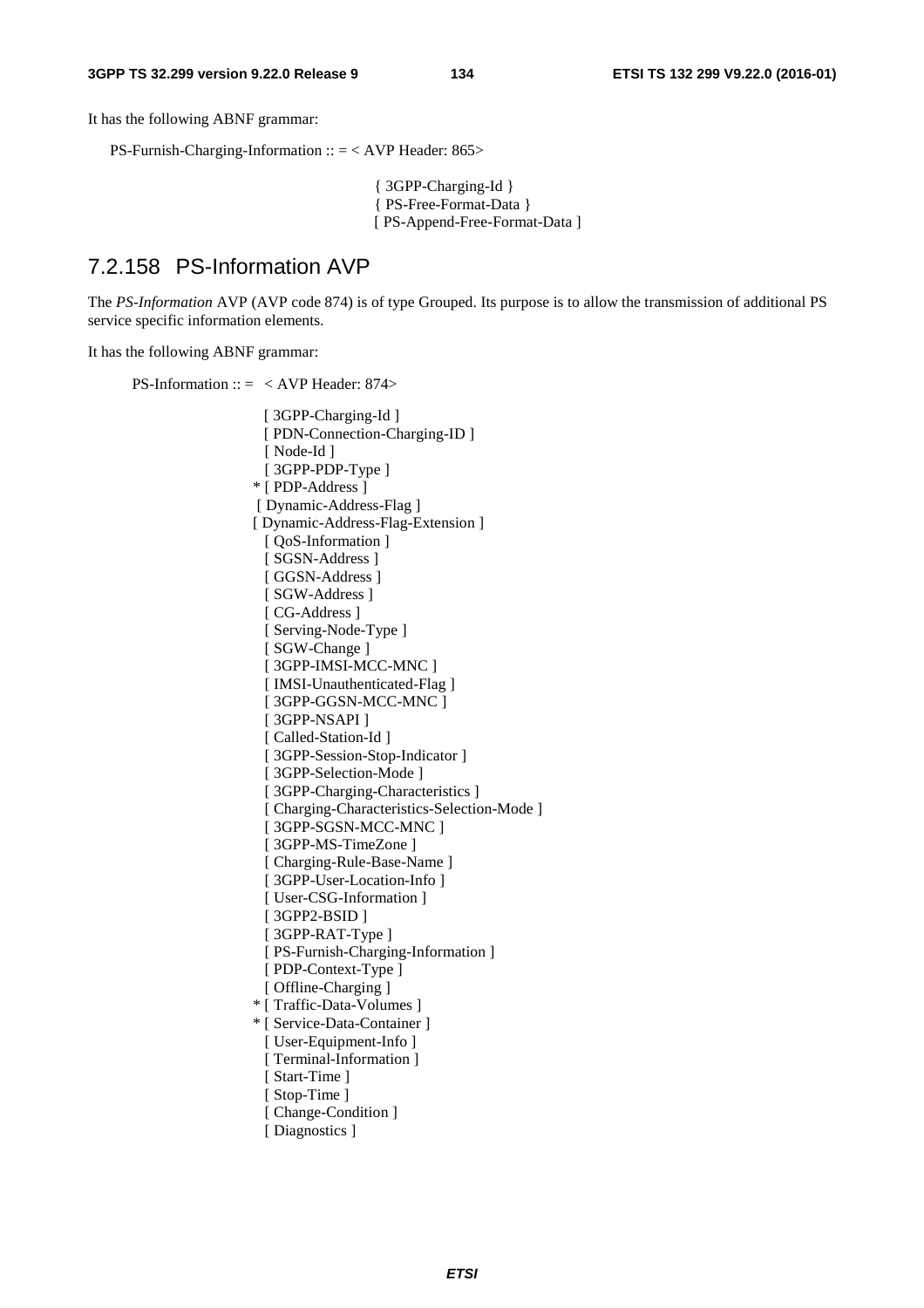It has the following ABNF grammar:

```
PS-Furnish-Charging-Information :: = < AVP Header: 865>

                                      { 3GPP-Charging-Id }
                                      { PS-Free-Format-Data }
                                      [ PS-Append-Free-Format-Data ]
```

## 7.2.158 PS-Information AVP

The *PS-Information* AVP (AVP code 874) is of type Grouped. Its purpose is to allow the transmission of additional PS service specific information elements.

It has the following ABNF grammar:

```
PS-Information :: =  < AVP Header: 874>

                       [ 3GPP-Charging-Id ]
                       [ PDN-Connection-Charging-ID ]
                       [ Node-Id ]
                       [ 3GPP-PDP-Type ]
                     * [ PDP-Address ]
                       [ Dynamic-Address-Flag ]
                       [ Dynamic-Address-Flag-Extension ]
                       [ QoS-Information ]
                       [ SGSN-Address ]
                       [ GGSN-Address ]
                       [ SGW-Address ]
                       [ CG-Address ]
                       [ Serving-Node-Type ]
                       [ SGW-Change ]
                       [ 3GPP-IMSI-MCC-MNC ]
                       [ IMSI-Unauthenticated-Flag ]
                       [ 3GPP-GGSN-MCC-MNC ]
                       [ 3GPP-NSAPI ]
                       [ Called-Station-Id ]
                       [ 3GPP-Session-Stop-Indicator ]
                       [ 3GPP-Selection-Mode ]
                       [ 3GPP-Charging-Characteristics ]
                       [ Charging-Characteristics-Selection-Mode ]
                       [ 3GPP-SGSN-MCC-MNC ]
                       [ 3GPP-MS-TimeZone ]
                       [ Charging-Rule-Base-Name ]
                       [ 3GPP-User-Location-Info ]
                       [ User-CSG-Information ]
                       [ 3GPP2-BSID ]
                       [ 3GPP-RAT-Type ]
                       [ PS-Furnish-Charging-Information ]
                       [ PDP-Context-Type ]
                       [ Offline-Charging ]
                     * [ Traffic-Data-Volumes ]
                     * [ Service-Data-Container ]
                       [ User-Equipment-Info ]
                       [ Terminal-Information ]
                       [ Start-Time ]
                       [ Stop-Time ]
                       [ Change-Condition ]
                       [ Diagnostics ]
```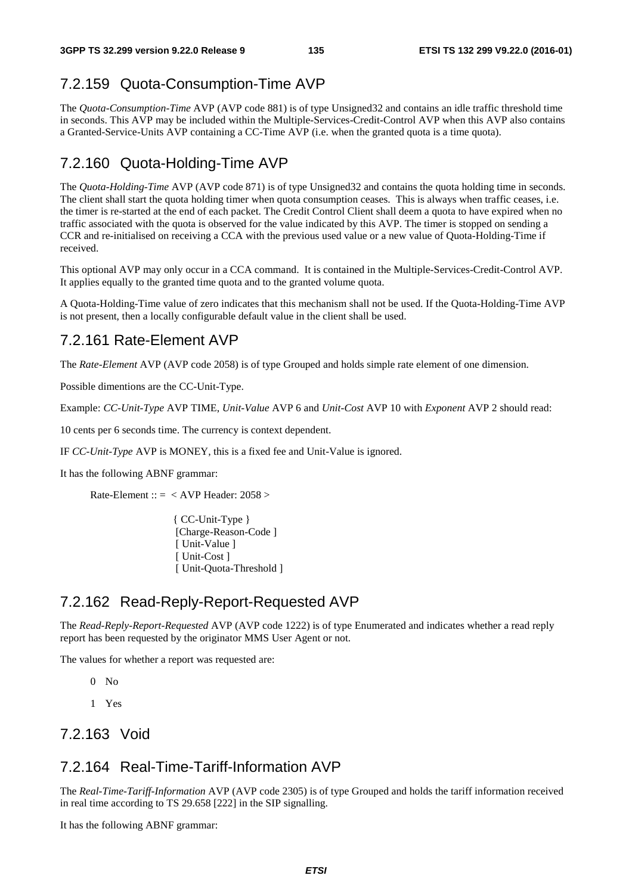### 7.2.159 Quota-Consumption-Time AVP

The *Quota-Consumption-Time* AVP (AVP code 881) is of type Unsigned32 and contains an idle traffic threshold time in seconds. This AVP may be included within the Multiple-Services-Credit-Control AVP when this AVP also contains a Granted-Service-Units AVP containing a CC-Time AVP (i.e. when the granted quota is a time quota).

### 7.2.160 Quota-Holding-Time AVP

The *Quota-Holding-Time* AVP (AVP code 871) is of type Unsigned32 and contains the quota holding time in seconds. The client shall start the quota holding timer when quota consumption ceases. This is always when traffic ceases, i.e. the timer is re-started at the end of each packet. The Credit Control Client shall deem a quota to have expired when no traffic associated with the quota is observed for the value indicated by this AVP. The timer is stopped on sending a CCR and re-initialised on receiving a CCA with the previous used value or a new value of Quota-Holding-Time if received.

This optional AVP may only occur in a CCA command. It is contained in the Multiple-Services-Credit-Control AVP. It applies equally to the granted time quota and to the granted volume quota.

A Quota-Holding-Time value of zero indicates that this mechanism shall not be used. If the Quota-Holding-Time AVP is not present, then a locally configurable default value in the client shall be used.

### 7.2.161 Rate-Element AVP

The *Rate-Element* AVP (AVP code 2058) is of type Grouped and holds simple rate element of one dimension.

Possible dimentions are the CC-Unit-Type.

Example: *CC-Unit-Type* AVP TIME, *Unit-Value* AVP 6 and *Unit-Cost* AVP 10 with *Exponent* AVP 2 should read:

10 cents per 6 seconds time. The currency is context dependent.

IF *CC-Unit-Type* AVP is MONEY, this is a fixed fee and Unit-Value is ignored.

It has the following ABNF grammar:

```
Rate-Element :: =  < AVP Header: 2058 >

                  { CC-Unit-Type }
                   [Charge-Reason-Code ]
                   [ Unit-Value ]
                   [ Unit-Cost ]
                   [ Unit-Quota-Threshold ]
```

### 7.2.162 Read-Reply-Report-Requested AVP

The *Read-Reply-Report-Requested* AVP (AVP code 1222) is of type Enumerated and indicates whether a read reply report has been requested by the originator MMS User Agent or not.

The values for whether a report was requested are:

0 No

1 Yes

### 7.2.163 Void

### 7.2.164 Real-Time-Tariff-Information AVP

The *Real-Time-Tariff-Information* AVP (AVP code 2305) is of type Grouped and holds the tariff information received in real time according to TS 29.658 [222] in the SIP signalling.

It has the following ABNF grammar: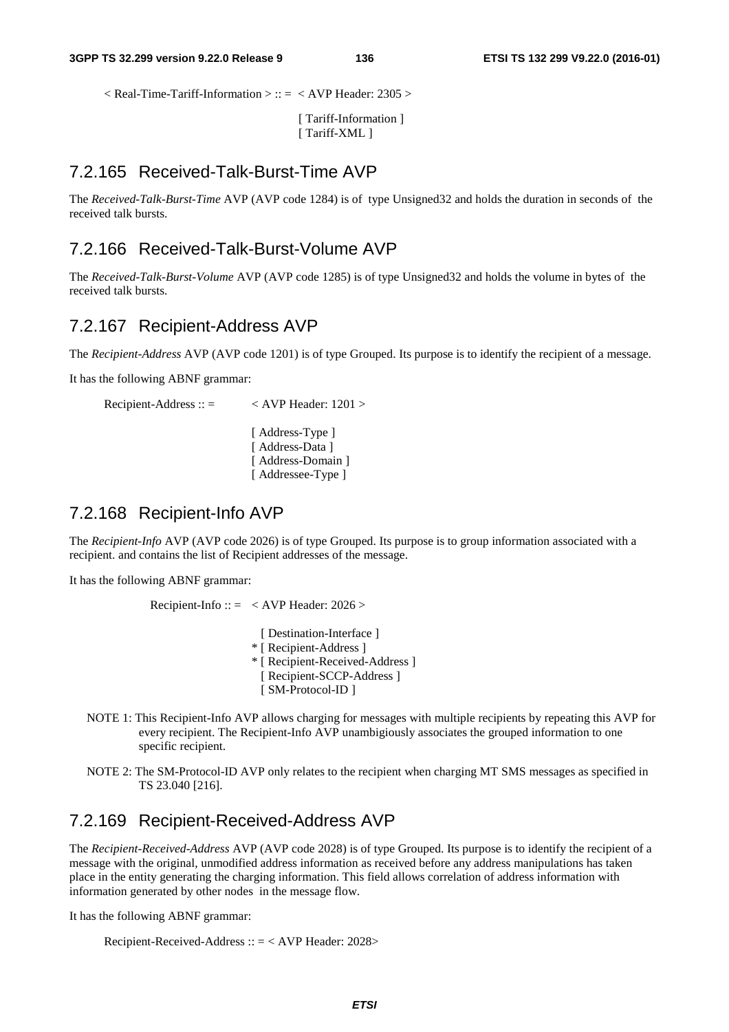```
< Real-Time-Tariff-Information > :: =  < AVP Header: 2305 >

                                        [ Tariff-Information ]
                                        [ Tariff-XML ]
```

## 7.2.165 Received-Talk-Burst-Time AVP

The *Received-Talk-Burst-Time* AVP (AVP code 1284) is of type Unsigned32 and holds the duration in seconds of the received talk bursts.

## 7.2.166 Received-Talk-Burst-Volume AVP

The *Received-Talk-Burst-Volume* AVP (AVP code 1285) is of type Unsigned32 and holds the volume in bytes of the received talk bursts.

## 7.2.167 Recipient-Address AVP

The *Recipient-Address* AVP (AVP code 1201) is of type Grouped. Its purpose is to identify the recipient of a message.

It has the following ABNF grammar:

```
Recipient-Address :: =        < AVP Header: 1201 >

                              [ Address-Type ]
                              [ Address-Data ]
                              [ Address-Domain ]
                              [ Addressee-Type ]
```

## 7.2.168 Recipient-Info AVP

The *Recipient-Info* AVP (AVP code 2026) is of type Grouped. Its purpose is to group information associated with a recipient. and contains the list of Recipient addresses of the message.

It has the following ABNF grammar:

```
Recipient-Info :: =  < AVP Header: 2026 >

                       [ Destination-Interface ]
                     * [ Recipient-Address ]
                     * [ Recipient-Received-Address ]
                       [ Recipient-SCCP-Address ]
                       [ SM-Protocol-ID ]
```

NOTE 1: This Recipient-Info AVP allows charging for messages with multiple recipients by repeating this AVP for every recipient. The Recipient-Info AVP unambigiously associates the grouped information to one specific recipient.

NOTE 2: The SM-Protocol-ID AVP only relates to the recipient when charging MT SMS messages as specified in TS 23.040 [216].

## 7.2.169 Recipient-Received-Address AVP

The *Recipient-Received-Address* AVP (AVP code 2028) is of type Grouped. Its purpose is to identify the recipient of a message with the original, unmodified address information as received before any address manipulations has taken place in the entity generating the charging information. This field allows correlation of address information with information generated by other nodes in the message flow.

It has the following ABNF grammar:

```
Recipient-Received-Address :: = < AVP Header: 2028>
```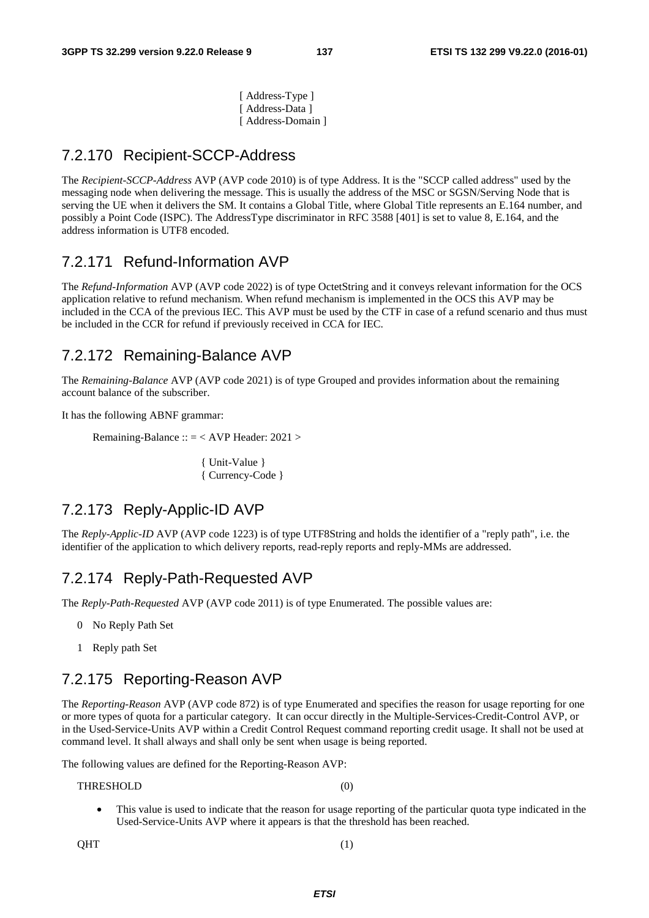[ Address-Type ]
[ Address-Data ]
[ Address-Domain ]

## 7.2.170 Recipient-SCCP-Address

The *Recipient-SCCP-Address* AVP (AVP code 2010) is of type Address. It is the "SCCP called address" used by the messaging node when delivering the message. This is usually the address of the MSC or SGSN/Serving Node that is serving the UE when it delivers the SM. It contains a Global Title, where Global Title represents an E.164 number, and possibly a Point Code (ISPC). The AddressType discriminator in RFC 3588 [401] is set to value 8, E.164, and the address information is UTF8 encoded.

## 7.2.171 Refund-Information AVP

The *Refund-Information* AVP (AVP code 2022) is of type OctetString and it conveys relevant information for the OCS application relative to refund mechanism. When refund mechanism is implemented in the OCS this AVP may be included in the CCA of the previous IEC. This AVP must be used by the CTF in case of a refund scenario and thus must be included in the CCR for refund if previously received in CCA for IEC.

## 7.2.172 Remaining-Balance AVP

The *Remaining-Balance* AVP (AVP code 2021) is of type Grouped and provides information about the remaining account balance of the subscriber.

It has the following ABNF grammar:

```
Remaining-Balance :: = < AVP Header: 2021 >

                { Unit-Value }
                { Currency-Code }
```

## 7.2.173 Reply-Applic-ID AVP

The *Reply-Applic-ID* AVP (AVP code 1223) is of type UTF8String and holds the identifier of a "reply path", i.e. the identifier of the application to which delivery reports, read-reply reports and reply-MMs are addressed.

## 7.2.174 Reply-Path-Requested AVP

The *Reply-Path-Requested* AVP (AVP code 2011) is of type Enumerated. The possible values are:

0 No Reply Path Set

1 Reply path Set

## 7.2.175 Reporting-Reason AVP

The *Reporting-Reason* AVP (AVP code 872) is of type Enumerated and specifies the reason for usage reporting for one or more types of quota for a particular category. It can occur directly in the Multiple-Services-Credit-Control AVP, or in the Used-Service-Units AVP within a Credit Control Request command reporting credit usage. It shall not be used at command level. It shall always and shall only be sent when usage is being reported.

The following values are defined for the Reporting-Reason AVP:

THRESHOLD (0)

- This value is used to indicate that the reason for usage reporting of the particular quota type indicated in the Used-Service-Units AVP where it appears is that the threshold has been reached.

QHT (1)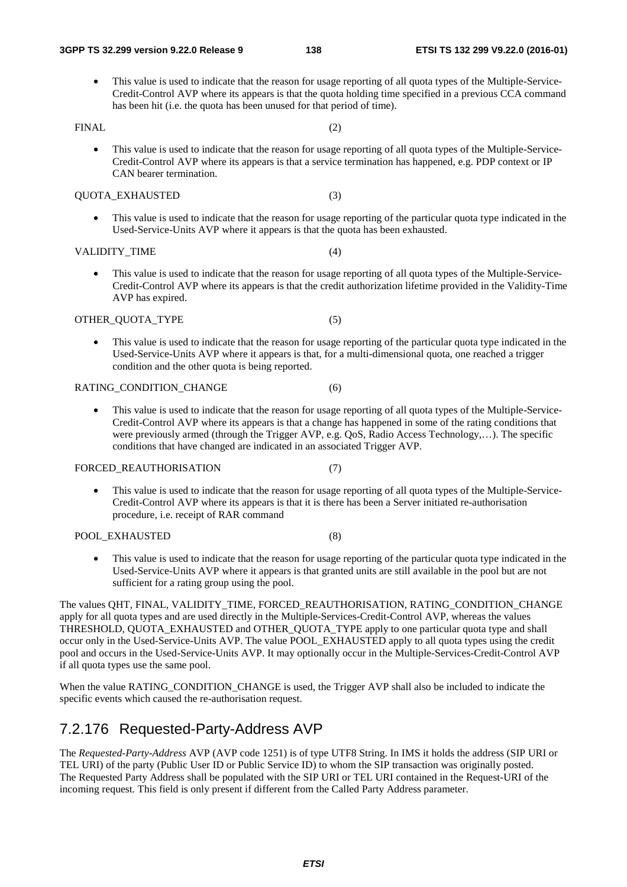- This value is used to indicate that the reason for usage reporting of all quota types of the Multiple-Service-Credit-Control AVP where its appears is that the quota holding time specified in a previous CCA command has been hit (i.e. the quota has been unused for that period of time).

FINAL (2)

- This value is used to indicate that the reason for usage reporting of all quota types of the Multiple-Service-Credit-Control AVP where its appears is that a service termination has happened, e.g. PDP context or IP CAN bearer termination.

QUOTA_EXHAUSTED (3)

- This value is used to indicate that the reason for usage reporting of the particular quota type indicated in the Used-Service-Units AVP where it appears is that the quota has been exhausted.

VALIDITY_TIME (4)

- This value is used to indicate that the reason for usage reporting of all quota types of the Multiple-Service-Credit-Control AVP where its appears is that the credit authorization lifetime provided in the Validity-Time AVP has expired.

OTHER_QUOTA_TYPE (5)

- This value is used to indicate that the reason for usage reporting of the particular quota type indicated in the Used-Service-Units AVP where it appears is that, for a multi-dimensional quota, one reached a trigger condition and the other quota is being reported.

RATING_CONDITION_CHANGE (6)

- This value is used to indicate that the reason for usage reporting of all quota types of the Multiple-Service-Credit-Control AVP where its appears is that a change has happened in some of the rating conditions that were previously armed (through the Trigger AVP, e.g. QoS, Radio Access Technology,…). The specific conditions that have changed are indicated in an associated Trigger AVP.

FORCED_REAUTHORISATION (7)

- This value is used to indicate that the reason for usage reporting of all quota types of the Multiple-Service-Credit-Control AVP where its appears is that it is there has been a Server initiated re-authorisation procedure, i.e. receipt of RAR command

POOL_EXHAUSTED (8)

- This value is used to indicate that the reason for usage reporting of the particular quota type indicated in the Used-Service-Units AVP where it appears is that granted units are still available in the pool but are not sufficient for a rating group using the pool.

The values QHT, FINAL, VALIDITY_TIME, FORCED_REAUTHORISATION, RATING_CONDITION_CHANGE apply for all quota types and are used directly in the Multiple-Services-Credit-Control AVP, whereas the values THRESHOLD, QUOTA_EXHAUSTED and OTHER_QUOTA_TYPE apply to one particular quota type and shall occur only in the Used-Service-Units AVP. The value POOL_EXHAUSTED apply to all quota types using the credit pool and occurs in the Used-Service-Units AVP. It may optionally occur in the Multiple-Services-Credit-Control AVP if all quota types use the same pool.

When the value RATING_CONDITION_CHANGE is used, the Trigger AVP shall also be included to indicate the specific events which caused the re-authorisation request.

## 7.2.176 Requested-Party-Address AVP

The *Requested-Party-Address* AVP (AVP code 1251) is of type UTF8 String. In IMS it holds the address (SIP URI or TEL URI) of the party (Public User ID or Public Service ID) to whom the SIP transaction was originally posted. The Requested Party Address shall be populated with the SIP URI or TEL URI contained in the Request-URI of the incoming request. This field is only present if different from the Called Party Address parameter.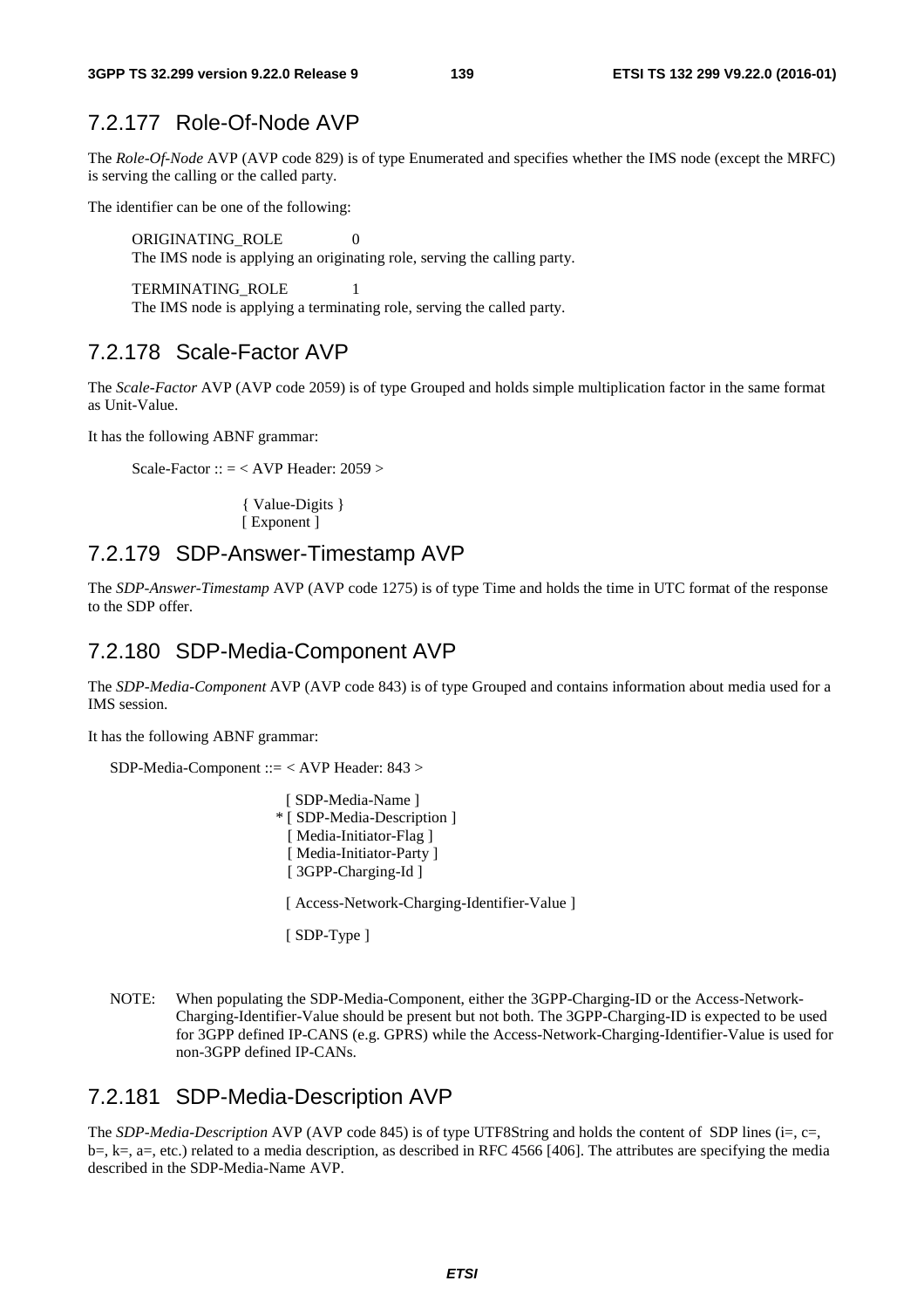### 7.2.177 Role-Of-Node AVP

The *Role-Of-Node* AVP (AVP code 829) is of type Enumerated and specifies whether the IMS node (except the MRFC) is serving the calling or the called party.

The identifier can be one of the following:

ORIGINATING_ROLE 0
The IMS node is applying an originating role, serving the calling party.

TERMINATING_ROLE 1
The IMS node is applying a terminating role, serving the called party.

### 7.2.178 Scale-Factor AVP

The *Scale-Factor* AVP (AVP code 2059) is of type Grouped and holds simple multiplication factor in the same format as Unit-Value.

It has the following ABNF grammar:

```
Scale-Factor :: = < AVP Header: 2059 >

                 { Value-Digits }
                 [ Exponent ]
```

### 7.2.179 SDP-Answer-Timestamp AVP

The *SDP-Answer-Timestamp* AVP (AVP code 1275) is of type Time and holds the time in UTC format of the response to the SDP offer.

### 7.2.180 SDP-Media-Component AVP

The *SDP-Media-Component* AVP (AVP code 843) is of type Grouped and contains information about media used for a IMS session.

It has the following ABNF grammar:

```
SDP-Media-Component ::= < AVP Header: 843 >

                        [ SDP-Media-Name ]
                      * [ SDP-Media-Description ]
                        [ Media-Initiator-Flag ]
                        [ Media-Initiator-Party ]
                        [ 3GPP-Charging-Id ]

                        [ Access-Network-Charging-Identifier-Value ]

                        [ SDP-Type ]
```

NOTE: When populating the SDP-Media-Component, either the 3GPP-Charging-ID or the Access-Network-Charging-Identifier-Value should be present but not both. The 3GPP-Charging-ID is expected to be used for 3GPP defined IP-CANS (e.g. GPRS) while the Access-Network-Charging-Identifier-Value is used for non-3GPP defined IP-CANs.

### 7.2.181 SDP-Media-Description AVP

The *SDP-Media-Description* AVP (AVP code 845) is of type UTF8String and holds the content of SDP lines (i=, c=, b=, k=, a=, etc.) related to a media description, as described in RFC 4566 [406]. The attributes are specifying the media described in the SDP-Media-Name AVP.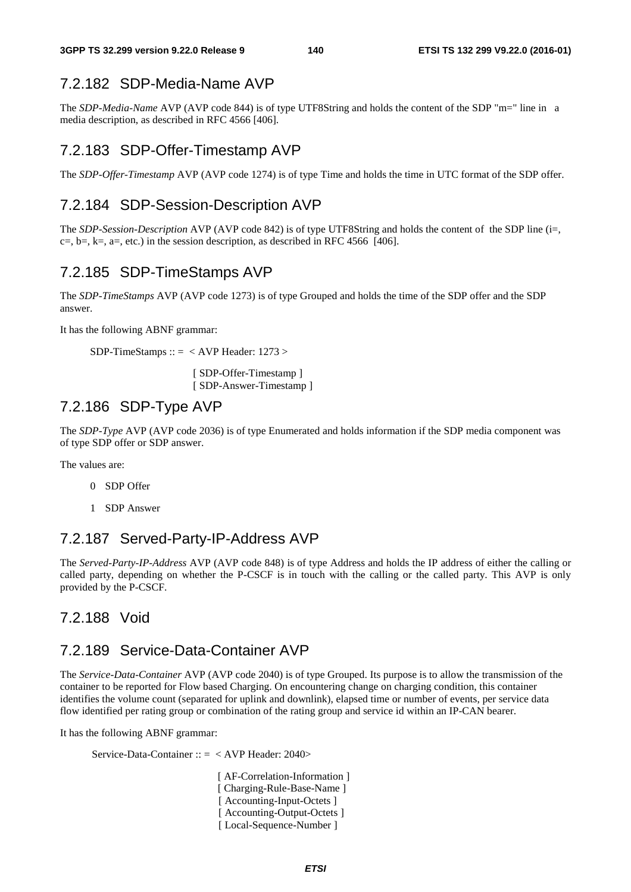### 7.2.182 SDP-Media-Name AVP

The *SDP-Media-Name* AVP (AVP code 844) is of type UTF8String and holds the content of the SDP "m=" line in a media description, as described in RFC 4566 [406].

### 7.2.183 SDP-Offer-Timestamp AVP

The *SDP-Offer-Timestamp* AVP (AVP code 1274) is of type Time and holds the time in UTC format of the SDP offer.

### 7.2.184 SDP-Session-Description AVP

The *SDP-Session-Description* AVP (AVP code 842) is of type UTF8String and holds the content of the SDP line (i=, c=, b=, k=, a=, etc.) in the session description, as described in RFC 4566 [406].

### 7.2.185 SDP-TimeStamps AVP

The *SDP-TimeStamps* AVP (AVP code 1273) is of type Grouped and holds the time of the SDP offer and the SDP answer.

It has the following ABNF grammar:

```
SDP-TimeStamps :: =  < AVP Header: 1273 >

                        [ SDP-Offer-Timestamp ]
                        [ SDP-Answer-Timestamp ]
```

### 7.2.186 SDP-Type AVP

The *SDP-Type* AVP (AVP code 2036) is of type Enumerated and holds information if the SDP media component was of type SDP offer or SDP answer.

The values are:

0 SDP Offer

1 SDP Answer

### 7.2.187 Served-Party-IP-Address AVP

The *Served-Party-IP-Address* AVP (AVP code 848) is of type Address and holds the IP address of either the calling or called party, depending on whether the P-CSCF is in touch with the calling or the called party. This AVP is only provided by the P-CSCF.

### 7.2.188 Void

### 7.2.189 Service-Data-Container AVP

The *Service-Data-Container* AVP (AVP code 2040) is of type Grouped. Its purpose is to allow the transmission of the container to be reported for Flow based Charging. On encountering change on charging condition, this container identifies the volume count (separated for uplink and downlink), elapsed time or number of events, per service data flow identified per rating group or combination of the rating group and service id within an IP-CAN bearer.

It has the following ABNF grammar:

```
Service-Data-Container :: =  < AVP Header: 2040>

                        [ AF-Correlation-Information ]
                        [ Charging-Rule-Base-Name ]
                        [ Accounting-Input-Octets ]
                        [ Accounting-Output-Octets ]
                        [ Local-Sequence-Number ]
```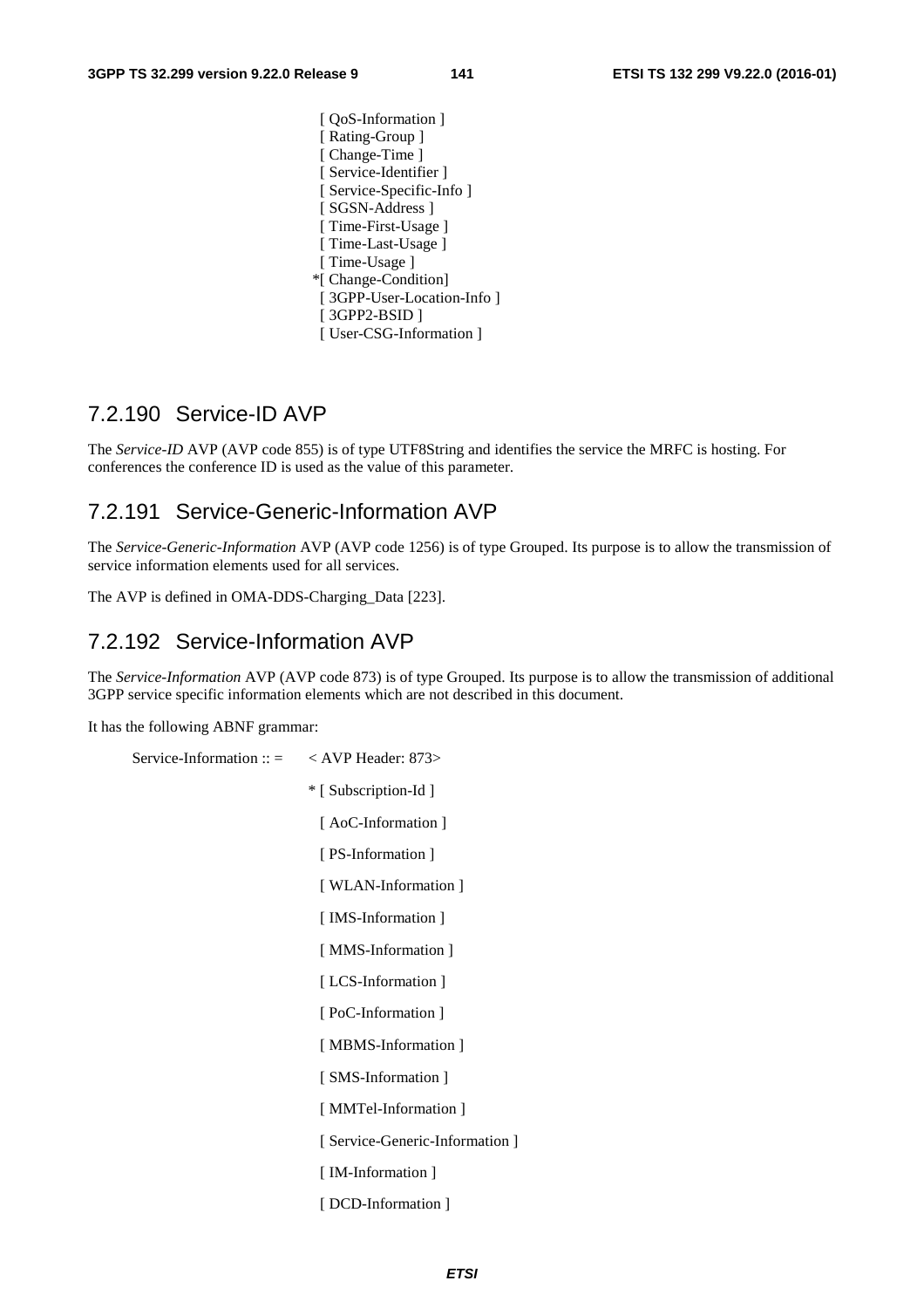```
                  [ QoS-Information ]
                  [ Rating-Group ]
                  [ Change-Time ]
                  [ Service-Identifier ]
                  [ Service-Specific-Info ]
                  [ SGSN-Address ]
                  [ Time-First-Usage ]
                  [ Time-Last-Usage ]
                  [ Time-Usage ]
                 *[ Change-Condition]
                  [ 3GPP-User-Location-Info ]
                  [ 3GPP2-BSID ]
                  [ User-CSG-Information ]
```

## 7.2.190 Service-ID AVP

The *Service-ID* AVP (AVP code 855) is of type UTF8String and identifies the service the MRFC is hosting. For conferences the conference ID is used as the value of this parameter.

## 7.2.191 Service-Generic-Information AVP

The *Service-Generic-Information* AVP (AVP code 1256) is of type Grouped. Its purpose is to allow the transmission of service information elements used for all services.

The AVP is defined in OMA-DDS-Charging_Data [223].

## 7.2.192 Service-Information AVP

The *Service-Information* AVP (AVP code 873) is of type Grouped. Its purpose is to allow the transmission of additional 3GPP service specific information elements which are not described in this document.

It has the following ABNF grammar:

```
Service-Information :: =    < AVP Header: 873>
                           * [ Subscription-Id ]
                             [ AoC-Information ]
                             [ PS-Information ]
                             [ WLAN-Information ]
                             [ IMS-Information ]
                             [ MMS-Information ]
                             [ LCS-Information ]
                             [ PoC-Information ]
                             [ MBMS-Information ]
                             [ SMS-Information ]
                             [ MMTel-Information ]
                             [ Service-Generic-Information ]
                             [ IM-Information ]
                             [ DCD-Information ]
```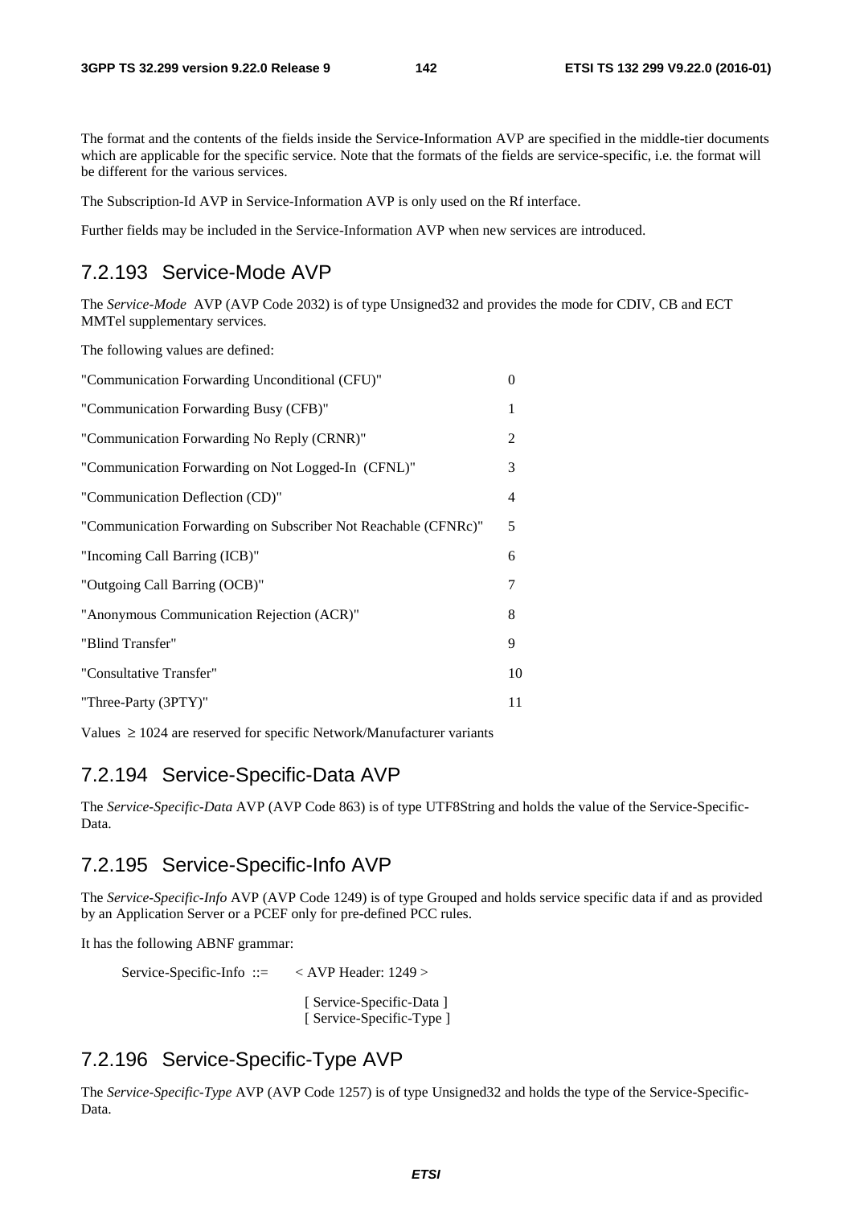The format and the contents of the fields inside the Service-Information AVP are specified in the middle-tier documents which are applicable for the specific service. Note that the formats of the fields are service-specific, i.e. the format will be different for the various services.

The Subscription-Id AVP in Service-Information AVP is only used on the Rf interface.

Further fields may be included in the Service-Information AVP when new services are introduced.

### 7.2.193 Service-Mode AVP

The *Service-Mode* AVP (AVP Code 2032) is of type Unsigned32 and provides the mode for CDIV, CB and ECT MMTel supplementary services.

The following values are defined:

| | |
|---|---|
| "Communication Forwarding Unconditional (CFU)" | 0 |
| "Communication Forwarding Busy (CFB)" | 1 |
| "Communication Forwarding No Reply (CRNR)" | 2 |
| "Communication Forwarding on Not Logged-In (CFNL)" | 3 |
| "Communication Deflection (CD)" | 4 |
| "Communication Forwarding on Subscriber Not Reachable (CFNRc)" | 5 |
| "Incoming Call Barring (ICB)" | 6 |
| "Outgoing Call Barring (OCB)" | 7 |
| "Anonymous Communication Rejection (ACR)" | 8 |
| "Blind Transfer" | 9 |
| "Consultative Transfer" | 10 |
| "Three-Party (3PTY)" | 11 |

Values $\geq$ 1024 are reserved for specific Network/Manufacturer variants

### 7.2.194 Service-Specific-Data AVP

The *Service-Specific-Data* AVP (AVP Code 863) is of type UTF8String and holds the value of the Service-Specific-Data.

### 7.2.195 Service-Specific-Info AVP

The *Service-Specific-Info* AVP (AVP Code 1249) is of type Grouped and holds service specific data if and as provided by an Application Server or a PCEF only for pre-defined PCC rules.

It has the following ABNF grammar:

```
Service-Specific-Info ::=   < AVP Header: 1249 >

                             [ Service-Specific-Data ]
                             [ Service-Specific-Type ]
```

### 7.2.196 Service-Specific-Type AVP

The *Service-Specific-Type* AVP (AVP Code 1257) is of type Unsigned32 and holds the type of the Service-Specific-Data.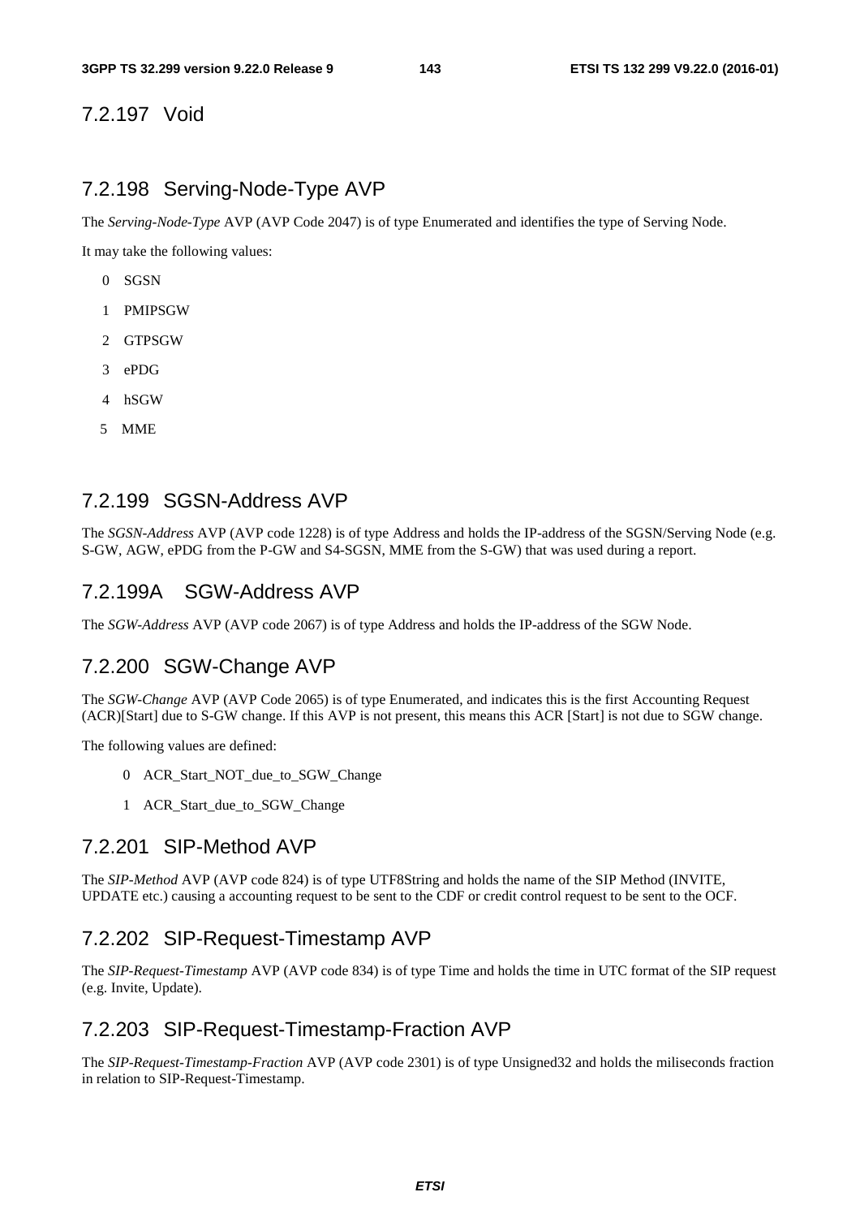### 7.2.197 Void

### 7.2.198 Serving-Node-Type AVP

The *Serving-Node-Type* AVP (AVP Code 2047) is of type Enumerated and identifies the type of Serving Node.

It may take the following values:

0 SGSN

1 PMIPSGW

2 GTPSGW

3 ePDG

4 hSGW

5 MME

### 7.2.199 SGSN-Address AVP

The *SGSN-Address* AVP (AVP code 1228) is of type Address and holds the IP-address of the SGSN/Serving Node (e.g. S-GW, AGW, ePDG from the P-GW and S4-SGSN, MME from the S-GW) that was used during a report.

### 7.2.199A SGW-Address AVP

The *SGW-Address* AVP (AVP code 2067) is of type Address and holds the IP-address of the SGW Node.

### 7.2.200 SGW-Change AVP

The *SGW-Change* AVP (AVP Code 2065) is of type Enumerated, and indicates this is the first Accounting Request (ACR)[Start] due to S-GW change. If this AVP is not present, this means this ACR [Start] is not due to SGW change.

The following values are defined:

0 ACR_Start_NOT_due_to_SGW_Change

1 ACR_Start_due_to_SGW_Change

### 7.2.201 SIP-Method AVP

The *SIP-Method* AVP (AVP code 824) is of type UTF8String and holds the name of the SIP Method (INVITE, UPDATE etc.) causing a accounting request to be sent to the CDF or credit control request to be sent to the OCF.

### 7.2.202 SIP-Request-Timestamp AVP

The *SIP-Request-Timestamp* AVP (AVP code 834) is of type Time and holds the time in UTC format of the SIP request (e.g. Invite, Update).

### 7.2.203 SIP-Request-Timestamp-Fraction AVP

The *SIP-Request-Timestamp-Fraction* AVP (AVP code 2301) is of type Unsigned32 and holds the miliseconds fraction in relation to SIP-Request-Timestamp.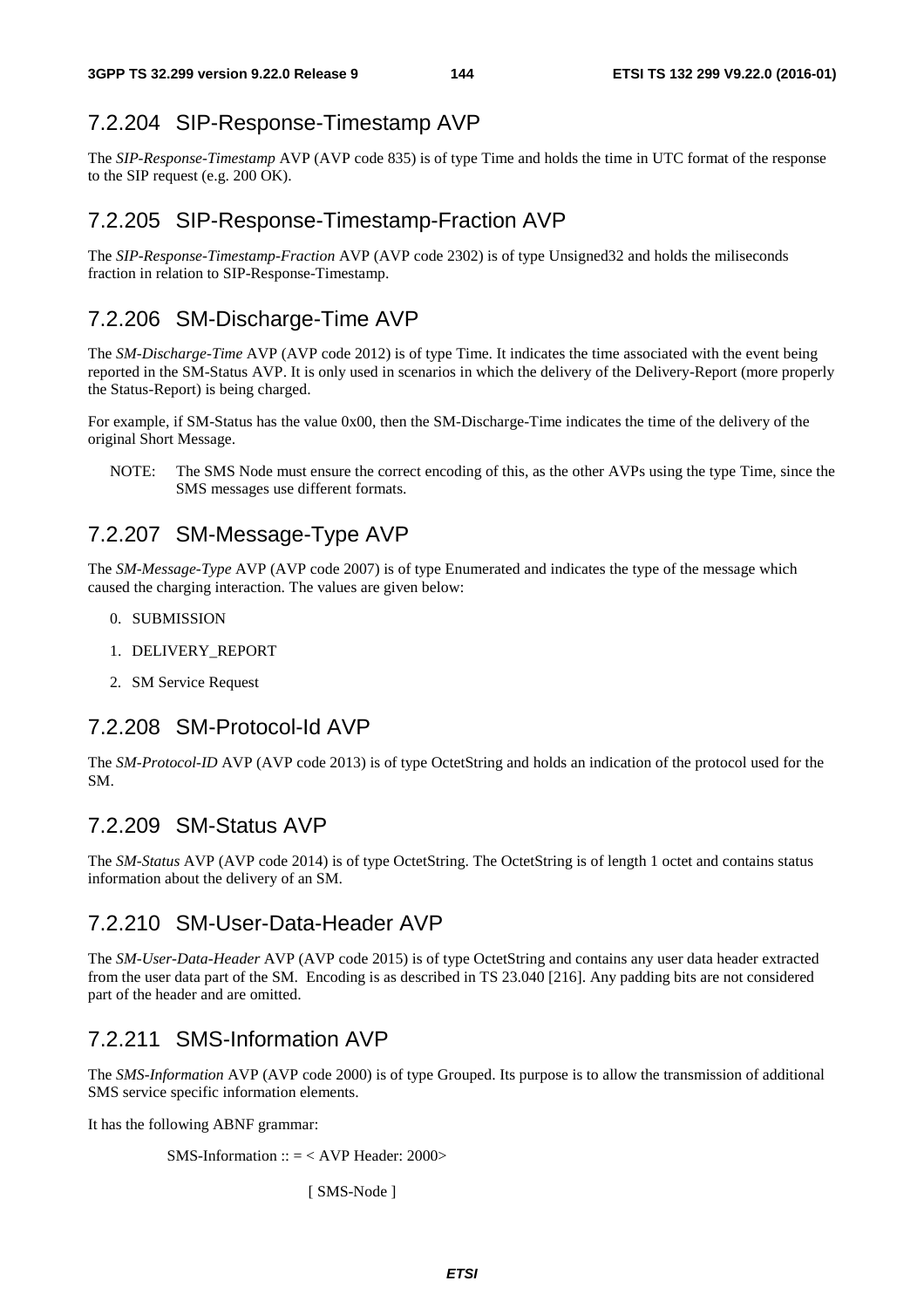### 7.2.204 SIP-Response-Timestamp AVP

The *SIP-Response-Timestamp* AVP (AVP code 835) is of type Time and holds the time in UTC format of the response to the SIP request (e.g. 200 OK).

### 7.2.205 SIP-Response-Timestamp-Fraction AVP

The *SIP-Response-Timestamp-Fraction* AVP (AVP code 2302) is of type Unsigned32 and holds the miliseconds fraction in relation to SIP-Response-Timestamp.

### 7.2.206 SM-Discharge-Time AVP

The *SM-Discharge-Time* AVP (AVP code 2012) is of type Time. It indicates the time associated with the event being reported in the SM-Status AVP. It is only used in scenarios in which the delivery of the Delivery-Report (more properly the Status-Report) is being charged.

For example, if SM-Status has the value 0x00, then the SM-Discharge-Time indicates the time of the delivery of the original Short Message.

NOTE: The SMS Node must ensure the correct encoding of this, as the other AVPs using the type Time, since the SMS messages use different formats.

### 7.2.207 SM-Message-Type AVP

The *SM-Message-Type* AVP (AVP code 2007) is of type Enumerated and indicates the type of the message which caused the charging interaction. The values are given below:

0. SUBMISSION
1. DELIVERY_REPORT
2. SM Service Request

### 7.2.208 SM-Protocol-Id AVP

The *SM-Protocol-ID* AVP (AVP code 2013) is of type OctetString and holds an indication of the protocol used for the SM.

### 7.2.209 SM-Status AVP

The *SM-Status* AVP (AVP code 2014) is of type OctetString. The OctetString is of length 1 octet and contains status information about the delivery of an SM.

### 7.2.210 SM-User-Data-Header AVP

The *SM-User-Data-Header* AVP (AVP code 2015) is of type OctetString and contains any user data header extracted from the user data part of the SM. Encoding is as described in TS 23.040 [216]. Any padding bits are not considered part of the header and are omitted.

### 7.2.211 SMS-Information AVP

The *SMS-Information* AVP (AVP code 2000) is of type Grouped. Its purpose is to allow the transmission of additional SMS service specific information elements.

It has the following ABNF grammar:

```
SMS-Information :: = < AVP Header: 2000>

        [ SMS-Node ]
```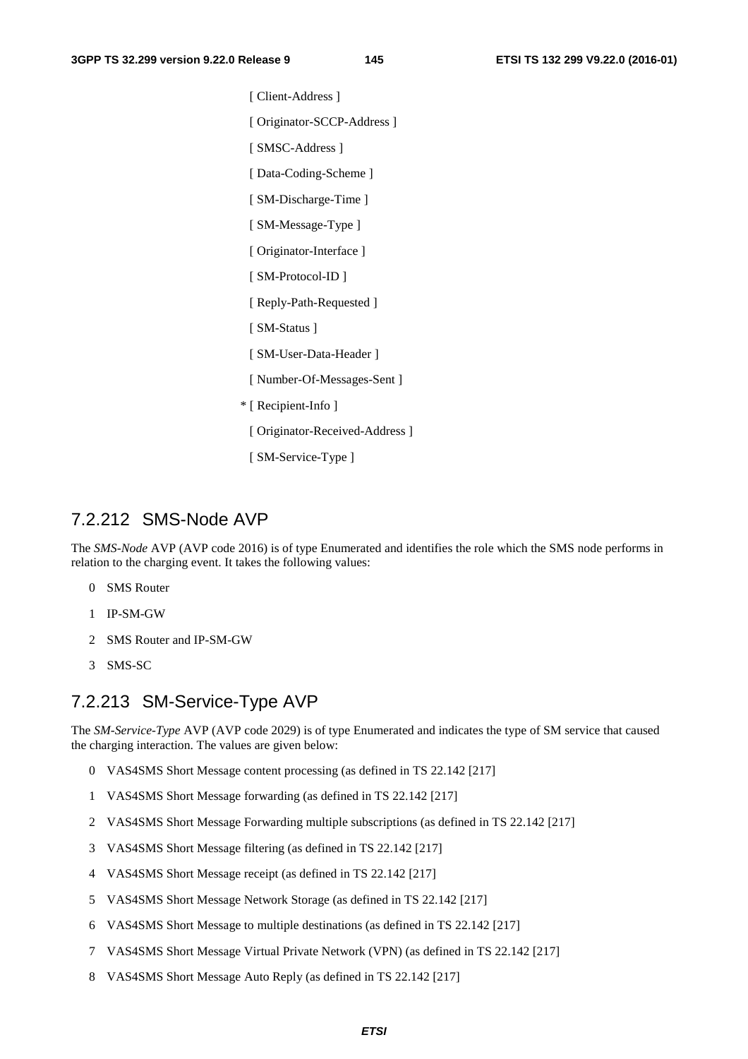[ Client-Address ]

[ Originator-SCCP-Address ]

[ SMSC-Address ]

[ Data-Coding-Scheme ]

[ SM-Discharge-Time ]

[ SM-Message-Type ]

[ Originator-Interface ]

[ SM-Protocol-ID ]

[ Reply-Path-Requested ]

[ SM-Status ]

[ SM-User-Data-Header ]

[ Number-Of-Messages-Sent ]

* [ Recipient-Info ]

[ Originator-Received-Address ]

[ SM-Service-Type ]

## 7.2.212 SMS-Node AVP

The *SMS-Node* AVP (AVP code 2016) is of type Enumerated and identifies the role which the SMS node performs in relation to the charging event. It takes the following values:

0 SMS Router

1 IP-SM-GW

2 SMS Router and IP-SM-GW

3 SMS-SC

## 7.2.213 SM-Service-Type AVP

The *SM-Service-Type* AVP (AVP code 2029) is of type Enumerated and indicates the type of SM service that caused the charging interaction. The values are given below:

0 VAS4SMS Short Message content processing (as defined in TS 22.142 [217]

1 VAS4SMS Short Message forwarding (as defined in TS 22.142 [217]

2 VAS4SMS Short Message Forwarding multiple subscriptions (as defined in TS 22.142 [217]

3 VAS4SMS Short Message filtering (as defined in TS 22.142 [217]

4 VAS4SMS Short Message receipt (as defined in TS 22.142 [217]

5 VAS4SMS Short Message Network Storage (as defined in TS 22.142 [217]

6 VAS4SMS Short Message to multiple destinations (as defined in TS 22.142 [217]

7 VAS4SMS Short Message Virtual Private Network (VPN) (as defined in TS 22.142 [217]

8 VAS4SMS Short Message Auto Reply (as defined in TS 22.142 [217]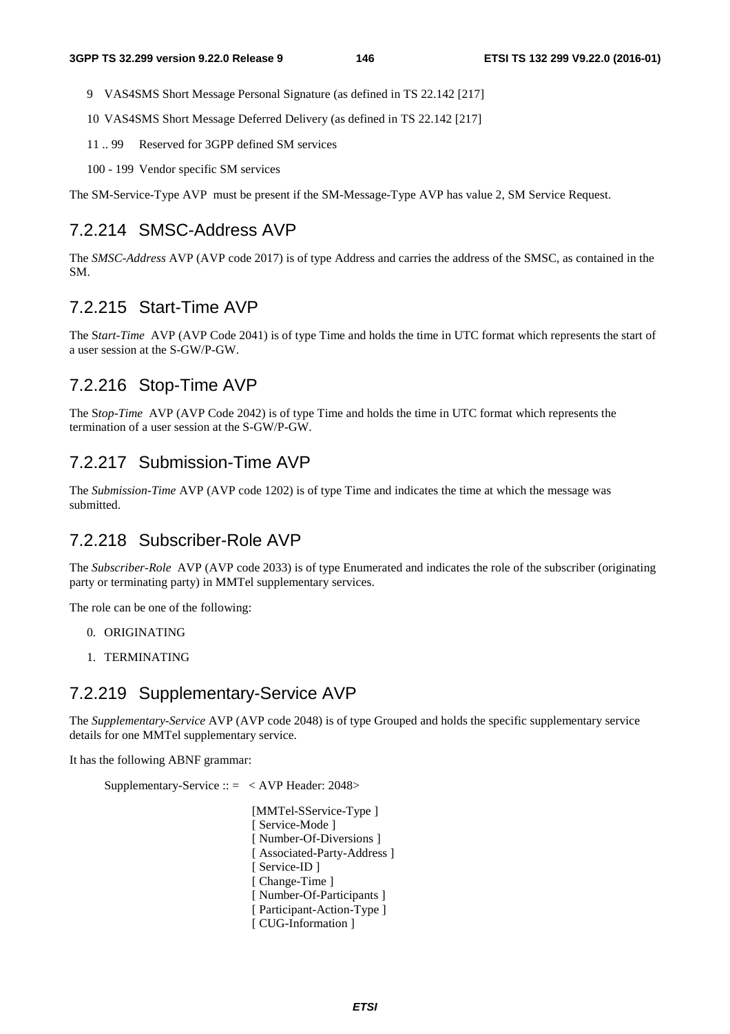9 VAS4SMS Short Message Personal Signature (as defined in TS 22.142 [217]

10 VAS4SMS Short Message Deferred Delivery (as defined in TS 22.142 [217]

11 .. 99 Reserved for 3GPP defined SM services

100 - 199 Vendor specific SM services

The SM-Service-Type AVP must be present if the SM-Message-Type AVP has value 2, SM Service Request.

## 7.2.214 SMSC-Address AVP

The *SMSC-Address* AVP (AVP code 2017) is of type Address and carries the address of the SMSC, as contained in the SM.

## 7.2.215 Start-Time AVP

The S*tart-Time* AVP (AVP Code 2041) is of type Time and holds the time in UTC format which represents the start of a user session at the S-GW/P-GW.

## 7.2.216 Stop-Time AVP

The S*top-Time* AVP (AVP Code 2042) is of type Time and holds the time in UTC format which represents the termination of a user session at the S-GW/P-GW.

## 7.2.217 Submission-Time AVP

The *Submission-Time* AVP (AVP code 1202) is of type Time and indicates the time at which the message was submitted.

## 7.2.218 Subscriber-Role AVP

The *Subscriber-Role* AVP (AVP code 2033) is of type Enumerated and indicates the role of the subscriber (originating party or terminating party) in MMTel supplementary services.

The role can be one of the following:

0. ORIGINATING

1. TERMINATING

## 7.2.219 Supplementary-Service AVP

The *Supplementary-Service* AVP (AVP code 2048) is of type Grouped and holds the specific supplementary service details for one MMTel supplementary service.

It has the following ABNF grammar:

```
Supplementary-Service :: =   < AVP Header: 2048>

                              [MMTel-SService-Type ]
                              [ Service-Mode ]
                              [ Number-Of-Diversions ]
                              [ Associated-Party-Address ]
                              [ Service-ID ]
                              [ Change-Time ]
                              [ Number-Of-Participants ]
                              [ Participant-Action-Type ]
                              [ CUG-Information ]
```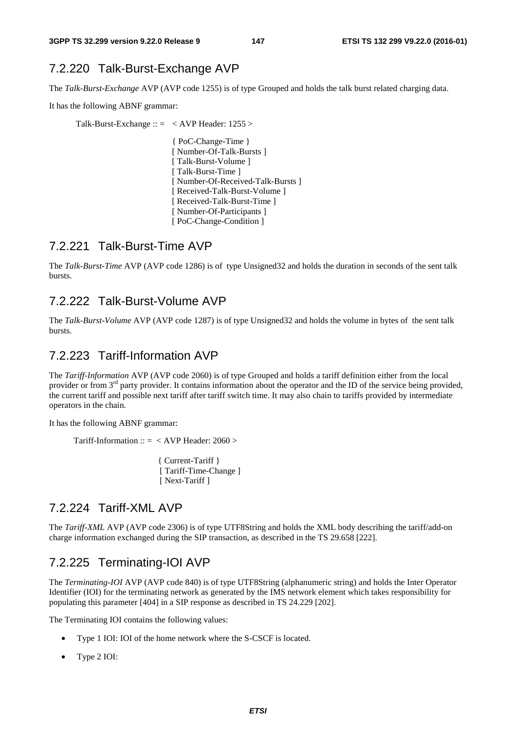## 7.2.220 Talk-Burst-Exchange AVP

The *Talk-Burst-Exchange* AVP (AVP code 1255) is of type Grouped and holds the talk burst related charging data.

It has the following ABNF grammar:

```
Talk-Burst-Exchange :: =   < AVP Header: 1255 >

                           { PoC-Change-Time }
                           [ Number-Of-Talk-Bursts ]
                           [ Talk-Burst-Volume ]
                           [ Talk-Burst-Time ]
                           [ Number-Of-Received-Talk-Bursts ]
                           [ Received-Talk-Burst-Volume ]
                           [ Received-Talk-Burst-Time ]
                           [ Number-Of-Participants ]
                           [ PoC-Change-Condition ]
```

## 7.2.221 Talk-Burst-Time AVP

The *Talk-Burst-Time* AVP (AVP code 1286) is of type Unsigned32 and holds the duration in seconds of the sent talk bursts.

## 7.2.222 Talk-Burst-Volume AVP

The *Talk-Burst-Volume* AVP (AVP code 1287) is of type Unsigned32 and holds the volume in bytes of the sent talk bursts.

## 7.2.223 Tariff-Information AVP

The *Tariff-Information* AVP (AVP code 2060) is of type Grouped and holds a tariff definition either from the local provider or from 3rd party provider. It contains information about the operator and the ID of the service being provided, the current tariff and possible next tariff after tariff switch time. It may also chain to tariffs provided by intermediate operators in the chain.

It has the following ABNF grammar:

```
Tariff-Information :: =  < AVP Header: 2060 >

                          { Current-Tariff }
                          [ Tariff-Time-Change ]
                          [ Next-Tariff ]
```

## 7.2.224 Tariff-XML AVP

The *Tariff-XML* AVP (AVP code 2306) is of type UTF8String and holds the XML body describing the tariff/add-on charge information exchanged during the SIP transaction, as described in the TS 29.658 [222].

## 7.2.225 Terminating-IOI AVP

The *Terminating-IOI* AVP (AVP code 840) is of type UTF8String (alphanumeric string) and holds the Inter Operator Identifier (IOI) for the terminating network as generated by the IMS network element which takes responsibility for populating this parameter [404] in a SIP response as described in TS 24.229 [202].

The Terminating IOI contains the following values:

- Type 1 IOI: IOI of the home network where the S-CSCF is located.
- Type 2 IOI: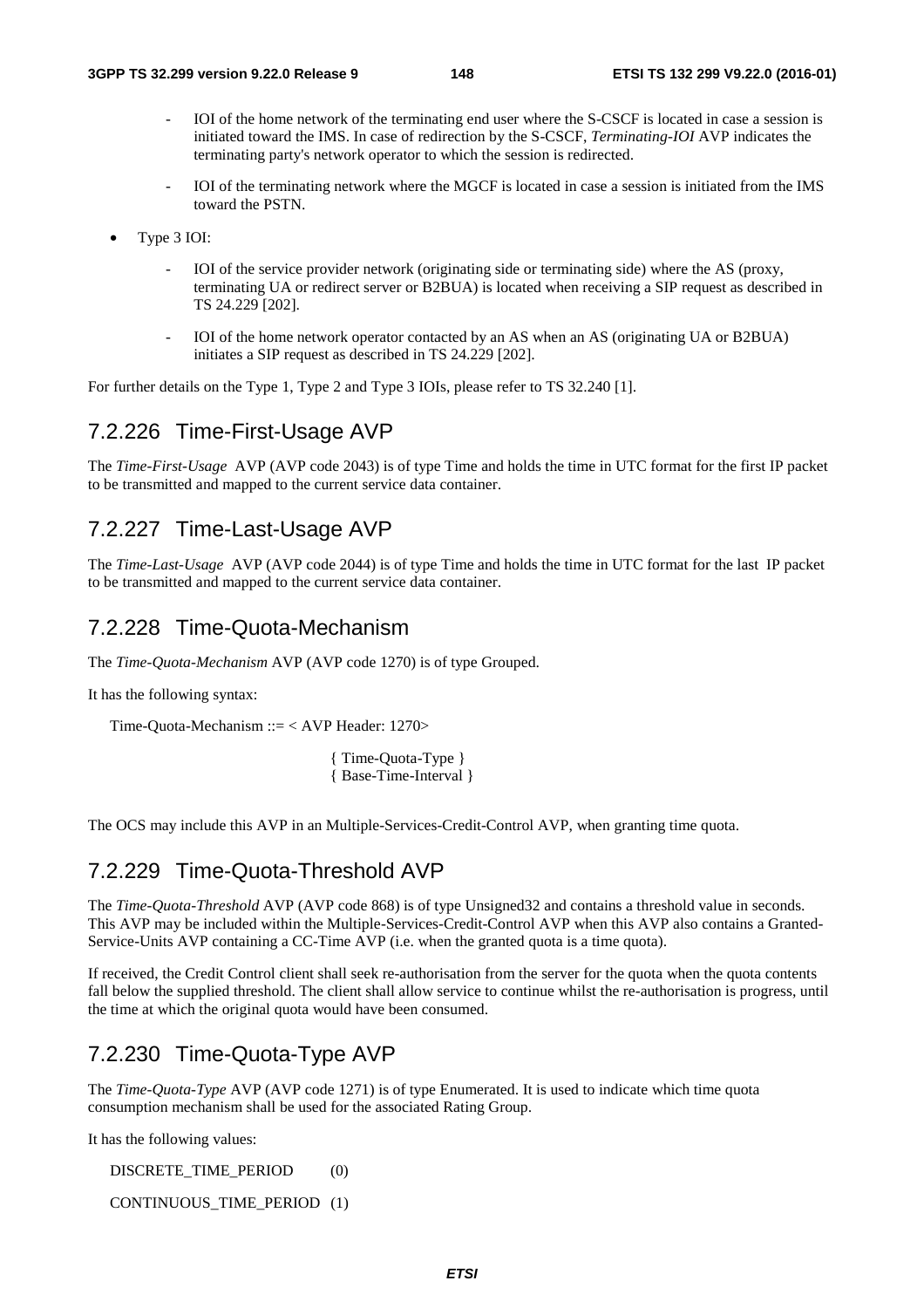- IOI of the home network of the terminating end user where the S-CSCF is located in case a session is initiated toward the IMS. In case of redirection by the S-CSCF, *Terminating-IOI* AVP indicates the terminating party's network operator to which the session is redirected.
  - IOI of the terminating network where the MGCF is located in case a session is initiated from the IMS toward the PSTN.

- Type 3 IOI:
  - IOI of the service provider network (originating side or terminating side) where the AS (proxy, terminating UA or redirect server or B2BUA) is located when receiving a SIP request as described in TS 24.229 [202].
  - IOI of the home network operator contacted by an AS when an AS (originating UA or B2BUA) initiates a SIP request as described in TS 24.229 [202].

For further details on the Type 1, Type 2 and Type 3 IOIs, please refer to TS 32.240 [1].

## 7.2.226 Time-First-Usage AVP

The *Time-First-Usage* AVP (AVP code 2043) is of type Time and holds the time in UTC format for the first IP packet to be transmitted and mapped to the current service data container.

## 7.2.227 Time-Last-Usage AVP

The *Time-Last-Usage* AVP (AVP code 2044) is of type Time and holds the time in UTC format for the last IP packet to be transmitted and mapped to the current service data container.

## 7.2.228 Time-Quota-Mechanism

The *Time-Quota-Mechanism* AVP (AVP code 1270) is of type Grouped.

It has the following syntax:

```
Time-Quota-Mechanism ::= < AVP Header: 1270>

                         { Time-Quota-Type }
                         { Base-Time-Interval }
```

The OCS may include this AVP in an Multiple-Services-Credit-Control AVP, when granting time quota.

## 7.2.229 Time-Quota-Threshold AVP

The *Time-Quota-Threshold* AVP (AVP code 868) is of type Unsigned32 and contains a threshold value in seconds. This AVP may be included within the Multiple-Services-Credit-Control AVP when this AVP also contains a Granted-Service-Units AVP containing a CC-Time AVP (i.e. when the granted quota is a time quota).

If received, the Credit Control client shall seek re-authorisation from the server for the quota when the quota contents fall below the supplied threshold. The client shall allow service to continue whilst the re-authorisation is progress, until the time at which the original quota would have been consumed.

## 7.2.230 Time-Quota-Type AVP

The *Time-Quota-Type* AVP (AVP code 1271) is of type Enumerated. It is used to indicate which time quota consumption mechanism shall be used for the associated Rating Group.

It has the following values:

DISCRETE_TIME_PERIOD (0)

CONTINUOUS_TIME_PERIOD (1)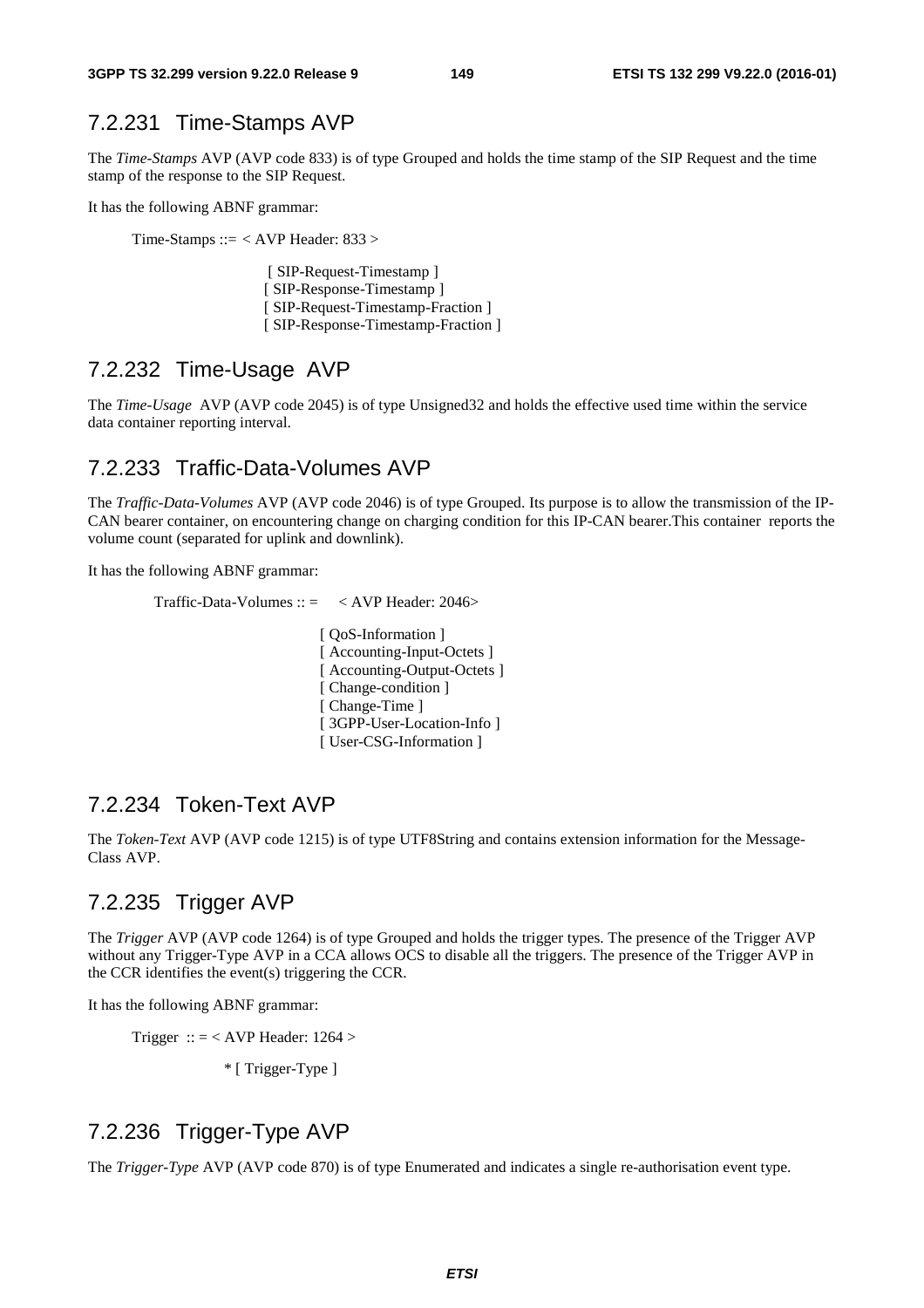### 7.2.231 Time-Stamps AVP

The *Time-Stamps* AVP (AVP code 833) is of type Grouped and holds the time stamp of the SIP Request and the time stamp of the response to the SIP Request.

It has the following ABNF grammar:

```
Time-Stamps ::= < AVP Header: 833 >

                 [ SIP-Request-Timestamp ]
                 [ SIP-Response-Timestamp ]
                 [ SIP-Request-Timestamp-Fraction ]
                 [ SIP-Response-Timestamp-Fraction ]
```

### 7.2.232 Time-Usage AVP

The *Time-Usage* AVP (AVP code 2045) is of type Unsigned32 and holds the effective used time within the service data container reporting interval.

### 7.2.233 Traffic-Data-Volumes AVP

The *Traffic-Data-Volumes* AVP (AVP code 2046) is of type Grouped. Its purpose is to allow the transmission of the IP-CAN bearer container, on encountering change on charging condition for this IP-CAN bearer.This container reports the volume count (separated for uplink and downlink).

It has the following ABNF grammar:

```
Traffic-Data-Volumes :: =    < AVP Header: 2046>

                              [ QoS-Information ]
                              [ Accounting-Input-Octets ]
                              [ Accounting-Output-Octets ]
                              [ Change-condition ]
                              [ Change-Time ]
                              [ 3GPP-User-Location-Info ]
                              [ User-CSG-Information ]
```

### 7.2.234 Token-Text AVP

The *Token-Text* AVP (AVP code 1215) is of type UTF8String and contains extension information for the Message-Class AVP.

### 7.2.235 Trigger AVP

The *Trigger* AVP (AVP code 1264) is of type Grouped and holds the trigger types. The presence of the Trigger AVP without any Trigger-Type AVP in a CCA allows OCS to disable all the triggers. The presence of the Trigger AVP in the CCR identifies the event(s) triggering the CCR.

It has the following ABNF grammar:

```
Trigger  :: = < AVP Header: 1264 >

              * [ Trigger-Type ]
```

### 7.2.236 Trigger-Type AVP

The *Trigger-Type* AVP (AVP code 870) is of type Enumerated and indicates a single re-authorisation event type.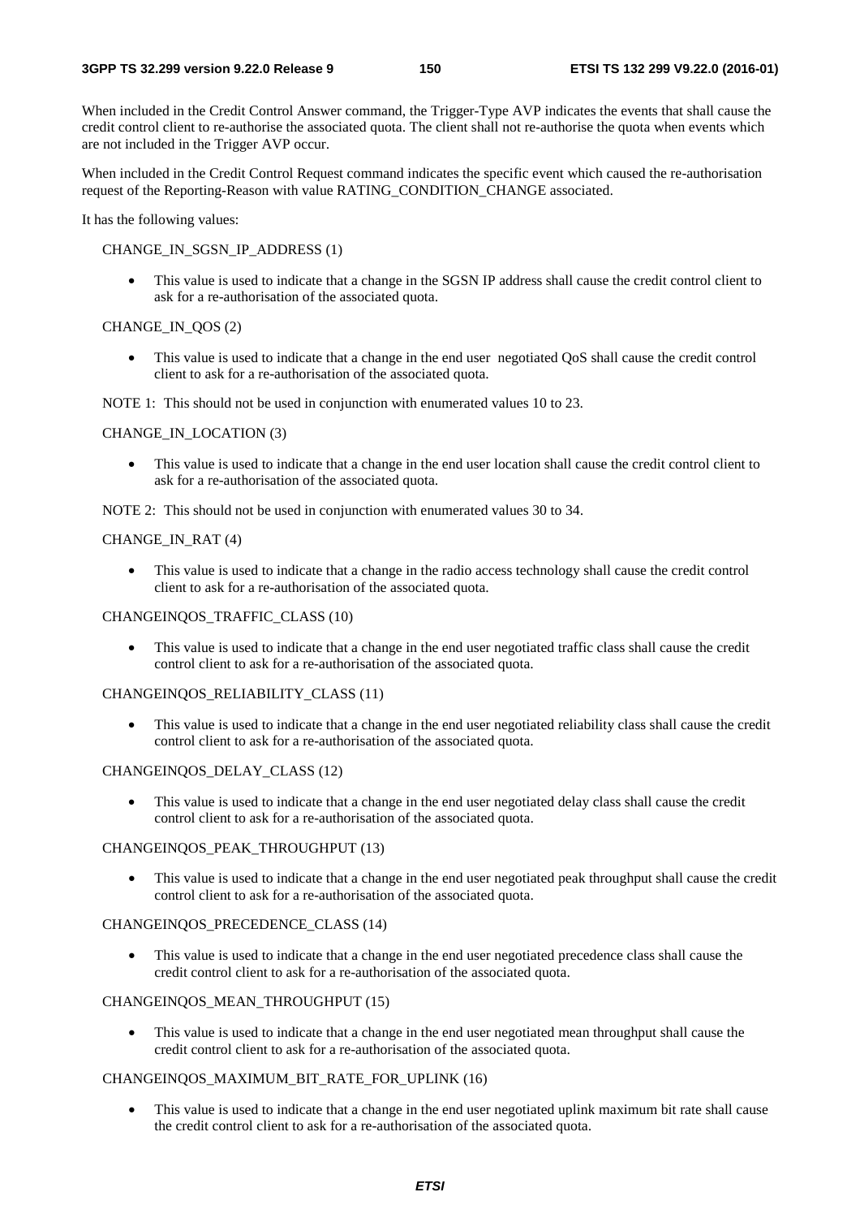When included in the Credit Control Answer command, the Trigger-Type AVP indicates the events that shall cause the credit control client to re-authorise the associated quota. The client shall not re-authorise the quota when events which are not included in the Trigger AVP occur.

When included in the Credit Control Request command indicates the specific event which caused the re-authorisation request of the Reporting-Reason with value RATING_CONDITION_CHANGE associated.

It has the following values:

CHANGE_IN_SGSN_IP_ADDRESS (1)

- This value is used to indicate that a change in the SGSN IP address shall cause the credit control client to ask for a re-authorisation of the associated quota.

CHANGE_IN_QOS (2)

- This value is used to indicate that a change in the end user negotiated QoS shall cause the credit control client to ask for a re-authorisation of the associated quota.

NOTE 1: This should not be used in conjunction with enumerated values 10 to 23.

CHANGE_IN_LOCATION (3)

- This value is used to indicate that a change in the end user location shall cause the credit control client to ask for a re-authorisation of the associated quota.

NOTE 2: This should not be used in conjunction with enumerated values 30 to 34.

CHANGE_IN_RAT (4)

- This value is used to indicate that a change in the radio access technology shall cause the credit control client to ask for a re-authorisation of the associated quota.

CHANGEINQOS_TRAFFIC_CLASS (10)

- This value is used to indicate that a change in the end user negotiated traffic class shall cause the credit control client to ask for a re-authorisation of the associated quota.

CHANGEINQOS_RELIABILITY_CLASS (11)

- This value is used to indicate that a change in the end user negotiated reliability class shall cause the credit control client to ask for a re-authorisation of the associated quota.

CHANGEINQOS_DELAY_CLASS (12)

- This value is used to indicate that a change in the end user negotiated delay class shall cause the credit control client to ask for a re-authorisation of the associated quota.

CHANGEINQOS_PEAK_THROUGHPUT (13)

- This value is used to indicate that a change in the end user negotiated peak throughput shall cause the credit control client to ask for a re-authorisation of the associated quota.

CHANGEINQOS_PRECEDENCE_CLASS (14)

- This value is used to indicate that a change in the end user negotiated precedence class shall cause the credit control client to ask for a re-authorisation of the associated quota.

CHANGEINQOS_MEAN_THROUGHPUT (15)

- This value is used to indicate that a change in the end user negotiated mean throughput shall cause the credit control client to ask for a re-authorisation of the associated quota.

CHANGEINQOS_MAXIMUM_BIT_RATE_FOR_UPLINK (16)

- This value is used to indicate that a change in the end user negotiated uplink maximum bit rate shall cause the credit control client to ask for a re-authorisation of the associated quota.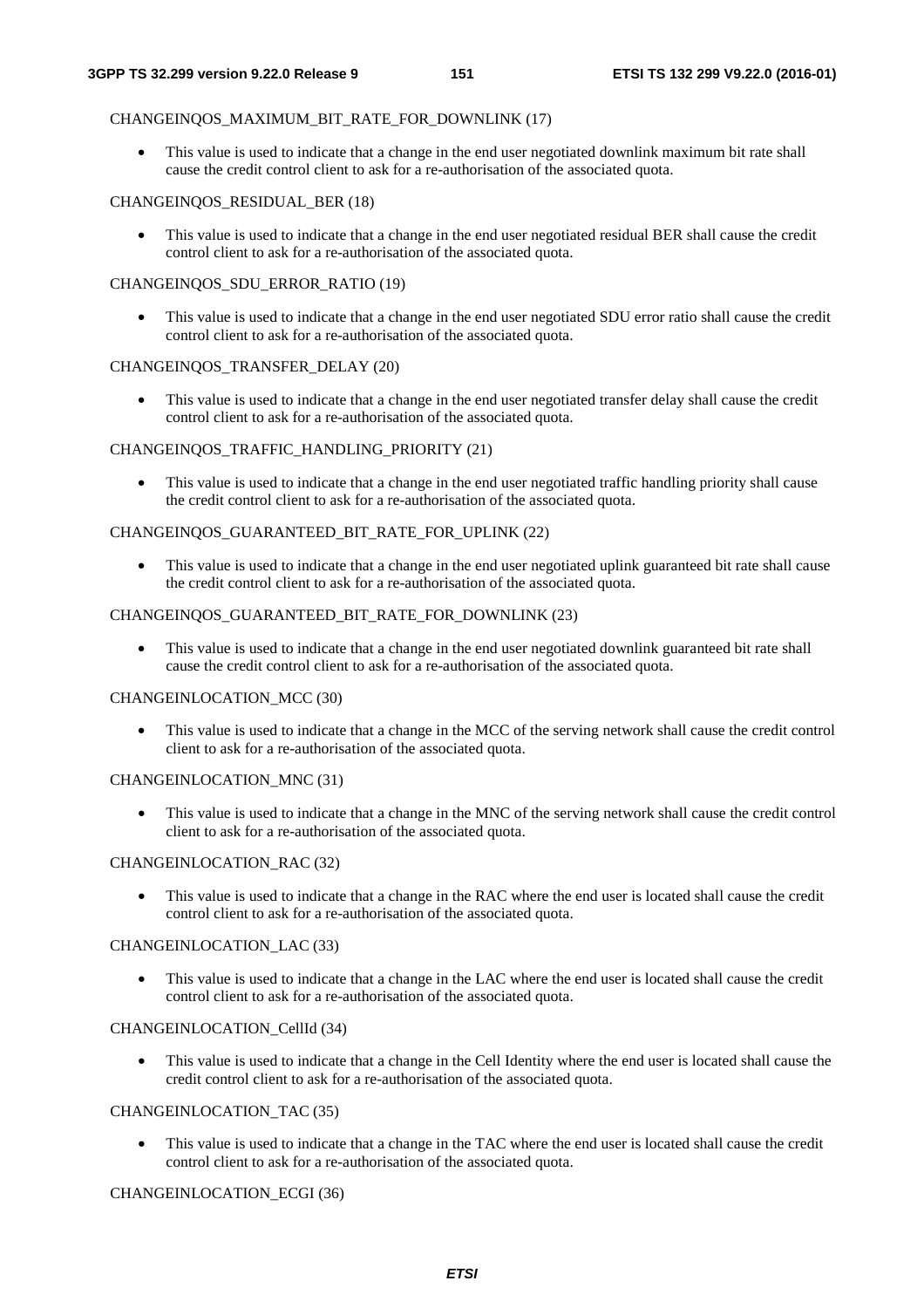CHANGEINQOS_MAXIMUM_BIT_RATE_FOR_DOWNLINK (17)

- This value is used to indicate that a change in the end user negotiated downlink maximum bit rate shall cause the credit control client to ask for a re-authorisation of the associated quota.

CHANGEINQOS_RESIDUAL_BER (18)

- This value is used to indicate that a change in the end user negotiated residual BER shall cause the credit control client to ask for a re-authorisation of the associated quota.

CHANGEINQOS_SDU_ERROR_RATIO (19)

- This value is used to indicate that a change in the end user negotiated SDU error ratio shall cause the credit control client to ask for a re-authorisation of the associated quota.

CHANGEINQOS_TRANSFER_DELAY (20)

- This value is used to indicate that a change in the end user negotiated transfer delay shall cause the credit control client to ask for a re-authorisation of the associated quota.

CHANGEINQOS_TRAFFIC_HANDLING_PRIORITY (21)

- This value is used to indicate that a change in the end user negotiated traffic handling priority shall cause the credit control client to ask for a re-authorisation of the associated quota.

CHANGEINQOS_GUARANTEED_BIT_RATE_FOR_UPLINK (22)

- This value is used to indicate that a change in the end user negotiated uplink guaranteed bit rate shall cause the credit control client to ask for a re-authorisation of the associated quota.

CHANGEINQOS_GUARANTEED_BIT_RATE_FOR_DOWNLINK (23)

- This value is used to indicate that a change in the end user negotiated downlink guaranteed bit rate shall cause the credit control client to ask for a re-authorisation of the associated quota.

CHANGEINLOCATION_MCC (30)

- This value is used to indicate that a change in the MCC of the serving network shall cause the credit control client to ask for a re-authorisation of the associated quota.

CHANGEINLOCATION_MNC (31)

- This value is used to indicate that a change in the MNC of the serving network shall cause the credit control client to ask for a re-authorisation of the associated quota.

CHANGEINLOCATION_RAC (32)

- This value is used to indicate that a change in the RAC where the end user is located shall cause the credit control client to ask for a re-authorisation of the associated quota.

CHANGEINLOCATION_LAC (33)

- This value is used to indicate that a change in the LAC where the end user is located shall cause the credit control client to ask for a re-authorisation of the associated quota.

CHANGEINLOCATION_CellId (34)

- This value is used to indicate that a change in the Cell Identity where the end user is located shall cause the credit control client to ask for a re-authorisation of the associated quota.

CHANGEINLOCATION_TAC (35)

- This value is used to indicate that a change in the TAC where the end user is located shall cause the credit control client to ask for a re-authorisation of the associated quota.

CHANGEINLOCATION_ECGI (36)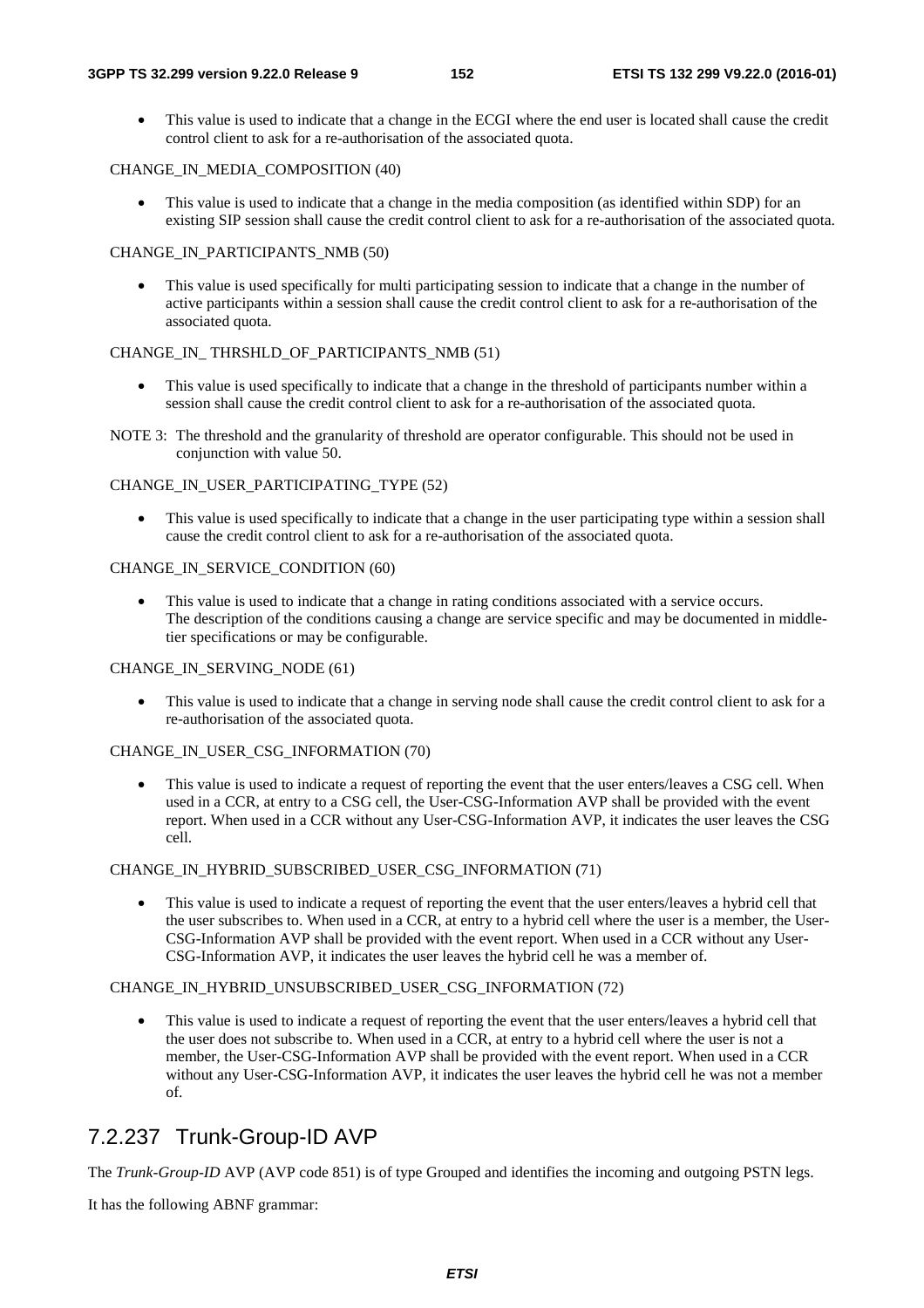- This value is used to indicate that a change in the ECGI where the end user is located shall cause the credit control client to ask for a re-authorisation of the associated quota.

CHANGE_IN_MEDIA_COMPOSITION (40)

- This value is used to indicate that a change in the media composition (as identified within SDP) for an existing SIP session shall cause the credit control client to ask for a re-authorisation of the associated quota.

CHANGE_IN_PARTICIPANTS_NMB (50)

- This value is used specifically for multi participating session to indicate that a change in the number of active participants within a session shall cause the credit control client to ask for a re-authorisation of the associated quota.

CHANGE_IN_ THRSHLD_OF_PARTICIPANTS_NMB (51)

- This value is used specifically to indicate that a change in the threshold of participants number within a session shall cause the credit control client to ask for a re-authorisation of the associated quota.

NOTE 3: The threshold and the granularity of threshold are operator configurable. This should not be used in conjunction with value 50.

CHANGE_IN_USER_PARTICIPATING_TYPE (52)

- This value is used specifically to indicate that a change in the user participating type within a session shall cause the credit control client to ask for a re-authorisation of the associated quota.

CHANGE_IN_SERVICE_CONDITION (60)

- This value is used to indicate that a change in rating conditions associated with a service occurs. The description of the conditions causing a change are service specific and may be documented in middle-tier specifications or may be configurable.

CHANGE_IN_SERVING_NODE (61)

- This value is used to indicate that a change in serving node shall cause the credit control client to ask for a re-authorisation of the associated quota.

CHANGE_IN_USER_CSG_INFORMATION (70)

- This value is used to indicate a request of reporting the event that the user enters/leaves a CSG cell. When used in a CCR, at entry to a CSG cell, the User-CSG-Information AVP shall be provided with the event report. When used in a CCR without any User-CSG-Information AVP, it indicates the user leaves the CSG cell.

CHANGE_IN_HYBRID_SUBSCRIBED_USER_CSG_INFORMATION (71)

- This value is used to indicate a request of reporting the event that the user enters/leaves a hybrid cell that the user subscribes to. When used in a CCR, at entry to a hybrid cell where the user is a member, the User-CSG-Information AVP shall be provided with the event report. When used in a CCR without any User-CSG-Information AVP, it indicates the user leaves the hybrid cell he was a member of.

CHANGE_IN_HYBRID_UNSUBSCRIBED_USER_CSG_INFORMATION (72)

- This value is used to indicate a request of reporting the event that the user enters/leaves a hybrid cell that the user does not subscribe to. When used in a CCR, at entry to a hybrid cell where the user is not a member, the User-CSG-Information AVP shall be provided with the event report. When used in a CCR without any User-CSG-Information AVP, it indicates the user leaves the hybrid cell he was not a member of.

## 7.2.237 Trunk-Group-ID AVP

The *Trunk-Group-ID* AVP (AVP code 851) is of type Grouped and identifies the incoming and outgoing PSTN legs.

It has the following ABNF grammar: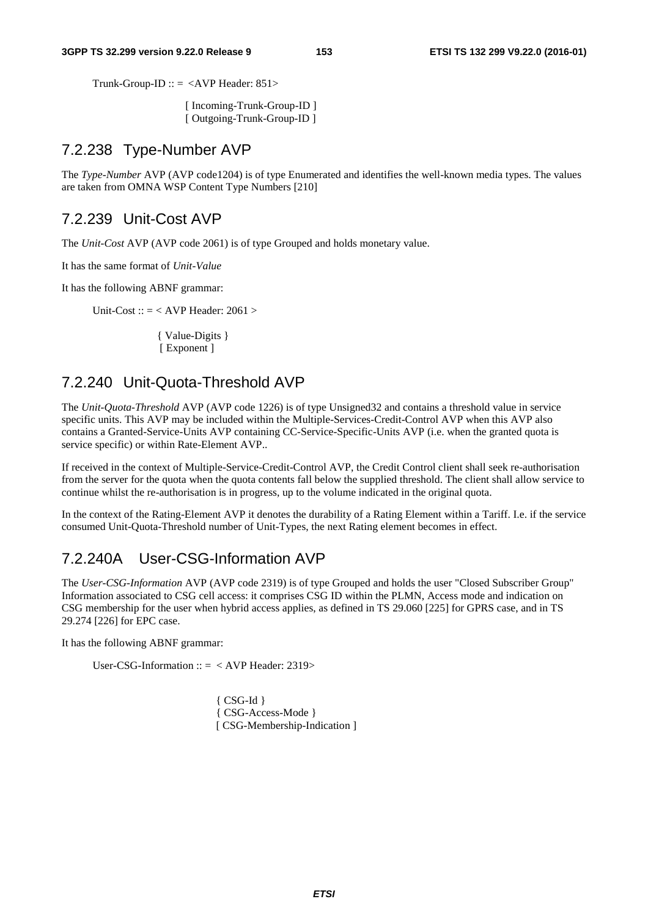```
Trunk-Group-ID :: =  <AVP Header: 851>

                [ Incoming-Trunk-Group-ID ]
                [ Outgoing-Trunk-Group-ID ]
```

## 7.2.238 Type-Number AVP

The *Type-Number* AVP (AVP code1204) is of type Enumerated and identifies the well-known media types. The values are taken from OMNA WSP Content Type Numbers [210]

## 7.2.239 Unit-Cost AVP

The *Unit-Cost* AVP (AVP code 2061) is of type Grouped and holds monetary value.

It has the same format of *Unit-Value*

It has the following ABNF grammar:

```
Unit-Cost :: = < AVP Header: 2061 >

            { Value-Digits }
            [ Exponent ]
```

## 7.2.240 Unit-Quota-Threshold AVP

The *Unit-Quota-Threshold* AVP (AVP code 1226) is of type Unsigned32 and contains a threshold value in service specific units. This AVP may be included within the Multiple-Services-Credit-Control AVP when this AVP also contains a Granted-Service-Units AVP containing CC-Service-Specific-Units AVP (i.e. when the granted quota is service specific) or within Rate-Element AVP..

If received in the context of Multiple-Service-Credit-Control AVP, the Credit Control client shall seek re-authorisation from the server for the quota when the quota contents fall below the supplied threshold. The client shall allow service to continue whilst the re-authorisation is in progress, up to the volume indicated in the original quota.

In the context of the Rating-Element AVP it denotes the durability of a Rating Element within a Tariff. I.e. if the service consumed Unit-Quota-Threshold number of Unit-Types, the next Rating element becomes in effect.

## 7.2.240A User-CSG-Information AVP

The *User-CSG-Information* AVP (AVP code 2319) is of type Grouped and holds the user "Closed Subscriber Group" Information associated to CSG cell access: it comprises CSG ID within the PLMN, Access mode and indication on CSG membership for the user when hybrid access applies, as defined in TS 29.060 [225] for GPRS case, and in TS 29.274 [226] for EPC case.

It has the following ABNF grammar:

```
User-CSG-Information :: =  < AVP Header: 2319>

                { CSG-Id }
                { CSG-Access-Mode }
                [ CSG-Membership-Indication ]
```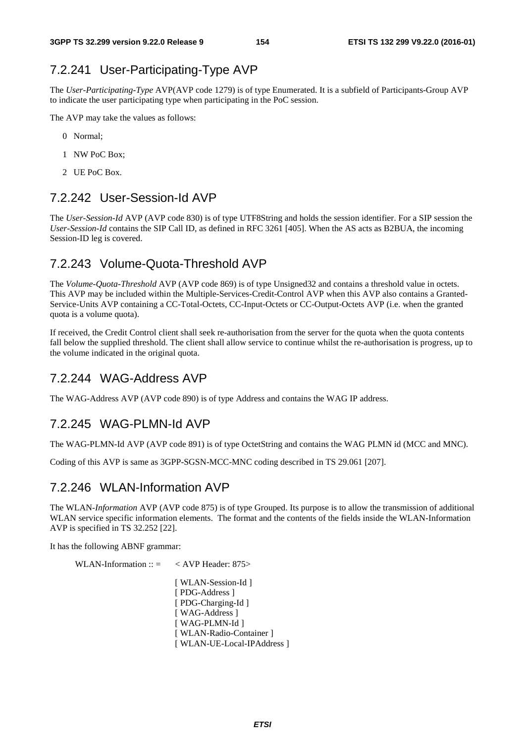### 7.2.241 User-Participating-Type AVP

The *User-Participating-Type* AVP(AVP code 1279) is of type Enumerated. It is a subfield of Participants-Group AVP to indicate the user participating type when participating in the PoC session.

The AVP may take the values as follows:

- 0 Normal;
- 1 NW PoC Box;
- 2 UE PoC Box.

### 7.2.242 User-Session-Id AVP

The *User-Session-Id* AVP (AVP code 830) is of type UTF8String and holds the session identifier. For a SIP session the *User-Session-Id* contains the SIP Call ID, as defined in RFC 3261 [405]. When the AS acts as B2BUA, the incoming Session-ID leg is covered.

### 7.2.243 Volume-Quota-Threshold AVP

The *Volume-Quota-Threshold* AVP (AVP code 869) is of type Unsigned32 and contains a threshold value in octets. This AVP may be included within the Multiple-Services-Credit-Control AVP when this AVP also contains a Granted-Service-Units AVP containing a CC-Total-Octets, CC-Input-Octets or CC-Output-Octets AVP (i.e. when the granted quota is a volume quota).

If received, the Credit Control client shall seek re-authorisation from the server for the quota when the quota contents fall below the supplied threshold. The client shall allow service to continue whilst the re-authorisation is progress, up to the volume indicated in the original quota.

### 7.2.244 WAG-Address AVP

The WAG-Address AVP (AVP code 890) is of type Address and contains the WAG IP address.

### 7.2.245 WAG-PLMN-Id AVP

The WAG-PLMN-Id AVP (AVP code 891) is of type OctetString and contains the WAG PLMN id (MCC and MNC).

Coding of this AVP is same as 3GPP-SGSN-MCC-MNC coding described in TS 29.061 [207].

### 7.2.246 WLAN-Information AVP

The WLAN-*Information* AVP (AVP code 875) is of type Grouped. Its purpose is to allow the transmission of additional WLAN service specific information elements. The format and the contents of the fields inside the WLAN-Information AVP is specified in TS 32.252 [22].

It has the following ABNF grammar:

```
WLAN-Information :: =   < AVP Header: 875>

                        [ WLAN-Session-Id ]
                        [ PDG-Address ]
                        [ PDG-Charging-Id ]
                        [ WAG-Address ]
                        [ WAG-PLMN-Id ]
                        [ WLAN-Radio-Container ]
                        [ WLAN-UE-Local-IPAddress ]
```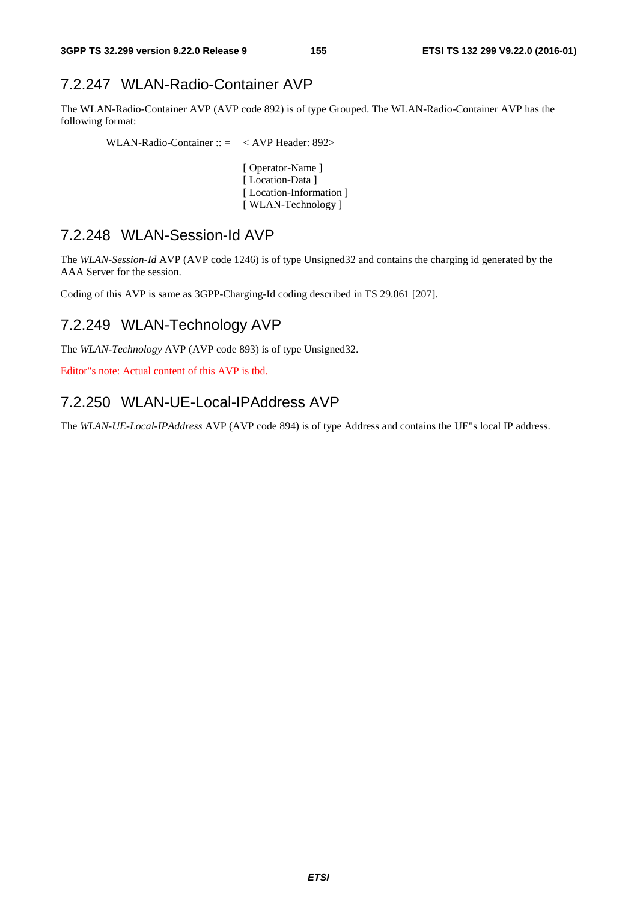### 7.2.247 WLAN-Radio-Container AVP

The WLAN-Radio-Container AVP (AVP code 892) is of type Grouped. The WLAN-Radio-Container AVP has the following format:

```
WLAN-Radio-Container :: =   < AVP Header: 892>

                            [ Operator-Name ]
                            [ Location-Data ]
                            [ Location-Information ]
                            [ WLAN-Technology ]
```

### 7.2.248 WLAN-Session-Id AVP

The *WLAN-Session-Id* AVP (AVP code 1246) is of type Unsigned32 and contains the charging id generated by the AAA Server for the session.

Coding of this AVP is same as 3GPP-Charging-Id coding described in TS 29.061 [207].

### 7.2.249 WLAN-Technology AVP

The *WLAN-Technology* AVP (AVP code 893) is of type Unsigned32.

Editor''s note: Actual content of this AVP is tbd.

### 7.2.250 WLAN-UE-Local-IPAddress AVP

The *WLAN-UE-Local-IPAddress* AVP (AVP code 894) is of type Address and contains the UE''s local IP address.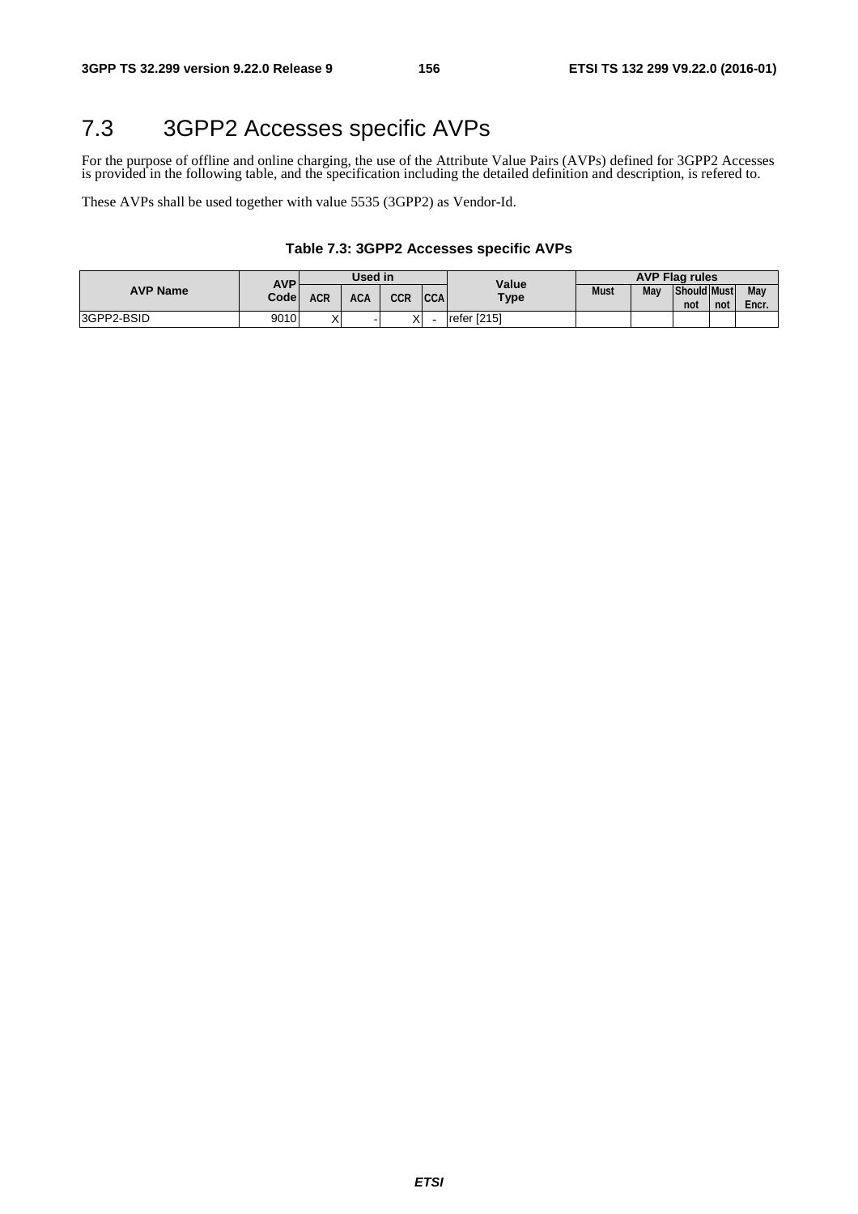## 7.3 3GPP2 Accesses specific AVPs

For the purpose of offline and online charging, the use of the Attribute Value Pairs (AVPs) defined for 3GPP2 Accesses is provided in the following table, and the specification including the detailed definition and description, is refered to.

These AVPs shall be used together with value 5535 (3GPP2) as Vendor-Id.

**Table 7.3: 3GPP2 Accesses specific AVPs**

| AVP Name | AVP Code | Used in | | | | Value Type | AVP Flag rules | | | | |
|---|---|---|---|---|---|---|---|---|---|---|---|
| | | ACR | ACA | CCR | CCA | | Must | May | Should not | Must not | May Encr. |
| 3GPP2-BSID | 9010 | X | - | X | - | refer [215] | | | | | |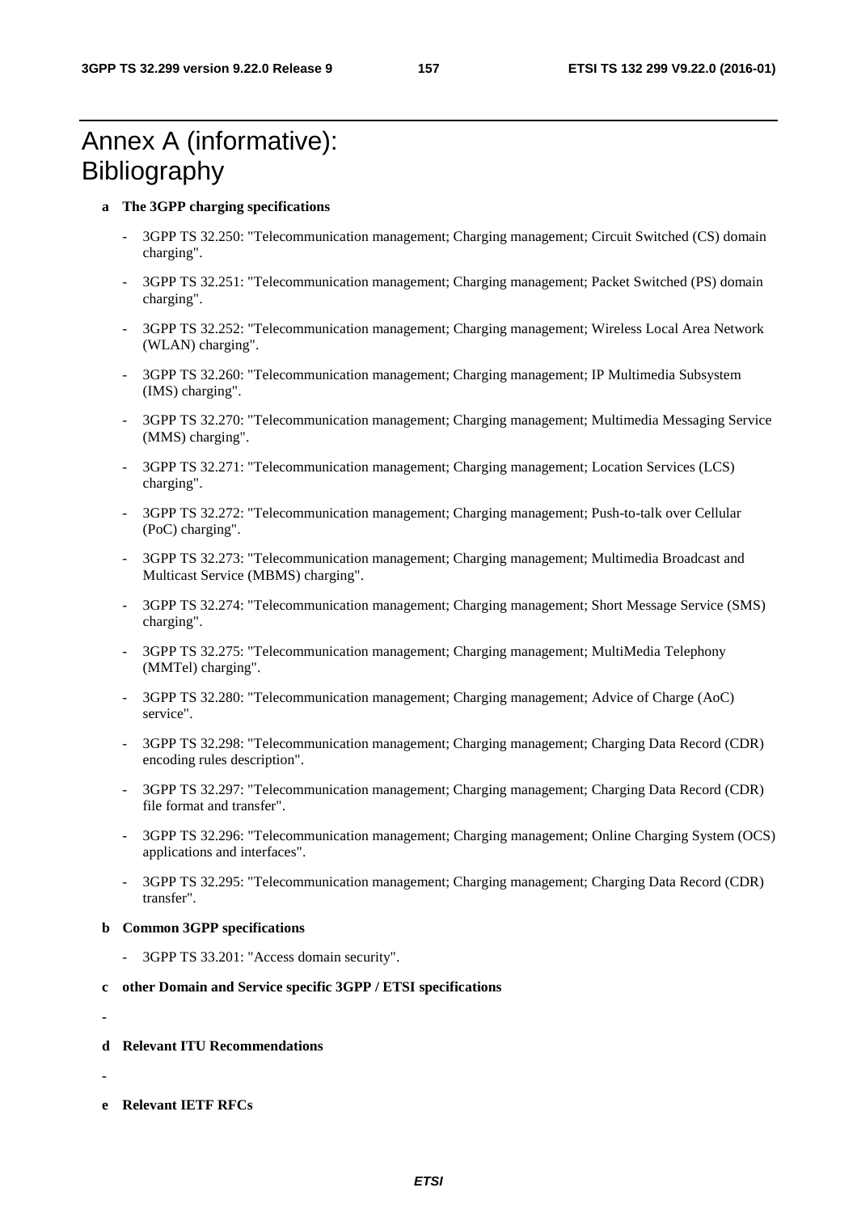# Annex A (informative): Bibliography

**a The 3GPP charging specifications**

- 3GPP TS 32.250: "Telecommunication management; Charging management; Circuit Switched (CS) domain charging".
- 3GPP TS 32.251: "Telecommunication management; Charging management; Packet Switched (PS) domain charging".
- 3GPP TS 32.252: "Telecommunication management; Charging management; Wireless Local Area Network (WLAN) charging".
- 3GPP TS 32.260: "Telecommunication management; Charging management; IP Multimedia Subsystem (IMS) charging".
- 3GPP TS 32.270: "Telecommunication management; Charging management; Multimedia Messaging Service (MMS) charging".
- 3GPP TS 32.271: "Telecommunication management; Charging management; Location Services (LCS) charging".
- 3GPP TS 32.272: "Telecommunication management; Charging management; Push-to-talk over Cellular (PoC) charging".
- 3GPP TS 32.273: "Telecommunication management; Charging management; Multimedia Broadcast and Multicast Service (MBMS) charging".
- 3GPP TS 32.274: "Telecommunication management; Charging management; Short Message Service (SMS) charging".
- 3GPP TS 32.275: "Telecommunication management; Charging management; MultiMedia Telephony (MMTel) charging".
- 3GPP TS 32.280: "Telecommunication management; Charging management; Advice of Charge (AoC) service".
- 3GPP TS 32.298: "Telecommunication management; Charging management; Charging Data Record (CDR) encoding rules description".
- 3GPP TS 32.297: "Telecommunication management; Charging management; Charging Data Record (CDR) file format and transfer".
- 3GPP TS 32.296: "Telecommunication management; Charging management; Online Charging System (OCS) applications and interfaces".
- 3GPP TS 32.295: "Telecommunication management; Charging management; Charging Data Record (CDR) transfer".

**b Common 3GPP specifications**

- 3GPP TS 33.201: "Access domain security".

**c other Domain and Service specific 3GPP / ETSI specifications**

-

**d Relevant ITU Recommendations**

-

**e Relevant IETF RFCs**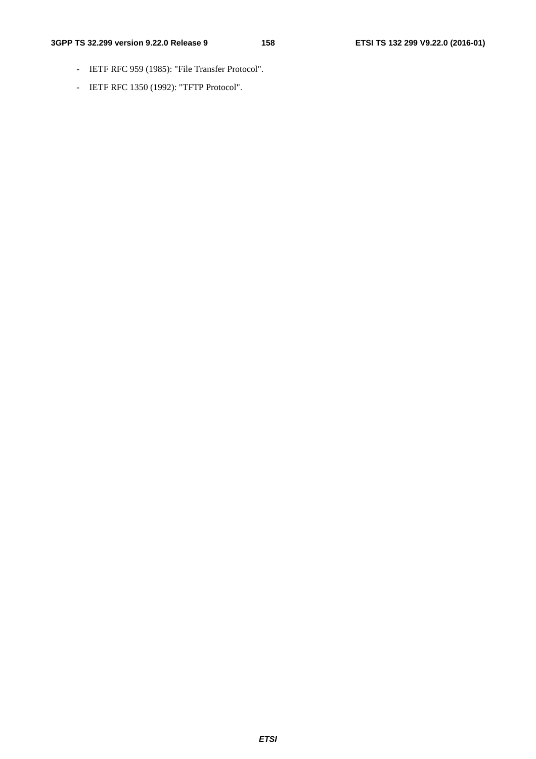- IETF RFC 959 (1985): "File Transfer Protocol".
- IETF RFC 1350 (1992): "TFTP Protocol".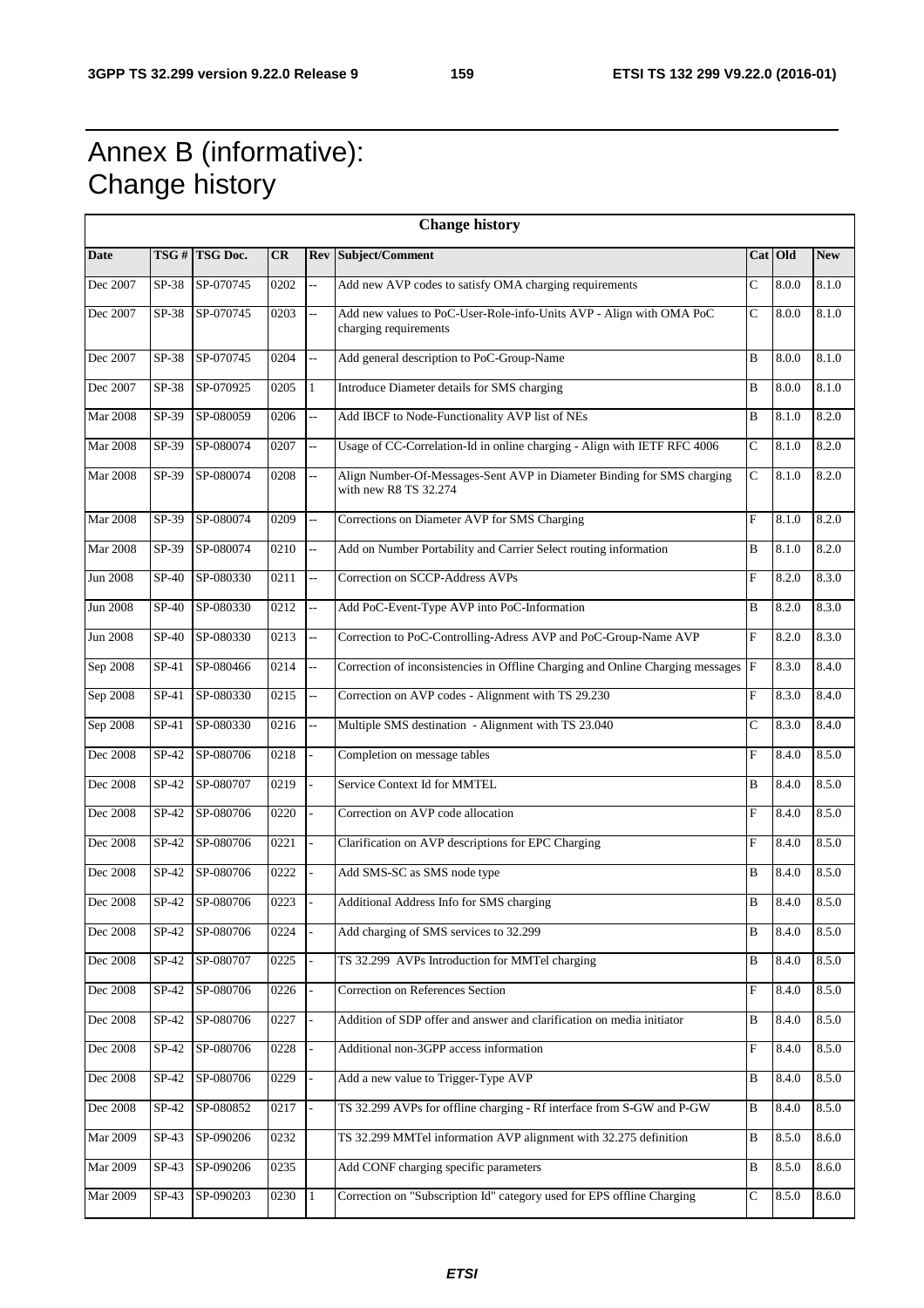# Annex B (informative): Change history

| Change history | | | | | | | | |
|---|---|---|---|---|---|---|---|---|
| **Date** | **TSG #** | **TSG Doc.** | **CR** | **Rev** | **Subject/Comment** | **Cat** | **Old** | **New** |
| Dec 2007 | SP-38 | SP-070745 | 0202 | -- | Add new AVP codes to satisfy OMA charging requirements | C | 8.0.0 | 8.1.0 |
| Dec 2007 | SP-38 | SP-070745 | 0203 | -- | Add new values to PoC-User-Role-info-Units AVP - Align with OMA PoC charging requirements | C | 8.0.0 | 8.1.0 |
| Dec 2007 | SP-38 | SP-070745 | 0204 | -- | Add general description to PoC-Group-Name | B | 8.0.0 | 8.1.0 |
| Dec 2007 | SP-38 | SP-070925 | 0205 | 1 | Introduce Diameter details for SMS charging | B | 8.0.0 | 8.1.0 |
| Mar 2008 | SP-39 | SP-080059 | 0206 | -- | Add IBCF to Node-Functionality AVP list of NEs | B | 8.1.0 | 8.2.0 |
| Mar 2008 | SP-39 | SP-080074 | 0207 | -- | Usage of CC-Correlation-Id in online charging - Align with IETF RFC 4006 | C | 8.1.0 | 8.2.0 |
| Mar 2008 | SP-39 | SP-080074 | 0208 | -- | Align Number-Of-Messages-Sent AVP in Diameter Binding for SMS charging with new R8 TS 32.274 | C | 8.1.0 | 8.2.0 |
| Mar 2008 | SP-39 | SP-080074 | 0209 | -- | Corrections on Diameter AVP for SMS Charging | F | 8.1.0 | 8.2.0 |
| Mar 2008 | SP-39 | SP-080074 | 0210 | -- | Add on Number Portability and Carrier Select routing information | B | 8.1.0 | 8.2.0 |
| Jun 2008 | SP-40 | SP-080330 | 0211 | -- | Correction on SCCP-Address AVPs | F | 8.2.0 | 8.3.0 |
| Jun 2008 | SP-40 | SP-080330 | 0212 | -- | Add PoC-Event-Type AVP into PoC-Information | B | 8.2.0 | 8.3.0 |
| Jun 2008 | SP-40 | SP-080330 | 0213 | -- | Correction to PoC-Controlling-Adress AVP and PoC-Group-Name AVP | F | 8.2.0 | 8.3.0 |
| Sep 2008 | SP-41 | SP-080466 | 0214 | -- | Correction of inconsistencies in Offline Charging and Online Charging messages | F | 8.3.0 | 8.4.0 |
| Sep 2008 | SP-41 | SP-080330 | 0215 | -- | Correction on AVP codes - Alignment with TS 29.230 | F | 8.3.0 | 8.4.0 |
| Sep 2008 | SP-41 | SP-080330 | 0216 | -- | Multiple SMS destination - Alignment with TS 23.040 | C | 8.3.0 | 8.4.0 |
| Dec 2008 | SP-42 | SP-080706 | 0218 | - | Completion on message tables | F | 8.4.0 | 8.5.0 |
| Dec 2008 | SP-42 | SP-080707 | 0219 | - | Service Context Id for MMTEL | B | 8.4.0 | 8.5.0 |
| Dec 2008 | SP-42 | SP-080706 | 0220 | - | Correction on AVP code allocation | F | 8.4.0 | 8.5.0 |
| Dec 2008 | SP-42 | SP-080706 | 0221 | - | Clarification on AVP descriptions for EPC Charging | F | 8.4.0 | 8.5.0 |
| Dec 2008 | SP-42 | SP-080706 | 0222 | - | Add SMS-SC as SMS node type | B | 8.4.0 | 8.5.0 |
| Dec 2008 | SP-42 | SP-080706 | 0223 | - | Additional Address Info for SMS charging | B | 8.4.0 | 8.5.0 |
| Dec 2008 | SP-42 | SP-080706 | 0224 | - | Add charging of SMS services to 32.299 | B | 8.4.0 | 8.5.0 |
| Dec 2008 | SP-42 | SP-080707 | 0225 | - | TS 32.299 AVPs Introduction for MMTel charging | B | 8.4.0 | 8.5.0 |
| Dec 2008 | SP-42 | SP-080706 | 0226 | - | Correction on References Section | F | 8.4.0 | 8.5.0 |
| Dec 2008 | SP-42 | SP-080706 | 0227 | - | Addition of SDP offer and answer and clarification on media initiator | B | 8.4.0 | 8.5.0 |
| Dec 2008 | SP-42 | SP-080706 | 0228 | - | Additional non-3GPP access information | F | 8.4.0 | 8.5.0 |
| Dec 2008 | SP-42 | SP-080706 | 0229 | - | Add a new value to Trigger-Type AVP | B | 8.4.0 | 8.5.0 |
| Dec 2008 | SP-42 | SP-080852 | 0217 | - | TS 32.299 AVPs for offline charging - Rf interface from S-GW and P-GW | B | 8.4.0 | 8.5.0 |
| Mar 2009 | SP-43 | SP-090206 | 0232 | | TS 32.299 MMTel information AVP alignment with 32.275 definition | B | 8.5.0 | 8.6.0 |
| Mar 2009 | SP-43 | SP-090206 | 0235 | | Add CONF charging specific parameters | B | 8.5.0 | 8.6.0 |
| Mar 2009 | SP-43 | SP-090203 | 0230 | 1 | Correction on "Subscription Id" category used for EPS offline Charging | C | 8.5.0 | 8.6.0 |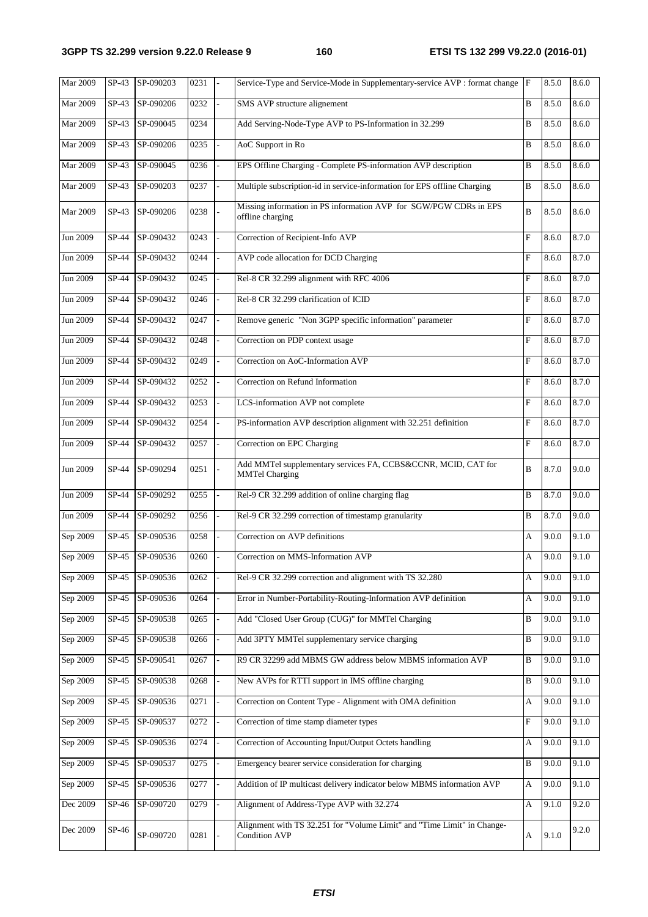| Mar 2009 | SP-43 | SP-090203 | 0231 | - | Service-Type and Service-Mode in Supplementary-service AVP : format change | F | 8.5.0 | 8.6.0 |
|---|---|---|---|---|---|---|---|---|
| Mar 2009 | SP-43 | SP-090206 | 0232 | - | SMS AVP structure alignement | B | 8.5.0 | 8.6.0 |
| Mar 2009 | SP-43 | SP-090045 | 0234 | | Add Serving-Node-Type AVP to PS-Information in 32.299 | B | 8.5.0 | 8.6.0 |
| Mar 2009 | SP-43 | SP-090206 | 0235 | - | AoC Support in Ro | B | 8.5.0 | 8.6.0 |
| Mar 2009 | SP-43 | SP-090045 | 0236 | - | EPS Offline Charging - Complete PS-information AVP description | B | 8.5.0 | 8.6.0 |
| Mar 2009 | SP-43 | SP-090203 | 0237 | - | Multiple subscription-id in service-information for EPS offline Charging | B | 8.5.0 | 8.6.0 |
| Mar 2009 | SP-43 | SP-090206 | 0238 | - | Missing information in PS information AVP for SGW/PGW CDRs in EPS offline charging | B | 8.5.0 | 8.6.0 |
| Jun 2009 | SP-44 | SP-090432 | 0243 | - | Correction of Recipient-Info AVP | F | 8.6.0 | 8.7.0 |
| Jun 2009 | SP-44 | SP-090432 | 0244 | - | AVP code allocation for DCD Charging | F | 8.6.0 | 8.7.0 |
| Jun 2009 | SP-44 | SP-090432 | 0245 | - | Rel-8 CR 32.299 alignment with RFC 4006 | F | 8.6.0 | 8.7.0 |
| Jun 2009 | SP-44 | SP-090432 | 0246 | - | Rel-8 CR 32.299 clarification of ICID | F | 8.6.0 | 8.7.0 |
| Jun 2009 | SP-44 | SP-090432 | 0247 | - | Remove generic "Non 3GPP specific information" parameter | F | 8.6.0 | 8.7.0 |
| Jun 2009 | SP-44 | SP-090432 | 0248 | - | Correction on PDP context usage | F | 8.6.0 | 8.7.0 |
| Jun 2009 | SP-44 | SP-090432 | 0249 | - | Correction on AoC-Information AVP | F | 8.6.0 | 8.7.0 |
| Jun 2009 | SP-44 | SP-090432 | 0252 | - | Correction on Refund Information | F | 8.6.0 | 8.7.0 |
| Jun 2009 | SP-44 | SP-090432 | 0253 | - | LCS-information AVP not complete | F | 8.6.0 | 8.7.0 |
| Jun 2009 | SP-44 | SP-090432 | 0254 | - | PS-information AVP description alignment with 32.251 definition | F | 8.6.0 | 8.7.0 |
| Jun 2009 | SP-44 | SP-090432 | 0257 | - | Correction on EPC Charging | F | 8.6.0 | 8.7.0 |
| Jun 2009 | SP-44 | SP-090294 | 0251 | - | Add MMTel supplementary services FA, CCBS&CCNR, MCID, CAT for MMTel Charging | B | 8.7.0 | 9.0.0 |
| Jun 2009 | SP-44 | SP-090292 | 0255 | - | Rel-9 CR 32.299 addition of online charging flag | B | 8.7.0 | 9.0.0 |
| Jun 2009 | SP-44 | SP-090292 | 0256 | - | Rel-9 CR 32.299 correction of timestamp granularity | B | 8.7.0 | 9.0.0 |
| Sep 2009 | SP-45 | SP-090536 | 0258 | - | Correction on AVP definitions | A | 9.0.0 | 9.1.0 |
| Sep 2009 | SP-45 | SP-090536 | 0260 | - | Correction on MMS-Information AVP | A | 9.0.0 | 9.1.0 |
| Sep 2009 | SP-45 | SP-090536 | 0262 | - | Rel-9 CR 32.299 correction and alignment with TS 32.280 | A | 9.0.0 | 9.1.0 |
| Sep 2009 | SP-45 | SP-090536 | 0264 | - | Error in Number-Portability-Routing-Information AVP definition | A | 9.0.0 | 9.1.0 |
| Sep 2009 | SP-45 | SP-090538 | 0265 | - | Add "Closed User Group (CUG)" for MMTel Charging | B | 9.0.0 | 9.1.0 |
| Sep 2009 | SP-45 | SP-090538 | 0266 | - | Add 3PTY MMTel supplementary service charging | B | 9.0.0 | 9.1.0 |
| Sep 2009 | SP-45 | SP-090541 | 0267 | - | R9 CR 32299 add MBMS GW address below MBMS information AVP | B | 9.0.0 | 9.1.0 |
| Sep 2009 | SP-45 | SP-090538 | 0268 | - | New AVPs for RTTI support in IMS offline charging | B | 9.0.0 | 9.1.0 |
| Sep 2009 | SP-45 | SP-090536 | 0271 | - | Correction on Content Type - Alignment with OMA definition | A | 9.0.0 | 9.1.0 |
| Sep 2009 | SP-45 | SP-090537 | 0272 | - | Correction of time stamp diameter types | F | 9.0.0 | 9.1.0 |
| Sep 2009 | SP-45 | SP-090536 | 0274 | - | Correction of Accounting Input/Output Octets handling | A | 9.0.0 | 9.1.0 |
| Sep 2009 | SP-45 | SP-090537 | 0275 | - | Emergency bearer service consideration for charging | B | 9.0.0 | 9.1.0 |
| Sep 2009 | SP-45 | SP-090536 | 0277 | - | Addition of IP multicast delivery indicator below MBMS information AVP | A | 9.0.0 | 9.1.0 |
| Dec 2009 | SP-46 | SP-090720 | 0279 | - | Alignment of Address-Type AVP with 32.274 | A | 9.1.0 | 9.2.0 |
| Dec 2009 | SP-46 | SP-090720 | 0281 | - | Alignment with TS 32.251 for "Volume Limit" and "Time Limit" in Change-Condition AVP | A | 9.1.0 | 9.2.0 |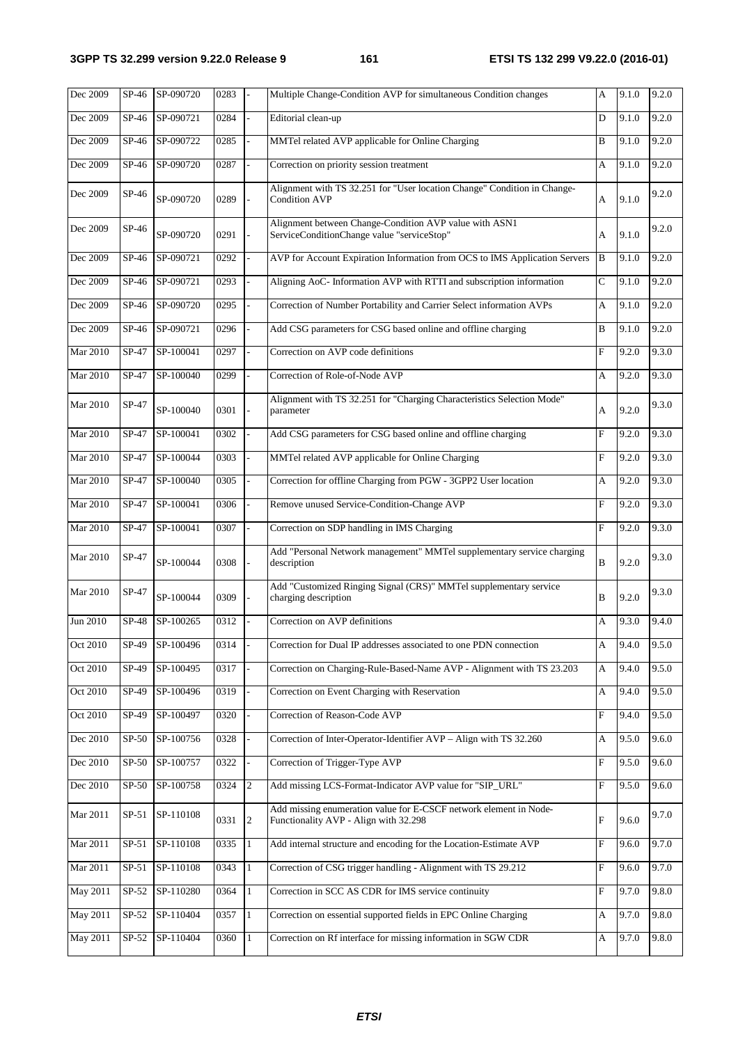| Dec 2009 | SP-46 | SP-090720 | 0283 | - | Multiple Change-Condition AVP for simultaneous Condition changes | A | 9.1.0 | 9.2.0 |
|---|---|---|---|---|---|---|---|---|
| Dec 2009 | SP-46 | SP-090721 | 0284 | - | Editorial clean-up | D | 9.1.0 | 9.2.0 |
| Dec 2009 | SP-46 | SP-090722 | 0285 | - | MMTel related AVP applicable for Online Charging | B | 9.1.0 | 9.2.0 |
| Dec 2009 | SP-46 | SP-090720 | 0287 | - | Correction on priority session treatment | A | 9.1.0 | 9.2.0 |
| Dec 2009 | SP-46 | SP-090720 | 0289 | - | Alignment with TS 32.251 for "User location Change" Condition in Change-Condition AVP | A | 9.1.0 | 9.2.0 |
| Dec 2009 | SP-46 | SP-090720 | 0291 | - | Alignment between Change-Condition AVP value with ASN1 ServiceConditionChange value "serviceStop" | A | 9.1.0 | 9.2.0 |
| Dec 2009 | SP-46 | SP-090721 | 0292 | - | AVP for Account Expiration Information from OCS to IMS Application Servers | B | 9.1.0 | 9.2.0 |
| Dec 2009 | SP-46 | SP-090721 | 0293 | - | Aligning AoC- Information AVP with RTTI and subscription information | C | 9.1.0 | 9.2.0 |
| Dec 2009 | SP-46 | SP-090720 | 0295 | - | Correction of Number Portability and Carrier Select information AVPs | A | 9.1.0 | 9.2.0 |
| Dec 2009 | SP-46 | SP-090721 | 0296 | - | Add CSG parameters for CSG based online and offline charging | B | 9.1.0 | 9.2.0 |
| Mar 2010 | SP-47 | SP-100041 | 0297 | - | Correction on AVP code definitions | F | 9.2.0 | 9.3.0 |
| Mar 2010 | SP-47 | SP-100040 | 0299 | - | Correction of Role-of-Node AVP | A | 9.2.0 | 9.3.0 |
| Mar 2010 | SP-47 | SP-100040 | 0301 | - | Alignment with TS 32.251 for "Charging Characteristics Selection Mode" parameter | A | 9.2.0 | 9.3.0 |
| Mar 2010 | SP-47 | SP-100041 | 0302 | - | Add CSG parameters for CSG based online and offline charging | F | 9.2.0 | 9.3.0 |
| Mar 2010 | SP-47 | SP-100044 | 0303 | - | MMTel related AVP applicable for Online Charging | F | 9.2.0 | 9.3.0 |
| Mar 2010 | SP-47 | SP-100040 | 0305 | - | Correction for offline Charging from PGW - 3GPP2 User location | A | 9.2.0 | 9.3.0 |
| Mar 2010 | SP-47 | SP-100041 | 0306 | - | Remove unused Service-Condition-Change AVP | F | 9.2.0 | 9.3.0 |
| Mar 2010 | SP-47 | SP-100041 | 0307 | - | Correction on SDP handling in IMS Charging | F | 9.2.0 | 9.3.0 |
| Mar 2010 | SP-47 | SP-100044 | 0308 | - | Add "Personal Network management" MMTel supplementary service charging description | B | 9.2.0 | 9.3.0 |
| Mar 2010 | SP-47 | SP-100044 | 0309 | - | Add "Customized Ringing Signal (CRS)" MMTel supplementary service charging description | B | 9.2.0 | 9.3.0 |
| Jun 2010 | SP-48 | SP-100265 | 0312 | - | Correction on AVP definitions | A | 9.3.0 | 9.4.0 |
| Oct 2010 | SP-49 | SP-100496 | 0314 | - | Correction for Dual IP addresses associated to one PDN connection | A | 9.4.0 | 9.5.0 |
| Oct 2010 | SP-49 | SP-100495 | 0317 | - | Correction on Charging-Rule-Based-Name AVP - Alignment with TS 23.203 | A | 9.4.0 | 9.5.0 |
| Oct 2010 | SP-49 | SP-100496 | 0319 | - | Correction on Event Charging with Reservation | A | 9.4.0 | 9.5.0 |
| Oct 2010 | SP-49 | SP-100497 | 0320 | - | Correction of Reason-Code AVP | F | 9.4.0 | 9.5.0 |
| Dec 2010 | SP-50 | SP-100756 | 0328 | - | Correction of Inter-Operator-Identifier AVP – Align with TS 32.260 | A | 9.5.0 | 9.6.0 |
| Dec 2010 | SP-50 | SP-100757 | 0322 | - | Correction of Trigger-Type AVP | F | 9.5.0 | 9.6.0 |
| Dec 2010 | SP-50 | SP-100758 | 0324 | 2 | Add missing LCS-Format-Indicator AVP value for "SIP_URL" | F | 9.5.0 | 9.6.0 |
| Mar 2011 | SP-51 | SP-110108 | 0331 | 2 | Add missing enumeration value for E-CSCF network element in Node-Functionality AVP - Align with 32.298 | F | 9.6.0 | 9.7.0 |
| Mar 2011 | SP-51 | SP-110108 | 0335 | 1 | Add internal structure and encoding for the Location-Estimate AVP | F | 9.6.0 | 9.7.0 |
| Mar 2011 | SP-51 | SP-110108 | 0343 | 1 | Correction of CSG trigger handling - Alignment with TS 29.212 | F | 9.6.0 | 9.7.0 |
| May 2011 | SP-52 | SP-110280 | 0364 | 1 | Correction in SCC AS CDR for IMS service continuity | F | 9.7.0 | 9.8.0 |
| May 2011 | SP-52 | SP-110404 | 0357 | 1 | Correction on essential supported fields in EPC Online Charging | A | 9.7.0 | 9.8.0 |
| May 2011 | SP-52 | SP-110404 | 0360 | 1 | Correction on Rf interface for missing information in SGW CDR | A | 9.7.0 | 9.8.0 |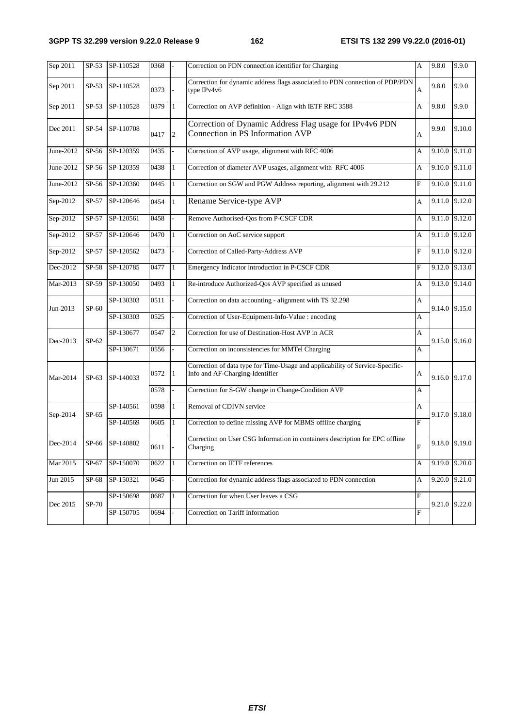| Sep 2011 | SP-53 | SP-110528 | 0368 | - | Correction on PDN connection identifier for Charging | A | 9.8.0 | 9.9.0 |
|---|---|---|---|---|---|---|---|---|
| Sep 2011 | SP-53 | SP-110528 | 0373 | - | Correction for dynamic address flags associated to PDN connection of PDP/PDN type IPv4v6 | A | 9.8.0 | 9.9.0 |
| Sep 2011 | SP-53 | SP-110528 | 0379 | 1 | Correction on AVP definition - Align with IETF RFC 3588 | A | 9.8.0 | 9.9.0 |
| Dec 2011 | SP-54 | SP-110708 | 0417 | 2 | Correction of Dynamic Address Flag usage for IPv4v6 PDN Connection in PS Information AVP | A | 9.9.0 | 9.10.0 |
| June-2012 | SP-56 | SP-120359 | 0435 | - | Correction of AVP usage, alignment with RFC 4006 | A | 9.10.0 | 9.11.0 |
| June-2012 | SP-56 | SP-120359 | 0438 | 1 | Correction of diameter AVP usages, alignment with RFC 4006 | A | 9.10.0 | 9.11.0 |
| June-2012 | SP-56 | SP-120360 | 0445 | 1 | Correction on SGW and PGW Address reporting, alignment with 29.212 | F | 9.10.0 | 9.11.0 |
| Sep-2012 | SP-57 | SP-120646 | 0454 | 1 | Rename Service-type AVP | A | 9.11.0 | 9.12.0 |
| Sep-2012 | SP-57 | SP-120561 | 0458 | - | Remove Authorised-Qos from P-CSCF CDR | A | 9.11.0 | 9.12.0 |
| Sep-2012 | SP-57 | SP-120646 | 0470 | 1 | Correction on AoC service support | A | 9.11.0 | 9.12.0 |
| Sep-2012 | SP-57 | SP-120562 | 0473 | - | Correction of Called-Party-Address AVP | F | 9.11.0 | 9.12.0 |
| Dec-2012 | SP-58 | SP-120785 | 0477 | 1 | Emergency Indicator introduction in P-CSCF CDR | F | 9.12.0 | 9.13.0 |
| Mar-2013 | SP-59 | SP-130050 | 0493 | 1 | Re-introduce Authorized-Qos AVP specified as unused | A | 9.13.0 | 9.14.0 |
| Jun-2013 | SP-60 | SP-130303 | 0511 | - | Correction on data accounting - alignment with TS 32.298 | A | 9.14.0 | 9.15.0 |
| | | SP-130303 | 0525 | - | Correction of User-Equipment-Info-Value : encoding | A | | |
| Dec-2013 | SP-62 | SP-130677 | 0547 | 2 | Correction for use of Destination-Host AVP in ACR | A | 9.15.0 | 9.16.0 |
| | | SP-130671 | 0556 | - | Correction on inconsistencies for MMTel Charging | A | | |
| Mar-2014 | SP-63 | SP-140033 | 0572 | 1 | Correction of data type for Time-Usage and applicability of Service-Specific-Info and AF-Charging-Identifier | A | 9.16.0 | 9.17.0 |
| | | | 0578 | - | Correction for S-GW change in Change-Condition AVP | A | | |
| Sep-2014 | SP-65 | SP-140561 | 0598 | 1 | Removal of CDIVN service | A | 9.17.0 | 9.18.0 |
| | | SP-140569 | 0605 | 1 | Correction to define missing AVP for MBMS offline charging | F | | |
| Dec-2014 | SP-66 | SP-140802 | 0611 | - | Correction on User CSG Information in containers description for EPC offline Charging | F | 9.18.0 | 9.19.0 |
| Mar 2015 | SP-67 | SP-150070 | 0622 | 1 | Correction on IETF references | A | 9.19.0 | 9.20.0 |
| Jun 2015 | SP-68 | SP-150321 | 0645 | - | Correction for dynamic address flags associated to PDN connection | A | 9.20.0 | 9.21.0 |
| Dec 2015 | SP-70 | SP-150698 | 0687 | 1 | Correction for when User leaves a CSG | F | 9.21.0 | 9.22.0 |
| | | SP-150705 | 0694 | - | Correction on Tariff Information | F | | |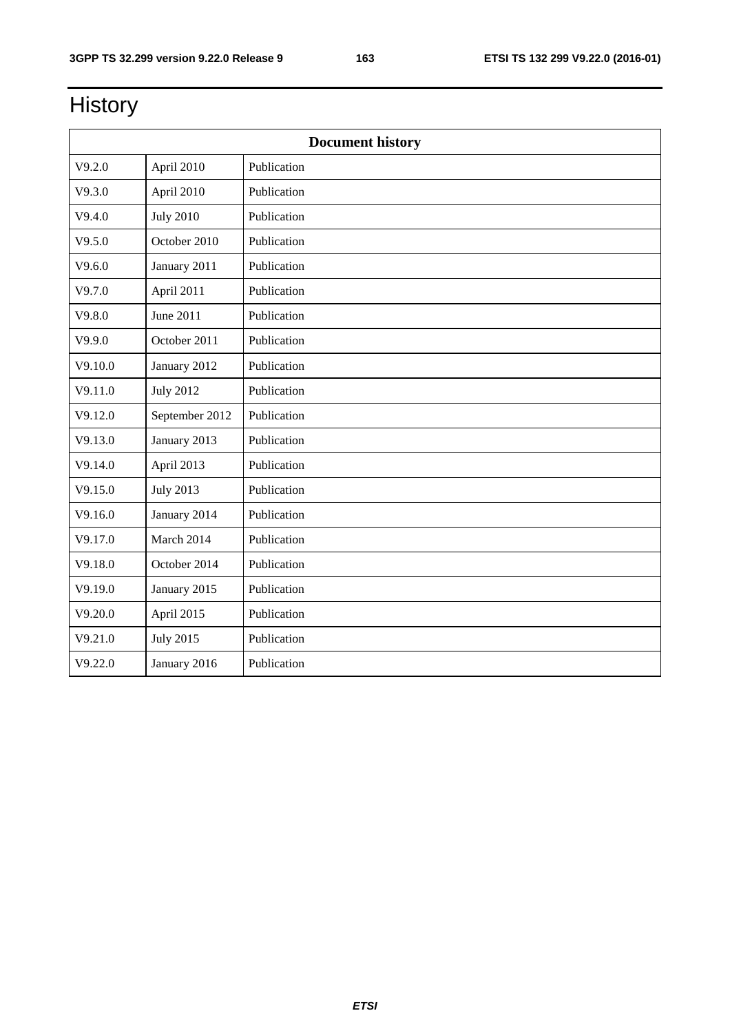# History

| Document history | | |
|---|---|---|
| V9.2.0 | April 2010 | Publication |
| V9.3.0 | April 2010 | Publication |
| V9.4.0 | July 2010 | Publication |
| V9.5.0 | October 2010 | Publication |
| V9.6.0 | January 2011 | Publication |
| V9.7.0 | April 2011 | Publication |
| V9.8.0 | June 2011 | Publication |
| V9.9.0 | October 2011 | Publication |
| V9.10.0 | January 2012 | Publication |
| V9.11.0 | July 2012 | Publication |
| V9.12.0 | September 2012 | Publication |
| V9.13.0 | January 2013 | Publication |
| V9.14.0 | April 2013 | Publication |
| V9.15.0 | July 2013 | Publication |
| V9.16.0 | January 2014 | Publication |
| V9.17.0 | March 2014 | Publication |
| V9.18.0 | October 2014 | Publication |
| V9.19.0 | January 2015 | Publication |
| V9.20.0 | April 2015 | Publication |
| V9.21.0 | July 2015 | Publication |
| V9.22.0 | January 2016 | Publication |